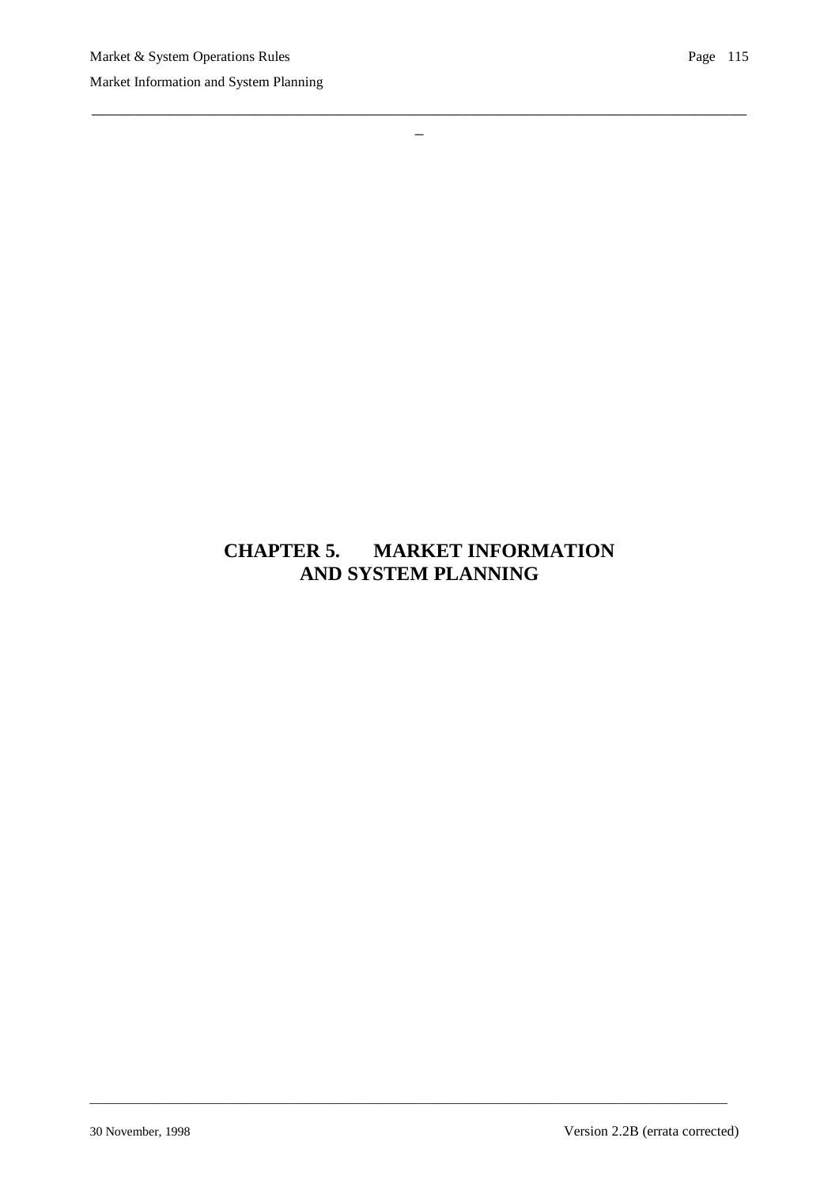# CHAPTER 5. MARKET INFORMATION AND SYSTEM PLANNING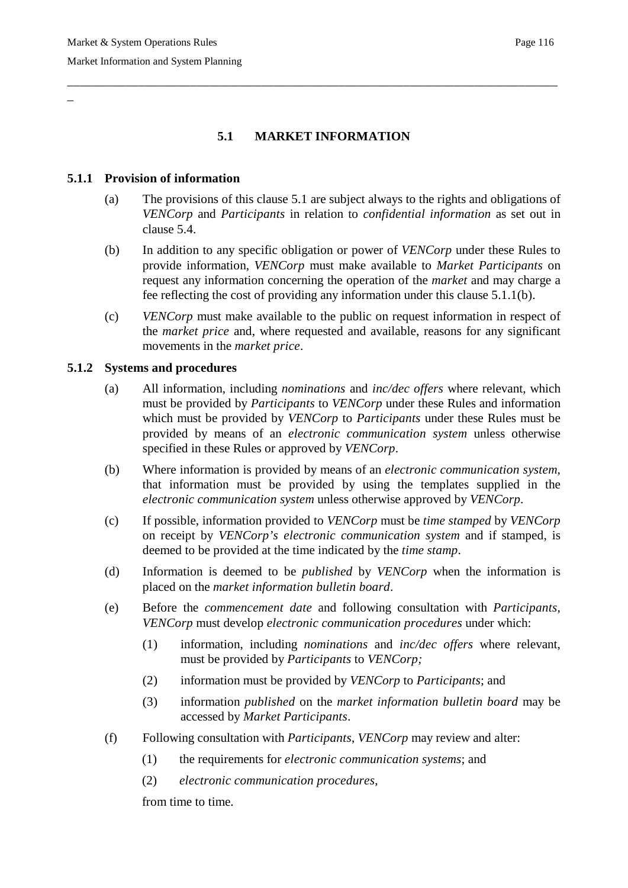## 5.1 MARKET INFORMATION

### 5.1.1 Provision of information

(a) The provisions of this clause 5.1 are subject always to the rights and obligations of *VENCorp* and *Participants* in relation to *confidential information* as set out in clause 5.4.

(b) In addition to any specific obligation or power of *VENCorp* under these Rules to provide information, *VENCorp* must make available to *Market Participants* on request any information concerning the operation of the *market* and may charge a fee reflecting the cost of providing any information under this clause 5.1.1(b).

(c) *VENCorp* must make available to the public on request information in respect of the *market price* and, where requested and available, reasons for any significant movements in the *market price*.

### 5.1.2 Systems and procedures

(a) All information, including *nominations* and *inc/dec offers* where relevant, which must be provided by *Participants* to *VENCorp* under these Rules and information which must be provided by *VENCorp* to *Participants* under these Rules must be provided by means of an *electronic communication system* unless otherwise specified in these Rules or approved by *VENCorp*.

(b) Where information is provided by means of an *electronic communication system*, that information must be provided by using the templates supplied in the *electronic communication system* unless otherwise approved by *VENCorp*.

(c) If possible, information provided to *VENCorp* must be *time stamped* by *VENCorp* on receipt by *VENCorp's electronic communication system* and if stamped, is deemed to be provided at the time indicated by the *time stamp*.

(d) Information is deemed to be *published* by *VENCorp* when the information is placed on the *market information bulletin board*.

(e) Before the *commencement date* and following consultation with *Participants*, *VENCorp* must develop *electronic communication procedures* under which:

  (1) information, including *nominations* and *inc/dec offers* where relevant, must be provided by *Participants* to *VENCorp;*

  (2) information must be provided by *VENCorp* to *Participants*; and

  (3) information *published* on the *market information bulletin board* may be accessed by *Market Participants*.

(f) Following consultation with *Participants*, *VENCorp* may review and alter:

  (1) the requirements for *electronic communication systems*; and

  (2) *electronic communication procedures*,

from time to time.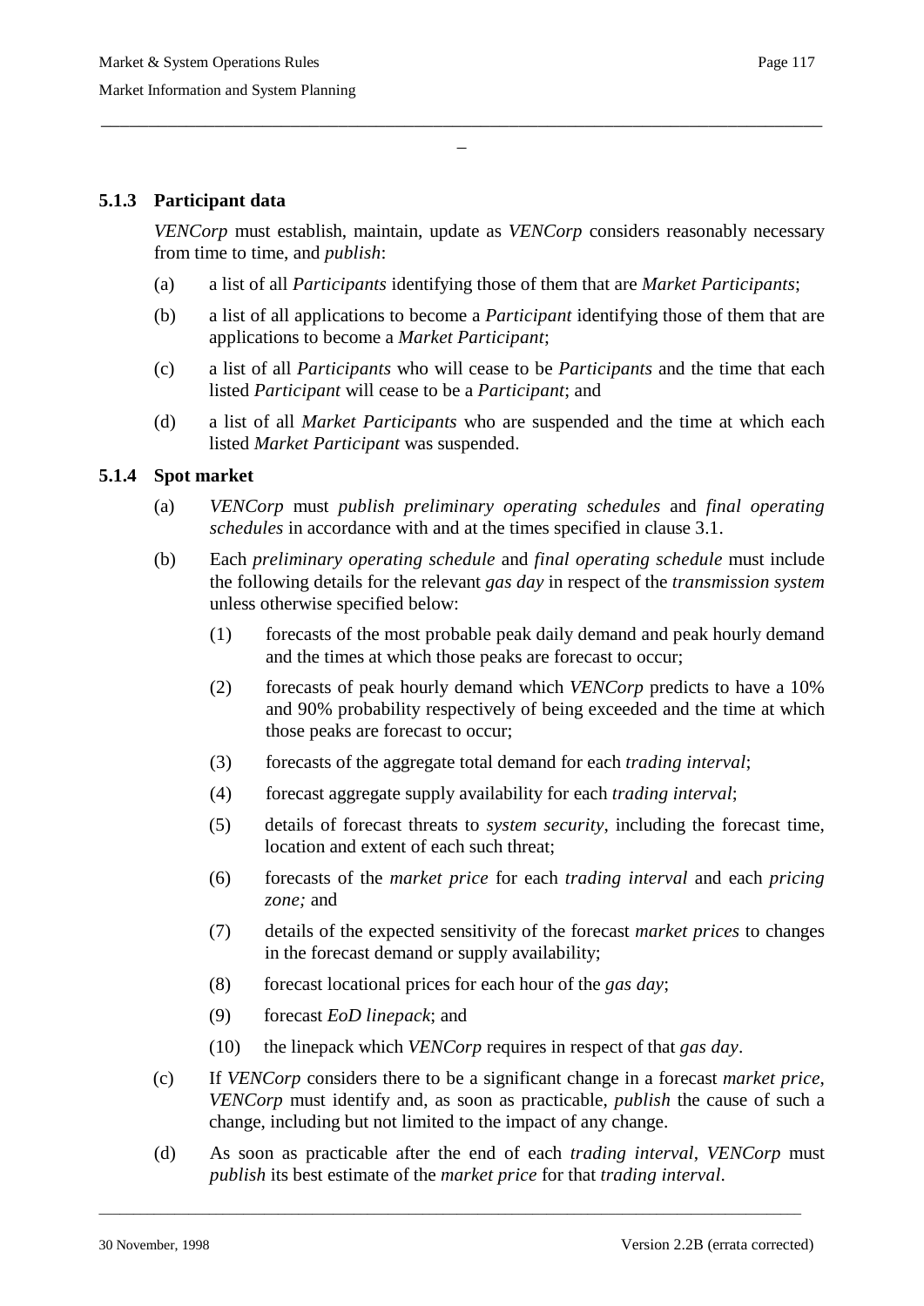### 5.1.3 Participant data

*VENCorp* must establish, maintain, update as *VENCorp* considers reasonably necessary from time to time, and *publish*:

(a) a list of all *Participants* identifying those of them that are *Market Participants*;

(b) a list of all applications to become a *Participant* identifying those of them that are applications to become a *Market Participant*;

(c) a list of all *Participants* who will cease to be *Participants* and the time that each listed *Participant* will cease to be a *Participant*; and

(d) a list of all *Market Participants* who are suspended and the time at which each listed *Market Participant* was suspended.

### 5.1.4 Spot market

(a) *VENCorp* must *publish preliminary operating schedules* and *final operating schedules* in accordance with and at the times specified in clause 3.1.

(b) Each *preliminary operating schedule* and *final operating schedule* must include the following details for the relevant *gas day* in respect of the *transmission system* unless otherwise specified below:

(1) forecasts of the most probable peak daily demand and peak hourly demand and the times at which those peaks are forecast to occur;

(2) forecasts of peak hourly demand which *VENCorp* predicts to have a 10% and 90% probability respectively of being exceeded and the time at which those peaks are forecast to occur;

(3) forecasts of the aggregate total demand for each *trading interval*;

(4) forecast aggregate supply availability for each *trading interval*;

(5) details of forecast threats to *system security*, including the forecast time, location and extent of each such threat;

(6) forecasts of the *market price* for each *trading interval* and each *pricing zone;* and

(7) details of the expected sensitivity of the forecast *market prices* to changes in the forecast demand or supply availability;

(8) forecast locational prices for each hour of the *gas day*;

(9) forecast *EoD linepack*; and

(10) the linepack which *VENCorp* requires in respect of that *gas day*.

(c) If *VENCorp* considers there to be a significant change in a forecast *market price*, *VENCorp* must identify and, as soon as practicable, *publish* the cause of such a change, including but not limited to the impact of any change.

(d) As soon as practicable after the end of each *trading interval*, *VENCorp* must *publish* its best estimate of the *market price* for that *trading interval*.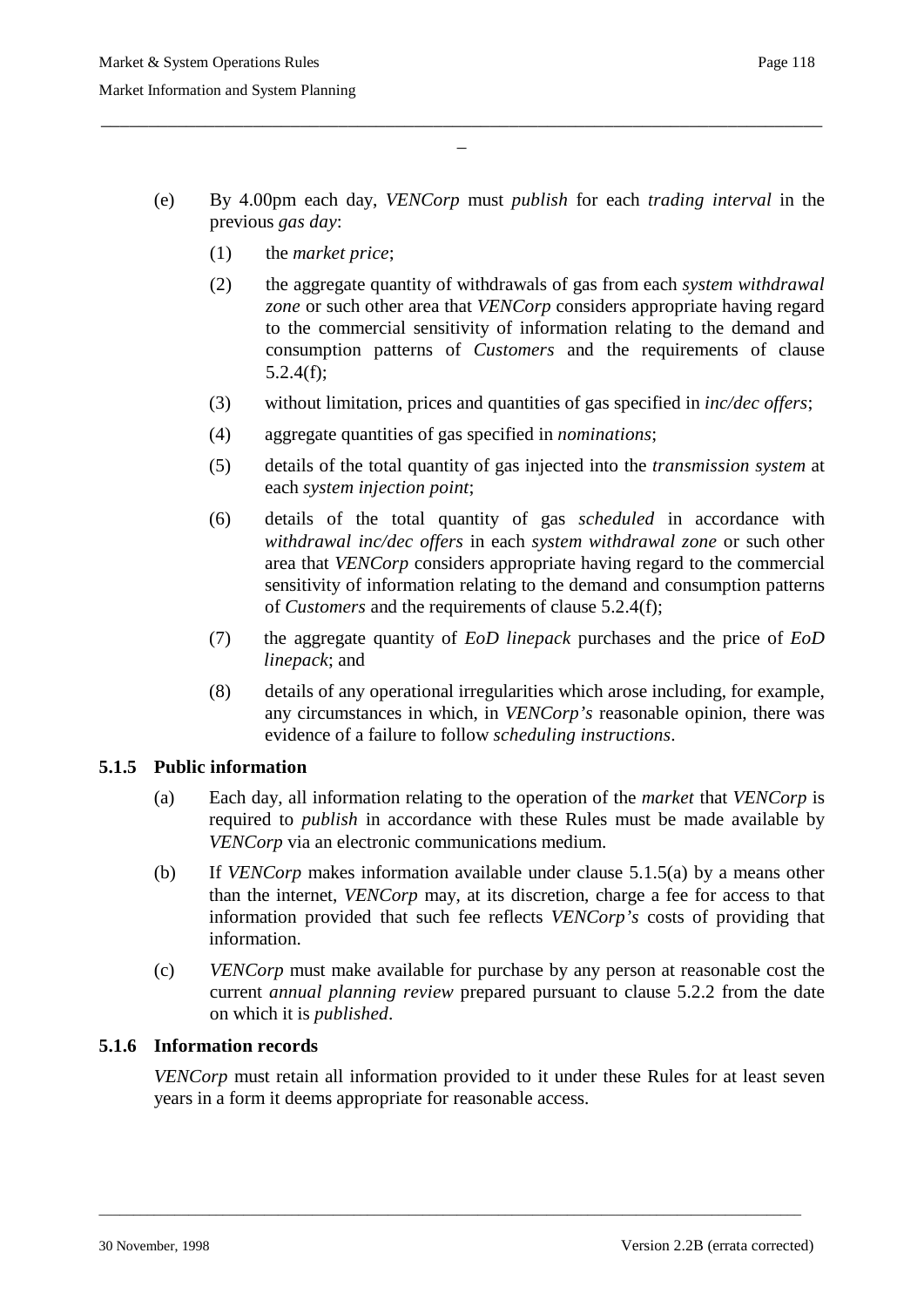(e) By 4.00pm each day, *VENCorp* must *publish* for each *trading interval* in the previous *gas day*:

  (1) the *market price*;

  (2) the aggregate quantity of withdrawals of gas from each *system withdrawal zone* or such other area that *VENCorp* considers appropriate having regard to the commercial sensitivity of information relating to the demand and consumption patterns of *Customers* and the requirements of clause 5.2.4(f);

  (3) without limitation, prices and quantities of gas specified in *inc/dec offers*;

  (4) aggregate quantities of gas specified in *nominations*;

  (5) details of the total quantity of gas injected into the *transmission system* at each *system injection point*;

  (6) details of the total quantity of gas *scheduled* in accordance with *withdrawal inc/dec offers* in each *system withdrawal zone* or such other area that *VENCorp* considers appropriate having regard to the commercial sensitivity of information relating to the demand and consumption patterns of *Customers* and the requirements of clause 5.2.4(f);

  (7) the aggregate quantity of *EoD linepack* purchases and the price of *EoD linepack*; and

  (8) details of any operational irregularities which arose including, for example, any circumstances in which, in *VENCorp's* reasonable opinion, there was evidence of a failure to follow *scheduling instructions*.

### 5.1.5 Public information

(a) Each day, all information relating to the operation of the *market* that *VENCorp* is required to *publish* in accordance with these Rules must be made available by *VENCorp* via an electronic communications medium.

(b) If *VENCorp* makes information available under clause 5.1.5(a) by a means other than the internet, *VENCorp* may, at its discretion, charge a fee for access to that information provided that such fee reflects *VENCorp's* costs of providing that information.

(c) *VENCorp* must make available for purchase by any person at reasonable cost the current *annual planning review* prepared pursuant to clause 5.2.2 from the date on which it is *published*.

### 5.1.6 Information records

*VENCorp* must retain all information provided to it under these Rules for at least seven years in a form it deems appropriate for reasonable access.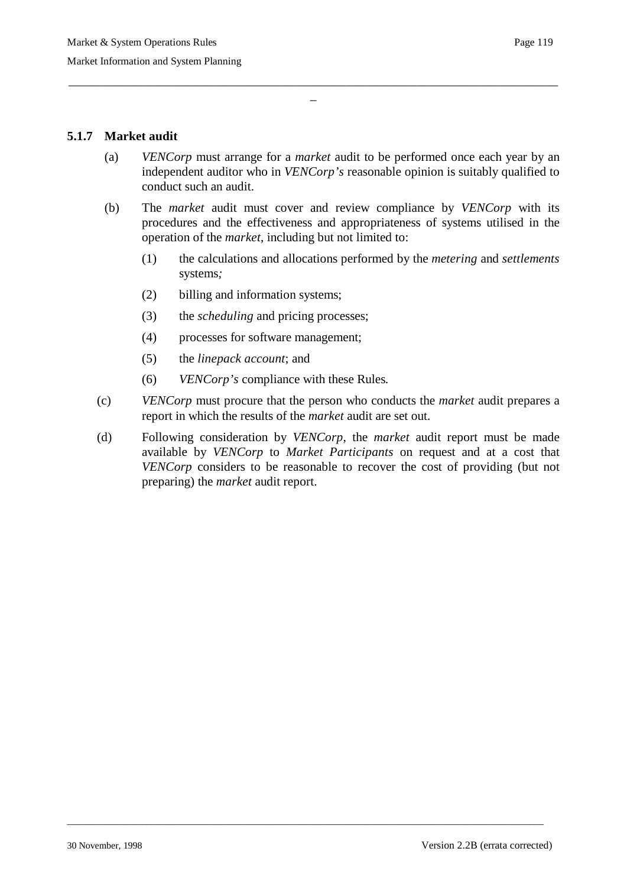### 5.1.7 Market audit

(a) *VENCorp* must arrange for a *market* audit to be performed once each year by an independent auditor who in *VENCorp's* reasonable opinion is suitably qualified to conduct such an audit.

(b) The *market* audit must cover and review compliance by *VENCorp* with its procedures and the effectiveness and appropriateness of systems utilised in the operation of the *market*, including but not limited to:

(1) the calculations and allocations performed by the *metering* and *settlements* systems*;*

(2) billing and information systems;

(3) the *scheduling* and pricing processes;

(4) processes for software management;

(5) the *linepack account*; and

(6) *VENCorp's* compliance with these Rules*.*

(c) *VENCorp* must procure that the person who conducts the *market* audit prepares a report in which the results of the *market* audit are set out.

(d) Following consideration by *VENCorp*, the *market* audit report must be made available by *VENCorp* to *Market Participants* on request and at a cost that *VENCorp* considers to be reasonable to recover the cost of providing (but not preparing) the *market* audit report.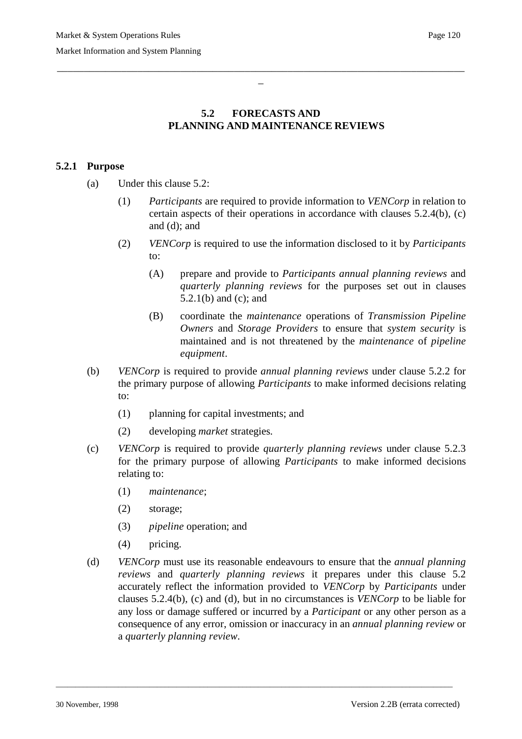## 5.2 FORECASTS AND PLANNING AND MAINTENANCE REVIEWS

### 5.2.1 Purpose

(a) Under this clause 5.2:

(1) *Participants* are required to provide information to *VENCorp* in relation to certain aspects of their operations in accordance with clauses 5.2.4(b), (c) and (d); and

(2) *VENCorp* is required to use the information disclosed to it by *Participants* to:

(A) prepare and provide to *Participants annual planning reviews* and *quarterly planning reviews* for the purposes set out in clauses 5.2.1(b) and (c); and

(B) coordinate the *maintenance* operations of *Transmission Pipeline Owners* and *Storage Providers* to ensure that *system security* is maintained and is not threatened by the *maintenance* of *pipeline equipment*.

(b) *VENCorp* is required to provide *annual planning reviews* under clause 5.2.2 for the primary purpose of allowing *Participants* to make informed decisions relating to:

(1) planning for capital investments; and

(2) developing *market* strategies.

(c) *VENCorp* is required to provide *quarterly planning reviews* under clause 5.2.3 for the primary purpose of allowing *Participants* to make informed decisions relating to:

(1) *maintenance*;

(2) storage;

(3) *pipeline* operation; and

(4) pricing.

(d) *VENCorp* must use its reasonable endeavours to ensure that the *annual planning reviews* and *quarterly planning reviews* it prepares under this clause 5.2 accurately reflect the information provided to *VENCorp* by *Participants* under clauses 5.2.4(b), (c) and (d), but in no circumstances is *VENCorp* to be liable for any loss or damage suffered or incurred by a *Participant* or any other person as a consequence of any error, omission or inaccuracy in an *annual planning review* or a *quarterly planning review*.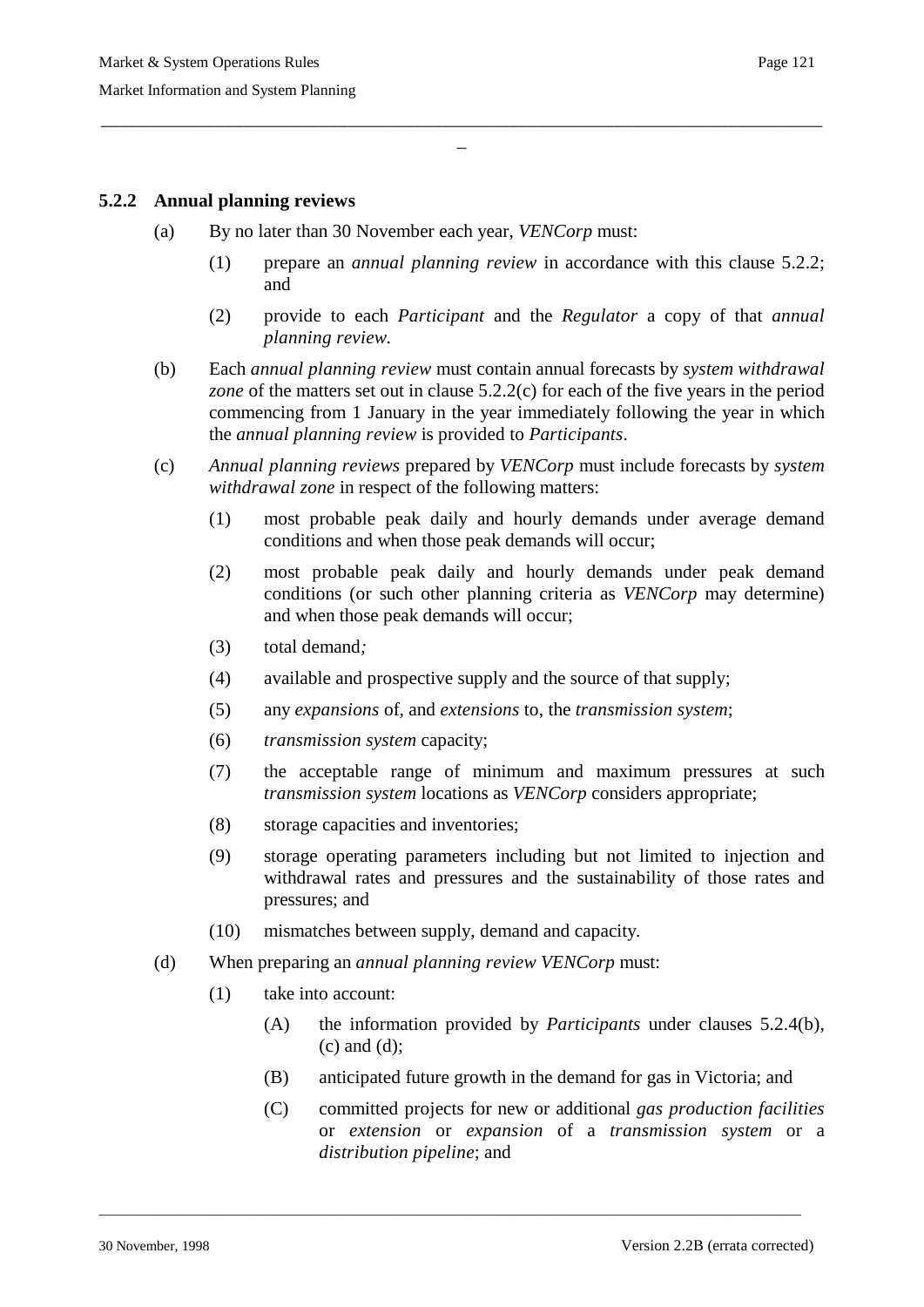### 5.2.2 Annual planning reviews

(a) By no later than 30 November each year, *VENCorp* must:

(1) prepare an *annual planning review* in accordance with this clause 5.2.2; and

(2) provide to each *Participant* and the *Regulator* a copy of that *annual planning review.*

(b) Each *annual planning review* must contain annual forecasts by *system withdrawal zone* of the matters set out in clause 5.2.2(c) for each of the five years in the period commencing from 1 January in the year immediately following the year in which the *annual planning review* is provided to *Participants*.

(c) *Annual planning reviews* prepared by *VENCorp* must include forecasts by *system withdrawal zone* in respect of the following matters:

(1) most probable peak daily and hourly demands under average demand conditions and when those peak demands will occur;

(2) most probable peak daily and hourly demands under peak demand conditions (or such other planning criteria as *VENCorp* may determine) and when those peak demands will occur;

(3) total demand*;*

(4) available and prospective supply and the source of that supply;

(5) any *expansions* of, and *extensions* to, the *transmission system*;

(6) *transmission system* capacity;

(7) the acceptable range of minimum and maximum pressures at such *transmission system* locations as *VENCorp* considers appropriate;

(8) storage capacities and inventories;

(9) storage operating parameters including but not limited to injection and withdrawal rates and pressures and the sustainability of those rates and pressures; and

(10) mismatches between supply, demand and capacity.

(d) When preparing an *annual planning review VENCorp* must:

(1) take into account:

(A) the information provided by *Participants* under clauses 5.2.4(b), (c) and (d);

(B) anticipated future growth in the demand for gas in Victoria; and

(C) committed projects for new or additional *gas production facilities* or *extension* or *expansion* of a *transmission system* or a *distribution pipeline*; and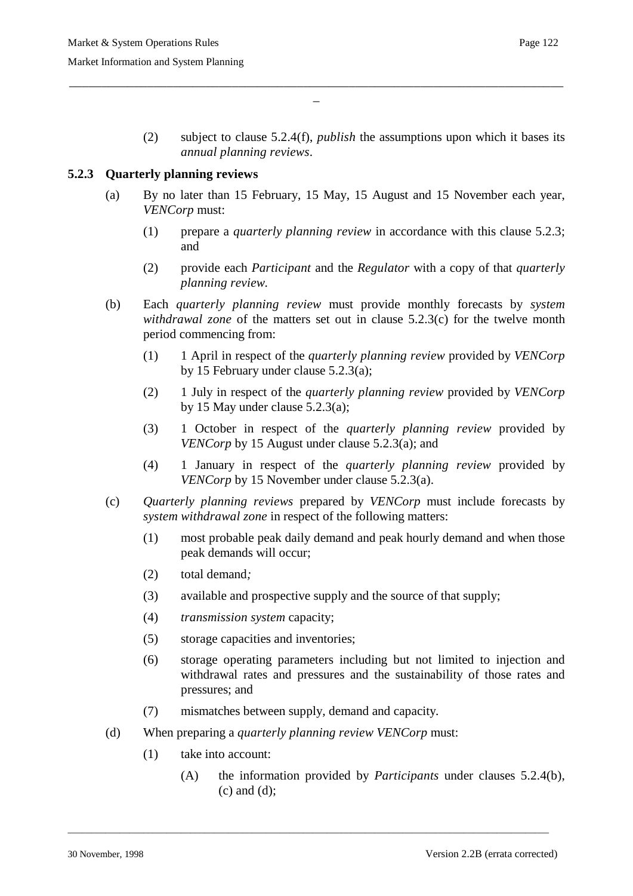(2) subject to clause 5.2.4(f), *publish* the assumptions upon which it bases its *annual planning reviews*.

### 5.2.3 Quarterly planning reviews

(a) By no later than 15 February, 15 May, 15 August and 15 November each year, *VENCorp* must:

(1) prepare a *quarterly planning review* in accordance with this clause 5.2.3; and

(2) provide each *Participant* and the *Regulator* with a copy of that *quarterly planning review.*

(b) Each *quarterly planning review* must provide monthly forecasts by *system withdrawal zone* of the matters set out in clause 5.2.3(c) for the twelve month period commencing from:

(1) 1 April in respect of the *quarterly planning review* provided by *VENCorp* by 15 February under clause 5.2.3(a);

(2) 1 July in respect of the *quarterly planning review* provided by *VENCorp* by 15 May under clause 5.2.3(a);

(3) 1 October in respect of the *quarterly planning review* provided by *VENCorp* by 15 August under clause 5.2.3(a); and

(4) 1 January in respect of the *quarterly planning review* provided by *VENCorp* by 15 November under clause 5.2.3(a).

(c) *Quarterly planning reviews* prepared by *VENCorp* must include forecasts by *system withdrawal zone* in respect of the following matters:

(1) most probable peak daily demand and peak hourly demand and when those peak demands will occur;

(2) total demand*;*

(3) available and prospective supply and the source of that supply;

(4) *transmission system* capacity;

(5) storage capacities and inventories;

(6) storage operating parameters including but not limited to injection and withdrawal rates and pressures and the sustainability of those rates and pressures; and

(7) mismatches between supply, demand and capacity.

(d) When preparing a *quarterly planning review VENCorp* must:

(1) take into account:

(A) the information provided by *Participants* under clauses 5.2.4(b), (c) and (d);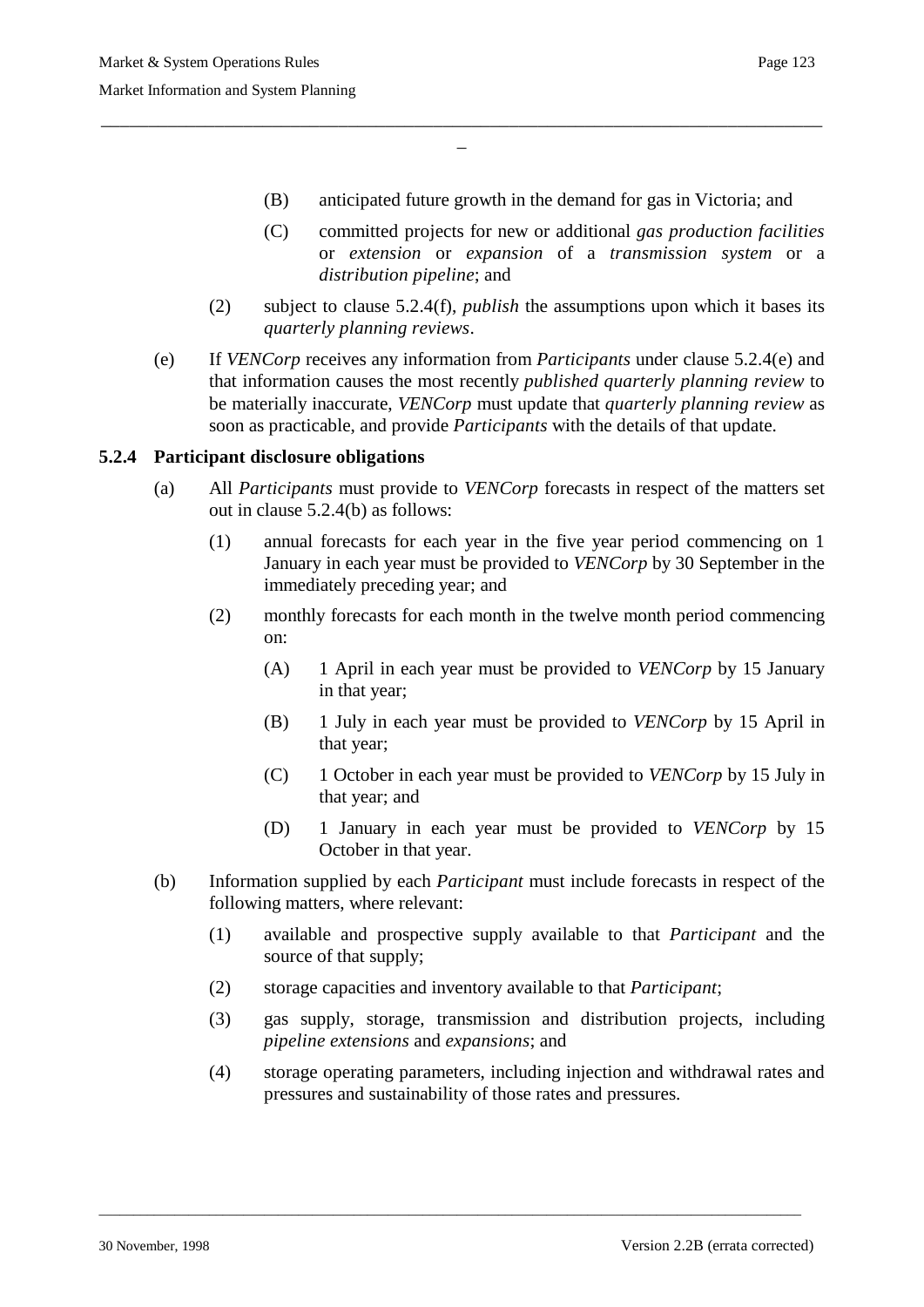(B) anticipated future growth in the demand for gas in Victoria; and

(C) committed projects for new or additional *gas production facilities* or *extension* or *expansion* of a *transmission system* or a *distribution pipeline*; and

(2) subject to clause 5.2.4(f), *publish* the assumptions upon which it bases its *quarterly planning reviews*.

(e) If *VENCorp* receives any information from *Participants* under clause 5.2.4(e) and that information causes the most recently *published quarterly planning review* to be materially inaccurate, *VENCorp* must update that *quarterly planning review* as soon as practicable, and provide *Participants* with the details of that update.

### 5.2.4 Participant disclosure obligations

(a) All *Participants* must provide to *VENCorp* forecasts in respect of the matters set out in clause 5.2.4(b) as follows:

(1) annual forecasts for each year in the five year period commencing on 1 January in each year must be provided to *VENCorp* by 30 September in the immediately preceding year; and

(2) monthly forecasts for each month in the twelve month period commencing on:

(A) 1 April in each year must be provided to *VENCorp* by 15 January in that year;

(B) 1 July in each year must be provided to *VENCorp* by 15 April in that year;

(C) 1 October in each year must be provided to *VENCorp* by 15 July in that year; and

(D) 1 January in each year must be provided to *VENCorp* by 15 October in that year.

(b) Information supplied by each *Participant* must include forecasts in respect of the following matters, where relevant:

(1) available and prospective supply available to that *Participant* and the source of that supply;

(2) storage capacities and inventory available to that *Participant*;

(3) gas supply, storage, transmission and distribution projects, including *pipeline extensions* and *expansions*; and

(4) storage operating parameters, including injection and withdrawal rates and pressures and sustainability of those rates and pressures.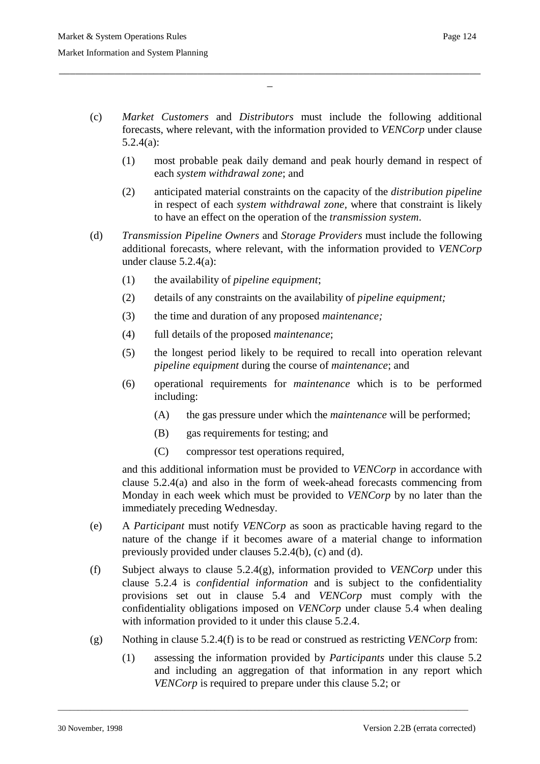(c) *Market Customers* and *Distributors* must include the following additional forecasts, where relevant, with the information provided to *VENCorp* under clause 5.2.4(a):

  (1) most probable peak daily demand and peak hourly demand in respect of each *system withdrawal zone*; and

  (2) anticipated material constraints on the capacity of the *distribution pipeline* in respect of each *system withdrawal zone*, where that constraint is likely to have an effect on the operation of the *transmission system*.

(d) *Transmission Pipeline Owners* and *Storage Providers* must include the following additional forecasts, where relevant, with the information provided to *VENCorp* under clause 5.2.4(a):

  (1) the availability of *pipeline equipment*;

  (2) details of any constraints on the availability of *pipeline equipment;*

  (3) the time and duration of any proposed *maintenance;*

  (4) full details of the proposed *maintenance*;

  (5) the longest period likely to be required to recall into operation relevant *pipeline equipment* during the course of *maintenance*; and

  (6) operational requirements for *maintenance* which is to be performed including:

    (A) the gas pressure under which the *maintenance* will be performed;

    (B) gas requirements for testing; and

    (C) compressor test operations required,

  and this additional information must be provided to *VENCorp* in accordance with clause 5.2.4(a) and also in the form of week-ahead forecasts commencing from Monday in each week which must be provided to *VENCorp* by no later than the immediately preceding Wednesday.

(e) A *Participant* must notify *VENCorp* as soon as practicable having regard to the nature of the change if it becomes aware of a material change to information previously provided under clauses 5.2.4(b), (c) and (d).

(f) Subject always to clause 5.2.4(g), information provided to *VENCorp* under this clause 5.2.4 is *confidential information* and is subject to the confidentiality provisions set out in clause 5.4 and *VENCorp* must comply with the confidentiality obligations imposed on *VENCorp* under clause 5.4 when dealing with information provided to it under this clause 5.2.4.

(g) Nothing in clause 5.2.4(f) is to be read or construed as restricting *VENCorp* from:

  (1) assessing the information provided by *Participants* under this clause 5.2 and including an aggregation of that information in any report which *VENCorp* is required to prepare under this clause 5.2; or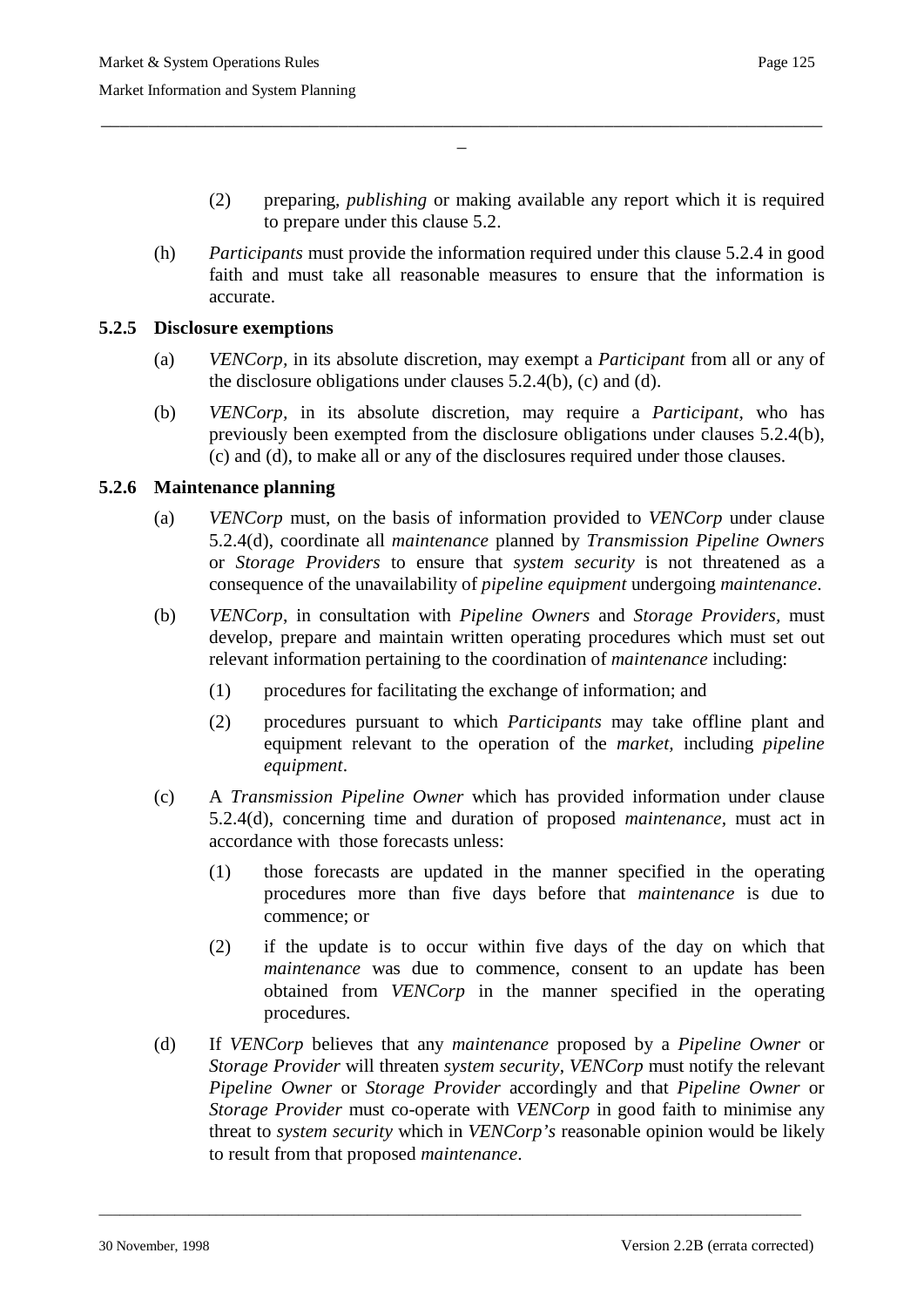(2) preparing, *publishing* or making available any report which it is required to prepare under this clause 5.2.

(h) *Participants* must provide the information required under this clause 5.2.4 in good faith and must take all reasonable measures to ensure that the information is accurate.

### 5.2.5 Disclosure exemptions

(a) *VENCorp*, in its absolute discretion, may exempt a *Participant* from all or any of the disclosure obligations under clauses 5.2.4(b), (c) and (d).

(b) *VENCorp*, in its absolute discretion, may require a *Participant*, who has previously been exempted from the disclosure obligations under clauses 5.2.4(b), (c) and (d), to make all or any of the disclosures required under those clauses.

### 5.2.6 Maintenance planning

(a) *VENCorp* must, on the basis of information provided to *VENCorp* under clause 5.2.4(d), coordinate all *maintenance* planned by *Transmission Pipeline Owners* or *Storage Providers* to ensure that *system security* is not threatened as a consequence of the unavailability of *pipeline equipment* undergoing *maintenance*.

(b) *VENCorp*, in consultation with *Pipeline Owners* and *Storage Providers*, must develop, prepare and maintain written operating procedures which must set out relevant information pertaining to the coordination of *maintenance* including:

(1) procedures for facilitating the exchange of information; and

(2) procedures pursuant to which *Participants* may take offline plant and equipment relevant to the operation of the *market*, including *pipeline equipment*.

(c) A *Transmission Pipeline Owner* which has provided information under clause 5.2.4(d), concerning time and duration of proposed *maintenance*, must act in accordance with those forecasts unless:

(1) those forecasts are updated in the manner specified in the operating procedures more than five days before that *maintenance* is due to commence; or

(2) if the update is to occur within five days of the day on which that *maintenance* was due to commence, consent to an update has been obtained from *VENCorp* in the manner specified in the operating procedures.

(d) If *VENCorp* believes that any *maintenance* proposed by a *Pipeline Owner* or *Storage Provider* will threaten *system security*, *VENCorp* must notify the relevant *Pipeline Owner* or *Storage Provider* accordingly and that *Pipeline Owner* or *Storage Provider* must co-operate with *VENCorp* in good faith to minimise any threat to *system security* which in *VENCorp's* reasonable opinion would be likely to result from that proposed *maintenance*.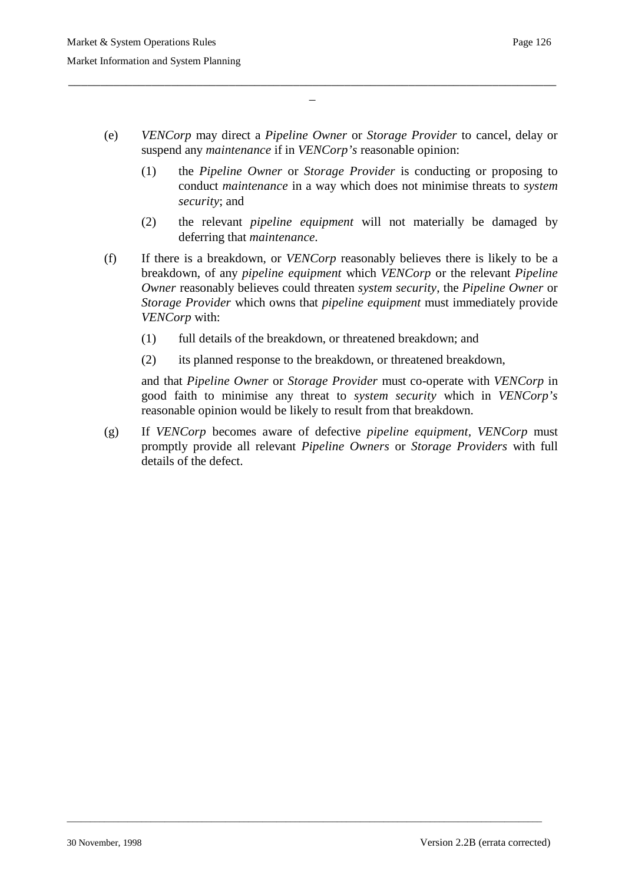(e) *VENCorp* may direct a *Pipeline Owner* or *Storage Provider* to cancel, delay or suspend any *maintenance* if in *VENCorp's* reasonable opinion:

   (1) the *Pipeline Owner* or *Storage Provider* is conducting or proposing to conduct *maintenance* in a way which does not minimise threats to *system security*; and

   (2) the relevant *pipeline equipment* will not materially be damaged by deferring that *maintenance*.

(f) If there is a breakdown, or *VENCorp* reasonably believes there is likely to be a breakdown, of any *pipeline equipment* which *VENCorp* or the relevant *Pipeline Owner* reasonably believes could threaten *system security*, the *Pipeline Owner* or *Storage Provider* which owns that *pipeline equipment* must immediately provide *VENCorp* with:

   (1) full details of the breakdown, or threatened breakdown; and

   (2) its planned response to the breakdown, or threatened breakdown,

   and that *Pipeline Owner* or *Storage Provider* must co-operate with *VENCorp* in good faith to minimise any threat to *system security* which in *VENCorp's* reasonable opinion would be likely to result from that breakdown.

(g) If *VENCorp* becomes aware of defective *pipeline equipment*, *VENCorp* must promptly provide all relevant *Pipeline Owners* or *Storage Providers* with full details of the defect.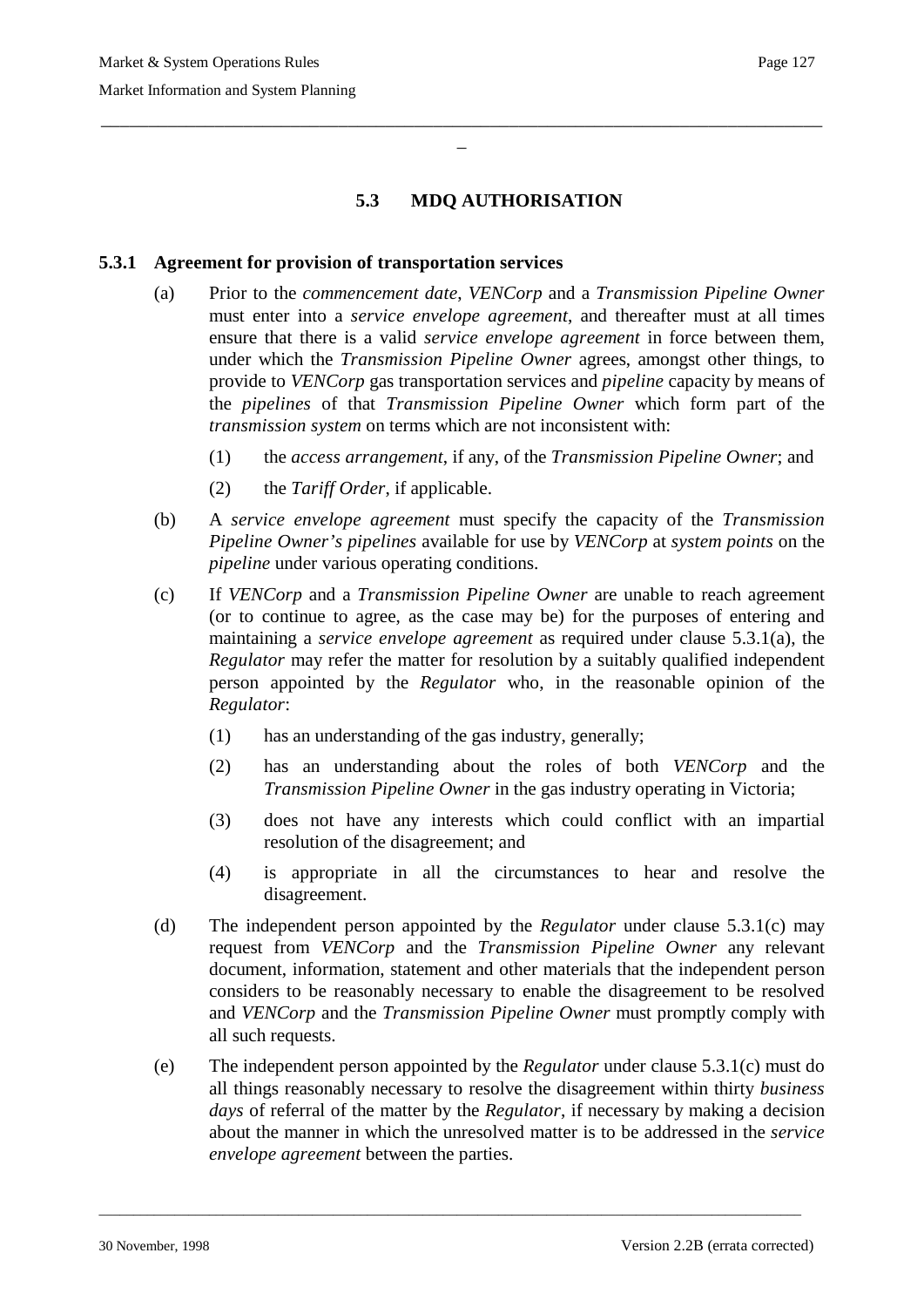## 5.3 MDQ AUTHORISATION

### 5.3.1 Agreement for provision of transportation services

(a) Prior to the *commencement date*, *VENCorp* and a *Transmission Pipeline Owner* must enter into a *service envelope agreement*, and thereafter must at all times ensure that there is a valid *service envelope agreement* in force between them, under which the *Transmission Pipeline Owner* agrees, amongst other things, to provide to *VENCorp* gas transportation services and *pipeline* capacity by means of the *pipelines* of that *Transmission Pipeline Owner* which form part of the *transmission system* on terms which are not inconsistent with:

(1) the *access arrangement*, if any, of the *Transmission Pipeline Owner*; and

(2) the *Tariff Order*, if applicable.

(b) A *service envelope agreement* must specify the capacity of the *Transmission Pipeline Owner's pipelines* available for use by *VENCorp* at *system points* on the *pipeline* under various operating conditions.

(c) If *VENCorp* and a *Transmission Pipeline Owner* are unable to reach agreement (or to continue to agree, as the case may be) for the purposes of entering and maintaining a *service envelope agreement* as required under clause 5.3.1(a), the *Regulator* may refer the matter for resolution by a suitably qualified independent person appointed by the *Regulator* who, in the reasonable opinion of the *Regulator*:

(1) has an understanding of the gas industry, generally;

(2) has an understanding about the roles of both *VENCorp* and the *Transmission Pipeline Owner* in the gas industry operating in Victoria;

(3) does not have any interests which could conflict with an impartial resolution of the disagreement; and

(4) is appropriate in all the circumstances to hear and resolve the disagreement.

(d) The independent person appointed by the *Regulator* under clause 5.3.1(c) may request from *VENCorp* and the *Transmission Pipeline Owner* any relevant document, information, statement and other materials that the independent person considers to be reasonably necessary to enable the disagreement to be resolved and *VENCorp* and the *Transmission Pipeline Owner* must promptly comply with all such requests.

(e) The independent person appointed by the *Regulator* under clause 5.3.1(c) must do all things reasonably necessary to resolve the disagreement within thirty *business days* of referral of the matter by the *Regulator*, if necessary by making a decision about the manner in which the unresolved matter is to be addressed in the *service envelope agreement* between the parties.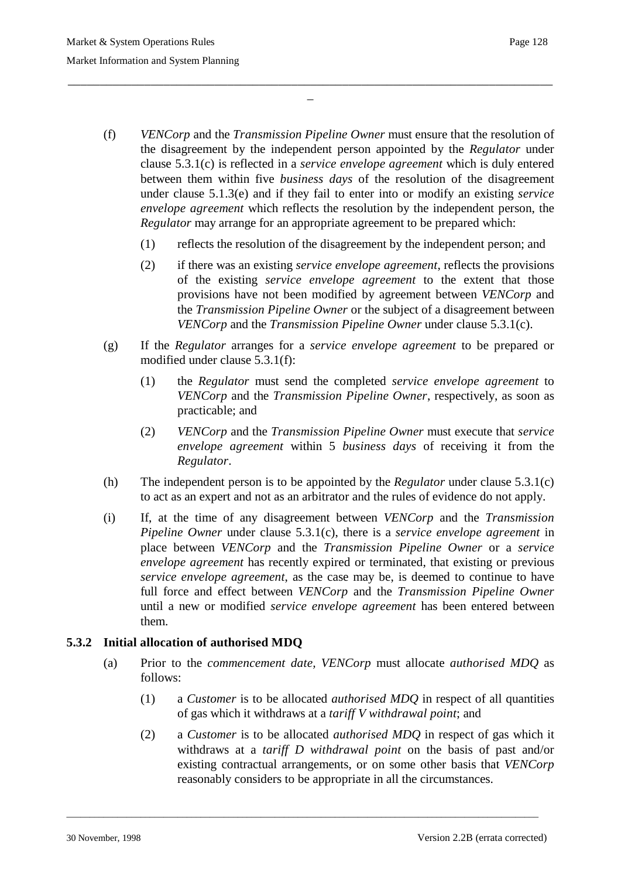(f) *VENCorp* and the *Transmission Pipeline Owner* must ensure that the resolution of the disagreement by the independent person appointed by the *Regulator* under clause 5.3.1(c) is reflected in a *service envelope agreement* which is duly entered between them within five *business days* of the resolution of the disagreement under clause 5.1.3(e) and if they fail to enter into or modify an existing *service envelope agreement* which reflects the resolution by the independent person, the *Regulator* may arrange for an appropriate agreement to be prepared which:

   (1) reflects the resolution of the disagreement by the independent person; and

   (2) if there was an existing *service envelope agreement*, reflects the provisions of the existing *service envelope agreement* to the extent that those provisions have not been modified by agreement between *VENCorp* and the *Transmission Pipeline Owner* or the subject of a disagreement between *VENCorp* and the *Transmission Pipeline Owner* under clause 5.3.1(c).

(g) If the *Regulator* arranges for a *service envelope agreement* to be prepared or modified under clause 5.3.1(f):

   (1) the *Regulator* must send the completed *service envelope agreement* to *VENCorp* and the *Transmission Pipeline Owner*, respectively, as soon as practicable; and

   (2) *VENCorp* and the *Transmission Pipeline Owner* must execute that *service envelope agreement* within 5 *business days* of receiving it from the *Regulator*.

(h) The independent person is to be appointed by the *Regulator* under clause 5.3.1(c) to act as an expert and not as an arbitrator and the rules of evidence do not apply.

(i) If, at the time of any disagreement between *VENCorp* and the *Transmission Pipeline Owner* under clause 5.3.1(c), there is a *service envelope agreement* in place between *VENCorp* and the *Transmission Pipeline Owner* or a *service envelope agreement* has recently expired or terminated, that existing or previous *service envelope agreement*, as the case may be, is deemed to continue to have full force and effect between *VENCorp* and the *Transmission Pipeline Owner* until a new or modified *service envelope agreement* has been entered between them.

### 5.3.2 Initial allocation of authorised MDQ

(a) Prior to the *commencement date, VENCorp* must allocate *authorised MDQ* as follows:

   (1) a *Customer* is to be allocated *authorised MDQ* in respect of all quantities of gas which it withdraws at a *tariff V withdrawal point*; and

   (2) a *Customer* is to be allocated *authorised MDQ* in respect of gas which it withdraws at a *tariff D withdrawal point* on the basis of past and/or existing contractual arrangements, or on some other basis that *VENCorp* reasonably considers to be appropriate in all the circumstances.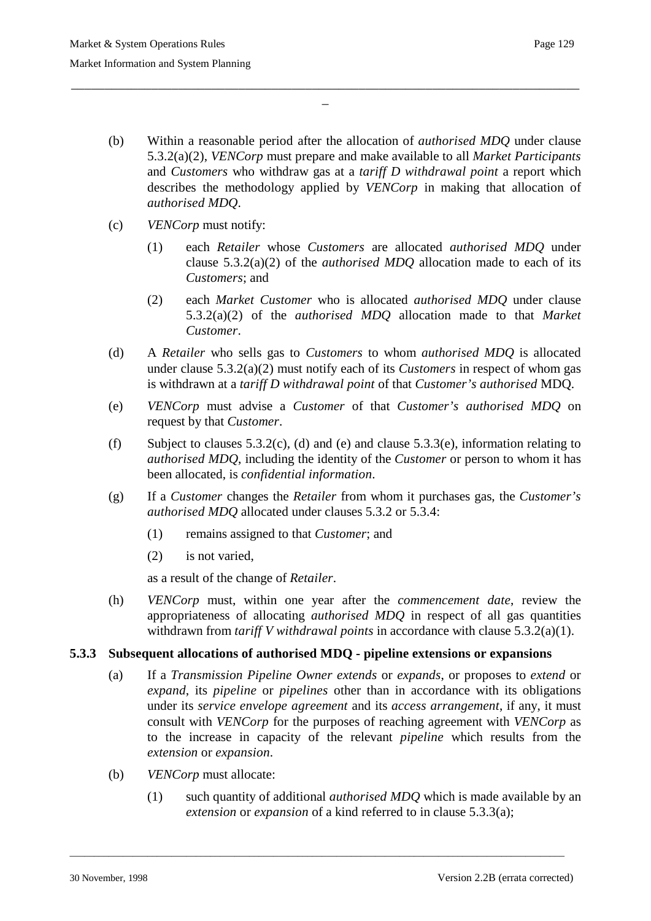(b) Within a reasonable period after the allocation of *authorised MDQ* under clause 5.3.2(a)(2), *VENCorp* must prepare and make available to all *Market Participants* and *Customers* who withdraw gas at a *tariff D withdrawal point* a report which describes the methodology applied by *VENCorp* in making that allocation of *authorised MDQ*.

(c) *VENCorp* must notify:

   (1) each *Retailer* whose *Customers* are allocated *authorised MDQ* under clause 5.3.2(a)(2) of the *authorised MDQ* allocation made to each of its *Customers*; and

   (2) each *Market Customer* who is allocated *authorised MDQ* under clause 5.3.2(a)(2) of the *authorised MDQ* allocation made to that *Market Customer*.

(d) A *Retailer* who sells gas to *Customers* to whom *authorised MDQ* is allocated under clause 5.3.2(a)(2) must notify each of its *Customers* in respect of whom gas is withdrawn at a *tariff D withdrawal point* of that *Customer's authorised* MDQ.

(e) *VENCorp* must advise a *Customer* of that *Customer's authorised MDQ* on request by that *Customer*.

(f) Subject to clauses 5.3.2(c), (d) and (e) and clause 5.3.3(e), information relating to *authorised MDQ*, including the identity of the *Customer* or person to whom it has been allocated, is *confidential information*.

(g) If a *Customer* changes the *Retailer* from whom it purchases gas, the *Customer's authorised MDQ* allocated under clauses 5.3.2 or 5.3.4:

   (1) remains assigned to that *Customer*; and

   (2) is not varied,

   as a result of the change of *Retailer*.

(h) *VENCorp* must, within one year after the *commencement date*, review the appropriateness of allocating *authorised MDQ* in respect of all gas quantities withdrawn from *tariff V withdrawal points* in accordance with clause 5.3.2(a)(1).

### 5.3.3 Subsequent allocations of authorised MDQ - pipeline extensions or expansions

(a) If a *Transmission Pipeline Owner extends* or *expands*, or proposes to *extend* or *expand*, its *pipeline* or *pipelines* other than in accordance with its obligations under its *service envelope agreement* and its *access arrangement*, if any, it must consult with *VENCorp* for the purposes of reaching agreement with *VENCorp* as to the increase in capacity of the relevant *pipeline* which results from the *extension* or *expansion*.

(b) *VENCorp* must allocate:

   (1) such quantity of additional *authorised MDQ* which is made available by an *extension* or *expansion* of a kind referred to in clause 5.3.3(a);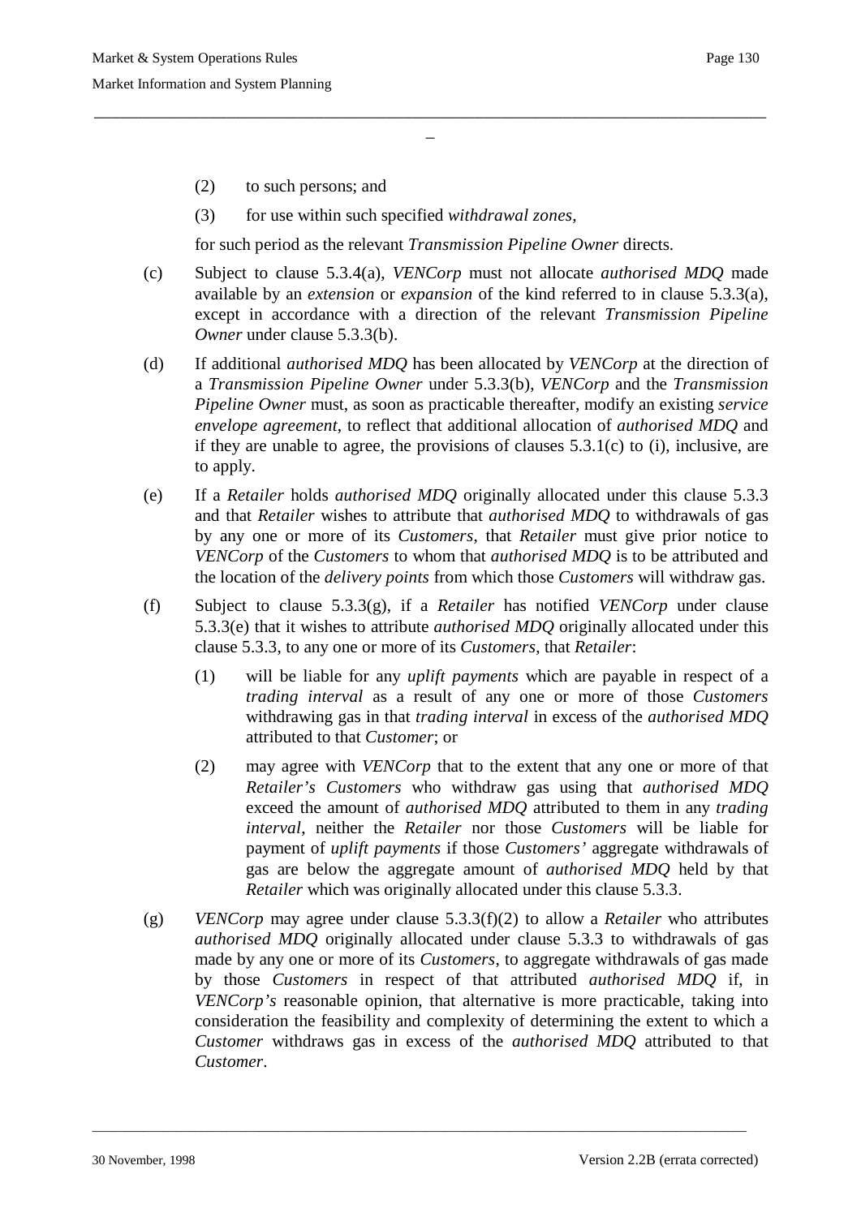(2) to such persons; and

(3) for use within such specified *withdrawal zones*,

for such period as the relevant *Transmission Pipeline Owner* directs.

(c) Subject to clause 5.3.4(a), *VENCorp* must not allocate *authorised MDQ* made available by an *extension* or *expansion* of the kind referred to in clause 5.3.3(a), except in accordance with a direction of the relevant *Transmission Pipeline Owner* under clause 5.3.3(b).

(d) If additional *authorised MDQ* has been allocated by *VENCorp* at the direction of a *Transmission Pipeline Owner* under 5.3.3(b), *VENCorp* and the *Transmission Pipeline Owner* must, as soon as practicable thereafter, modify an existing *service envelope agreement*, to reflect that additional allocation of *authorised MDQ* and if they are unable to agree, the provisions of clauses 5.3.1(c) to (i), inclusive, are to apply.

(e) If a *Retailer* holds *authorised MDQ* originally allocated under this clause 5.3.3 and that *Retailer* wishes to attribute that *authorised MDQ* to withdrawals of gas by any one or more of its *Customers*, that *Retailer* must give prior notice to *VENCorp* of the *Customers* to whom that *authorised MDQ* is to be attributed and the location of the *delivery points* from which those *Customers* will withdraw gas.

(f) Subject to clause 5.3.3(g), if a *Retailer* has notified *VENCorp* under clause 5.3.3(e) that it wishes to attribute *authorised MDQ* originally allocated under this clause 5.3.3, to any one or more of its *Customers*, that *Retailer*:

(1) will be liable for any *uplift payments* which are payable in respect of a *trading interval* as a result of any one or more of those *Customers* withdrawing gas in that *trading interval* in excess of the *authorised MDQ* attributed to that *Customer*; or

(2) may agree with *VENCorp* that to the extent that any one or more of that *Retailer's Customers* who withdraw gas using that *authorised MDQ* exceed the amount of *authorised MDQ* attributed to them in any *trading interval*, neither the *Retailer* nor those *Customers* will be liable for payment of *uplift payments* if those *Customers'* aggregate withdrawals of gas are below the aggregate amount of *authorised MDQ* held by that *Retailer* which was originally allocated under this clause 5.3.3.

(g) *VENCorp* may agree under clause 5.3.3(f)(2) to allow a *Retailer* who attributes *authorised MDQ* originally allocated under clause 5.3.3 to withdrawals of gas made by any one or more of its *Customers*, to aggregate withdrawals of gas made by those *Customers* in respect of that attributed *authorised MDQ* if, in *VENCorp's* reasonable opinion, that alternative is more practicable, taking into consideration the feasibility and complexity of determining the extent to which a *Customer* withdraws gas in excess of the *authorised MDQ* attributed to that *Customer*.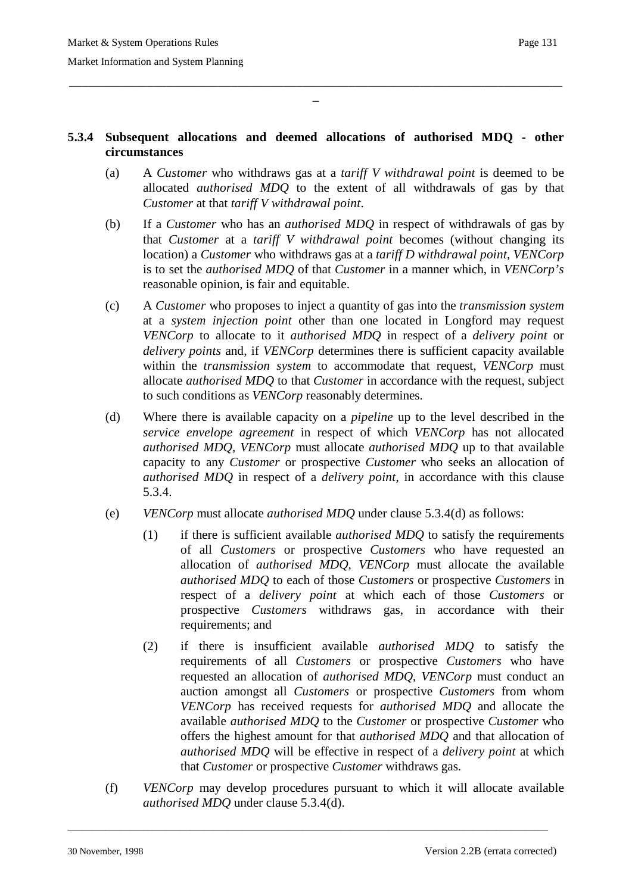### 5.3.4 Subsequent allocations and deemed allocations of authorised MDQ - other circumstances

(a) A *Customer* who withdraws gas at a *tariff V withdrawal point* is deemed to be allocated *authorised MDQ* to the extent of all withdrawals of gas by that *Customer* at that *tariff V withdrawal point*.

(b) If a *Customer* who has an *authorised MDQ* in respect of withdrawals of gas by that *Customer* at a *tariff V withdrawal point* becomes (without changing its location) a *Customer* who withdraws gas at a *tariff D withdrawal point*, *VENCorp* is to set the *authorised MDQ* of that *Customer* in a manner which, in *VENCorp's* reasonable opinion, is fair and equitable.

(c) A *Customer* who proposes to inject a quantity of gas into the *transmission system* at a *system injection point* other than one located in Longford may request *VENCorp* to allocate to it *authorised MDQ* in respect of a *delivery point* or *delivery points* and, if *VENCorp* determines there is sufficient capacity available within the *transmission system* to accommodate that request, *VENCorp* must allocate *authorised MDQ* to that *Customer* in accordance with the request, subject to such conditions as *VENCorp* reasonably determines.

(d) Where there is available capacity on a *pipeline* up to the level described in the *service envelope agreement* in respect of which *VENCorp* has not allocated *authorised MDQ*, *VENCorp* must allocate *authorised MDQ* up to that available capacity to any *Customer* or prospective *Customer* who seeks an allocation of *authorised MDQ* in respect of a *delivery point*, in accordance with this clause 5.3.4.

(e) *VENCorp* must allocate *authorised MDQ* under clause 5.3.4(d) as follows:

  (1) if there is sufficient available *authorised MDQ* to satisfy the requirements of all *Customers* or prospective *Customers* who have requested an allocation of *authorised MDQ*, *VENCorp* must allocate the available *authorised MDQ* to each of those *Customers* or prospective *Customers* in respect of a *delivery point* at which each of those *Customers* or prospective *Customers* withdraws gas, in accordance with their requirements; and

  (2) if there is insufficient available *authorised MDQ* to satisfy the requirements of all *Customers* or prospective *Customers* who have requested an allocation of *authorised MDQ*, *VENCorp* must conduct an auction amongst all *Customers* or prospective *Customers* from whom *VENCorp* has received requests for *authorised MDQ* and allocate the available *authorised MDQ* to the *Customer* or prospective *Customer* who offers the highest amount for that *authorised MDQ* and that allocation of *authorised MDQ* will be effective in respect of a *delivery point* at which that *Customer* or prospective *Customer* withdraws gas.

(f) *VENCorp* may develop procedures pursuant to which it will allocate available *authorised MDQ* under clause 5.3.4(d).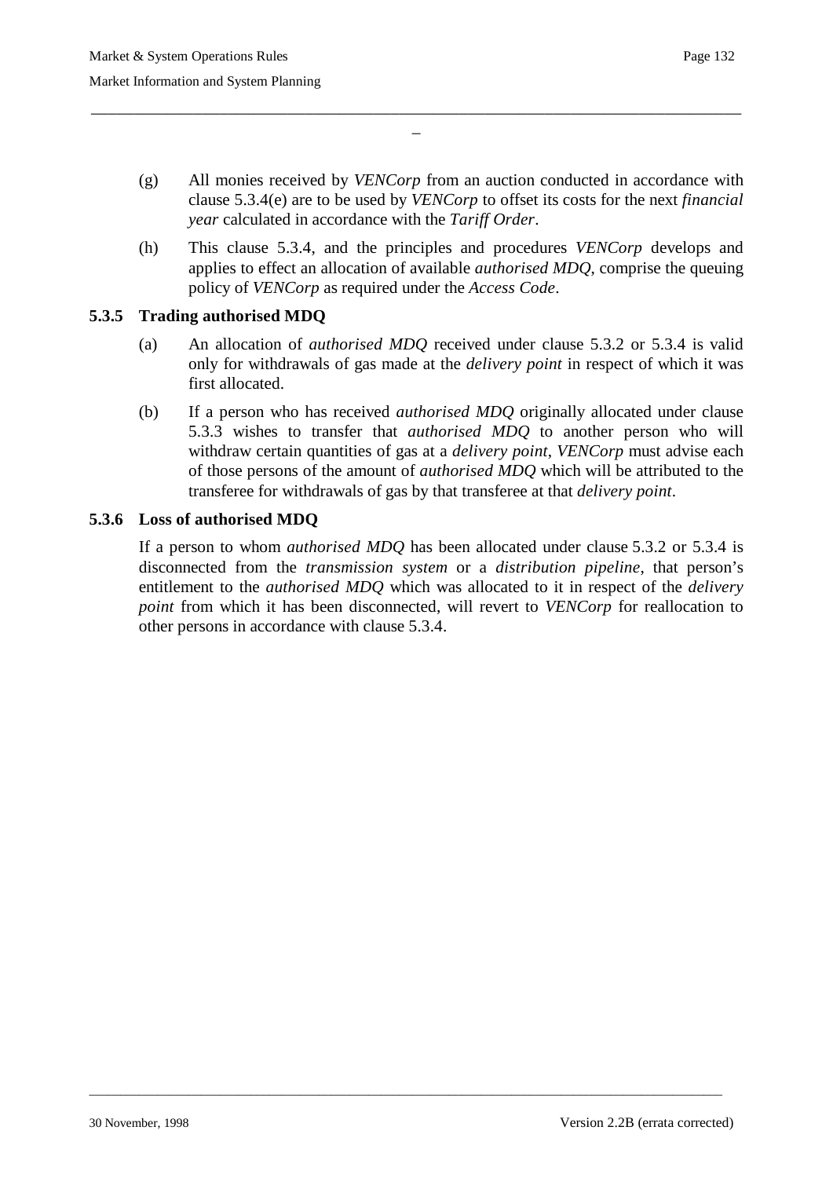(g) All monies received by *VENCorp* from an auction conducted in accordance with clause 5.3.4(e) are to be used by *VENCorp* to offset its costs for the next *financial year* calculated in accordance with the *Tariff Order*.

(h) This clause 5.3.4, and the principles and procedures *VENCorp* develops and applies to effect an allocation of available *authorised MDQ*, comprise the queuing policy of *VENCorp* as required under the *Access Code*.

### 5.3.5 Trading authorised MDQ

(a) An allocation of *authorised MDQ* received under clause 5.3.2 or 5.3.4 is valid only for withdrawals of gas made at the *delivery point* in respect of which it was first allocated.

(b) If a person who has received *authorised MDQ* originally allocated under clause 5.3.3 wishes to transfer that *authorised MDQ* to another person who will withdraw certain quantities of gas at a *delivery point*, *VENCorp* must advise each of those persons of the amount of *authorised MDQ* which will be attributed to the transferee for withdrawals of gas by that transferee at that *delivery point*.

### 5.3.6 Loss of authorised MDQ

If a person to whom *authorised MDQ* has been allocated under clause 5.3.2 or 5.3.4 is disconnected from the *transmission system* or a *distribution pipeline*, that person's entitlement to the *authorised MDQ* which was allocated to it in respect of the *delivery point* from which it has been disconnected, will revert to *VENCorp* for reallocation to other persons in accordance with clause 5.3.4.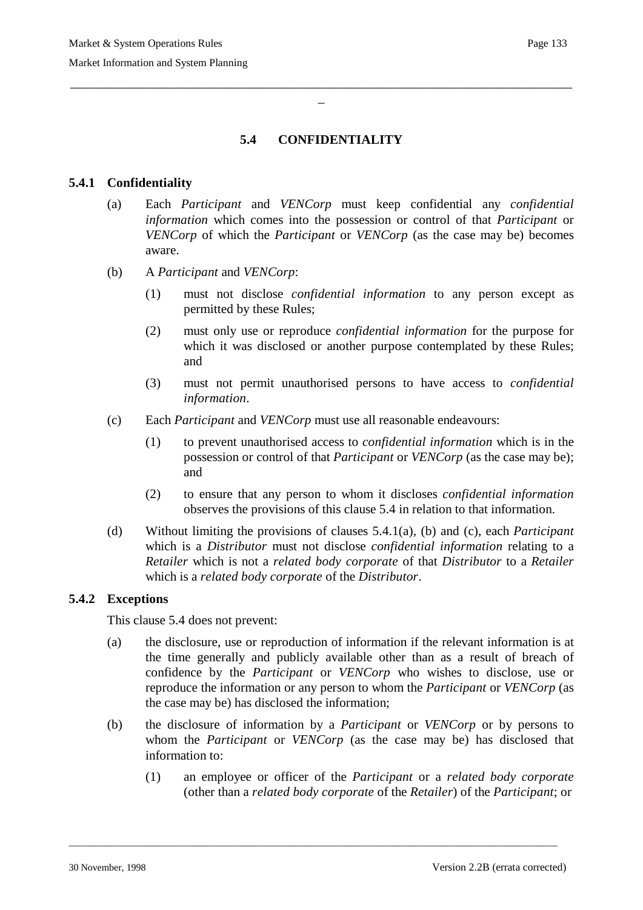## 5.4 CONFIDENTIALITY

### 5.4.1 Confidentiality

(a) Each *Participant* and *VENCorp* must keep confidential any *confidential information* which comes into the possession or control of that *Participant* or *VENCorp* of which the *Participant* or *VENCorp* (as the case may be) becomes aware.

(b) A *Participant* and *VENCorp*:

(1) must not disclose *confidential information* to any person except as permitted by these Rules;

(2) must only use or reproduce *confidential information* for the purpose for which it was disclosed or another purpose contemplated by these Rules; and

(3) must not permit unauthorised persons to have access to *confidential information*.

(c) Each *Participant* and *VENCorp* must use all reasonable endeavours:

(1) to prevent unauthorised access to *confidential information* which is in the possession or control of that *Participant* or *VENCorp* (as the case may be); and

(2) to ensure that any person to whom it discloses *confidential information* observes the provisions of this clause 5.4 in relation to that information.

(d) Without limiting the provisions of clauses 5.4.1(a), (b) and (c), each *Participant* which is a *Distributor* must not disclose *confidential information* relating to a *Retailer* which is not a *related body corporate* of that *Distributor* to a *Retailer* which is a *related body corporate* of the *Distributor*.

### 5.4.2 Exceptions

This clause 5.4 does not prevent:

(a) the disclosure, use or reproduction of information if the relevant information is at the time generally and publicly available other than as a result of breach of confidence by the *Participant* or *VENCorp* who wishes to disclose, use or reproduce the information or any person to whom the *Participant* or *VENCorp* (as the case may be) has disclosed the information;

(b) the disclosure of information by a *Participant* or *VENCorp* or by persons to whom the *Participant* or *VENCorp* (as the case may be) has disclosed that information to:

(1) an employee or officer of the *Participant* or a *related body corporate* (other than a *related body corporate* of the *Retailer*) of the *Participant*; or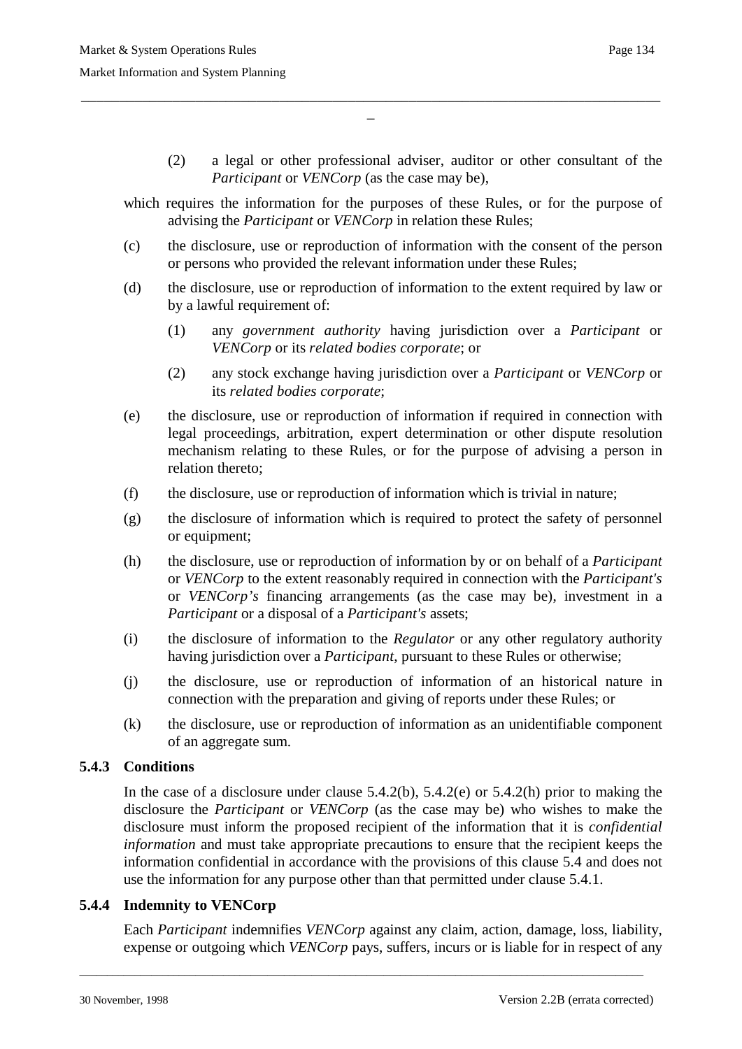(2) a legal or other professional adviser, auditor or other consultant of the *Participant* or *VENCorp* (as the case may be),

which requires the information for the purposes of these Rules, or for the purpose of advising the *Participant* or *VENCorp* in relation these Rules;

(c) the disclosure, use or reproduction of information with the consent of the person or persons who provided the relevant information under these Rules;

(d) the disclosure, use or reproduction of information to the extent required by law or by a lawful requirement of:

(1) any *government authority* having jurisdiction over a *Participant* or *VENCorp* or its *related bodies corporate*; or

(2) any stock exchange having jurisdiction over a *Participant* or *VENCorp* or its *related bodies corporate*;

(e) the disclosure, use or reproduction of information if required in connection with legal proceedings, arbitration, expert determination or other dispute resolution mechanism relating to these Rules, or for the purpose of advising a person in relation thereto;

(f) the disclosure, use or reproduction of information which is trivial in nature;

(g) the disclosure of information which is required to protect the safety of personnel or equipment;

(h) the disclosure, use or reproduction of information by or on behalf of a *Participant* or *VENCorp* to the extent reasonably required in connection with the *Participant's* or *VENCorp's* financing arrangements (as the case may be), investment in a *Participant* or a disposal of a *Participant's* assets;

(i) the disclosure of information to the *Regulator* or any other regulatory authority having jurisdiction over a *Participant*, pursuant to these Rules or otherwise;

(j) the disclosure, use or reproduction of information of an historical nature in connection with the preparation and giving of reports under these Rules; or

(k) the disclosure, use or reproduction of information as an unidentifiable component of an aggregate sum.

### 5.4.3 Conditions

In the case of a disclosure under clause 5.4.2(b), 5.4.2(e) or 5.4.2(h) prior to making the disclosure the *Participant* or *VENCorp* (as the case may be) who wishes to make the disclosure must inform the proposed recipient of the information that it is *confidential information* and must take appropriate precautions to ensure that the recipient keeps the information confidential in accordance with the provisions of this clause 5.4 and does not use the information for any purpose other than that permitted under clause 5.4.1.

### 5.4.4 Indemnity to VENCorp

Each *Participant* indemnifies *VENCorp* against any claim, action, damage, loss, liability, expense or outgoing which *VENCorp* pays, suffers, incurs or is liable for in respect of any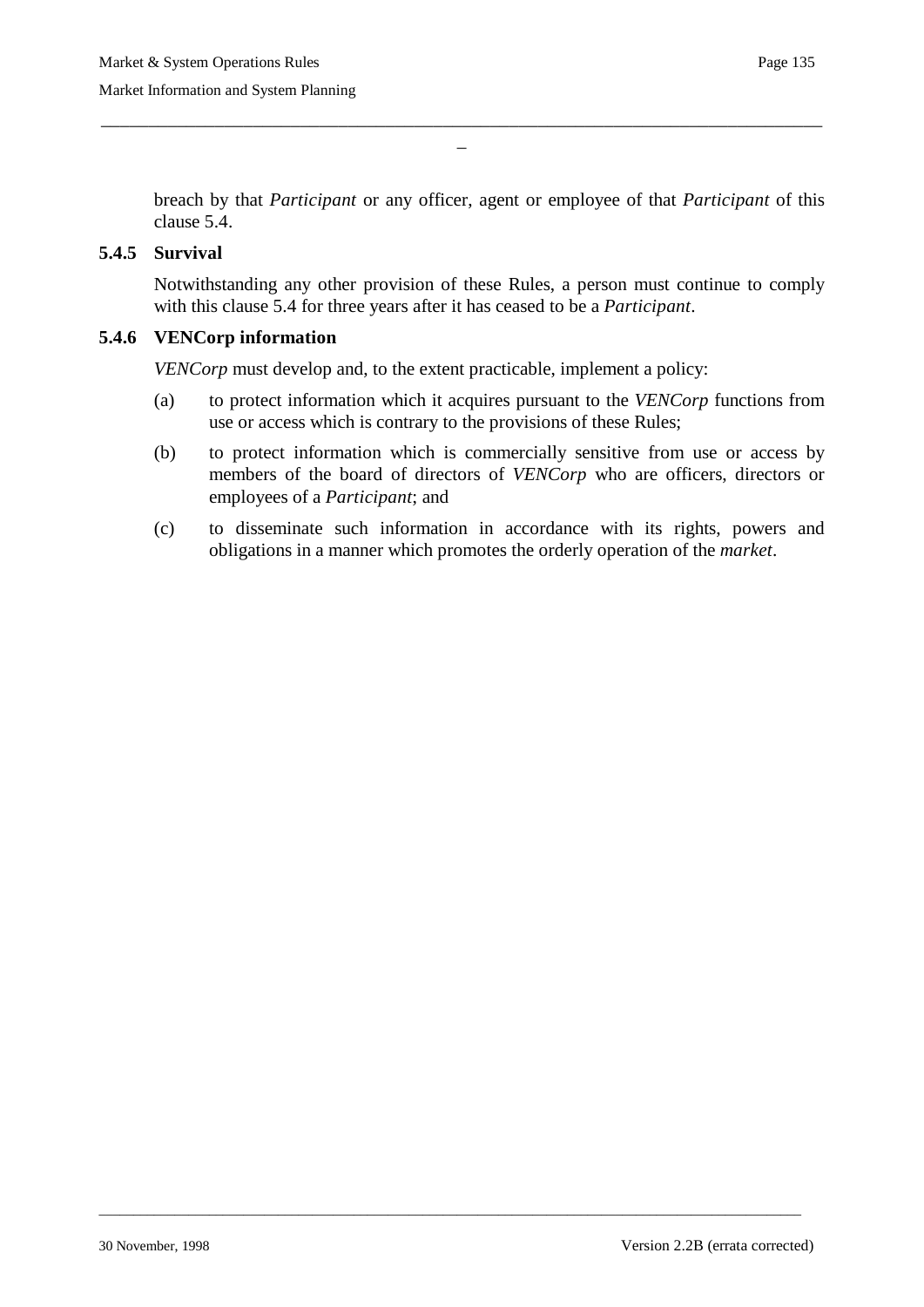breach by that *Participant* or any officer, agent or employee of that *Participant* of this clause 5.4.

### 5.4.5 Survival

Notwithstanding any other provision of these Rules, a person must continue to comply with this clause 5.4 for three years after it has ceased to be a *Participant*.

### 5.4.6 VENCorp information

*VENCorp* must develop and, to the extent practicable, implement a policy:

(a) to protect information which it acquires pursuant to the *VENCorp* functions from use or access which is contrary to the provisions of these Rules;

(b) to protect information which is commercially sensitive from use or access by members of the board of directors of *VENCorp* who are officers, directors or employees of a *Participant*; and

(c) to disseminate such information in accordance with its rights, powers and obligations in a manner which promotes the orderly operation of the *market*.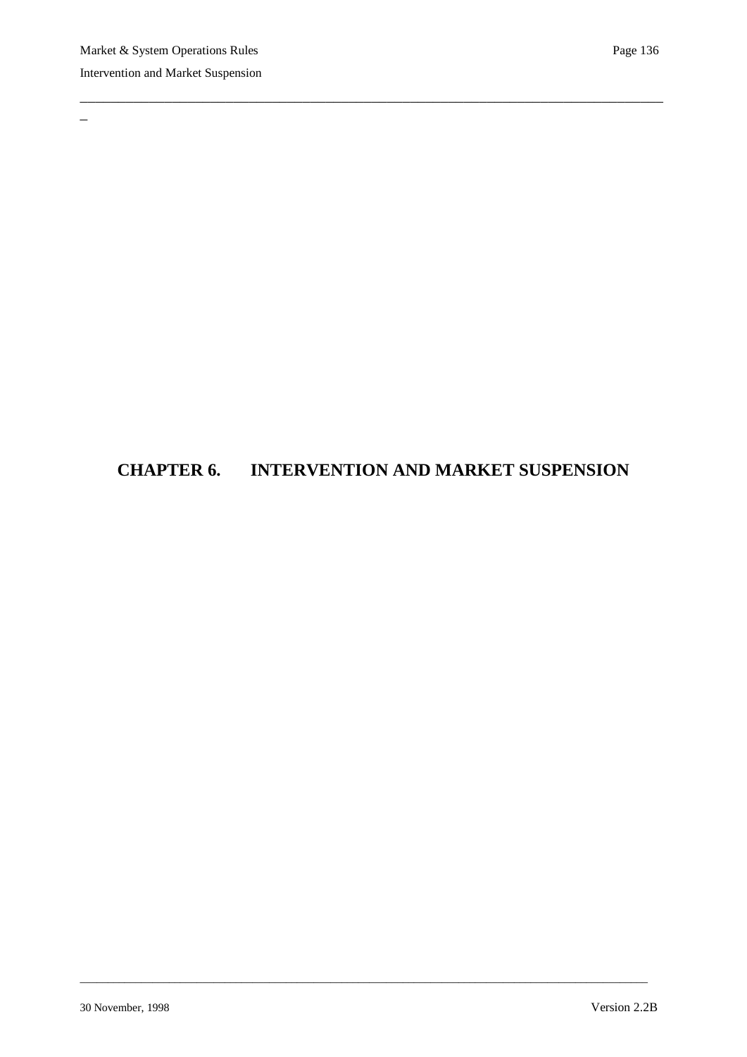# CHAPTER 6. INTERVENTION AND MARKET SUSPENSION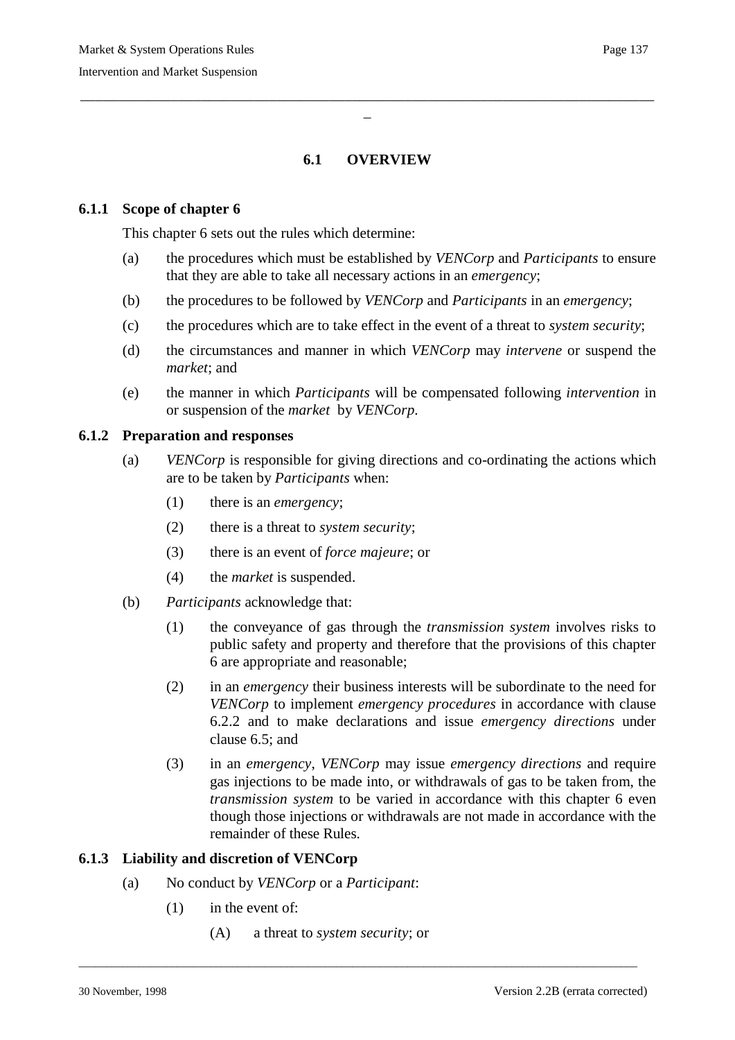## 6.1 OVERVIEW

### 6.1.1 Scope of chapter 6

This chapter 6 sets out the rules which determine:

(a) the procedures which must be established by *VENCorp* and *Participants* to ensure that they are able to take all necessary actions in an *emergency*;

(b) the procedures to be followed by *VENCorp* and *Participants* in an *emergency*;

(c) the procedures which are to take effect in the event of a threat to *system security*;

(d) the circumstances and manner in which *VENCorp* may *intervene* or suspend the *market*; and

(e) the manner in which *Participants* will be compensated following *intervention* in or suspension of the *market* by *VENCorp*.

### 6.1.2 Preparation and responses

(a) *VENCorp* is responsible for giving directions and co-ordinating the actions which are to be taken by *Participants* when:

(1) there is an *emergency*;

(2) there is a threat to *system security*;

(3) there is an event of *force majeure*; or

(4) the *market* is suspended.

(b) *Participants* acknowledge that:

(1) the conveyance of gas through the *transmission system* involves risks to public safety and property and therefore that the provisions of this chapter 6 are appropriate and reasonable;

(2) in an *emergency* their business interests will be subordinate to the need for *VENCorp* to implement *emergency procedures* in accordance with clause 6.2.2 and to make declarations and issue *emergency directions* under clause 6.5; and

(3) in an *emergency*, *VENCorp* may issue *emergency directions* and require gas injections to be made into, or withdrawals of gas to be taken from, the *transmission system* to be varied in accordance with this chapter 6 even though those injections or withdrawals are not made in accordance with the remainder of these Rules.

### 6.1.3 Liability and discretion of VENCorp

(a) No conduct by *VENCorp* or a *Participant*:

(1) in the event of:

(A) a threat to *system security*; or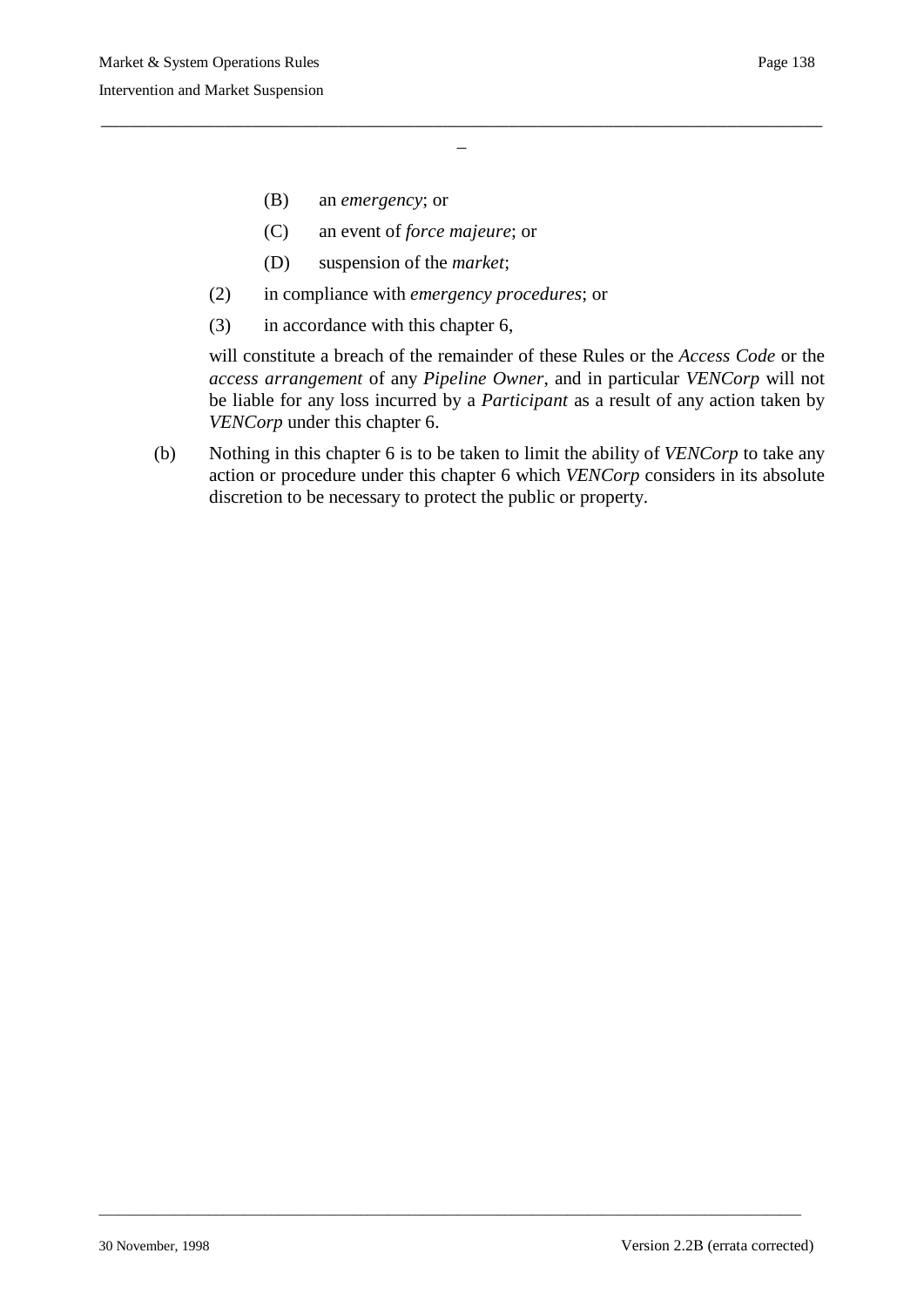(B) an *emergency*; or

(C) an event of *force majeure*; or

(D) suspension of the *market*;

(2) in compliance with *emergency procedures*; or

(3) in accordance with this chapter 6,

will constitute a breach of the remainder of these Rules or the *Access Code* or the *access arrangement* of any *Pipeline Owner*, and in particular *VENCorp* will not be liable for any loss incurred by a *Participant* as a result of any action taken by *VENCorp* under this chapter 6.

(b) Nothing in this chapter 6 is to be taken to limit the ability of *VENCorp* to take any action or procedure under this chapter 6 which *VENCorp* considers in its absolute discretion to be necessary to protect the public or property.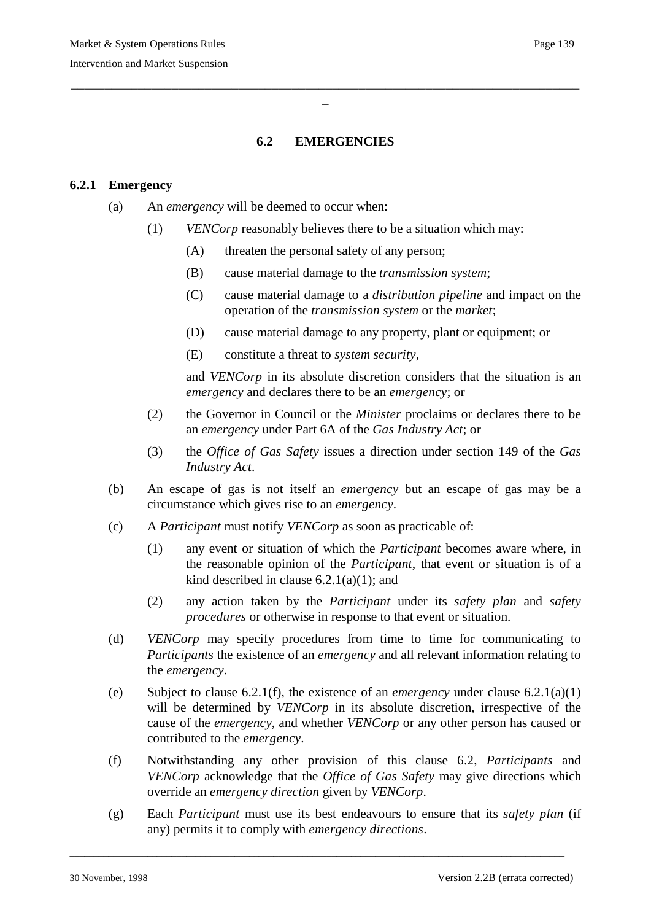## 6.2 EMERGENCIES

### 6.2.1 Emergency

(a) An *emergency* will be deemed to occur when:

(1) *VENCorp* reasonably believes there to be a situation which may:

(A) threaten the personal safety of any person;

(B) cause material damage to the *transmission system*;

(C) cause material damage to a *distribution pipeline* and impact on the operation of the *transmission system* or the *market*;

(D) cause material damage to any property, plant or equipment; or

(E) constitute a threat to *system security*,

and *VENCorp* in its absolute discretion considers that the situation is an *emergency* and declares there to be an *emergency*; or

(2) the Governor in Council or the *Minister* proclaims or declares there to be an *emergency* under Part 6A of the *Gas Industry Act*; or

(3) the *Office of Gas Safety* issues a direction under section 149 of the *Gas Industry Act*.

(b) An escape of gas is not itself an *emergency* but an escape of gas may be a circumstance which gives rise to an *emergency*.

(c) A *Participant* must notify *VENCorp* as soon as practicable of:

(1) any event or situation of which the *Participant* becomes aware where, in the reasonable opinion of the *Participant*, that event or situation is of a kind described in clause 6.2.1(a)(1); and

(2) any action taken by the *Participant* under its *safety plan* and *safety procedures* or otherwise in response to that event or situation.

(d) *VENCorp* may specify procedures from time to time for communicating to *Participants* the existence of an *emergency* and all relevant information relating to the *emergency*.

(e) Subject to clause 6.2.1(f), the existence of an *emergency* under clause 6.2.1(a)(1) will be determined by *VENCorp* in its absolute discretion, irrespective of the cause of the *emergency*, and whether *VENCorp* or any other person has caused or contributed to the *emergency*.

(f) Notwithstanding any other provision of this clause 6.2, *Participants* and *VENCorp* acknowledge that the *Office of Gas Safety* may give directions which override an *emergency direction* given by *VENCorp*.

(g) Each *Participant* must use its best endeavours to ensure that its *safety plan* (if any) permits it to comply with *emergency directions*.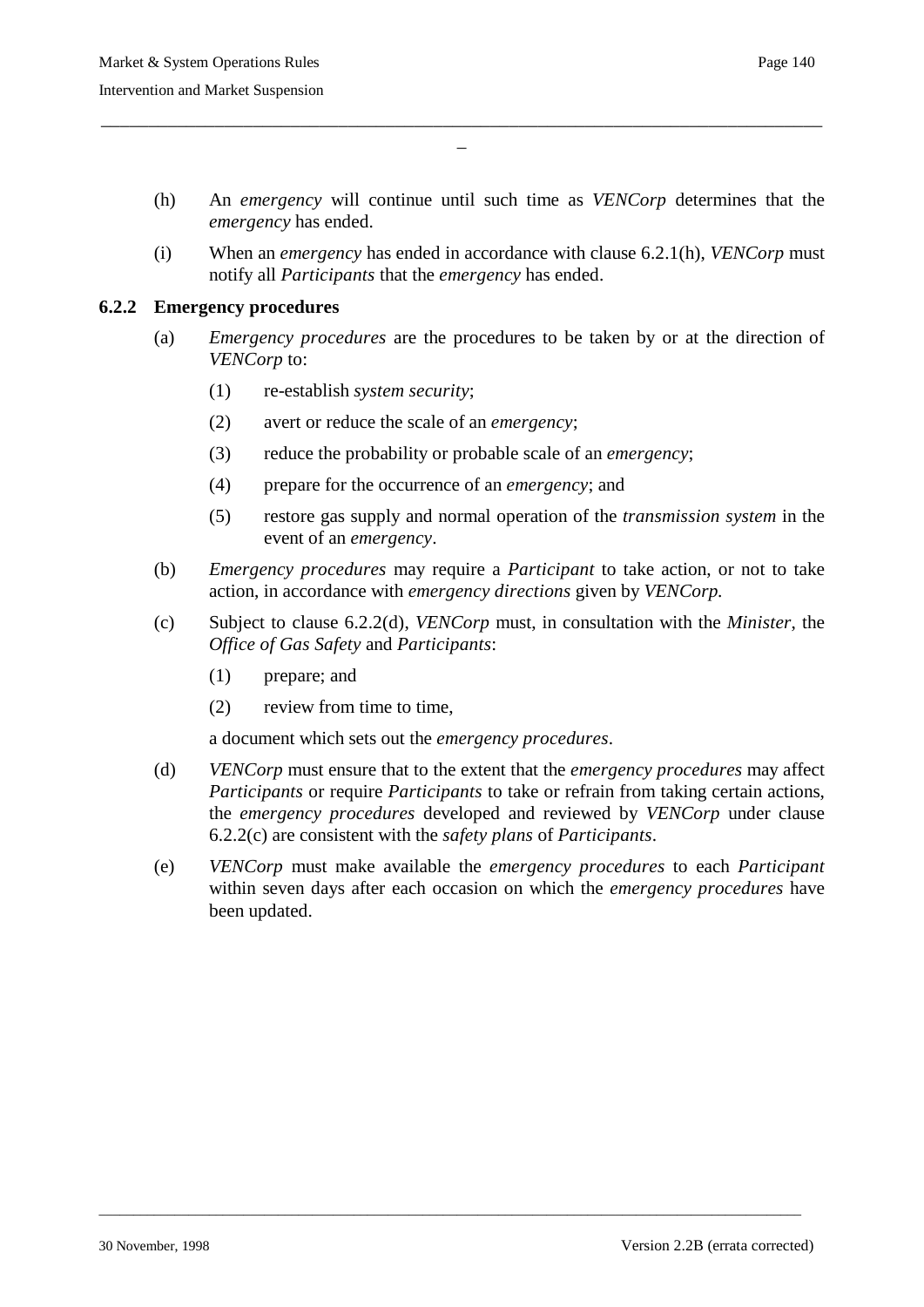(h) An *emergency* will continue until such time as *VENCorp* determines that the *emergency* has ended.

(i) When an *emergency* has ended in accordance with clause 6.2.1(h), *VENCorp* must notify all *Participants* that the *emergency* has ended.

### 6.2.2 Emergency procedures

(a) *Emergency procedures* are the procedures to be taken by or at the direction of *VENCorp* to:

   (1) re-establish *system security*;

   (2) avert or reduce the scale of an *emergency*;

   (3) reduce the probability or probable scale of an *emergency*;

   (4) prepare for the occurrence of an *emergency*; and

   (5) restore gas supply and normal operation of the *transmission system* in the event of an *emergency*.

(b) *Emergency procedures* may require a *Participant* to take action, or not to take action, in accordance with *emergency directions* given by *VENCorp.*

(c) Subject to clause 6.2.2(d), *VENCorp* must, in consultation with the *Minister*, the *Office of Gas Safety* and *Participants*:

   (1) prepare; and

   (2) review from time to time,

   a document which sets out the *emergency procedures*.

(d) *VENCorp* must ensure that to the extent that the *emergency procedures* may affect *Participants* or require *Participants* to take or refrain from taking certain actions, the *emergency procedures* developed and reviewed by *VENCorp* under clause 6.2.2(c) are consistent with the *safety plans* of *Participants*.

(e) *VENCorp* must make available the *emergency procedures* to each *Participant* within seven days after each occasion on which the *emergency procedures* have been updated.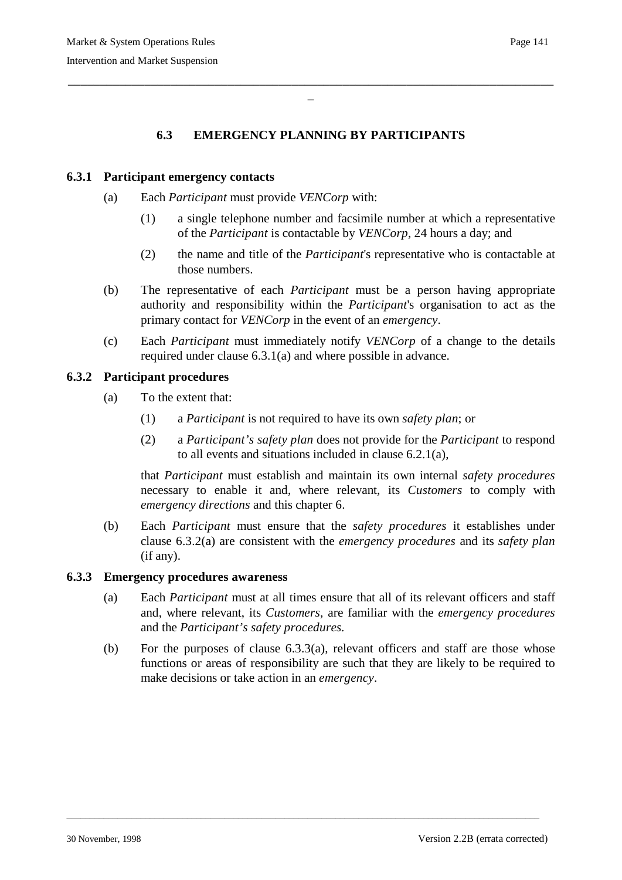## 6.3 EMERGENCY PLANNING BY PARTICIPANTS

### 6.3.1 Participant emergency contacts

(a) Each *Participant* must provide *VENCorp* with:

(1) a single telephone number and facsimile number at which a representative of the *Participant* is contactable by *VENCorp*, 24 hours a day; and

(2) the name and title of the *Participant*'s representative who is contactable at those numbers.

(b) The representative of each *Participant* must be a person having appropriate authority and responsibility within the *Participant*'s organisation to act as the primary contact for *VENCorp* in the event of an *emergency*.

(c) Each *Participant* must immediately notify *VENCorp* of a change to the details required under clause 6.3.1(a) and where possible in advance.

### 6.3.2 Participant procedures

(a) To the extent that:

(1) a *Participant* is not required to have its own *safety plan*; or

(2) a *Participant's safety plan* does not provide for the *Participant* to respond to all events and situations included in clause 6.2.1(a),

that *Participant* must establish and maintain its own internal *safety procedures* necessary to enable it and, where relevant, its *Customers* to comply with *emergency directions* and this chapter 6.

(b) Each *Participant* must ensure that the *safety procedures* it establishes under clause 6.3.2(a) are consistent with the *emergency procedures* and its *safety plan* (if any).

### 6.3.3 Emergency procedures awareness

(a) Each *Participant* must at all times ensure that all of its relevant officers and staff and, where relevant, its *Customers*, are familiar with the *emergency procedures* and the *Participant's safety procedures.*

(b) For the purposes of clause 6.3.3(a), relevant officers and staff are those whose functions or areas of responsibility are such that they are likely to be required to make decisions or take action in an *emergency*.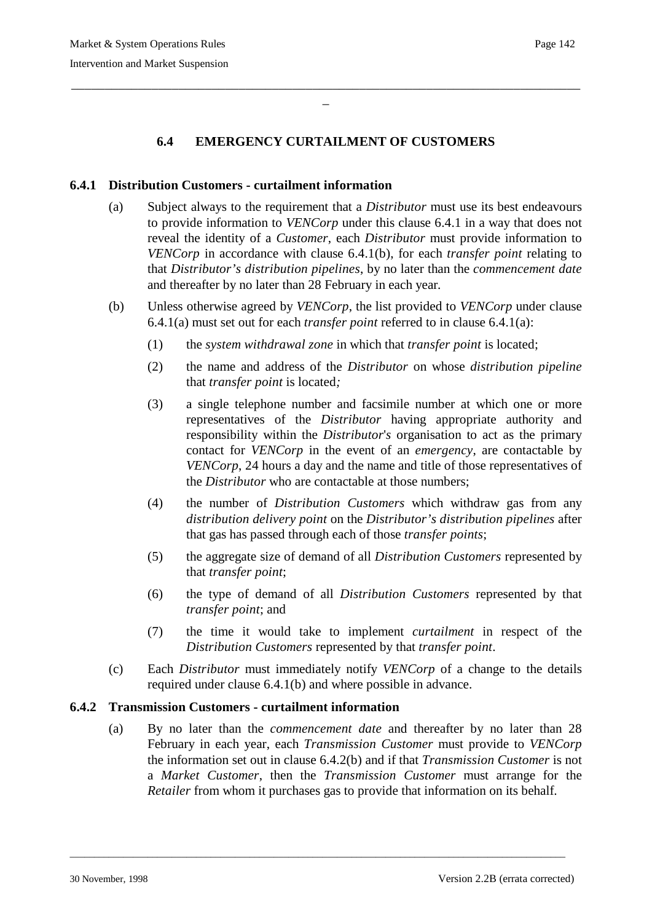## 6.4 EMERGENCY CURTAILMENT OF CUSTOMERS

### 6.4.1 Distribution Customers - curtailment information

(a) Subject always to the requirement that a *Distributor* must use its best endeavours to provide information to *VENCorp* under this clause 6.4.1 in a way that does not reveal the identity of a *Customer*, each *Distributor* must provide information to *VENCorp* in accordance with clause 6.4.1(b), for each *transfer point* relating to that *Distributor's distribution pipelines*, by no later than the *commencement date* and thereafter by no later than 28 February in each year.

(b) Unless otherwise agreed by *VENCorp*, the list provided to *VENCorp* under clause 6.4.1(a) must set out for each *transfer point* referred to in clause 6.4.1(a):

(1) the *system withdrawal zone* in which that *transfer point* is located;

(2) the name and address of the *Distributor* on whose *distribution pipeline* that *transfer point* is located;

(3) a single telephone number and facsimile number at which one or more representatives of the *Distributor* having appropriate authority and responsibility within the *Distributor's* organisation to act as the primary contact for *VENCorp* in the event of an *emergency*, are contactable by *VENCorp*, 24 hours a day and the name and title of those representatives of the *Distributor* who are contactable at those numbers;

(4) the number of *Distribution Customers* which withdraw gas from any *distribution delivery point* on the *Distributor's distribution pipelines* after that gas has passed through each of those *transfer points*;

(5) the aggregate size of demand of all *Distribution Customers* represented by that *transfer point*;

(6) the type of demand of all *Distribution Customers* represented by that *transfer point*; and

(7) the time it would take to implement *curtailment* in respect of the *Distribution Customers* represented by that *transfer point*.

(c) Each *Distributor* must immediately notify *VENCorp* of a change to the details required under clause 6.4.1(b) and where possible in advance.

### 6.4.2 Transmission Customers - curtailment information

(a) By no later than the *commencement date* and thereafter by no later than 28 February in each year, each *Transmission Customer* must provide to *VENCorp* the information set out in clause 6.4.2(b) and if that *Transmission Customer* is not a *Market Customer*, then the *Transmission Customer* must arrange for the *Retailer* from whom it purchases gas to provide that information on its behalf.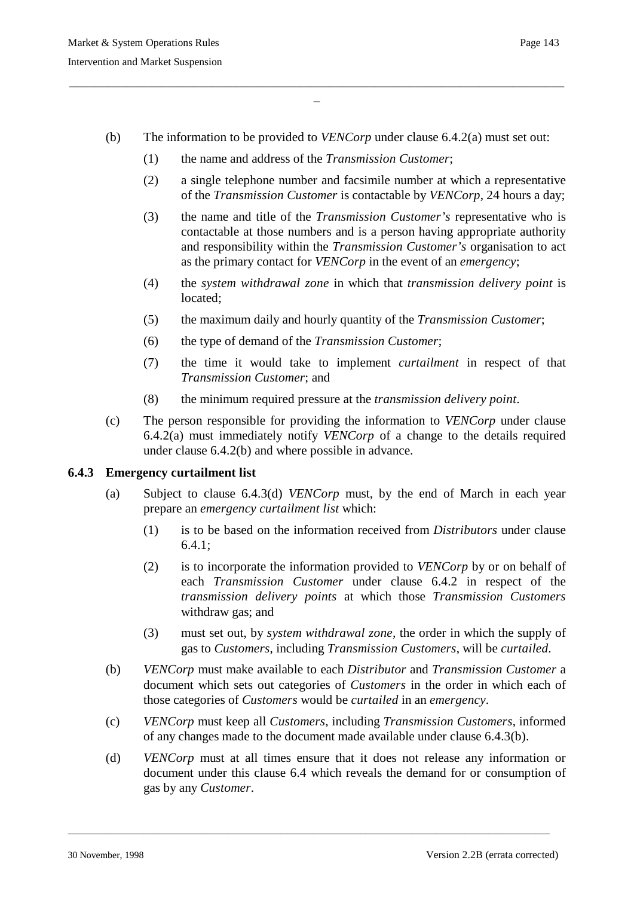(b) The information to be provided to *VENCorp* under clause 6.4.2(a) must set out:

(1) the name and address of the *Transmission Customer*;

(2) a single telephone number and facsimile number at which a representative of the *Transmission Customer* is contactable by *VENCorp*, 24 hours a day;

(3) the name and title of the *Transmission Customer's* representative who is contactable at those numbers and is a person having appropriate authority and responsibility within the *Transmission Customer's* organisation to act as the primary contact for *VENCorp* in the event of an *emergency*;

(4) the *system withdrawal zone* in which that *transmission delivery point* is located;

(5) the maximum daily and hourly quantity of the *Transmission Customer*;

(6) the type of demand of the *Transmission Customer*;

(7) the time it would take to implement *curtailment* in respect of that *Transmission Customer*; and

(8) the minimum required pressure at the *transmission delivery point*.

(c) The person responsible for providing the information to *VENCorp* under clause 6.4.2(a) must immediately notify *VENCorp* of a change to the details required under clause 6.4.2(b) and where possible in advance.

### 6.4.3 Emergency curtailment list

(a) Subject to clause 6.4.3(d) *VENCorp* must, by the end of March in each year prepare an *emergency curtailment list* which:

(1) is to be based on the information received from *Distributors* under clause 6.4.1;

(2) is to incorporate the information provided to *VENCorp* by or on behalf of each *Transmission Customer* under clause 6.4.2 in respect of the *transmission delivery points* at which those *Transmission Customers* withdraw gas; and

(3) must set out, by *system withdrawal zone*, the order in which the supply of gas to *Customers*, including *Transmission Customers*, will be *curtailed*.

(b) *VENCorp* must make available to each *Distributor* and *Transmission Customer* a document which sets out categories of *Customers* in the order in which each of those categories of *Customers* would be *curtailed* in an *emergency*.

(c) *VENCorp* must keep all *Customers*, including *Transmission Customers*, informed of any changes made to the document made available under clause 6.4.3(b).

(d) *VENCorp* must at all times ensure that it does not release any information or document under this clause 6.4 which reveals the demand for or consumption of gas by any *Customer*.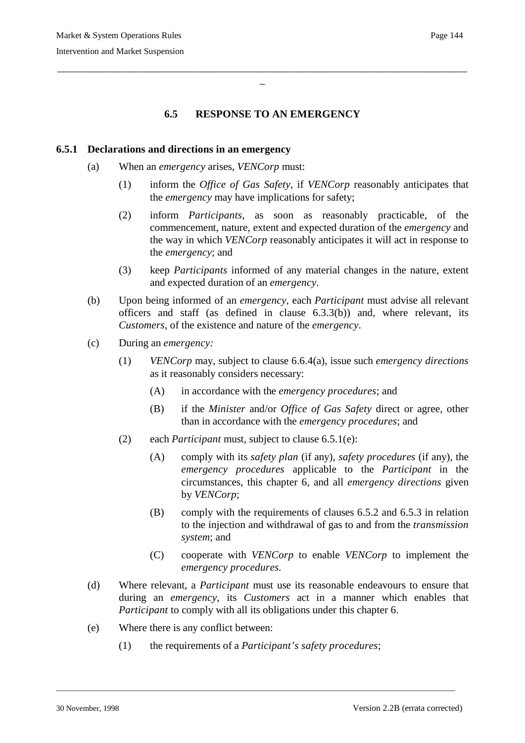## 6.5 RESPONSE TO AN EMERGENCY

### 6.5.1 Declarations and directions in an emergency

(a) When an *emergency* arises, *VENCorp* must:

(1) inform the *Office of Gas Safety*, if *VENCorp* reasonably anticipates that the *emergency* may have implications for safety;

(2) inform *Participants*, as soon as reasonably practicable, of the commencement, nature, extent and expected duration of the *emergency* and the way in which *VENCorp* reasonably anticipates it will act in response to the *emergency*; and

(3) keep *Participants* informed of any material changes in the nature, extent and expected duration of an *emergency*.

(b) Upon being informed of an *emergency*, each *Participant* must advise all relevant officers and staff (as defined in clause 6.3.3(b)) and, where relevant, its *Customers*, of the existence and nature of the *emergency*.

(c) During an *emergency:*

(1) *VENCorp* may, subject to clause 6.6.4(a), issue such *emergency directions* as it reasonably considers necessary:

(A) in accordance with the *emergency procedures*; and

(B) if the *Minister* and/or *Office of Gas Safety* direct or agree, other than in accordance with the *emergency procedures*; and

(2) each *Participant* must, subject to clause 6.5.1(e):

(A) comply with its *safety plan* (if any), *safety procedures* (if any), the *emergency procedures* applicable to the *Participant* in the circumstances, this chapter 6, and all *emergency directions* given by *VENCorp*;

(B) comply with the requirements of clauses 6.5.2 and 6.5.3 in relation to the injection and withdrawal of gas to and from the *transmission system*; and

(C) cooperate with *VENCorp* to enable *VENCorp* to implement the *emergency procedures.*

(d) Where relevant, a *Participant* must use its reasonable endeavours to ensure that during an *emergency*, its *Customers* act in a manner which enables that *Participant* to comply with all its obligations under this chapter 6.

(e) Where there is any conflict between:

(1) the requirements of a *Participant's safety procedures*;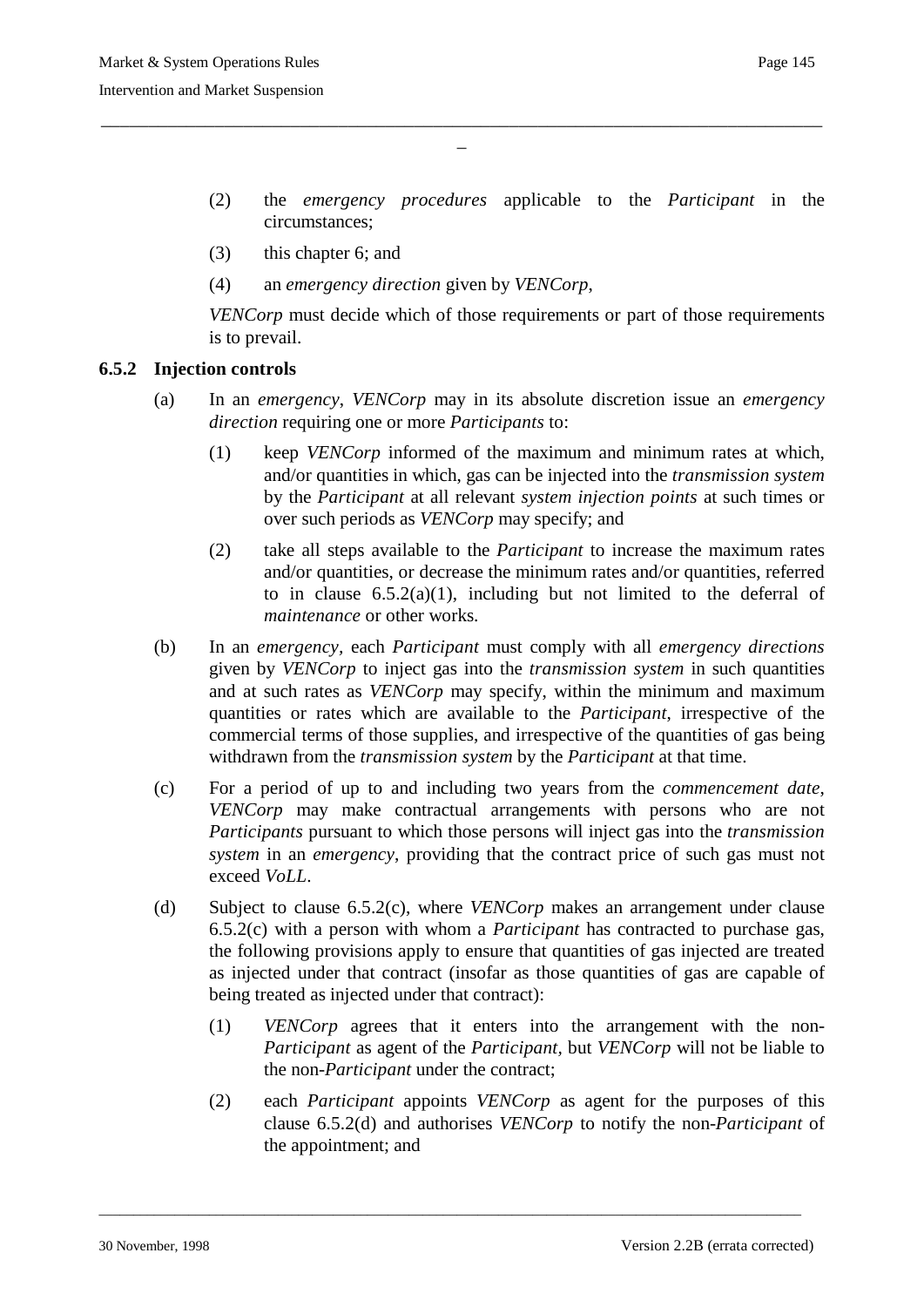(2) the *emergency procedures* applicable to the *Participant* in the circumstances;

(3) this chapter 6; and

(4) an *emergency direction* given by *VENCorp*,

*VENCorp* must decide which of those requirements or part of those requirements is to prevail.

### 6.5.2 Injection controls

(a) In an *emergency*, *VENCorp* may in its absolute discretion issue an *emergency direction* requiring one or more *Participants* to:

(1) keep *VENCorp* informed of the maximum and minimum rates at which, and/or quantities in which, gas can be injected into the *transmission system* by the *Participant* at all relevant *system injection points* at such times or over such periods as *VENCorp* may specify; and

(2) take all steps available to the *Participant* to increase the maximum rates and/or quantities, or decrease the minimum rates and/or quantities, referred to in clause 6.5.2(a)(1), including but not limited to the deferral of *maintenance* or other works.

(b) In an *emergency*, each *Participant* must comply with all *emergency directions* given by *VENCorp* to inject gas into the *transmission system* in such quantities and at such rates as *VENCorp* may specify, within the minimum and maximum quantities or rates which are available to the *Participant*, irrespective of the commercial terms of those supplies, and irrespective of the quantities of gas being withdrawn from the *transmission system* by the *Participant* at that time.

(c) For a period of up to and including two years from the *commencement date*, *VENCorp* may make contractual arrangements with persons who are not *Participants* pursuant to which those persons will inject gas into the *transmission system* in an *emergency*, providing that the contract price of such gas must not exceed *VoLL*.

(d) Subject to clause 6.5.2(c), where *VENCorp* makes an arrangement under clause 6.5.2(c) with a person with whom a *Participant* has contracted to purchase gas, the following provisions apply to ensure that quantities of gas injected are treated as injected under that contract (insofar as those quantities of gas are capable of being treated as injected under that contract):

(1) *VENCorp* agrees that it enters into the arrangement with the non-*Participant* as agent of the *Participant*, but *VENCorp* will not be liable to the non-*Participant* under the contract;

(2) each *Participant* appoints *VENCorp* as agent for the purposes of this clause 6.5.2(d) and authorises *VENCorp* to notify the non-*Participant* of the appointment; and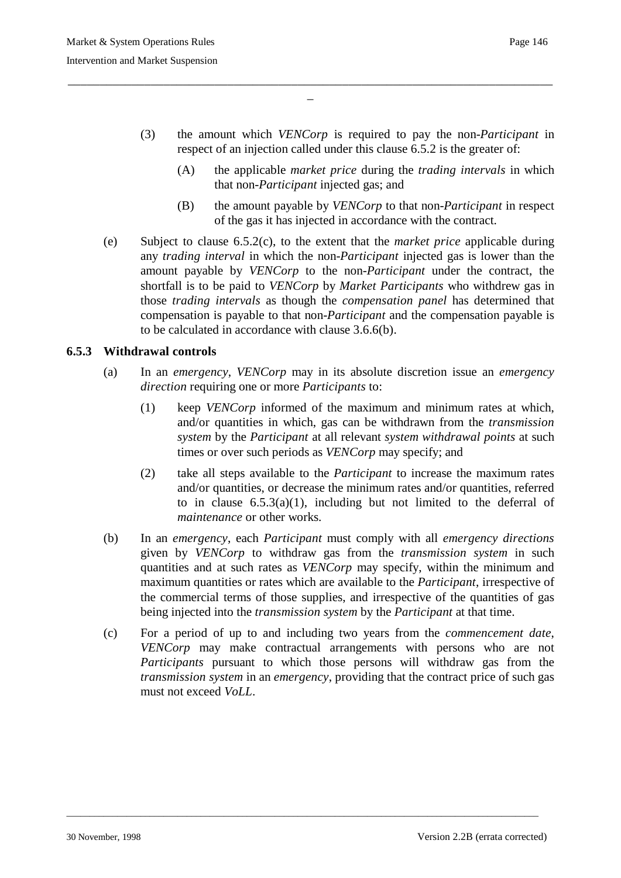(3) the amount which *VENCorp* is required to pay the non-*Participant* in respect of an injection called under this clause 6.5.2 is the greater of:

(A) the applicable *market price* during the *trading intervals* in which that non-*Participant* injected gas; and

(B) the amount payable by *VENCorp* to that non-*Participant* in respect of the gas it has injected in accordance with the contract.

(e) Subject to clause 6.5.2(c), to the extent that the *market price* applicable during any *trading interval* in which the non-*Participant* injected gas is lower than the amount payable by *VENCorp* to the non-*Participant* under the contract, the shortfall is to be paid to *VENCorp* by *Market Participants* who withdrew gas in those *trading intervals* as though the *compensation panel* has determined that compensation is payable to that non-*Participant* and the compensation payable is to be calculated in accordance with clause 3.6.6(b).

### 6.5.3 Withdrawal controls

(a) In an *emergency*, *VENCorp* may in its absolute discretion issue an *emergency direction* requiring one or more *Participants* to:

(1) keep *VENCorp* informed of the maximum and minimum rates at which, and/or quantities in which, gas can be withdrawn from the *transmission system* by the *Participant* at all relevant *system withdrawal points* at such times or over such periods as *VENCorp* may specify; and

(2) take all steps available to the *Participant* to increase the maximum rates and/or quantities, or decrease the minimum rates and/or quantities, referred to in clause 6.5.3(a)(1), including but not limited to the deferral of *maintenance* or other works.

(b) In an *emergency*, each *Participant* must comply with all *emergency directions* given by *VENCorp* to withdraw gas from the *transmission system* in such quantities and at such rates as *VENCorp* may specify, within the minimum and maximum quantities or rates which are available to the *Participant*, irrespective of the commercial terms of those supplies, and irrespective of the quantities of gas being injected into the *transmission system* by the *Participant* at that time.

(c) For a period of up to and including two years from the *commencement date*, *VENCorp* may make contractual arrangements with persons who are not *Participants* pursuant to which those persons will withdraw gas from the *transmission system* in an *emergency*, providing that the contract price of such gas must not exceed *VoLL*.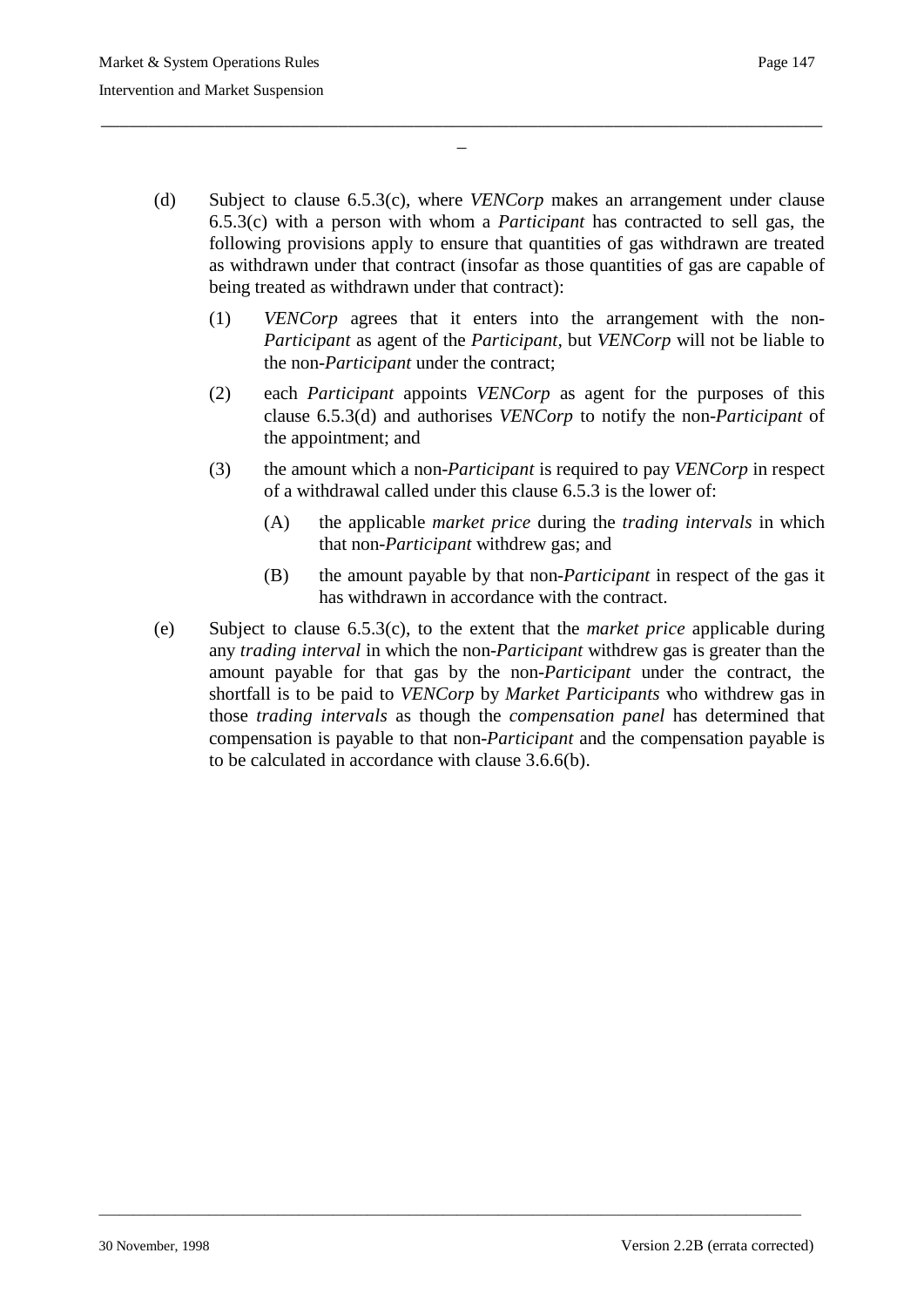(d) Subject to clause 6.5.3(c), where *VENCorp* makes an arrangement under clause 6.5.3(c) with a person with whom a *Participant* has contracted to sell gas, the following provisions apply to ensure that quantities of gas withdrawn are treated as withdrawn under that contract (insofar as those quantities of gas are capable of being treated as withdrawn under that contract):

  (1) *VENCorp* agrees that it enters into the arrangement with the non-*Participant* as agent of the *Participant*, but *VENCorp* will not be liable to the non-*Participant* under the contract;

  (2) each *Participant* appoints *VENCorp* as agent for the purposes of this clause 6.5.3(d) and authorises *VENCorp* to notify the non-*Participant* of the appointment; and

  (3) the amount which a non-*Participant* is required to pay *VENCorp* in respect of a withdrawal called under this clause 6.5.3 is the lower of:

    (A) the applicable *market price* during the *trading intervals* in which that non-*Participant* withdrew gas; and

    (B) the amount payable by that non-*Participant* in respect of the gas it has withdrawn in accordance with the contract.

(e) Subject to clause 6.5.3(c), to the extent that the *market price* applicable during any *trading interval* in which the non-*Participant* withdrew gas is greater than the amount payable for that gas by the non-*Participant* under the contract, the shortfall is to be paid to *VENCorp* by *Market Participants* who withdrew gas in those *trading intervals* as though the *compensation panel* has determined that compensation is payable to that non-*Participant* and the compensation payable is to be calculated in accordance with clause 3.6.6(b).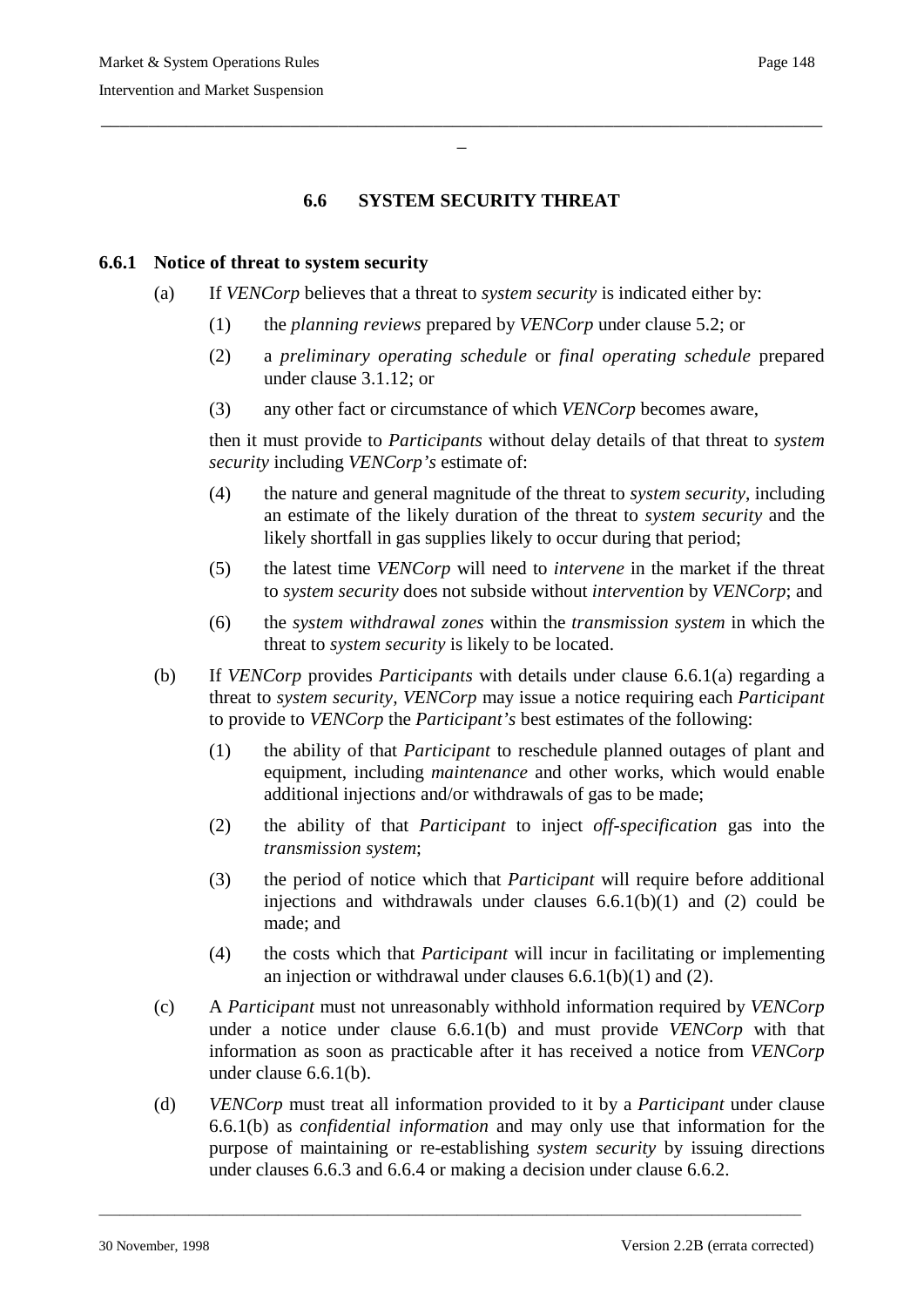## 6.6 SYSTEM SECURITY THREAT

### 6.6.1 Notice of threat to system security

(a) If *VENCorp* believes that a threat to *system security* is indicated either by:

(1) the *planning reviews* prepared by *VENCorp* under clause 5.2; or

(2) a *preliminary operating schedule* or *final operating schedule* prepared under clause 3.1.12; or

(3) any other fact or circumstance of which *VENCorp* becomes aware,

then it must provide to *Participants* without delay details of that threat to *system security* including *VENCorp's* estimate of:

(4) the nature and general magnitude of the threat to *system security*, including an estimate of the likely duration of the threat to *system security* and the likely shortfall in gas supplies likely to occur during that period;

(5) the latest time *VENCorp* will need to *intervene* in the market if the threat to *system security* does not subside without *intervention* by *VENCorp*; and

(6) the *system withdrawal zones* within the *transmission system* in which the threat to *system security* is likely to be located.

(b) If *VENCorp* provides *Participants* with details under clause 6.6.1(a) regarding a threat to *system security*, *VENCorp* may issue a notice requiring each *Participant* to provide to *VENCorp* the *Participant's* best estimates of the following:

(1) the ability of that *Participant* to reschedule planned outages of plant and equipment, including *maintenance* and other works, which would enable additional injections and/or withdrawals of gas to be made;

(2) the ability of that *Participant* to inject *off-specification* gas into the *transmission system*;

(3) the period of notice which that *Participant* will require before additional injections and withdrawals under clauses 6.6.1(b)(1) and (2) could be made; and

(4) the costs which that *Participant* will incur in facilitating or implementing an injection or withdrawal under clauses 6.6.1(b)(1) and (2).

(c) A *Participant* must not unreasonably withhold information required by *VENCorp* under a notice under clause 6.6.1(b) and must provide *VENCorp* with that information as soon as practicable after it has received a notice from *VENCorp* under clause 6.6.1(b).

(d) *VENCorp* must treat all information provided to it by a *Participant* under clause 6.6.1(b) as *confidential information* and may only use that information for the purpose of maintaining or re-establishing *system security* by issuing directions under clauses 6.6.3 and 6.6.4 or making a decision under clause 6.6.2.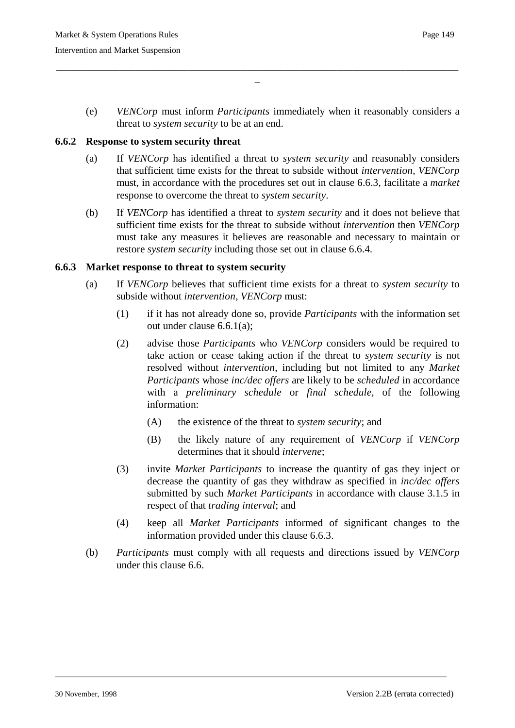(e) *VENCorp* must inform *Participants* immediately when it reasonably considers a threat to *system security* to be at an end.

### 6.6.2 Response to system security threat

(a) If *VENCorp* has identified a threat to *system security* and reasonably considers that sufficient time exists for the threat to subside without *intervention*, *VENCorp* must, in accordance with the procedures set out in clause 6.6.3, facilitate a *market* response to overcome the threat to *system security*.

(b) If *VENCorp* has identified a threat to *system security* and it does not believe that sufficient time exists for the threat to subside without *intervention* then *VENCorp* must take any measures it believes are reasonable and necessary to maintain or restore *system security* including those set out in clause 6.6.4.

### 6.6.3 Market response to threat to system security

(a) If *VENCorp* believes that sufficient time exists for a threat to *system security* to subside without *intervention*, *VENCorp* must:

 (1) if it has not already done so, provide *Participants* with the information set out under clause 6.6.1(a);

 (2) advise those *Participants* who *VENCorp* considers would be required to take action or cease taking action if the threat to *system security* is not resolved without *intervention*, including but not limited to any *Market Participants* whose *inc/dec offers* are likely to be *scheduled* in accordance with a *preliminary schedule* or *final schedule*, of the following information:

  (A) the existence of the threat to *system security*; and

  (B) the likely nature of any requirement of *VENCorp* if *VENCorp* determines that it should *intervene*;

 (3) invite *Market Participants* to increase the quantity of gas they inject or decrease the quantity of gas they withdraw as specified in *inc/dec offers* submitted by such *Market Participants* in accordance with clause 3.1.5 in respect of that *trading interval*; and

 (4) keep all *Market Participants* informed of significant changes to the information provided under this clause 6.6.3.

(b) *Participants* must comply with all requests and directions issued by *VENCorp* under this clause 6.6.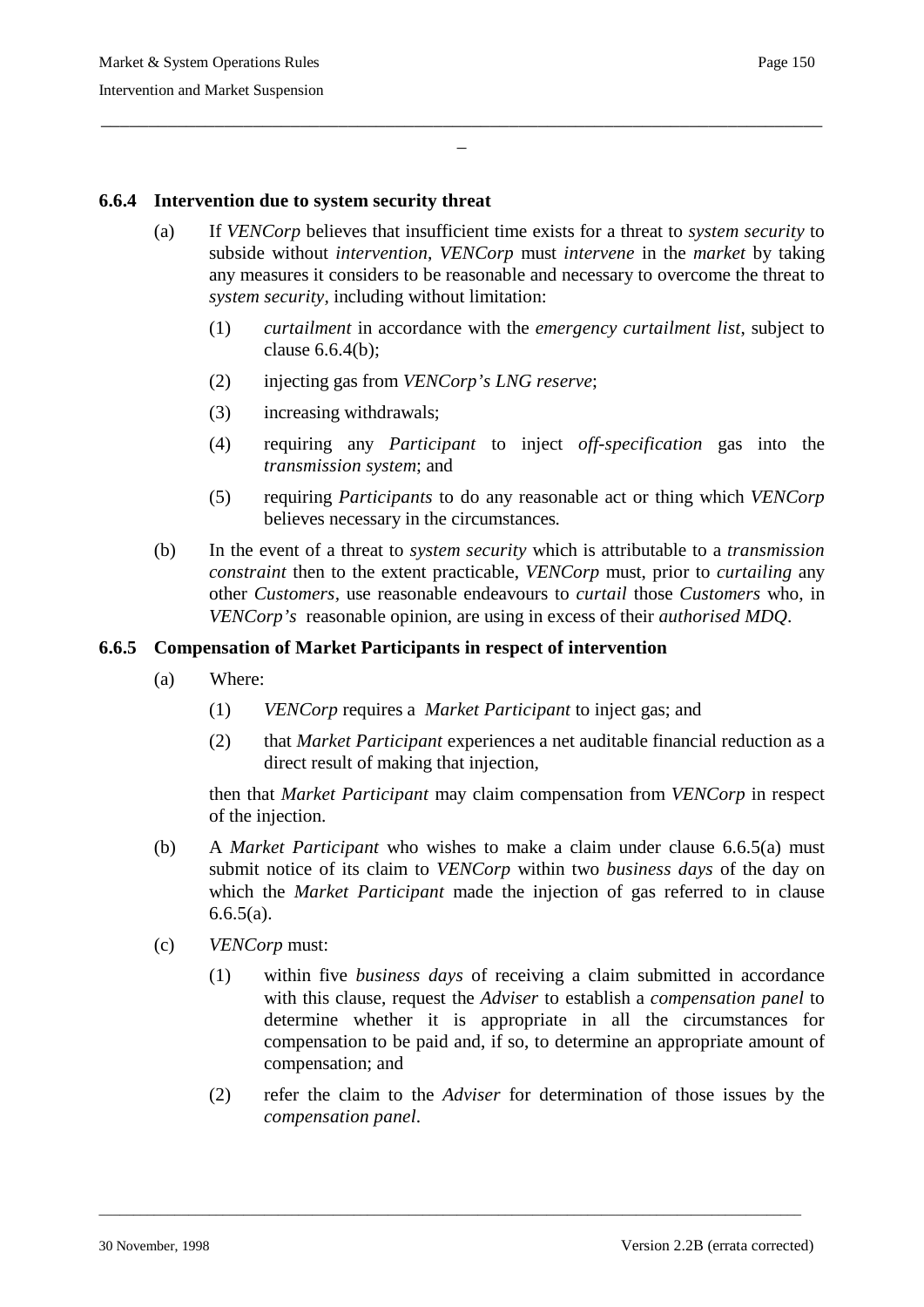### 6.6.4 Intervention due to system security threat

(a) If *VENCorp* believes that insufficient time exists for a threat to *system security* to subside without *intervention*, *VENCorp* must *intervene* in the *market* by taking any measures it considers to be reasonable and necessary to overcome the threat to *system security*, including without limitation:

(1) *curtailment* in accordance with the *emergency curtailment list*, subject to clause 6.6.4(b);

(2) injecting gas from *VENCorp's LNG reserve*;

(3) increasing withdrawals;

(4) requiring any *Participant* to inject *off-specification* gas into the *transmission system*; and

(5) requiring *Participants* to do any reasonable act or thing which *VENCorp* believes necessary in the circumstances.

(b) In the event of a threat to *system security* which is attributable to a *transmission constraint* then to the extent practicable, *VENCorp* must, prior to *curtailing* any other *Customers*, use reasonable endeavours to *curtail* those *Customers* who, in *VENCorp's* reasonable opinion, are using in excess of their *authorised MDQ*.

### 6.6.5 Compensation of Market Participants in respect of intervention

(a) Where:

(1) *VENCorp* requires a *Market Participant* to inject gas; and

(2) that *Market Participant* experiences a net auditable financial reduction as a direct result of making that injection,

then that *Market Participant* may claim compensation from *VENCorp* in respect of the injection.

(b) A *Market Participant* who wishes to make a claim under clause 6.6.5(a) must submit notice of its claim to *VENCorp* within two *business days* of the day on which the *Market Participant* made the injection of gas referred to in clause 6.6.5(a).

(c) *VENCorp* must:

(1) within five *business days* of receiving a claim submitted in accordance with this clause, request the *Adviser* to establish a *compensation panel* to determine whether it is appropriate in all the circumstances for compensation to be paid and, if so, to determine an appropriate amount of compensation; and

(2) refer the claim to the *Adviser* for determination of those issues by the *compensation panel*.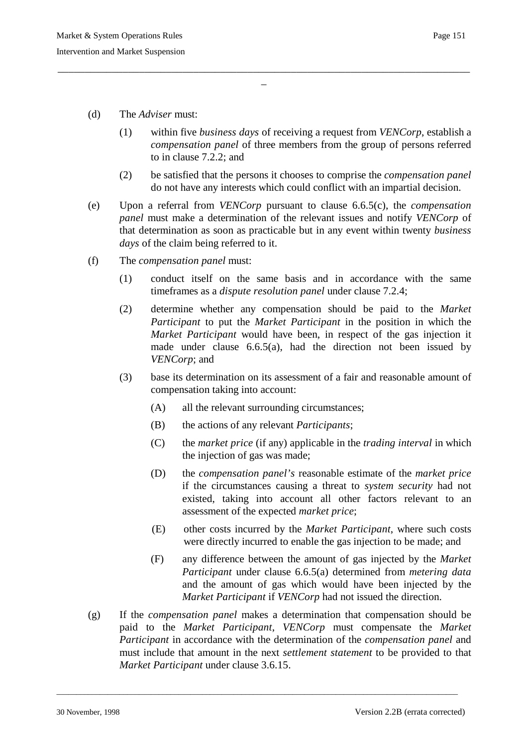(d) The *Adviser* must:

(1) within five *business days* of receiving a request from *VENCorp*, establish a *compensation panel* of three members from the group of persons referred to in clause 7.2.2; and

(2) be satisfied that the persons it chooses to comprise the *compensation panel* do not have any interests which could conflict with an impartial decision.

(e) Upon a referral from *VENCorp* pursuant to clause 6.6.5(c), the *compensation panel* must make a determination of the relevant issues and notify *VENCorp* of that determination as soon as practicable but in any event within twenty *business days* of the claim being referred to it.

(f) The *compensation panel* must:

(1) conduct itself on the same basis and in accordance with the same timeframes as a *dispute resolution panel* under clause 7.2.4;

(2) determine whether any compensation should be paid to the *Market Participant* to put the *Market Participant* in the position in which the *Market Participant* would have been, in respect of the gas injection it made under clause 6.6.5(a), had the direction not been issued by *VENCorp*; and

(3) base its determination on its assessment of a fair and reasonable amount of compensation taking into account:

(A) all the relevant surrounding circumstances;

(B) the actions of any relevant *Participants*;

(C) the *market price* (if any) applicable in the *trading interval* in which the injection of gas was made;

(D) the *compensation panel's* reasonable estimate of the *market price* if the circumstances causing a threat to *system security* had not existed, taking into account all other factors relevant to an assessment of the expected *market price*;

(E) other costs incurred by the *Market Participant*, where such costs were directly incurred to enable the gas injection to be made; and

(F) any difference between the amount of gas injected by the *Market Participant* under clause 6.6.5(a) determined from *metering data* and the amount of gas which would have been injected by the *Market Participant* if *VENCorp* had not issued the direction.

(g) If the *compensation panel* makes a determination that compensation should be paid to the *Market Participant*, *VENCorp* must compensate the *Market Participant* in accordance with the determination of the *compensation panel* and must include that amount in the next *settlement statement* to be provided to that *Market Participant* under clause 3.6.15.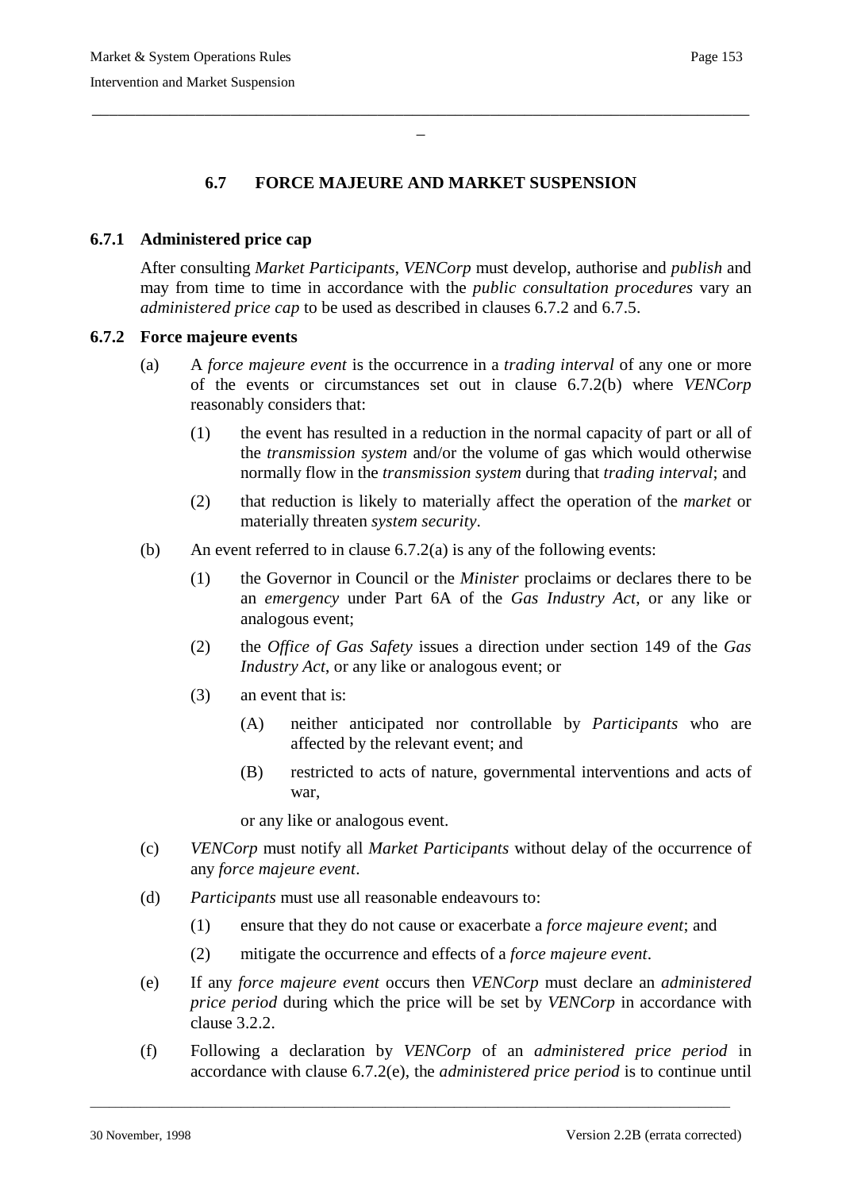## 6.7 FORCE MAJEURE AND MARKET SUSPENSION

### 6.7.1 Administered price cap

After consulting *Market Participants*, *VENCorp* must develop, authorise and *publish* and may from time to time in accordance with the *public consultation procedures* vary an *administered price cap* to be used as described in clauses 6.7.2 and 6.7.5.

### 6.7.2 Force majeure events

(a) A *force majeure event* is the occurrence in a *trading interval* of any one or more of the events or circumstances set out in clause 6.7.2(b) where *VENCorp* reasonably considers that:

  (1) the event has resulted in a reduction in the normal capacity of part or all of the *transmission system* and/or the volume of gas which would otherwise normally flow in the *transmission system* during that *trading interval*; and

  (2) that reduction is likely to materially affect the operation of the *market* or materially threaten *system security*.

(b) An event referred to in clause 6.7.2(a) is any of the following events:

  (1) the Governor in Council or the *Minister* proclaims or declares there to be an *emergency* under Part 6A of the *Gas Industry Act*, or any like or analogous event;

  (2) the *Office of Gas Safety* issues a direction under section 149 of the *Gas Industry Act*, or any like or analogous event; or

  (3) an event that is:

    (A) neither anticipated nor controllable by *Participants* who are affected by the relevant event; and

    (B) restricted to acts of nature, governmental interventions and acts of war,

  or any like or analogous event.

(c) *VENCorp* must notify all *Market Participants* without delay of the occurrence of any *force majeure event*.

(d) *Participants* must use all reasonable endeavours to:

  (1) ensure that they do not cause or exacerbate a *force majeure event*; and

  (2) mitigate the occurrence and effects of a *force majeure event*.

(e) If any *force majeure event* occurs then *VENCorp* must declare an *administered price period* during which the price will be set by *VENCorp* in accordance with clause 3.2.2.

(f) Following a declaration by *VENCorp* of an *administered price period* in accordance with clause 6.7.2(e), the *administered price period* is to continue until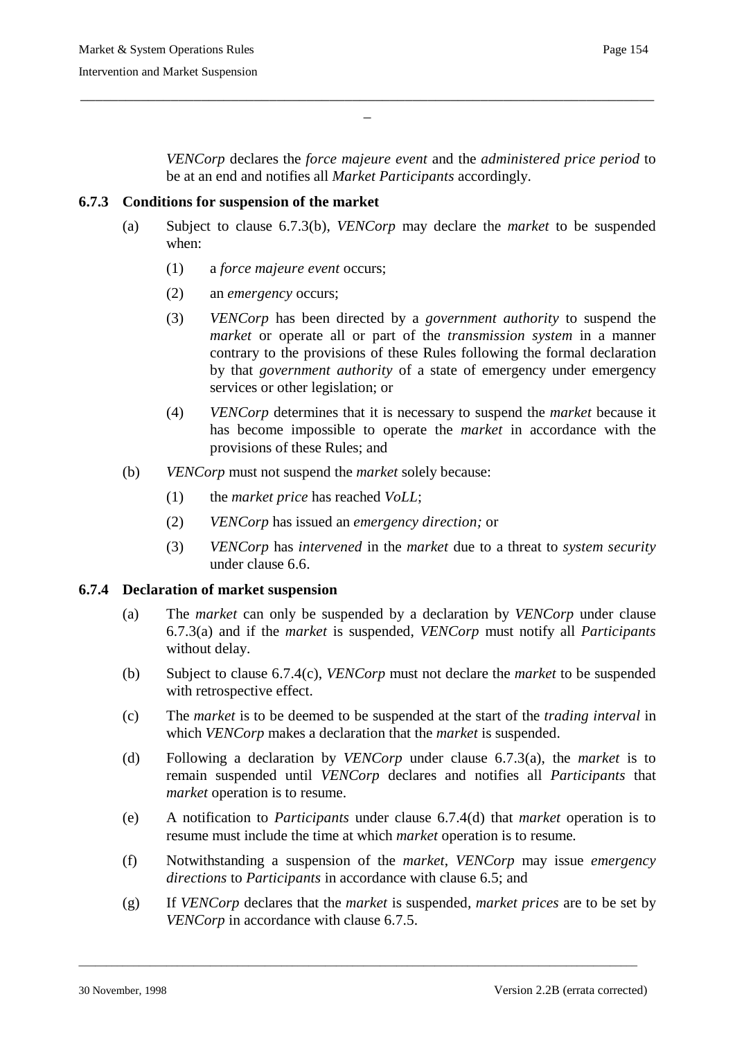*VENCorp* declares the *force majeure event* and the *administered price period* to be at an end and notifies all *Market Participants* accordingly.

### 6.7.3 Conditions for suspension of the market

(a) Subject to clause 6.7.3(b), *VENCorp* may declare the *market* to be suspended when:

(1) a *force majeure event* occurs;

(2) an *emergency* occurs;

(3) *VENCorp* has been directed by a *government authority* to suspend the *market* or operate all or part of the *transmission system* in a manner contrary to the provisions of these Rules following the formal declaration by that *government authority* of a state of emergency under emergency services or other legislation; or

(4) *VENCorp* determines that it is necessary to suspend the *market* because it has become impossible to operate the *market* in accordance with the provisions of these Rules; and

(b) *VENCorp* must not suspend the *market* solely because:

(1) the *market price* has reached *VoLL*;

(2) *VENCorp* has issued an *emergency direction;* or

(3) *VENCorp* has *intervened* in the *market* due to a threat to *system security* under clause 6.6.

### 6.7.4 Declaration of market suspension

(a) The *market* can only be suspended by a declaration by *VENCorp* under clause 6.7.3(a) and if the *market* is suspended, *VENCorp* must notify all *Participants* without delay.

(b) Subject to clause 6.7.4(c), *VENCorp* must not declare the *market* to be suspended with retrospective effect.

(c) The *market* is to be deemed to be suspended at the start of the *trading interval* in which *VENCorp* makes a declaration that the *market* is suspended.

(d) Following a declaration by *VENCorp* under clause 6.7.3(a), the *market* is to remain suspended until *VENCorp* declares and notifies all *Participants* that *market* operation is to resume.

(e) A notification to *Participants* under clause 6.7.4(d) that *market* operation is to resume must include the time at which *market* operation is to resume.

(f) Notwithstanding a suspension of the *market*, *VENCorp* may issue *emergency directions* to *Participants* in accordance with clause 6.5; and

(g) If *VENCorp* declares that the *market* is suspended, *market prices* are to be set by *VENCorp* in accordance with clause 6.7.5.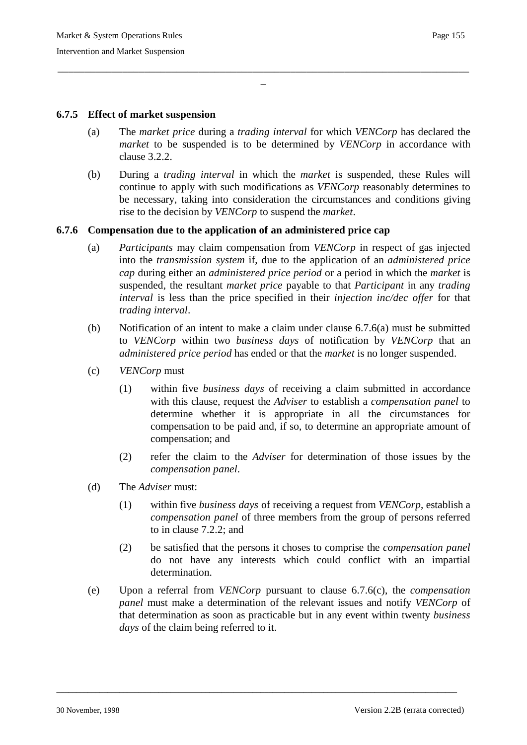### 6.7.5 Effect of market suspension

(a) The *market price* during a *trading interval* for which *VENCorp* has declared the *market* to be suspended is to be determined by *VENCorp* in accordance with clause 3.2.2.

(b) During a *trading interval* in which the *market* is suspended, these Rules will continue to apply with such modifications as *VENCorp* reasonably determines to be necessary, taking into consideration the circumstances and conditions giving rise to the decision by *VENCorp* to suspend the *market*.

### 6.7.6 Compensation due to the application of an administered price cap

(a) *Participants* may claim compensation from *VENCorp* in respect of gas injected into the *transmission system* if, due to the application of an *administered price cap* during either an *administered price period* or a period in which the *market* is suspended, the resultant *market price* payable to that *Participant* in any *trading interval* is less than the price specified in their *injection inc/dec offer* for that *trading interval*.

(b) Notification of an intent to make a claim under clause 6.7.6(a) must be submitted to *VENCorp* within two *business days* of notification by *VENCorp* that an *administered price period* has ended or that the *market* is no longer suspended.

(c) *VENCorp* must

(1) within five *business days* of receiving a claim submitted in accordance with this clause, request the *Adviser* to establish a *compensation panel* to determine whether it is appropriate in all the circumstances for compensation to be paid and, if so, to determine an appropriate amount of compensation; and

(2) refer the claim to the *Adviser* for determination of those issues by the *compensation panel*.

(d) The *Adviser* must:

(1) within five *business days* of receiving a request from *VENCorp*, establish a *compensation panel* of three members from the group of persons referred to in clause 7.2.2; and

(2) be satisfied that the persons it choses to comprise the *compensation panel* do not have any interests which could conflict with an impartial determination.

(e) Upon a referral from *VENCorp* pursuant to clause 6.7.6(c), the *compensation panel* must make a determination of the relevant issues and notify *VENCorp* of that determination as soon as practicable but in any event within twenty *business days* of the claim being referred to it.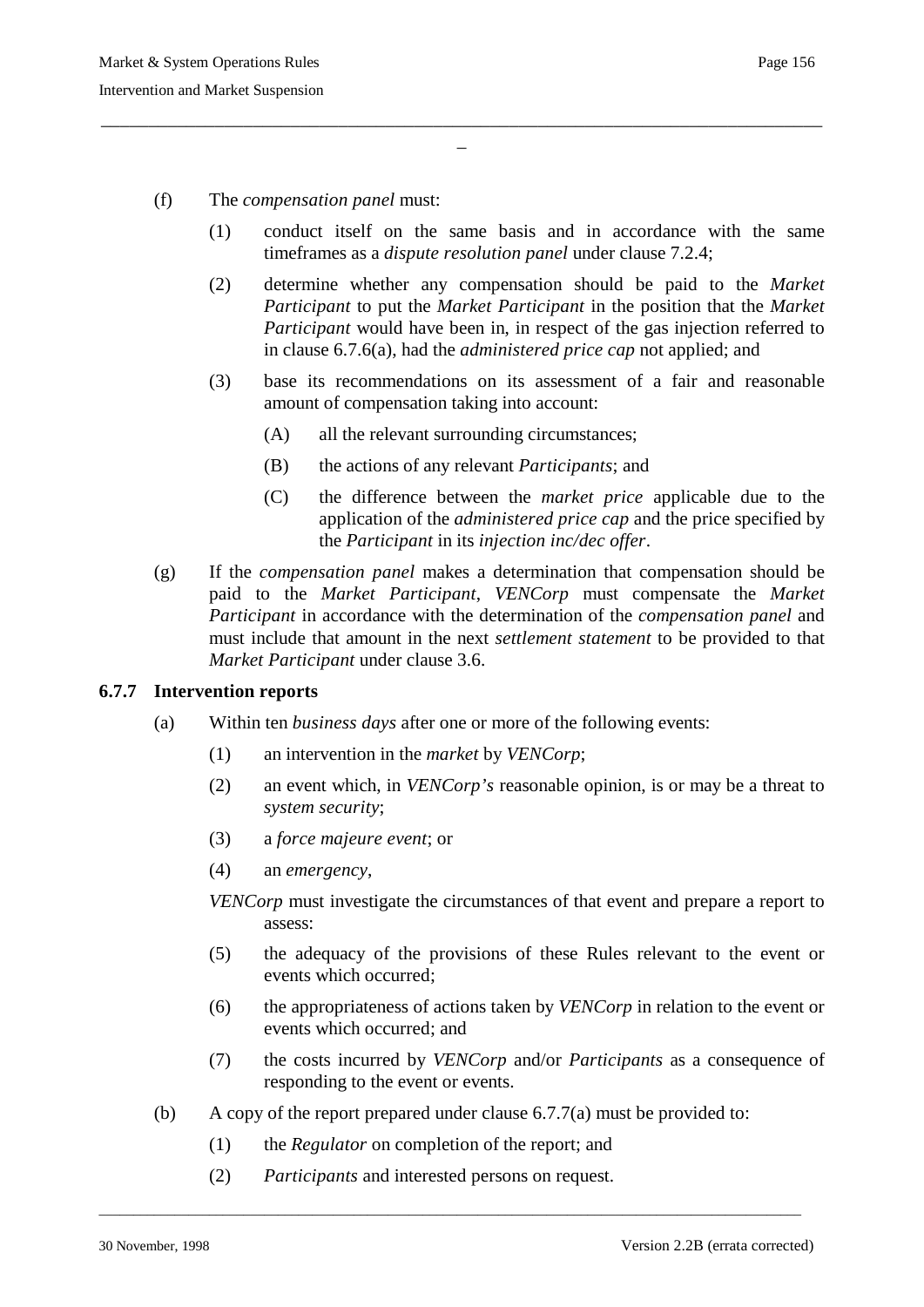(f) The *compensation panel* must:

  (1) conduct itself on the same basis and in accordance with the same timeframes as a *dispute resolution panel* under clause 7.2.4;

  (2) determine whether any compensation should be paid to the *Market Participant* to put the *Market Participant* in the position that the *Market Participant* would have been in, in respect of the gas injection referred to in clause 6.7.6(a), had the *administered price cap* not applied; and

  (3) base its recommendations on its assessment of a fair and reasonable amount of compensation taking into account:

    (A) all the relevant surrounding circumstances;

    (B) the actions of any relevant *Participants*; and

    (C) the difference between the *market price* applicable due to the application of the *administered price cap* and the price specified by the *Participant* in its *injection inc/dec offer*.

(g) If the *compensation panel* makes a determination that compensation should be paid to the *Market Participant*, *VENCorp* must compensate the *Market Participant* in accordance with the determination of the *compensation panel* and must include that amount in the next *settlement statement* to be provided to that *Market Participant* under clause 3.6.

### 6.7.7 Intervention reports

(a) Within ten *business days* after one or more of the following events:

  (1) an intervention in the *market* by *VENCorp*;

  (2) an event which, in *VENCorp's* reasonable opinion, is or may be a threat to *system security*;

  (3) a *force majeure event*; or

  (4) an *emergency*,

  *VENCorp* must investigate the circumstances of that event and prepare a report to assess:

  (5) the adequacy of the provisions of these Rules relevant to the event or events which occurred;

  (6) the appropriateness of actions taken by *VENCorp* in relation to the event or events which occurred; and

  (7) the costs incurred by *VENCorp* and/or *Participants* as a consequence of responding to the event or events.

(b) A copy of the report prepared under clause 6.7.7(a) must be provided to:

  (1) the *Regulator* on completion of the report; and

  (2) *Participants* and interested persons on request.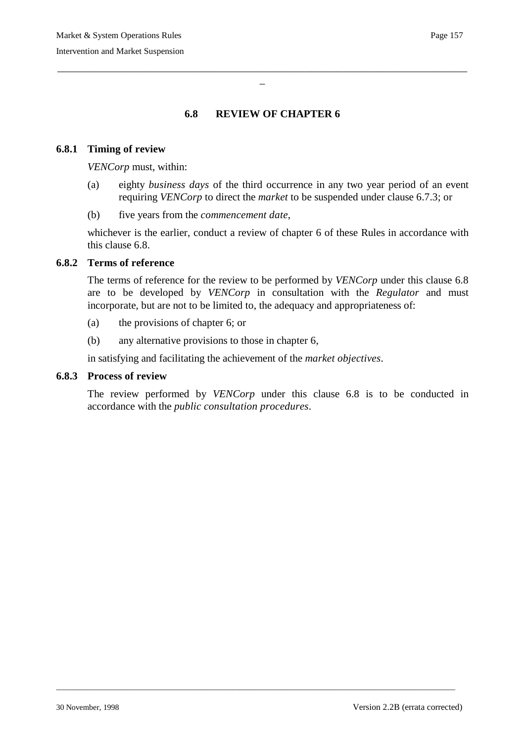## 6.8 REVIEW OF CHAPTER 6

### 6.8.1 Timing of review

*VENCorp* must, within:

(a) eighty *business days* of the third occurrence in any two year period of an event requiring *VENCorp* to direct the *market* to be suspended under clause 6.7.3; or

(b) five years from the *commencement date*,

whichever is the earlier, conduct a review of chapter 6 of these Rules in accordance with this clause 6.8.

### 6.8.2 Terms of reference

The terms of reference for the review to be performed by *VENCorp* under this clause 6.8 are to be developed by *VENCorp* in consultation with the *Regulator* and must incorporate, but are not to be limited to, the adequacy and appropriateness of:

(a) the provisions of chapter 6; or

(b) any alternative provisions to those in chapter 6,

in satisfying and facilitating the achievement of the *market objectives*.

### 6.8.3 Process of review

The review performed by *VENCorp* under this clause 6.8 is to be conducted in accordance with the *public consultation procedures*.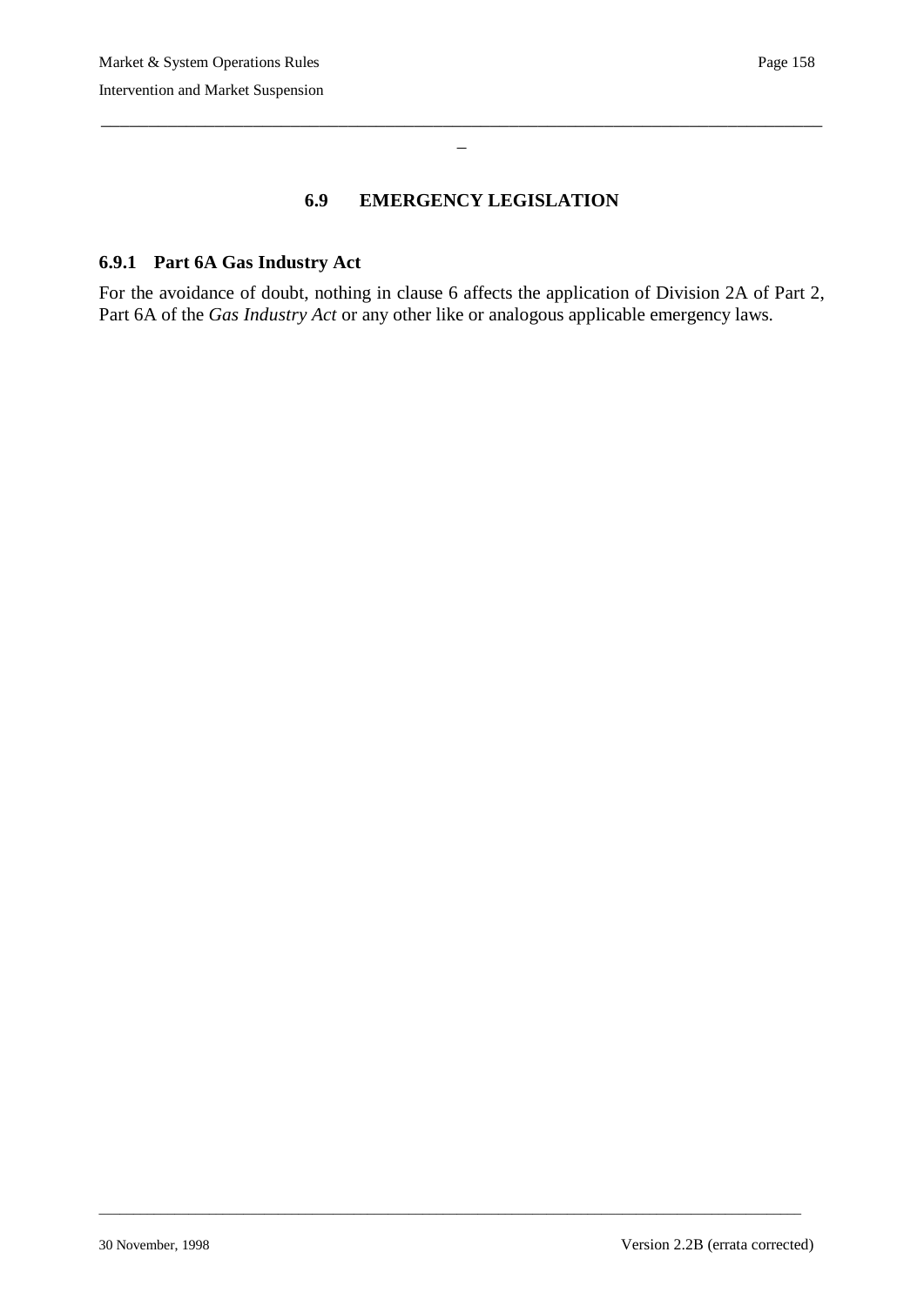## 6.9 EMERGENCY LEGISLATION

### 6.9.1 Part 6A Gas Industry Act

For the avoidance of doubt, nothing in clause 6 affects the application of Division 2A of Part 2, Part 6A of the *Gas Industry Act* or any other like or analogous applicable emergency laws.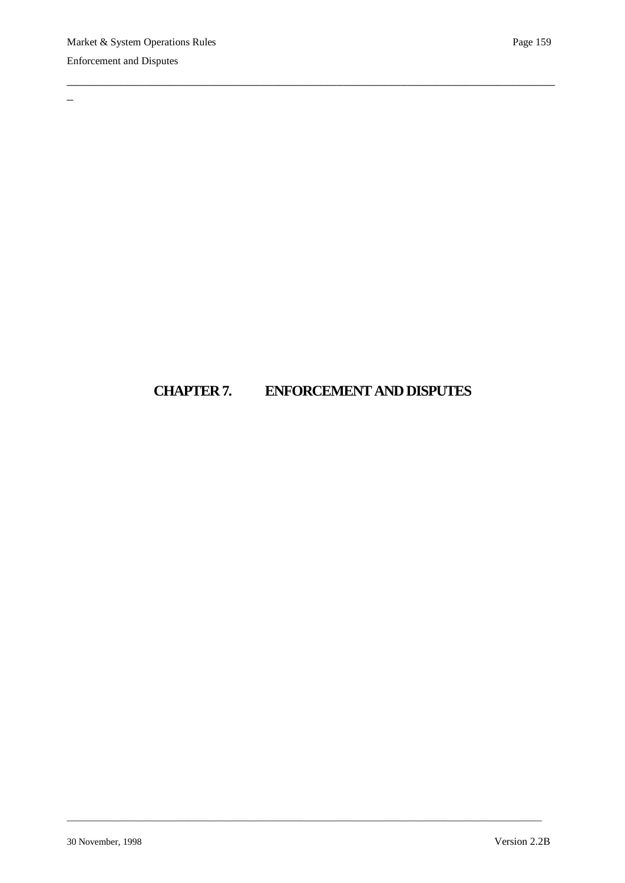# CHAPTER 7. ENFORCEMENT AND DISPUTES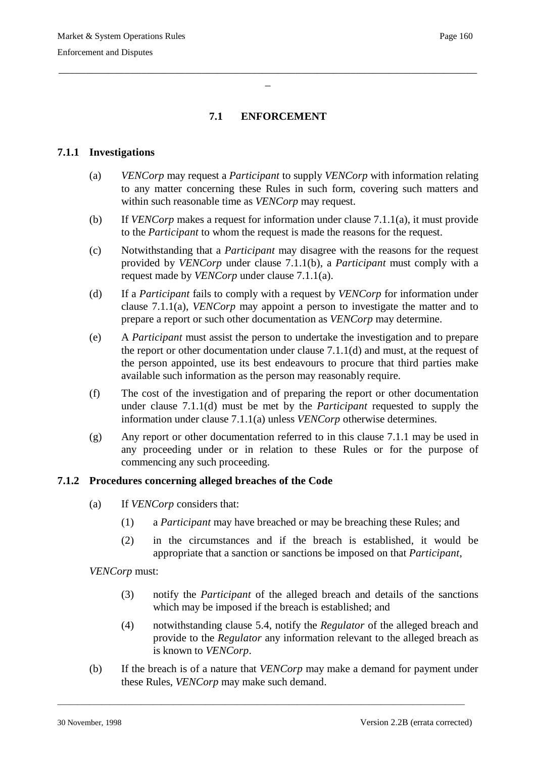## 7.1 ENFORCEMENT

### 7.1.1 Investigations

(a) *VENCorp* may request a *Participant* to supply *VENCorp* with information relating to any matter concerning these Rules in such form, covering such matters and within such reasonable time as *VENCorp* may request.

(b) If *VENCorp* makes a request for information under clause 7.1.1(a), it must provide to the *Participant* to whom the request is made the reasons for the request.

(c) Notwithstanding that a *Participant* may disagree with the reasons for the request provided by *VENCorp* under clause 7.1.1(b), a *Participant* must comply with a request made by *VENCorp* under clause 7.1.1(a).

(d) If a *Participant* fails to comply with a request by *VENCorp* for information under clause 7.1.1(a), *VENCorp* may appoint a person to investigate the matter and to prepare a report or such other documentation as *VENCorp* may determine.

(e) A *Participant* must assist the person to undertake the investigation and to prepare the report or other documentation under clause 7.1.1(d) and must, at the request of the person appointed, use its best endeavours to procure that third parties make available such information as the person may reasonably require.

(f) The cost of the investigation and of preparing the report or other documentation under clause 7.1.1(d) must be met by the *Participant* requested to supply the information under clause 7.1.1(a) unless *VENCorp* otherwise determines.

(g) Any report or other documentation referred to in this clause 7.1.1 may be used in any proceeding under or in relation to these Rules or for the purpose of commencing any such proceeding.

### 7.1.2 Procedures concerning alleged breaches of the Code

(a) If *VENCorp* considers that:

(1) a *Participant* may have breached or may be breaching these Rules; and

(2) in the circumstances and if the breach is established, it would be appropriate that a sanction or sanctions be imposed on that *Participant*,

*VENCorp* must:

(3) notify the *Participant* of the alleged breach and details of the sanctions which may be imposed if the breach is established; and

(4) notwithstanding clause 5.4, notify the *Regulator* of the alleged breach and provide to the *Regulator* any information relevant to the alleged breach as is known to *VENCorp*.

(b) If the breach is of a nature that *VENCorp* may make a demand for payment under these Rules, *VENCorp* may make such demand.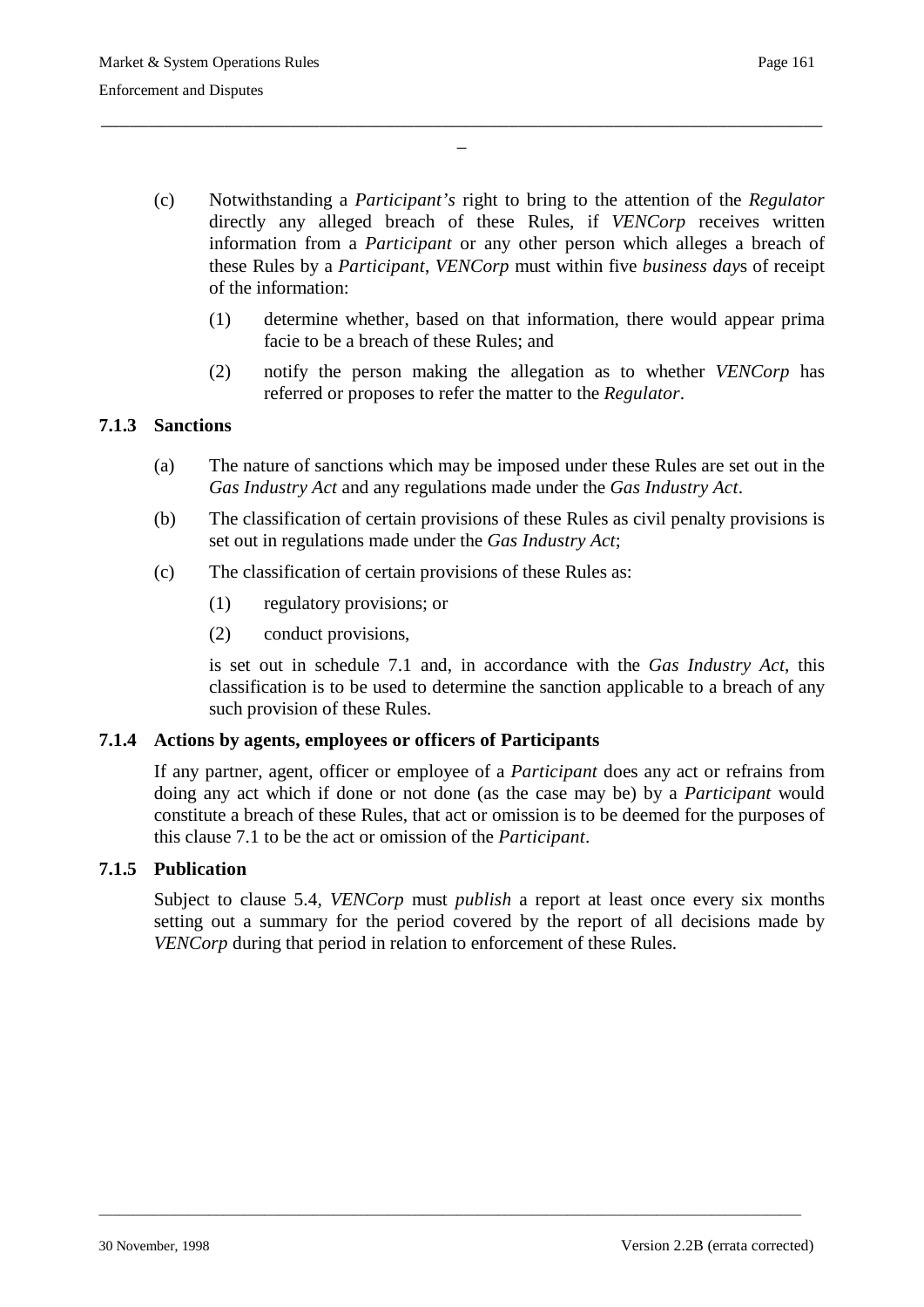(c) Notwithstanding a *Participant's* right to bring to the attention of the *Regulator* directly any alleged breach of these Rules, if *VENCorp* receives written information from a *Participant* or any other person which alleges a breach of these Rules by a *Participant*, *VENCorp* must within five *business day*s of receipt of the information:

(1) determine whether, based on that information, there would appear prima facie to be a breach of these Rules; and

(2) notify the person making the allegation as to whether *VENCorp* has referred or proposes to refer the matter to the *Regulator*.

### 7.1.3 Sanctions

(a) The nature of sanctions which may be imposed under these Rules are set out in the *Gas Industry Act* and any regulations made under the *Gas Industry Act*.

(b) The classification of certain provisions of these Rules as civil penalty provisions is set out in regulations made under the *Gas Industry Act*;

(c) The classification of certain provisions of these Rules as:

(1) regulatory provisions; or

(2) conduct provisions,

is set out in schedule 7.1 and, in accordance with the *Gas Industry Act*, this classification is to be used to determine the sanction applicable to a breach of any such provision of these Rules.

### 7.1.4 Actions by agents, employees or officers of Participants

If any partner, agent, officer or employee of a *Participant* does any act or refrains from doing any act which if done or not done (as the case may be) by a *Participant* would constitute a breach of these Rules, that act or omission is to be deemed for the purposes of this clause 7.1 to be the act or omission of the *Participant*.

### 7.1.5 Publication

Subject to clause 5.4, *VENCorp* must *publish* a report at least once every six months setting out a summary for the period covered by the report of all decisions made by *VENCorp* during that period in relation to enforcement of these Rules.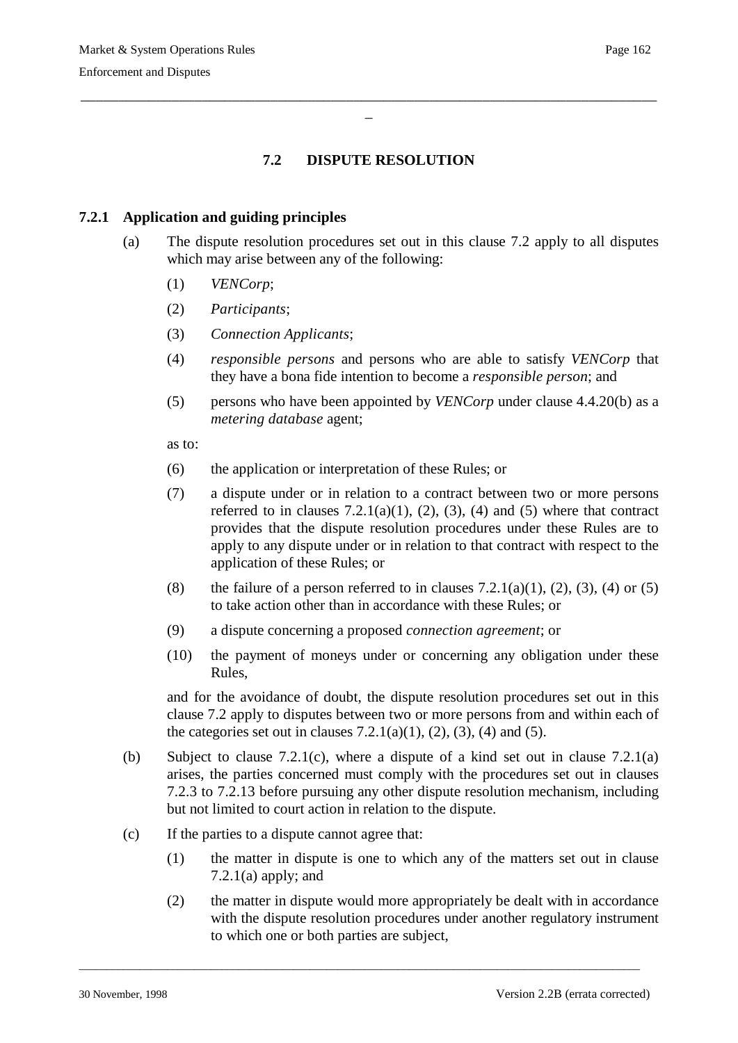## 7.2 DISPUTE RESOLUTION

### 7.2.1 Application and guiding principles

(a) The dispute resolution procedures set out in this clause 7.2 apply to all disputes which may arise between any of the following:

(1) *VENCorp*;

(2) *Participants*;

(3) *Connection Applicants*;

(4) *responsible persons* and persons who are able to satisfy *VENCorp* that they have a bona fide intention to become a *responsible person*; and

(5) persons who have been appointed by *VENCorp* under clause 4.4.20(b) as a *metering database* agent;

as to:

(6) the application or interpretation of these Rules; or

(7) a dispute under or in relation to a contract between two or more persons referred to in clauses 7.2.1(a)(1), (2), (3), (4) and (5) where that contract provides that the dispute resolution procedures under these Rules are to apply to any dispute under or in relation to that contract with respect to the application of these Rules; or

(8) the failure of a person referred to in clauses 7.2.1(a)(1), (2), (3), (4) or (5) to take action other than in accordance with these Rules; or

(9) a dispute concerning a proposed *connection agreement*; or

(10) the payment of moneys under or concerning any obligation under these Rules,

and for the avoidance of doubt, the dispute resolution procedures set out in this clause 7.2 apply to disputes between two or more persons from and within each of the categories set out in clauses 7.2.1(a)(1), (2), (3), (4) and (5).

(b) Subject to clause 7.2.1(c), where a dispute of a kind set out in clause 7.2.1(a) arises, the parties concerned must comply with the procedures set out in clauses 7.2.3 to 7.2.13 before pursuing any other dispute resolution mechanism, including but not limited to court action in relation to the dispute.

(c) If the parties to a dispute cannot agree that:

(1) the matter in dispute is one to which any of the matters set out in clause 7.2.1(a) apply; and

(2) the matter in dispute would more appropriately be dealt with in accordance with the dispute resolution procedures under another regulatory instrument to which one or both parties are subject,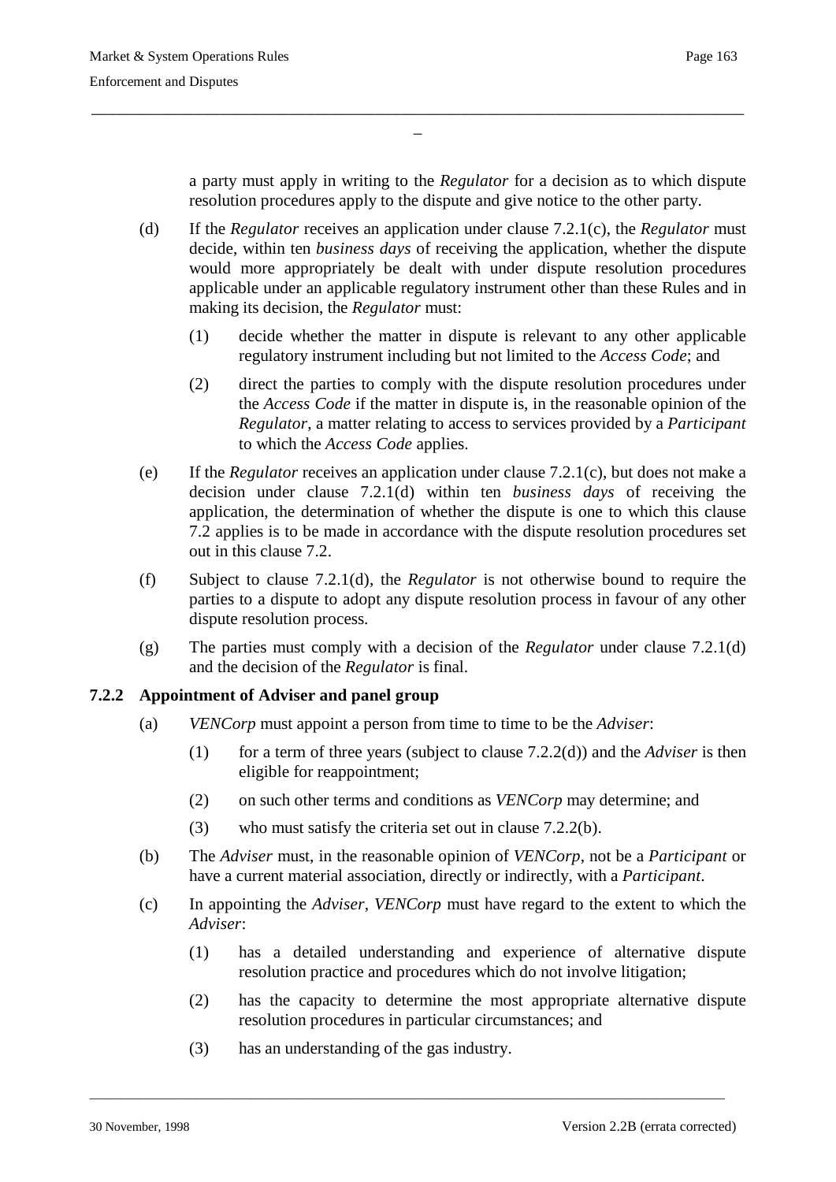a party must apply in writing to the *Regulator* for a decision as to which dispute resolution procedures apply to the dispute and give notice to the other party.

(d) If the *Regulator* receives an application under clause 7.2.1(c), the *Regulator* must decide, within ten *business days* of receiving the application, whether the dispute would more appropriately be dealt with under dispute resolution procedures applicable under an applicable regulatory instrument other than these Rules and in making its decision, the *Regulator* must:

   (1) decide whether the matter in dispute is relevant to any other applicable regulatory instrument including but not limited to the *Access Code*; and

   (2) direct the parties to comply with the dispute resolution procedures under the *Access Code* if the matter in dispute is, in the reasonable opinion of the *Regulator*, a matter relating to access to services provided by a *Participant* to which the *Access Code* applies.

(e) If the *Regulator* receives an application under clause 7.2.1(c), but does not make a decision under clause 7.2.1(d) within ten *business days* of receiving the application, the determination of whether the dispute is one to which this clause 7.2 applies is to be made in accordance with the dispute resolution procedures set out in this clause 7.2.

(f) Subject to clause 7.2.1(d), the *Regulator* is not otherwise bound to require the parties to a dispute to adopt any dispute resolution process in favour of any other dispute resolution process.

(g) The parties must comply with a decision of the *Regulator* under clause 7.2.1(d) and the decision of the *Regulator* is final.

### 7.2.2 Appointment of Adviser and panel group

(a) *VENCorp* must appoint a person from time to time to be the *Adviser*:

   (1) for a term of three years (subject to clause 7.2.2(d)) and the *Adviser* is then eligible for reappointment;

   (2) on such other terms and conditions as *VENCorp* may determine; and

   (3) who must satisfy the criteria set out in clause 7.2.2(b).

(b) The *Adviser* must, in the reasonable opinion of *VENCorp*, not be a *Participant* or have a current material association, directly or indirectly, with a *Participant*.

(c) In appointing the *Adviser*, *VENCorp* must have regard to the extent to which the *Adviser*:

   (1) has a detailed understanding and experience of alternative dispute resolution practice and procedures which do not involve litigation;

   (2) has the capacity to determine the most appropriate alternative dispute resolution procedures in particular circumstances; and

   (3) has an understanding of the gas industry.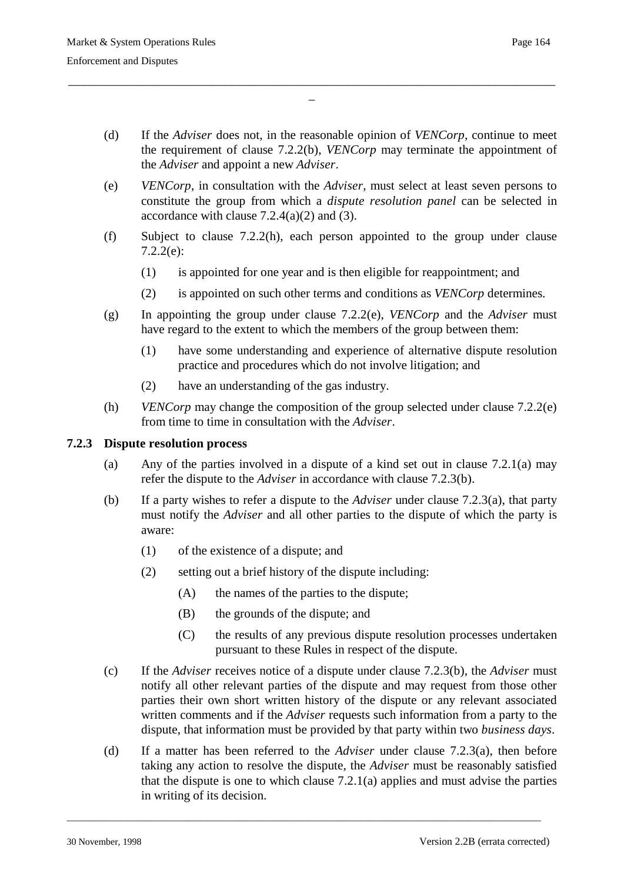(d) If the *Adviser* does not, in the reasonable opinion of *VENCorp*, continue to meet the requirement of clause 7.2.2(b), *VENCorp* may terminate the appointment of the *Adviser* and appoint a new *Adviser*.

(e) *VENCorp*, in consultation with the *Adviser*, must select at least seven persons to constitute the group from which a *dispute resolution panel* can be selected in accordance with clause 7.2.4(a)(2) and (3).

(f) Subject to clause 7.2.2(h), each person appointed to the group under clause 7.2.2(e):

 (1) is appointed for one year and is then eligible for reappointment; and

 (2) is appointed on such other terms and conditions as *VENCorp* determines.

(g) In appointing the group under clause 7.2.2(e), *VENCorp* and the *Adviser* must have regard to the extent to which the members of the group between them:

 (1) have some understanding and experience of alternative dispute resolution practice and procedures which do not involve litigation; and

 (2) have an understanding of the gas industry.

(h) *VENCorp* may change the composition of the group selected under clause 7.2.2(e) from time to time in consultation with the *Adviser*.

### 7.2.3 Dispute resolution process

(a) Any of the parties involved in a dispute of a kind set out in clause 7.2.1(a) may refer the dispute to the *Adviser* in accordance with clause 7.2.3(b).

(b) If a party wishes to refer a dispute to the *Adviser* under clause 7.2.3(a), that party must notify the *Adviser* and all other parties to the dispute of which the party is aware:

 (1) of the existence of a dispute; and

 (2) setting out a brief history of the dispute including:

  (A) the names of the parties to the dispute;

  (B) the grounds of the dispute; and

  (C) the results of any previous dispute resolution processes undertaken pursuant to these Rules in respect of the dispute.

(c) If the *Adviser* receives notice of a dispute under clause 7.2.3(b), the *Adviser* must notify all other relevant parties of the dispute and may request from those other parties their own short written history of the dispute or any relevant associated written comments and if the *Adviser* requests such information from a party to the dispute, that information must be provided by that party within two *business days*.

(d) If a matter has been referred to the *Adviser* under clause 7.2.3(a), then before taking any action to resolve the dispute, the *Adviser* must be reasonably satisfied that the dispute is one to which clause 7.2.1(a) applies and must advise the parties in writing of its decision.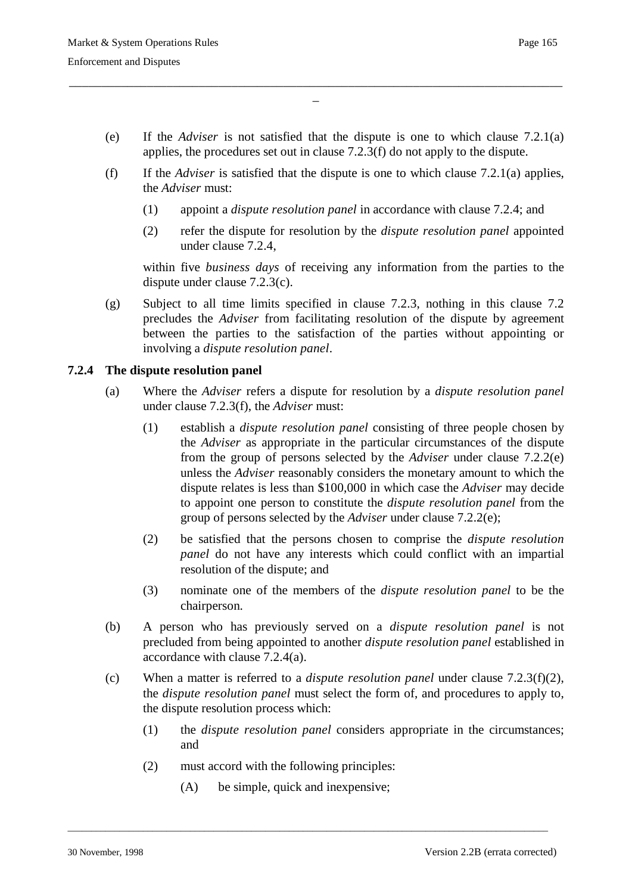(e) If the *Adviser* is not satisfied that the dispute is one to which clause 7.2.1(a) applies, the procedures set out in clause 7.2.3(f) do not apply to the dispute.

(f) If the *Adviser* is satisfied that the dispute is one to which clause 7.2.1(a) applies, the *Adviser* must:

  (1) appoint a *dispute resolution panel* in accordance with clause 7.2.4; and

  (2) refer the dispute for resolution by the *dispute resolution panel* appointed under clause 7.2.4,

  within five *business days* of receiving any information from the parties to the dispute under clause 7.2.3(c).

(g) Subject to all time limits specified in clause 7.2.3, nothing in this clause 7.2 precludes the *Adviser* from facilitating resolution of the dispute by agreement between the parties to the satisfaction of the parties without appointing or involving a *dispute resolution panel*.

### 7.2.4 The dispute resolution panel

(a) Where the *Adviser* refers a dispute for resolution by a *dispute resolution panel* under clause 7.2.3(f), the *Adviser* must:

  (1) establish a *dispute resolution panel* consisting of three people chosen by the *Adviser* as appropriate in the particular circumstances of the dispute from the group of persons selected by the *Adviser* under clause 7.2.2(e) unless the *Adviser* reasonably considers the monetary amount to which the dispute relates is less than $100,000 in which case the *Adviser* may decide to appoint one person to constitute the *dispute resolution panel* from the group of persons selected by the *Adviser* under clause 7.2.2(e);

  (2) be satisfied that the persons chosen to comprise the *dispute resolution panel* do not have any interests which could conflict with an impartial resolution of the dispute; and

  (3) nominate one of the members of the *dispute resolution panel* to be the chairperson.

(b) A person who has previously served on a *dispute resolution panel* is not precluded from being appointed to another *dispute resolution panel* established in accordance with clause 7.2.4(a).

(c) When a matter is referred to a *dispute resolution panel* under clause 7.2.3(f)(2), the *dispute resolution panel* must select the form of, and procedures to apply to, the dispute resolution process which:

  (1) the *dispute resolution panel* considers appropriate in the circumstances; and

  (2) must accord with the following principles:

    (A) be simple, quick and inexpensive;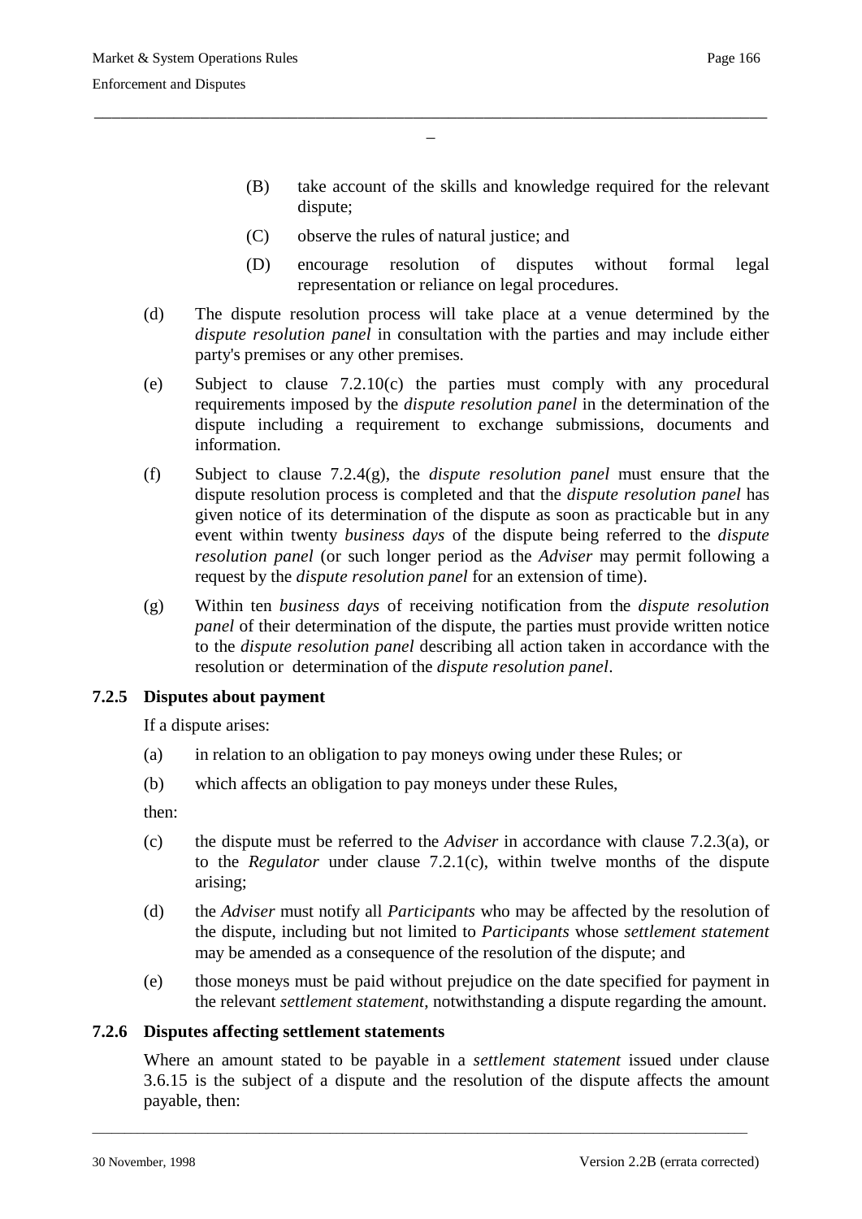(B) take account of the skills and knowledge required for the relevant dispute;

(C) observe the rules of natural justice; and

(D) encourage resolution of disputes without formal legal representation or reliance on legal procedures.

(d) The dispute resolution process will take place at a venue determined by the *dispute resolution panel* in consultation with the parties and may include either party's premises or any other premises.

(e) Subject to clause 7.2.10(c) the parties must comply with any procedural requirements imposed by the *dispute resolution panel* in the determination of the dispute including a requirement to exchange submissions, documents and information.

(f) Subject to clause 7.2.4(g), the *dispute resolution panel* must ensure that the dispute resolution process is completed and that the *dispute resolution panel* has given notice of its determination of the dispute as soon as practicable but in any event within twenty *business days* of the dispute being referred to the *dispute resolution panel* (or such longer period as the *Adviser* may permit following a request by the *dispute resolution panel* for an extension of time).

(g) Within ten *business days* of receiving notification from the *dispute resolution panel* of their determination of the dispute, the parties must provide written notice to the *dispute resolution panel* describing all action taken in accordance with the resolution or determination of the *dispute resolution panel*.

### 7.2.5 Disputes about payment

If a dispute arises:

(a) in relation to an obligation to pay moneys owing under these Rules; or

(b) which affects an obligation to pay moneys under these Rules,

then:

(c) the dispute must be referred to the *Adviser* in accordance with clause 7.2.3(a), or to the *Regulator* under clause 7.2.1(c), within twelve months of the dispute arising;

(d) the *Adviser* must notify all *Participants* who may be affected by the resolution of the dispute, including but not limited to *Participants* whose *settlement statement* may be amended as a consequence of the resolution of the dispute; and

(e) those moneys must be paid without prejudice on the date specified for payment in the relevant *settlement statement*, notwithstanding a dispute regarding the amount.

### 7.2.6 Disputes affecting settlement statements

Where an amount stated to be payable in a *settlement statement* issued under clause 3.6.15 is the subject of a dispute and the resolution of the dispute affects the amount payable, then: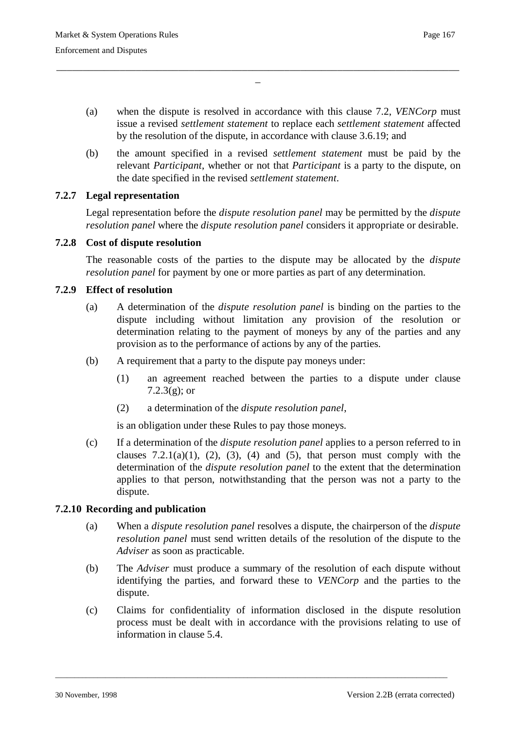(a) when the dispute is resolved in accordance with this clause 7.2, *VENCorp* must issue a revised *settlement statement* to replace each *settlement statement* affected by the resolution of the dispute, in accordance with clause 3.6.19; and

(b) the amount specified in a revised *settlement statement* must be paid by the relevant *Participant*, whether or not that *Participant* is a party to the dispute, on the date specified in the revised *settlement statement*.

### 7.2.7 Legal representation

Legal representation before the *dispute resolution panel* may be permitted by the *dispute resolution panel* where the *dispute resolution panel* considers it appropriate or desirable.

### 7.2.8 Cost of dispute resolution

The reasonable costs of the parties to the dispute may be allocated by the *dispute resolution panel* for payment by one or more parties as part of any determination.

### 7.2.9 Effect of resolution

(a) A determination of the *dispute resolution panel* is binding on the parties to the dispute including without limitation any provision of the resolution or determination relating to the payment of moneys by any of the parties and any provision as to the performance of actions by any of the parties.

(b) A requirement that a party to the dispute pay moneys under:

  (1) an agreement reached between the parties to a dispute under clause 7.2.3(g); or

  (2) a determination of the *dispute resolution panel*,

  is an obligation under these Rules to pay those moneys.

(c) If a determination of the *dispute resolution panel* applies to a person referred to in clauses 7.2.1(a)(1), (2), (3), (4) and (5), that person must comply with the determination of the *dispute resolution panel* to the extent that the determination applies to that person, notwithstanding that the person was not a party to the dispute.

### 7.2.10 Recording and publication

(a) When a *dispute resolution panel* resolves a dispute, the chairperson of the *dispute resolution panel* must send written details of the resolution of the dispute to the *Adviser* as soon as practicable.

(b) The *Adviser* must produce a summary of the resolution of each dispute without identifying the parties, and forward these to *VENCorp* and the parties to the dispute.

(c) Claims for confidentiality of information disclosed in the dispute resolution process must be dealt with in accordance with the provisions relating to use of information in clause 5.4.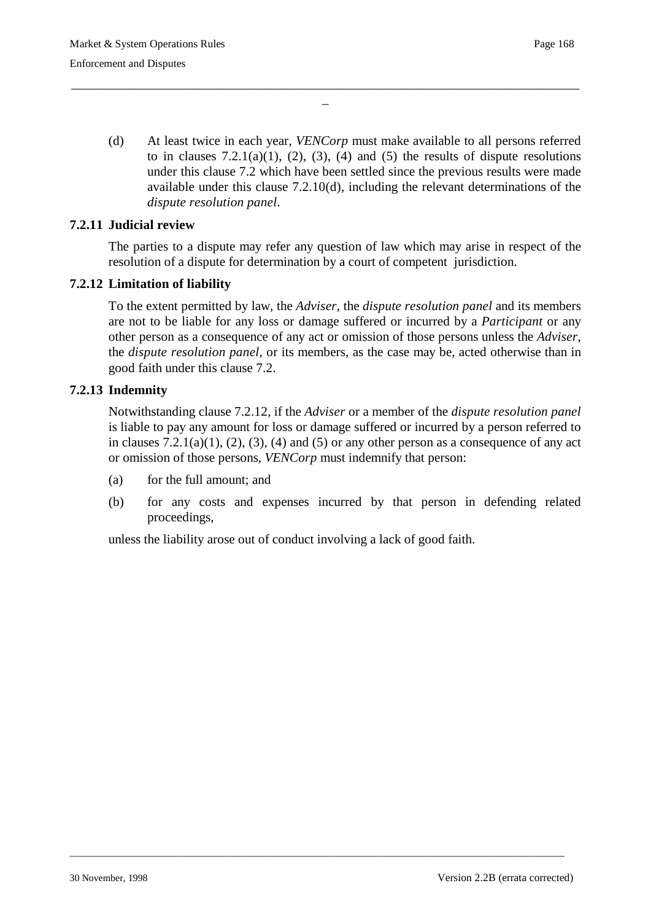(d) At least twice in each year, *VENCorp* must make available to all persons referred to in clauses 7.2.1(a)(1), (2), (3), (4) and (5) the results of dispute resolutions under this clause 7.2 which have been settled since the previous results were made available under this clause 7.2.10(d), including the relevant determinations of the *dispute resolution panel*.

### 7.2.11 Judicial review

The parties to a dispute may refer any question of law which may arise in respect of the resolution of a dispute for determination by a court of competent jurisdiction.

### 7.2.12 Limitation of liability

To the extent permitted by law, the *Adviser*, the *dispute resolution panel* and its members are not to be liable for any loss or damage suffered or incurred by a *Participant* or any other person as a consequence of any act or omission of those persons unless the *Adviser*, the *dispute resolution panel*, or its members, as the case may be, acted otherwise than in good faith under this clause 7.2.

### 7.2.13 Indemnity

Notwithstanding clause 7.2.12, if the *Adviser* or a member of the *dispute resolution panel* is liable to pay any amount for loss or damage suffered or incurred by a person referred to in clauses 7.2.1(a)(1), (2), (3), (4) and (5) or any other person as a consequence of any act or omission of those persons, *VENCorp* must indemnify that person:

(a) for the full amount; and

(b) for any costs and expenses incurred by that person in defending related proceedings,

unless the liability arose out of conduct involving a lack of good faith.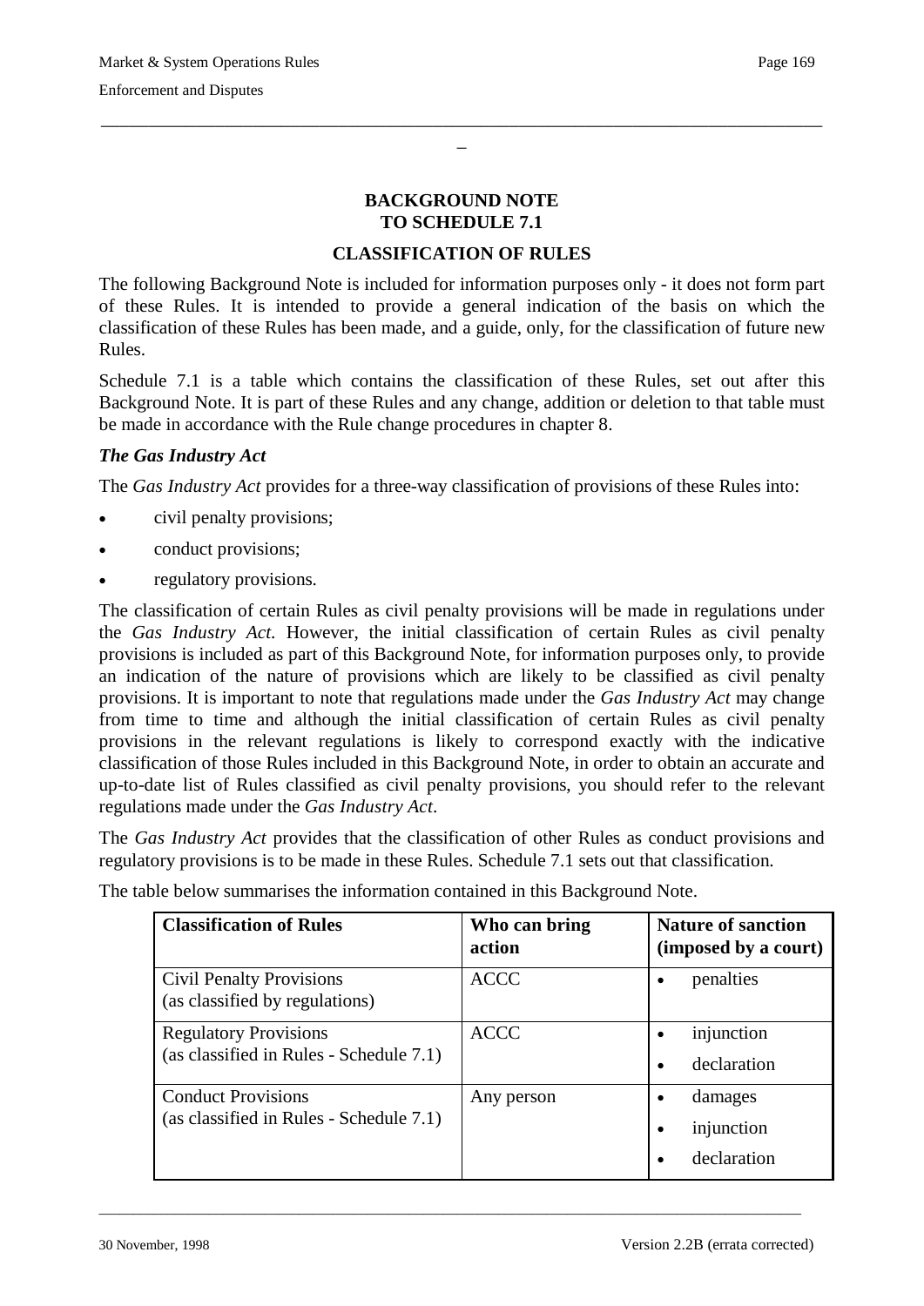## BACKGROUND NOTE TO SCHEDULE 7.1

## CLASSIFICATION OF RULES

The following Background Note is included for information purposes only - it does not form part of these Rules. It is intended to provide a general indication of the basis on which the classification of these Rules has been made, and a guide, only, for the classification of future new Rules.

Schedule 7.1 is a table which contains the classification of these Rules, set out after this Background Note. It is part of these Rules and any change, addition or deletion to that table must be made in accordance with the Rule change procedures in chapter 8.

### *The Gas Industry Act*

The *Gas Industry Act* provides for a three-way classification of provisions of these Rules into:

- civil penalty provisions;
- conduct provisions;
- regulatory provisions.

The classification of certain Rules as civil penalty provisions will be made in regulations under the *Gas Industry Act.* However, the initial classification of certain Rules as civil penalty provisions is included as part of this Background Note, for information purposes only, to provide an indication of the nature of provisions which are likely to be classified as civil penalty provisions. It is important to note that regulations made under the *Gas Industry Act* may change from time to time and although the initial classification of certain Rules as civil penalty provisions in the relevant regulations is likely to correspond exactly with the indicative classification of those Rules included in this Background Note, in order to obtain an accurate and up-to-date list of Rules classified as civil penalty provisions, you should refer to the relevant regulations made under the *Gas Industry Act*.

The *Gas Industry Act* provides that the classification of other Rules as conduct provisions and regulatory provisions is to be made in these Rules. Schedule 7.1 sets out that classification.

The table below summarises the information contained in this Background Note.

| Classification of Rules | Who can bring action | Nature of sanction (imposed by a court) |
|---|---|---|
| Civil Penalty Provisions (as classified by regulations) | ACCC | • penalties |
| Regulatory Provisions (as classified in Rules - Schedule 7.1) | ACCC | • injunction<br>• declaration |
| Conduct Provisions (as classified in Rules - Schedule 7.1) | Any person | • damages<br>• injunction<br>• declaration |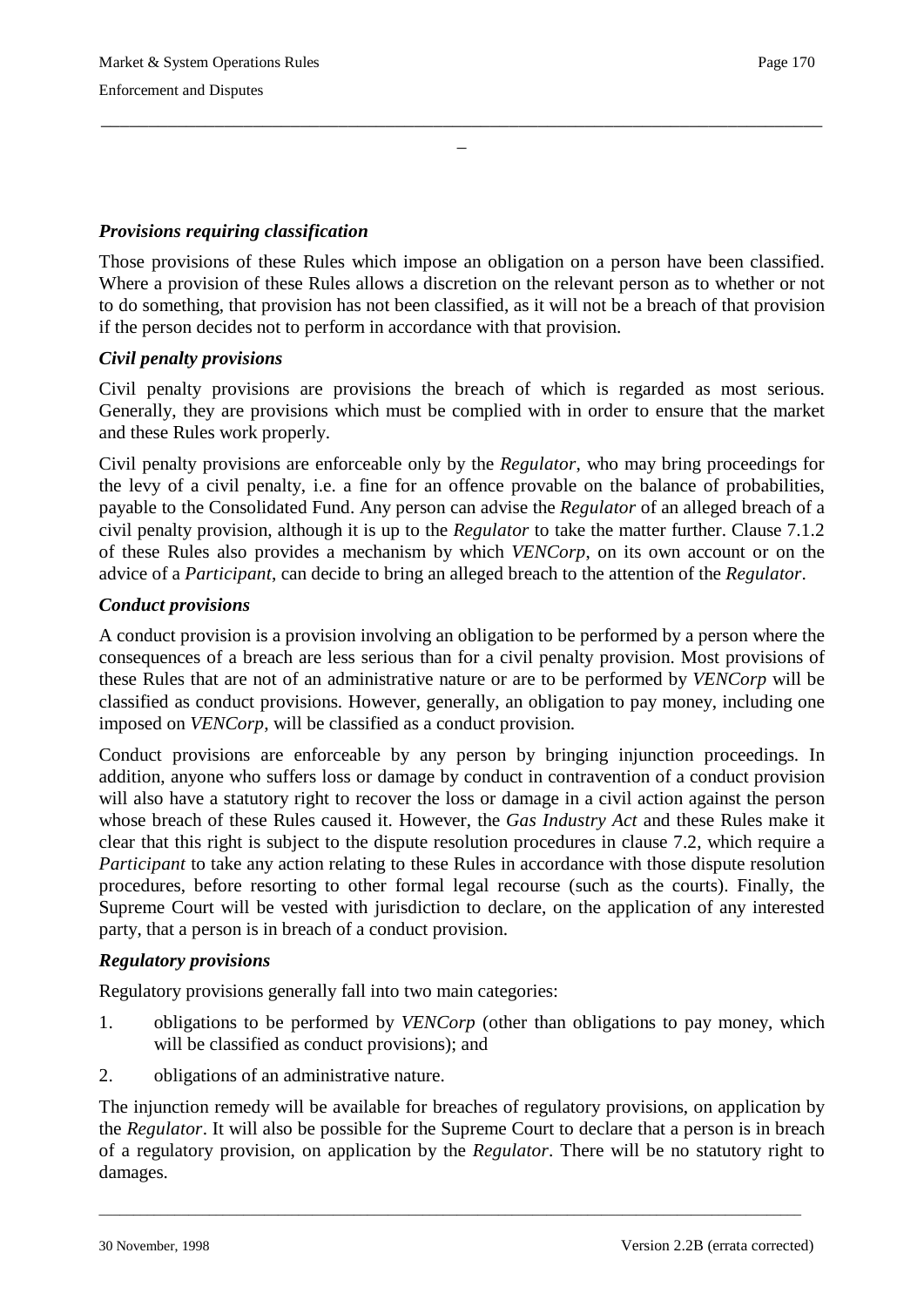### *Provisions requiring classification*

Those provisions of these Rules which impose an obligation on a person have been classified. Where a provision of these Rules allows a discretion on the relevant person as to whether or not to do something, that provision has not been classified, as it will not be a breach of that provision if the person decides not to perform in accordance with that provision.

### *Civil penalty provisions*

Civil penalty provisions are provisions the breach of which is regarded as most serious. Generally, they are provisions which must be complied with in order to ensure that the market and these Rules work properly.

Civil penalty provisions are enforceable only by the *Regulator*, who may bring proceedings for the levy of a civil penalty, i.e. a fine for an offence provable on the balance of probabilities, payable to the Consolidated Fund. Any person can advise the *Regulator* of an alleged breach of a civil penalty provision, although it is up to the *Regulator* to take the matter further. Clause 7.1.2 of these Rules also provides a mechanism by which *VENCorp*, on its own account or on the advice of a *Participant*, can decide to bring an alleged breach to the attention of the *Regulator*.

### *Conduct provisions*

A conduct provision is a provision involving an obligation to be performed by a person where the consequences of a breach are less serious than for a civil penalty provision. Most provisions of these Rules that are not of an administrative nature or are to be performed by *VENCorp* will be classified as conduct provisions. However, generally, an obligation to pay money, including one imposed on *VENCorp*, will be classified as a conduct provision.

Conduct provisions are enforceable by any person by bringing injunction proceedings. In addition, anyone who suffers loss or damage by conduct in contravention of a conduct provision will also have a statutory right to recover the loss or damage in a civil action against the person whose breach of these Rules caused it. However, the *Gas Industry Act* and these Rules make it clear that this right is subject to the dispute resolution procedures in clause 7.2, which require a *Participant* to take any action relating to these Rules in accordance with those dispute resolution procedures, before resorting to other formal legal recourse (such as the courts). Finally, the Supreme Court will be vested with jurisdiction to declare, on the application of any interested party, that a person is in breach of a conduct provision.

### *Regulatory provisions*

Regulatory provisions generally fall into two main categories:

1. obligations to be performed by *VENCorp* (other than obligations to pay money, which will be classified as conduct provisions); and
2. obligations of an administrative nature.

The injunction remedy will be available for breaches of regulatory provisions, on application by the *Regulator*. It will also be possible for the Supreme Court to declare that a person is in breach of a regulatory provision, on application by the *Regulator*. There will be no statutory right to damages.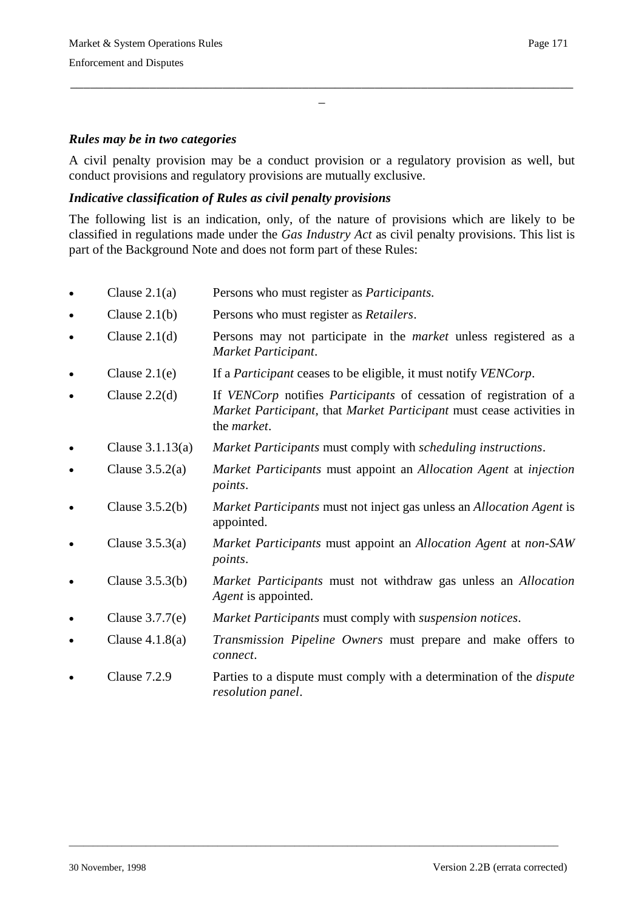***Rules may be in two categories***

A civil penalty provision may be a conduct provision or a regulatory provision as well, but conduct provisions and regulatory provisions are mutually exclusive.

***Indicative classification of Rules as civil penalty provisions***

The following list is an indication, only, of the nature of provisions which are likely to be classified in regulations made under the *Gas Industry Act* as civil penalty provisions. This list is part of the Background Note and does not form part of these Rules:

- Clause 2.1(a) Persons who must register as *Participants*.
- Clause 2.1(b) Persons who must register as *Retailers*.
- Clause 2.1(d) Persons may not participate in the *market* unless registered as a *Market Participant*.
- Clause 2.1(e) If a *Participant* ceases to be eligible, it must notify *VENCorp*.
- Clause 2.2(d) If *VENCorp* notifies *Participants* of cessation of registration of a *Market Participant*, that *Market Participant* must cease activities in the *market*.
- Clause 3.1.13(a) *Market Participants* must comply with *scheduling instructions*.
- Clause 3.5.2(a) *Market Participants* must appoint an *Allocation Agent* at *injection points*.
- Clause 3.5.2(b) *Market Participants* must not inject gas unless an *Allocation Agent* is appointed.
- Clause 3.5.3(a) *Market Participants* must appoint an *Allocation Agent* at *non-SAW points*.
- Clause 3.5.3(b) *Market Participants* must not withdraw gas unless an *Allocation Agent* is appointed.
- Clause 3.7.7(e) *Market Participants* must comply with *suspension notices*.
- Clause 4.1.8(a) *Transmission Pipeline Owners* must prepare and make offers to *connect*.
- Clause 7.2.9 Parties to a dispute must comply with a determination of the *dispute resolution panel*.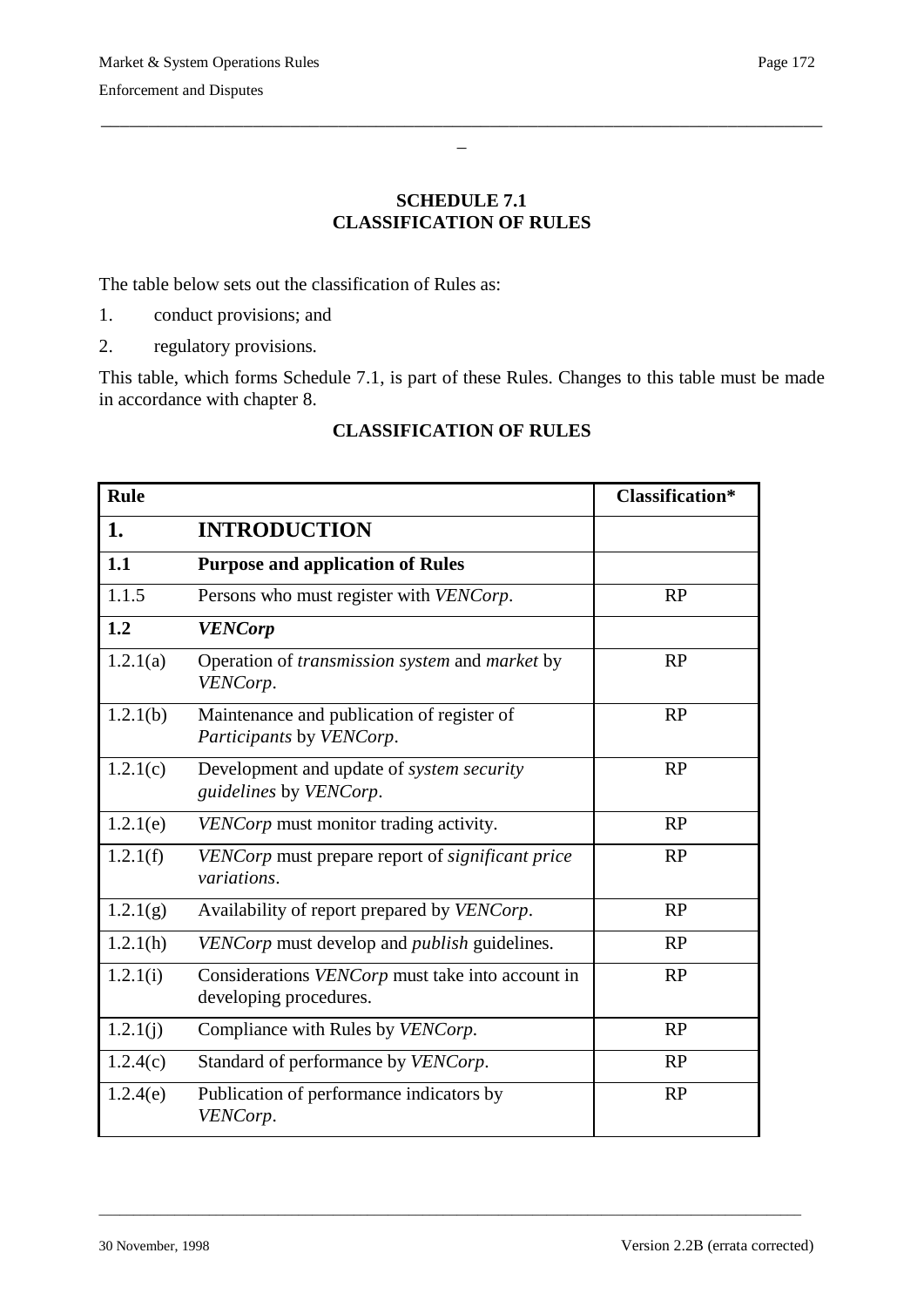## SCHEDULE 7.1
## CLASSIFICATION OF RULES

The table below sets out the classification of Rules as:

1. conduct provisions; and
2. regulatory provisions.

This table, which forms Schedule 7.1, is part of these Rules. Changes to this table must be made in accordance with chapter 8.

**CLASSIFICATION OF RULES**

| Rule | | Classification* |
|---|---|---|
| **1.** | **INTRODUCTION** | |
| **1.1** | **Purpose and application of Rules** | |
| 1.1.5 | Persons who must register with *VENCorp*. | RP |
| **1.2** | ***VENCorp*** | |
| 1.2.1(a) | Operation of *transmission system* and *market* by *VENCorp*. | RP |
| 1.2.1(b) | Maintenance and publication of register of *Participants* by *VENCorp*. | RP |
| 1.2.1(c) | Development and update of *system security guidelines* by *VENCorp*. | RP |
| 1.2.1(e) | *VENCorp* must monitor trading activity. | RP |
| 1.2.1(f) | *VENCorp* must prepare report of *significant price variations*. | RP |
| 1.2.1(g) | Availability of report prepared by *VENCorp*. | RP |
| 1.2.1(h) | *VENCorp* must develop and *publish* guidelines. | RP |
| 1.2.1(i) | Considerations *VENCorp* must take into account in developing procedures. | RP |
| 1.2.1(j) | Compliance with Rules by *VENCorp.* | RP |
| 1.2.4(c) | Standard of performance by *VENCorp*. | RP |
| 1.2.4(e) | Publication of performance indicators by *VENCorp*. | RP |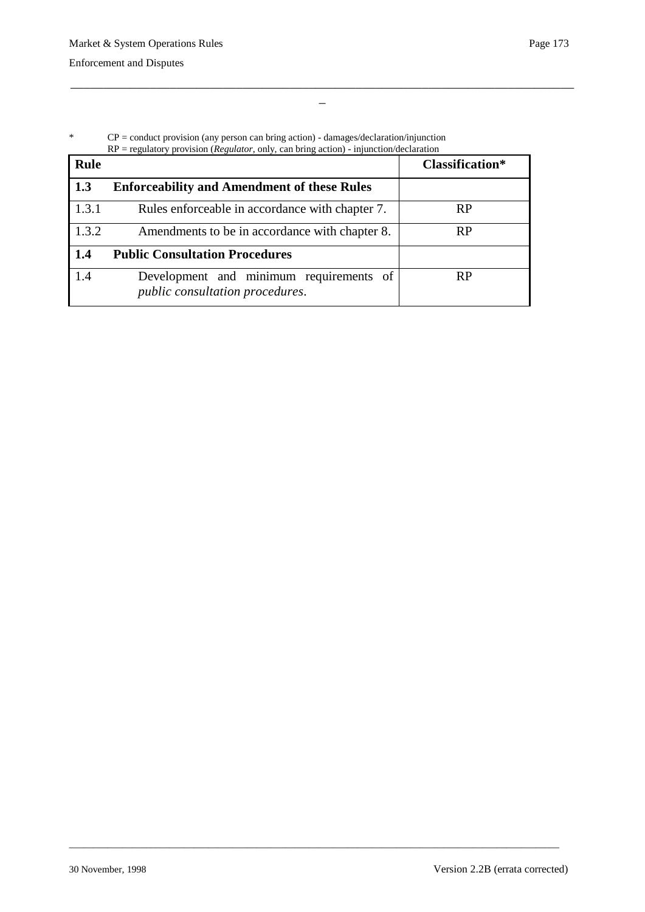\*        CP = conduct provision (any person can bring action) - damages/declaration/injunction
          RP = regulatory provision (*Regulator*, only, can bring action) - injunction/declaration

| Rule | | Classification* |
|---|---|---|
| **1.3** | **Enforceability and Amendment of these Rules** | |
| 1.3.1 | Rules enforceable in accordance with chapter 7. | RP |
| 1.3.2 | Amendments to be in accordance with chapter 8. | RP |
| **1.4** | **Public Consultation Procedures** | |
| 1.4 | Development and minimum requirements of *public consultation procedures*. | RP |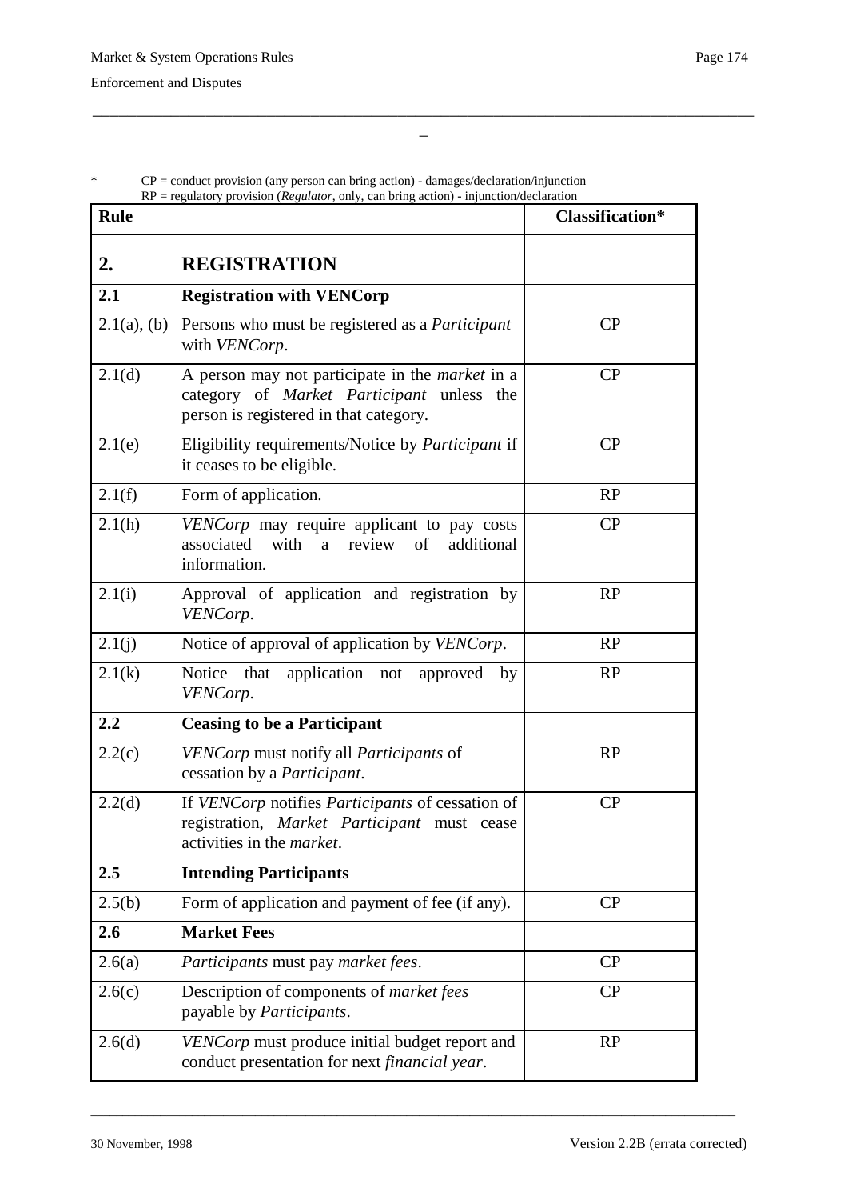\* CP = conduct provision (any person can bring action) - damages/declaration/injunction
RP = regulatory provision (*Regulator*, only, can bring action) - injunction/declaration

| Rule | | Classification* |
|---|---|---|
| **2.** | **REGISTRATION** | |
| **2.1** | **Registration with VENCorp** | |
| 2.1(a), (b) | Persons who must be registered as a *Participant* with *VENCorp*. | CP |
| 2.1(d) | A person may not participate in the *market* in a category of *Market Participant* unless the person is registered in that category. | CP |
| 2.1(e) | Eligibility requirements/Notice by *Participant* if it ceases to be eligible. | CP |
| 2.1(f) | Form of application. | RP |
| 2.1(h) | *VENCorp* may require applicant to pay costs associated with a review of additional information. | CP |
| 2.1(i) | Approval of application and registration by *VENCorp*. | RP |
| 2.1(j) | Notice of approval of application by *VENCorp*. | RP |
| 2.1(k) | Notice that application not approved by *VENCorp*. | RP |
| **2.2** | **Ceasing to be a Participant** | |
| 2.2(c) | *VENCorp* must notify all *Participants* of cessation by a *Participant*. | RP |
| 2.2(d) | If *VENCorp* notifies *Participants* of cessation of registration, *Market Participant* must cease activities in the *market*. | CP |
| **2.5** | **Intending Participants** | |
| 2.5(b) | Form of application and payment of fee (if any). | CP |
| **2.6** | **Market Fees** | |
| 2.6(a) | *Participants* must pay *market fees*. | CP |
| 2.6(c) | Description of components of *market fees* payable by *Participants*. | CP |
| 2.6(d) | *VENCorp* must produce initial budget report and conduct presentation for next *financial year*. | RP |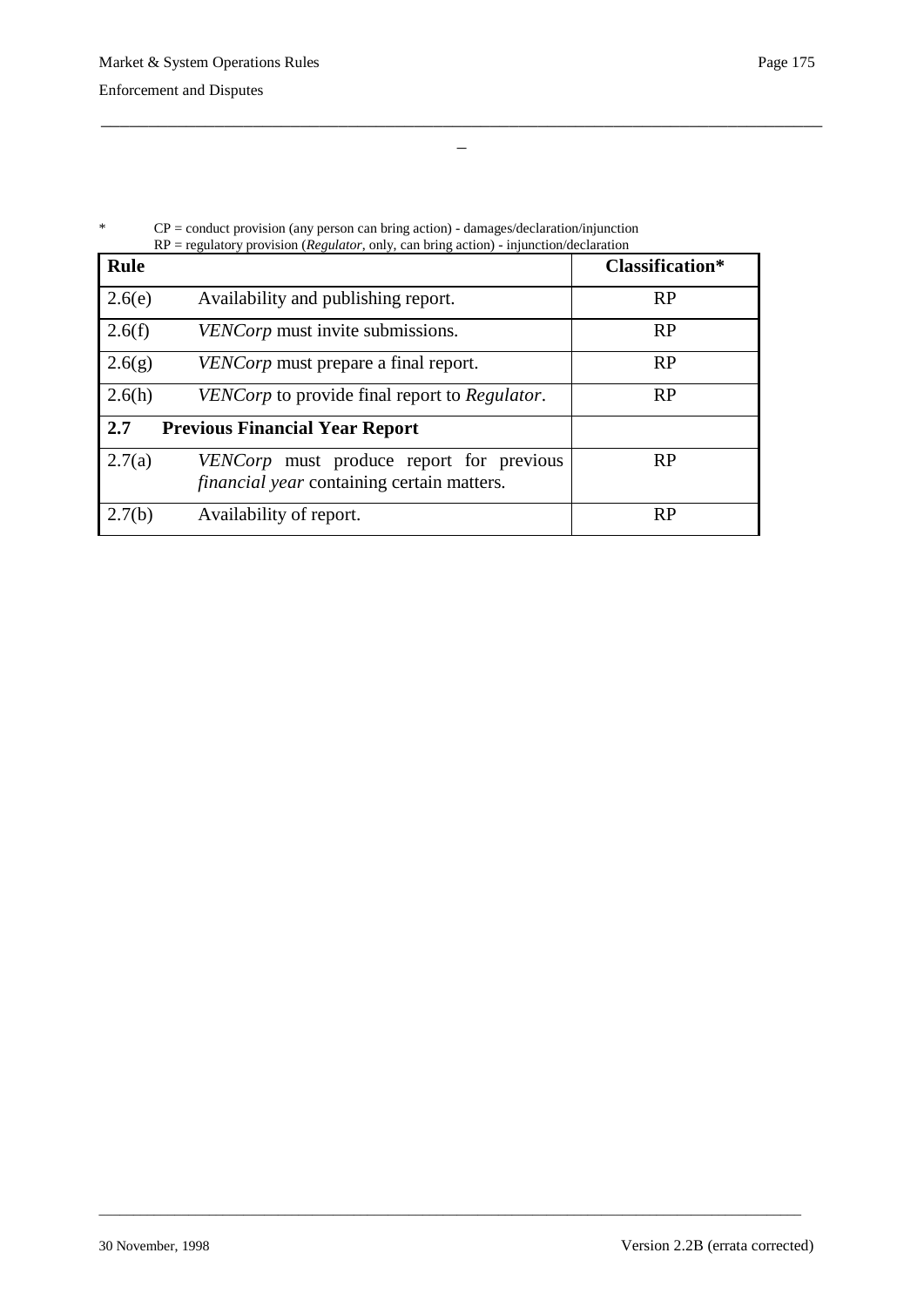\* CP = conduct provision (any person can bring action) - damages/declaration/injunction
RP = regulatory provision (*Regulator*, only, can bring action) - injunction/declaration

| Rule | | Classification* |
|---|---|---|
| 2.6(e) | Availability and publishing report. | RP |
| 2.6(f) | *VENCorp* must invite submissions. | RP |
| 2.6(g) | *VENCorp* must prepare a final report. | RP |
| 2.6(h) | *VENCorp* to provide final report to *Regulator*. | RP |
| **2.7** | **Previous Financial Year Report** | |
| 2.7(a) | *VENCorp* must produce report for previous *financial year* containing certain matters. | RP |
| 2.7(b) | Availability of report. | RP |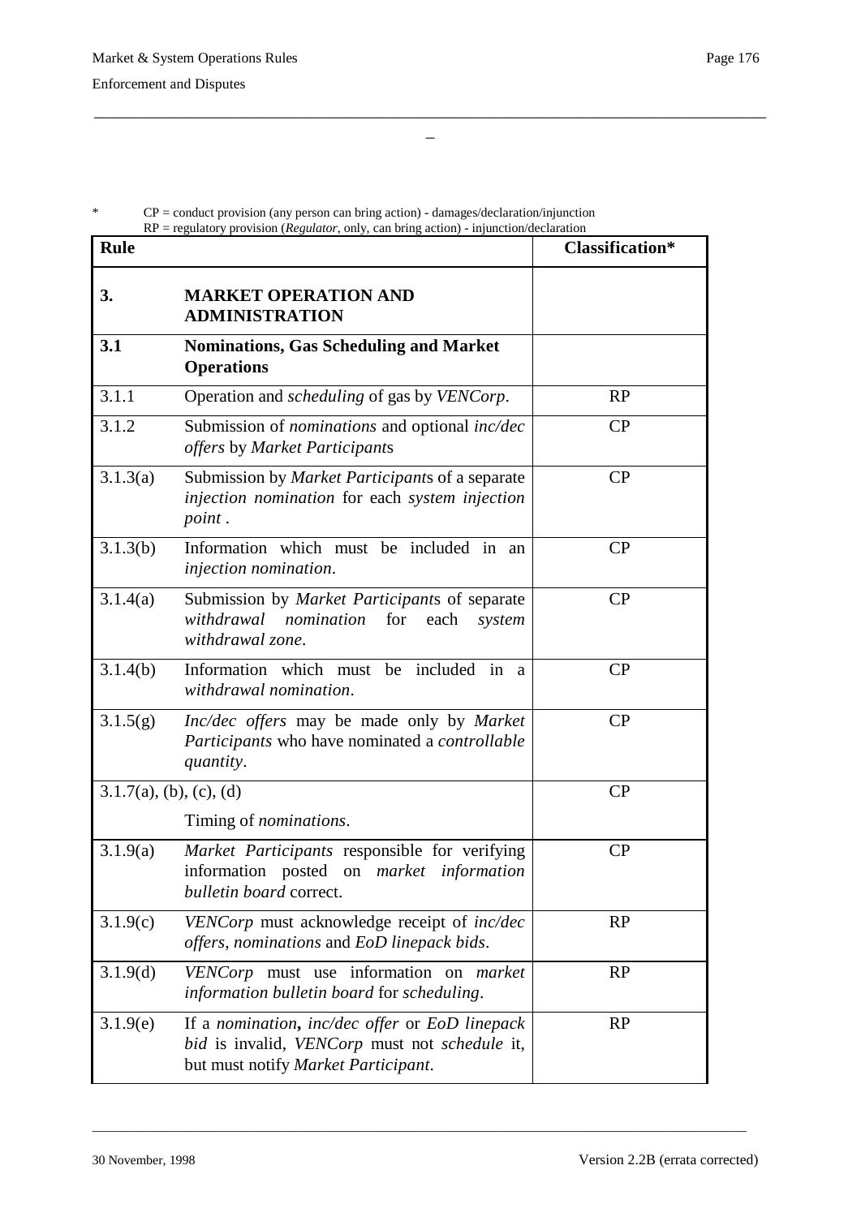\* CP = conduct provision (any person can bring action) - damages/declaration/injunction
RP = regulatory provision (*Regulator*, only, can bring action) - injunction/declaration

| Rule | | Classification* |
|---|---|---|
| **3.** | **MARKET OPERATION AND ADMINISTRATION** | |
| **3.1** | **Nominations, Gas Scheduling and Market Operations** | |
| 3.1.1 | Operation and *scheduling* of gas by *VENCorp*. | RP |
| 3.1.2 | Submission of *nominations* and optional *inc/dec offers* by *Market Participant*s | CP |
| 3.1.3(a) | Submission by *Market Participant*s of a separate *injection nomination* for each *system injection point* . | CP |
| 3.1.3(b) | Information which must be included in an *injection nomination*. | CP |
| 3.1.4(a) | Submission by *Market Participant*s of separate *withdrawal nomination* for each *system withdrawal zone*. | CP |
| 3.1.4(b) | Information which must be included in a *withdrawal nomination*. | CP |
| 3.1.5(g) | *Inc/dec offers* may be made only by *Market Participants* who have nominated a *controllable quantity*. | CP |
| 3.1.7(a), (b), (c), (d) | Timing of *nominations*. | CP |
| 3.1.9(a) | *Market Participants* responsible for verifying information posted on *market information bulletin board* correct. | CP |
| 3.1.9(c) | *VENCorp* must acknowledge receipt of *inc/dec offers*, *nominations* and *EoD linepack bids*. | RP |
| 3.1.9(d) | *VENCorp* must use information on *market information bulletin board* for *scheduling*. | RP |
| 3.1.9(e) | If a *nomination*, *inc/dec offer* or *EoD linepack bid* is invalid, *VENCorp* must not *schedule* it, but must notify *Market Participant*. | RP |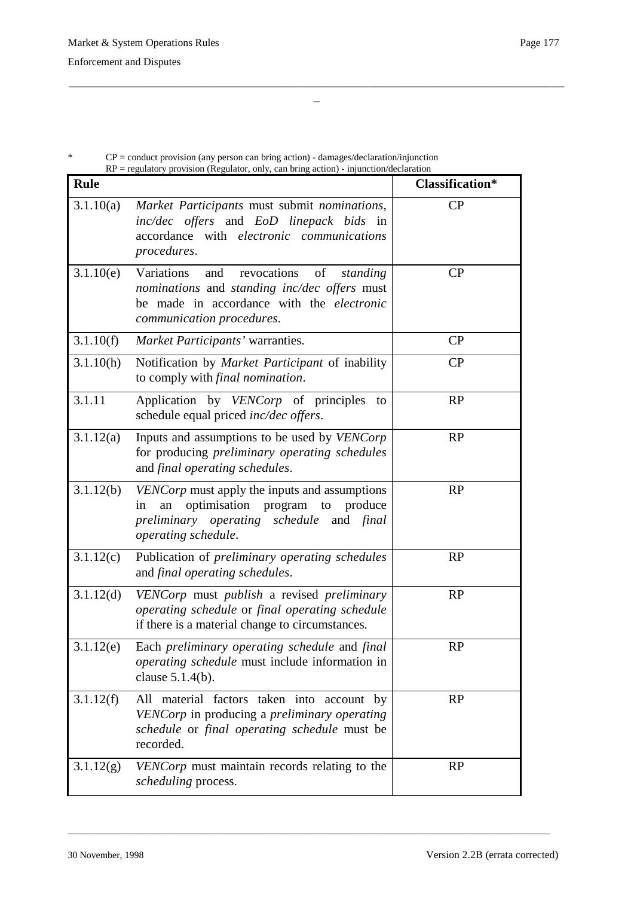\* CP = conduct provision (any person can bring action) - damages/declaration/injunction
RP = regulatory provision (Regulator, only, can bring action) - injunction/declaration

| Rule | | Classification* |
|---|---|---|
| 3.1.10(a) | *Market Participants* must submit *nominations*, *inc/dec offers* and *EoD linepack bids* in accordance with *electronic communications procedures*. | CP |
| 3.1.10(e) | Variations and revocations of *standing nominations* and *standing inc/dec offers* must be made in accordance with the *electronic communication procedures*. | CP |
| 3.1.10(f) | *Market Participants'* warranties. | CP |
| 3.1.10(h) | Notification by *Market Participant* of inability to comply with *final nomination*. | CP |
| 3.1.11 | Application by *VENCorp* of principles to schedule equal priced *inc/dec offers*. | RP |
| 3.1.12(a) | Inputs and assumptions to be used by *VENCorp* for producing *preliminary operating schedules* and *final operating schedules*. | RP |
| 3.1.12(b) | *VENCorp* must apply the inputs and assumptions in an optimisation program to produce *preliminary operating schedule* and *final operating schedule*. | RP |
| 3.1.12(c) | Publication of *preliminary operating schedules* and *final operating schedules*. | RP |
| 3.1.12(d) | *VENCorp* must *publish* a revised *preliminary operating schedule* or *final operating schedule* if there is a material change to circumstances. | RP |
| 3.1.12(e) | Each *preliminary operating schedule* and *final operating schedule* must include information in clause 5.1.4(b). | RP |
| 3.1.12(f) | All material factors taken into account by *VENCorp* in producing a *preliminary operating schedule* or *final operating schedule* must be recorded. | RP |
| 3.1.12(g) | *VENCorp* must maintain records relating to the *scheduling* process. | RP |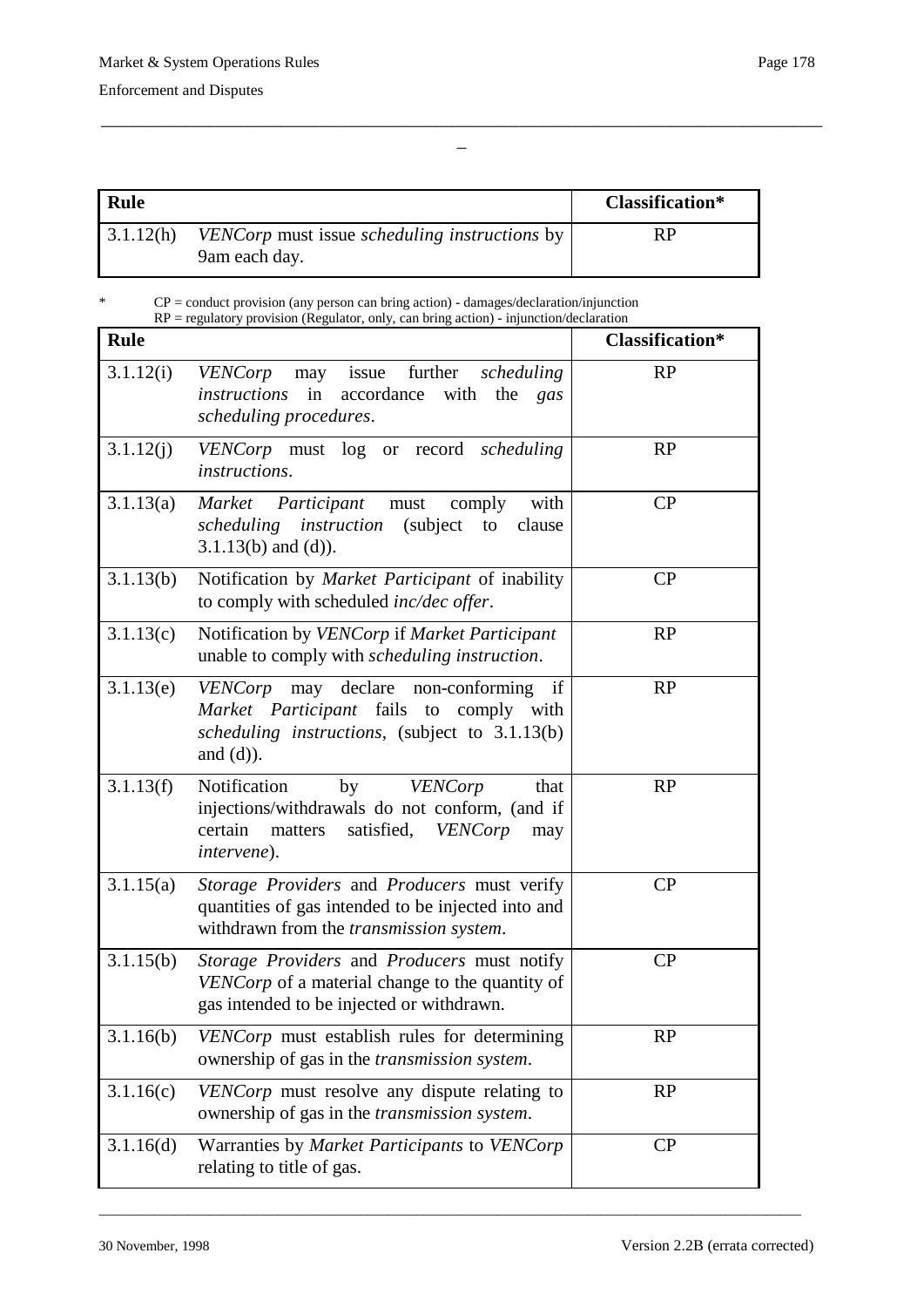| Rule | | Classification* |
|---|---|---|
| 3.1.12(h) | *VENCorp* must issue *scheduling instructions* by 9am each day. | RP |

\* CP = conduct provision (any person can bring action) - damages/declaration/injunction
RP = regulatory provision (Regulator, only, can bring action) - injunction/declaration

| Rule | | Classification* |
|---|---|---|
| 3.1.12(i) | *VENCorp* may issue further *scheduling instructions* in accordance with the *gas scheduling procedures*. | RP |
| 3.1.12(j) | *VENCorp* must log or record *scheduling instructions*. | RP |
| 3.1.13(a) | *Market Participant* must comply with *scheduling instruction* (subject to clause 3.1.13(b) and (d)). | CP |
| 3.1.13(b) | Notification by *Market Participant* of inability to comply with scheduled *inc/dec offer*. | CP |
| 3.1.13(c) | Notification by *VENCorp* if *Market Participant* unable to comply with *scheduling instruction*. | RP |
| 3.1.13(e) | *VENCorp* may declare non-conforming if *Market Participant* fails to comply with *scheduling instructions*, (subject to 3.1.13(b) and (d)). | RP |
| 3.1.13(f) | Notification by *VENCorp* that injections/withdrawals do not conform, (and if certain matters satisfied, *VENCorp* may *intervene*). | RP |
| 3.1.15(a) | *Storage Providers* and *Producers* must verify quantities of gas intended to be injected into and withdrawn from the *transmission system*. | CP |
| 3.1.15(b) | *Storage Providers* and *Producers* must notify *VENCorp* of a material change to the quantity of gas intended to be injected or withdrawn. | CP |
| 3.1.16(b) | *VENCorp* must establish rules for determining ownership of gas in the *transmission system*. | RP |
| 3.1.16(c) | *VENCorp* must resolve any dispute relating to ownership of gas in the *transmission system*. | RP |
| 3.1.16(d) | Warranties by *Market Participants* to *VENCorp* relating to title of gas. | CP |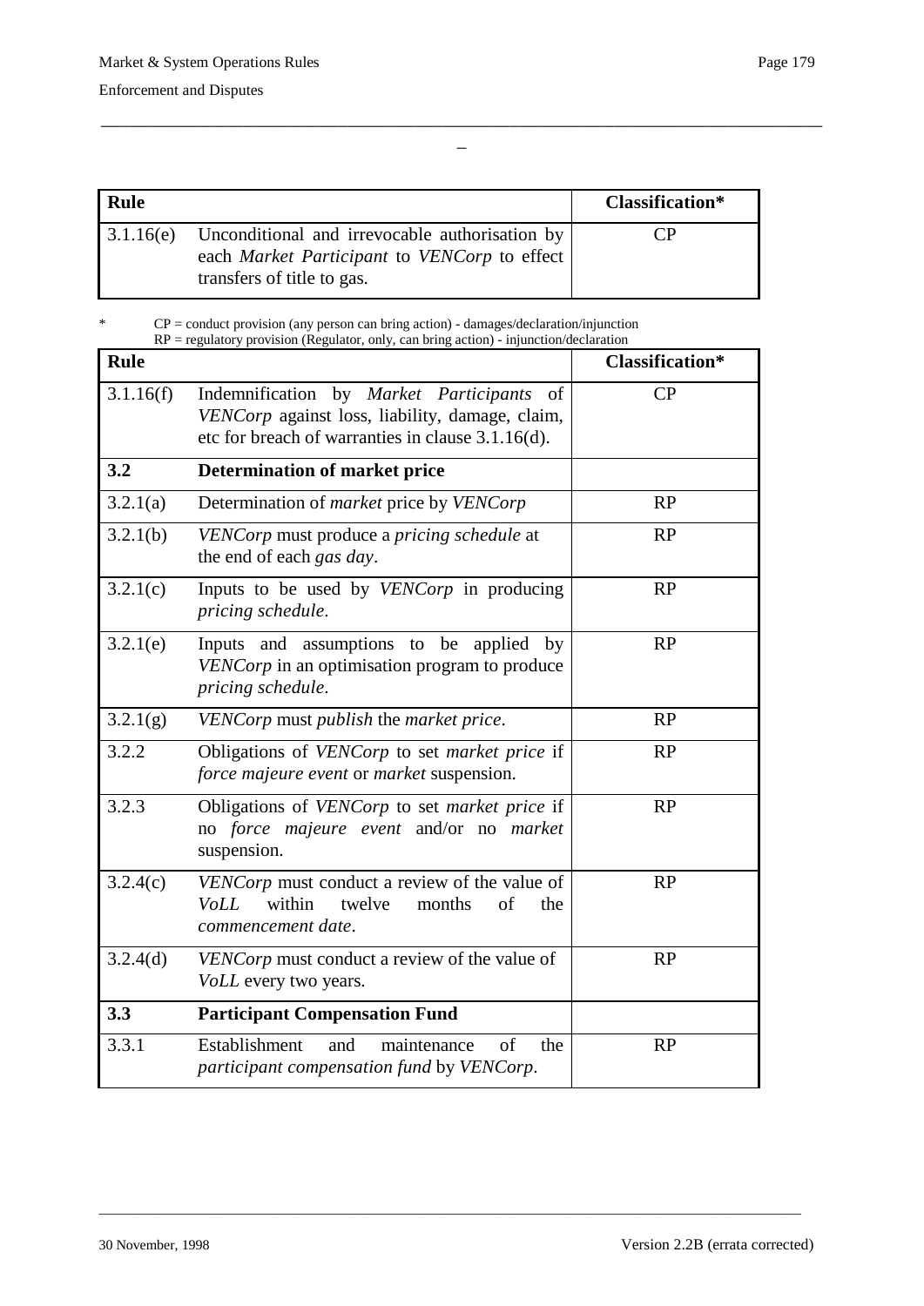| Rule | | Classification* |
|---|---|---|
| 3.1.16(e) | Unconditional and irrevocable authorisation by each *Market Participant* to *VENCorp* to effect transfers of title to gas. | CP |

\* CP = conduct provision (any person can bring action) - damages/declaration/injunction
RP = regulatory provision (Regulator, only, can bring action) - injunction/declaration

| Rule | | Classification* |
|---|---|---|
| 3.1.16(f) | Indemnification by *Market Participants* of *VENCorp* against loss, liability, damage, claim, etc for breach of warranties in clause 3.1.16(d). | CP |
| **3.2** | **Determination of market price** | |
| 3.2.1(a) | Determination of *market* price by *VENCorp* | RP |
| 3.2.1(b) | *VENCorp* must produce a *pricing schedule* at the end of each *gas day*. | RP |
| 3.2.1(c) | Inputs to be used by *VENCorp* in producing *pricing schedule*. | RP |
| 3.2.1(e) | Inputs and assumptions to be applied by *VENCorp* in an optimisation program to produce *pricing schedule*. | RP |
| 3.2.1(g) | *VENCorp* must *publish* the *market price*. | RP |
| 3.2.2 | Obligations of *VENCorp* to set *market price* if *force majeure event* or *market* suspension. | RP |
| 3.2.3 | Obligations of *VENCorp* to set *market price* if no *force majeure event* and/or no *market* suspension. | RP |
| 3.2.4(c) | *VENCorp* must conduct a review of the value of *VoLL* within twelve months of the *commencement date*. | RP |
| 3.2.4(d) | *VENCorp* must conduct a review of the value of *VoLL* every two years. | RP |
| **3.3** | **Participant Compensation Fund** | |
| 3.3.1 | Establishment and maintenance of the *participant compensation fund* by *VENCorp*. | RP |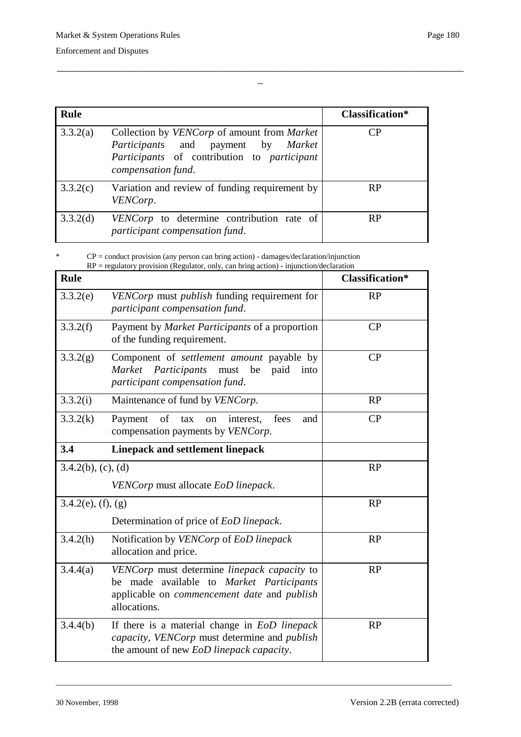| Rule | | Classification* |
|---|---|---|
| 3.3.2(a) | Collection by *VENCorp* of amount from *Market Participants* and payment by *Market Participants* of contribution to *participant compensation fund*. | CP |
| 3.3.2(c) | Variation and review of funding requirement by *VENCorp*. | RP |
| 3.3.2(d) | *VENCorp* to determine contribution rate of *participant compensation fund*. | RP |

\* CP = conduct provision (any person can bring action) - damages/declaration/injunction
RP = regulatory provision (Regulator, only, can bring action) - injunction/declaration

| Rule | | Classification* |
|---|---|---|
| 3.3.2(e) | *VENCorp* must *publish* funding requirement for *participant compensation fund*. | RP |
| 3.3.2(f) | Payment by *Market Participants* of a proportion of the funding requirement. | CP |
| 3.3.2(g) | Component of *settlement amount* payable by *Market Participants* must be paid into *participant compensation fund*. | CP |
| 3.3.2(i) | Maintenance of fund by *VENCorp*. | RP |
| 3.3.2(k) | Payment of tax on interest, fees and compensation payments by *VENCorp*. | CP |
| **3.4** | **Linepack and settlement linepack** | |
| 3.4.2(b), (c), (d) | *VENCorp* must allocate *EoD linepack*. | RP |
| 3.4.2(e), (f), (g) | Determination of price of *EoD linepack*. | RP |
| 3.4.2(h) | Notification by *VENCorp* of *EoD linepack* allocation and price. | RP |
| 3.4.4(a) | *VENCorp* must determine *linepack capacity* to be made available to *Market Participants* applicable on *commencement date* and *publish* allocations. | RP |
| 3.4.4(b) | If there is a material change in *EoD linepack capacity*, *VENCorp* must determine and *publish* the amount of new *EoD linepack capacity*. | RP |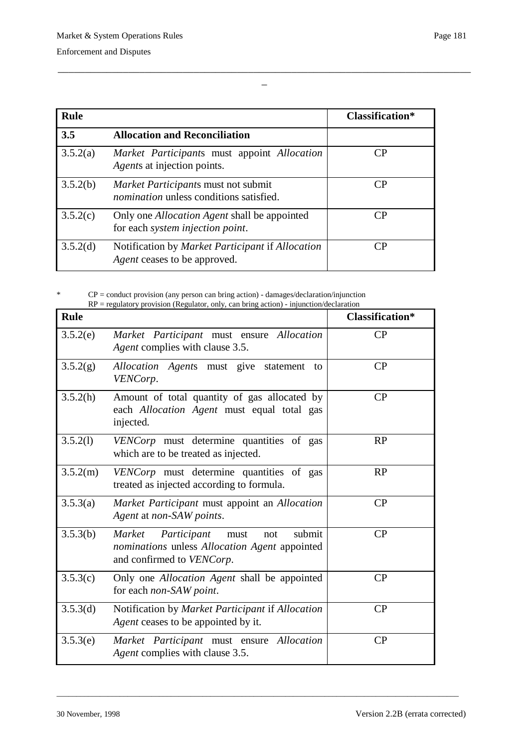| Rule | | Classification* |
|---|---|---|
| **3.5** | **Allocation and Reconciliation** | |
| 3.5.2(a) | *Market Participant*s must appoint *Allocation Agent*s at injection points. | CP |
| 3.5.2(b) | *Market Participant*s must not submit *nomination* unless conditions satisfied. | CP |
| 3.5.2(c) | Only one *Allocation Agent* shall be appointed for each *system injection point*. | CP |
| 3.5.2(d) | Notification by *Market Participant* if *Allocation Agent* ceases to be approved. | CP |

\* CP = conduct provision (any person can bring action) - damages/declaration/injunction
RP = regulatory provision (Regulator, only, can bring action) - injunction/declaration

| Rule | | Classification* |
|---|---|---|
| 3.5.2(e) | *Market Participant* must ensure *Allocation Agent* complies with clause 3.5. | CP |
| 3.5.2(g) | *Allocation Agent*s must give statement to *VENCorp*. | CP |
| 3.5.2(h) | Amount of total quantity of gas allocated by each *Allocation Agent* must equal total gas injected. | CP |
| 3.5.2(l) | *VENCorp* must determine quantities of gas which are to be treated as injected. | RP |
| 3.5.2(m) | *VENCorp* must determine quantities of gas treated as injected according to formula. | RP |
| 3.5.3(a) | *Market Participant* must appoint an *Allocation Agent* at *non-SAW points*. | CP |
| 3.5.3(b) | *Market Participant* must not submit *nominations* unless *Allocation Agent* appointed and confirmed to *VENCorp*. | CP |
| 3.5.3(c) | Only one *Allocation Agent* shall be appointed for each *non-SAW point*. | CP |
| 3.5.3(d) | Notification by *Market Participant* if *Allocation Agent* ceases to be appointed by it. | CP |
| 3.5.3(e) | *Market Participant* must ensure *Allocation Agent* complies with clause 3.5. | CP |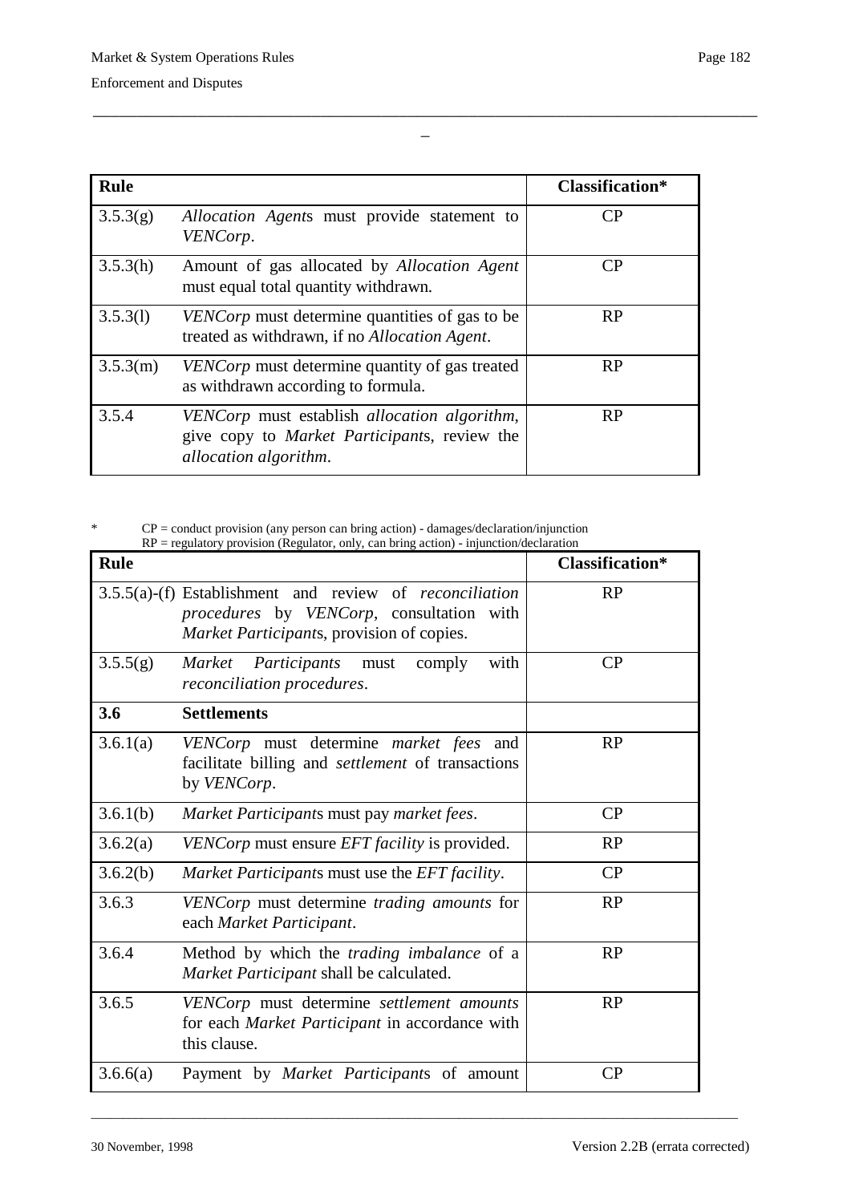| Rule | | Classification* |
|---|---|---|
| 3.5.3(g) | *Allocation Agent*s must provide statement to *VENCorp*. | CP |
| 3.5.3(h) | Amount of gas allocated by *Allocation Agent* must equal total quantity withdrawn. | CP |
| 3.5.3(l) | *VENCorp* must determine quantities of gas to be treated as withdrawn, if no *Allocation Agent*. | RP |
| 3.5.3(m) | *VENCorp* must determine quantity of gas treated as withdrawn according to formula. | RP |
| 3.5.4 | *VENCorp* must establish *allocation algorithm*, give copy to *Market Participant*s, review the *allocation algorithm*. | RP |

\* CP = conduct provision (any person can bring action) - damages/declaration/injunction
RP = regulatory provision (Regulator, only, can bring action) - injunction/declaration

| Rule | | Classification* |
|---|---|---|
| 3.5.5(a)-(f) | Establishment and review of *reconciliation procedures* by *VENCorp*, consultation with *Market Participant*s, provision of copies. | RP |
| 3.5.5(g) | *Market Participants* must comply with *reconciliation procedures*. | CP |
| **3.6** | **Settlements** | |
| 3.6.1(a) | *VENCorp* must determine *market fees* and facilitate billing and *settlement* of transactions by *VENCorp*. | RP |
| 3.6.1(b) | *Market Participant*s must pay *market fees*. | CP |
| 3.6.2(a) | *VENCorp* must ensure *EFT facility* is provided. | RP |
| 3.6.2(b) | *Market Participant*s must use the *EFT facility*. | CP |
| 3.6.3 | *VENCorp* must determine *trading amounts* for each *Market Participant*. | RP |
| 3.6.4 | Method by which the *trading imbalance* of a *Market Participant* shall be calculated. | RP |
| 3.6.5 | *VENCorp* must determine *settlement amounts* for each *Market Participant* in accordance with this clause. | RP |
| 3.6.6(a) | Payment by *Market Participant*s of amount | CP |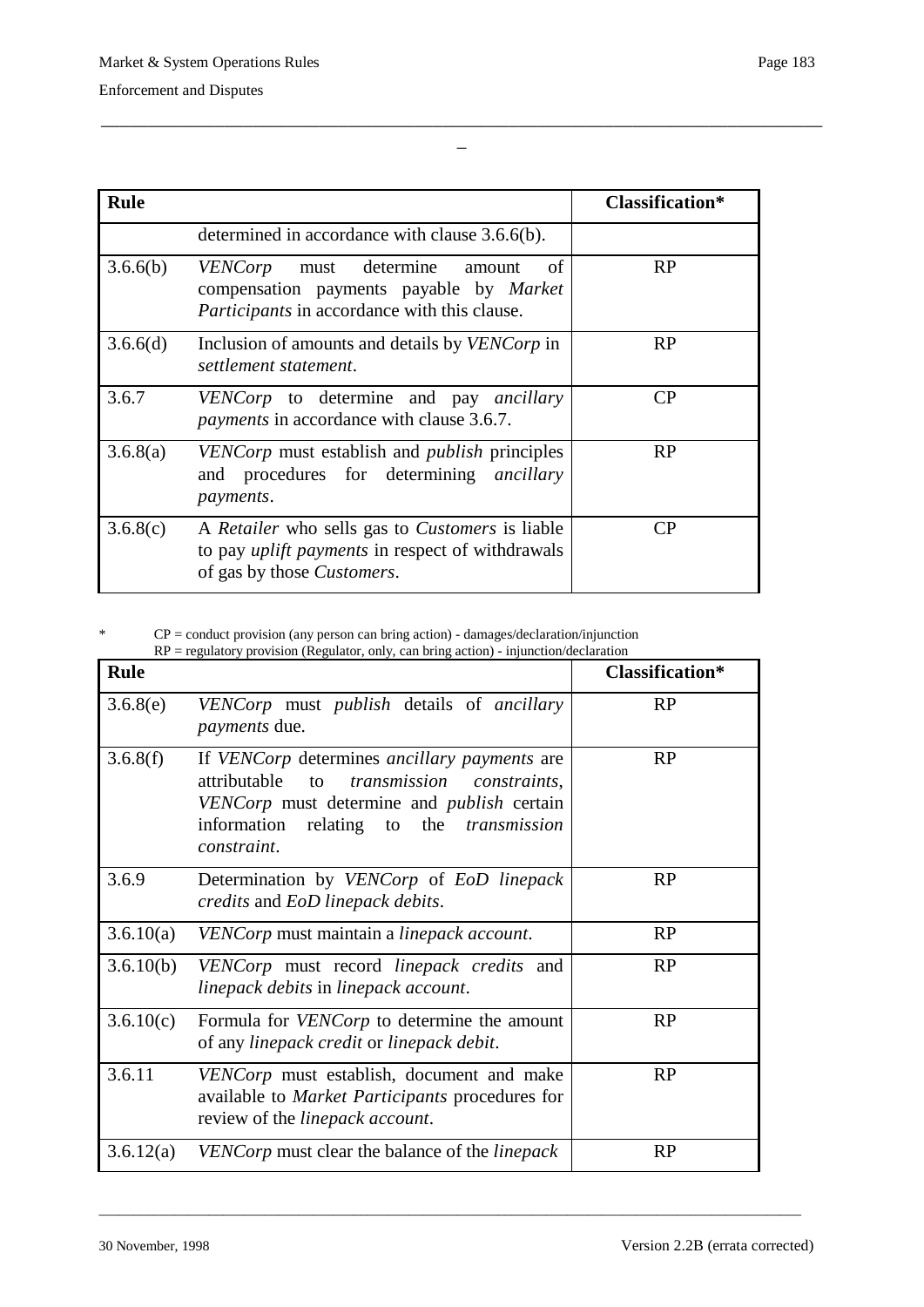| Rule | | Classification* |
|---|---|---|
| | determined in accordance with clause 3.6.6(b). | |
| 3.6.6(b) | *VENCorp* must determine amount of compensation payments payable by *Market Participants* in accordance with this clause. | RP |
| 3.6.6(d) | Inclusion of amounts and details by *VENCorp* in *settlement statement*. | RP |
| 3.6.7 | *VENCorp* to determine and pay *ancillary payments* in accordance with clause 3.6.7. | CP |
| 3.6.8(a) | *VENCorp* must establish and *publish* principles and procedures for determining *ancillary payments*. | RP |
| 3.6.8(c) | A *Retailer* who sells gas to *Customers* is liable to pay *uplift payments* in respect of withdrawals of gas by those *Customers*. | CP |

\* CP = conduct provision (any person can bring action) - damages/declaration/injunction
RP = regulatory provision (Regulator, only, can bring action) - injunction/declaration

| Rule | | Classification* |
|---|---|---|
| 3.6.8(e) | *VENCorp* must *publish* details of *ancillary payments* due. | RP |
| 3.6.8(f) | If *VENCorp* determines *ancillary payments* are attributable to *transmission constraints*, *VENCorp* must determine and *publish* certain information relating to the *transmission constraint*. | RP |
| 3.6.9 | Determination by *VENCorp* of *EoD linepack credits* and *EoD linepack debits*. | RP |
| 3.6.10(a) | *VENCorp* must maintain a *linepack account*. | RP |
| 3.6.10(b) | *VENCorp* must record *linepack credits* and *linepack debits* in *linepack account*. | RP |
| 3.6.10(c) | Formula for *VENCorp* to determine the amount of any *linepack credit* or *linepack debit*. | RP |
| 3.6.11 | *VENCorp* must establish, document and make available to *Market Participants* procedures for review of the *linepack account*. | RP |
| 3.6.12(a) | *VENCorp* must clear the balance of the *linepack* | RP |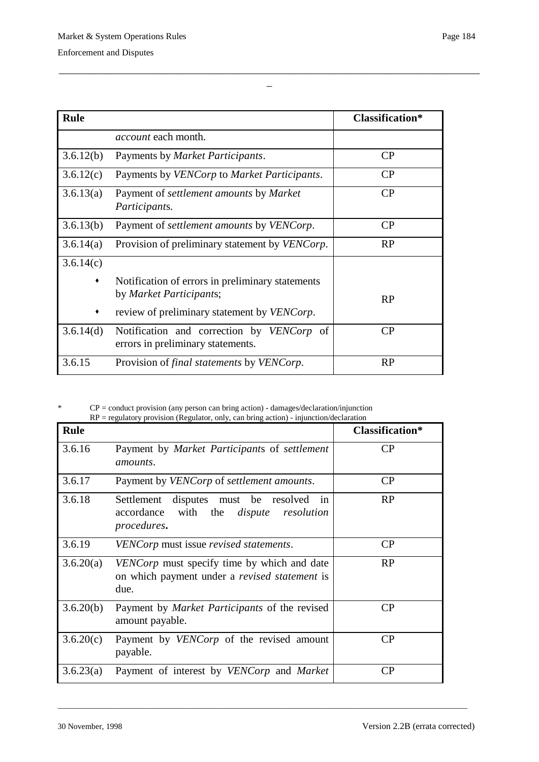| Rule | | Classification* |
|---|---|---|
| | *account* each month. | |
| 3.6.12(b) | Payments by *Market Participants*. | CP |
| 3.6.12(c) | Payments by *VENCorp* to *Market Participants*. | CP |
| 3.6.13(a) | Payment of *settlement amounts* by *Market Participants.* | CP |
| 3.6.13(b) | Payment of *settlement amounts* by *VENCorp*. | CP |
| 3.6.14(a) | Provision of preliminary statement by *VENCorp*. | RP |
| 3.6.14(c) | • Notification of errors in preliminary statements by *Market Participants*; • review of preliminary statement by *VENCorp*. | RP |
| 3.6.14(d) | Notification and correction by *VENCorp* of errors in preliminary statements. | CP |
| 3.6.15 | Provision of *final statements* by *VENCorp*. | RP |

\* CP = conduct provision (any person can bring action) - damages/declaration/injunction
RP = regulatory provision (Regulator, only, can bring action) - injunction/declaration

| Rule | | Classification* |
|---|---|---|
| 3.6.16 | Payment by *Market Participants* of *settlement amounts*. | CP |
| 3.6.17 | Payment by *VENCorp* of *settlement amounts*. | CP |
| 3.6.18 | Settlement disputes must be resolved in accordance with the *dispute resolution procedures***.** | RP |
| 3.6.19 | *VENCorp* must issue *revised statements*. | CP |
| 3.6.20(a) | *VENCorp* must specify time by which and date on which payment under a *revised statement* is due. | RP |
| 3.6.20(b) | Payment by *Market Participants* of the revised amount payable. | CP |
| 3.6.20(c) | Payment by *VENCorp* of the revised amount payable. | CP |
| 3.6.23(a) | Payment of interest by *VENCorp* and *Market* | CP |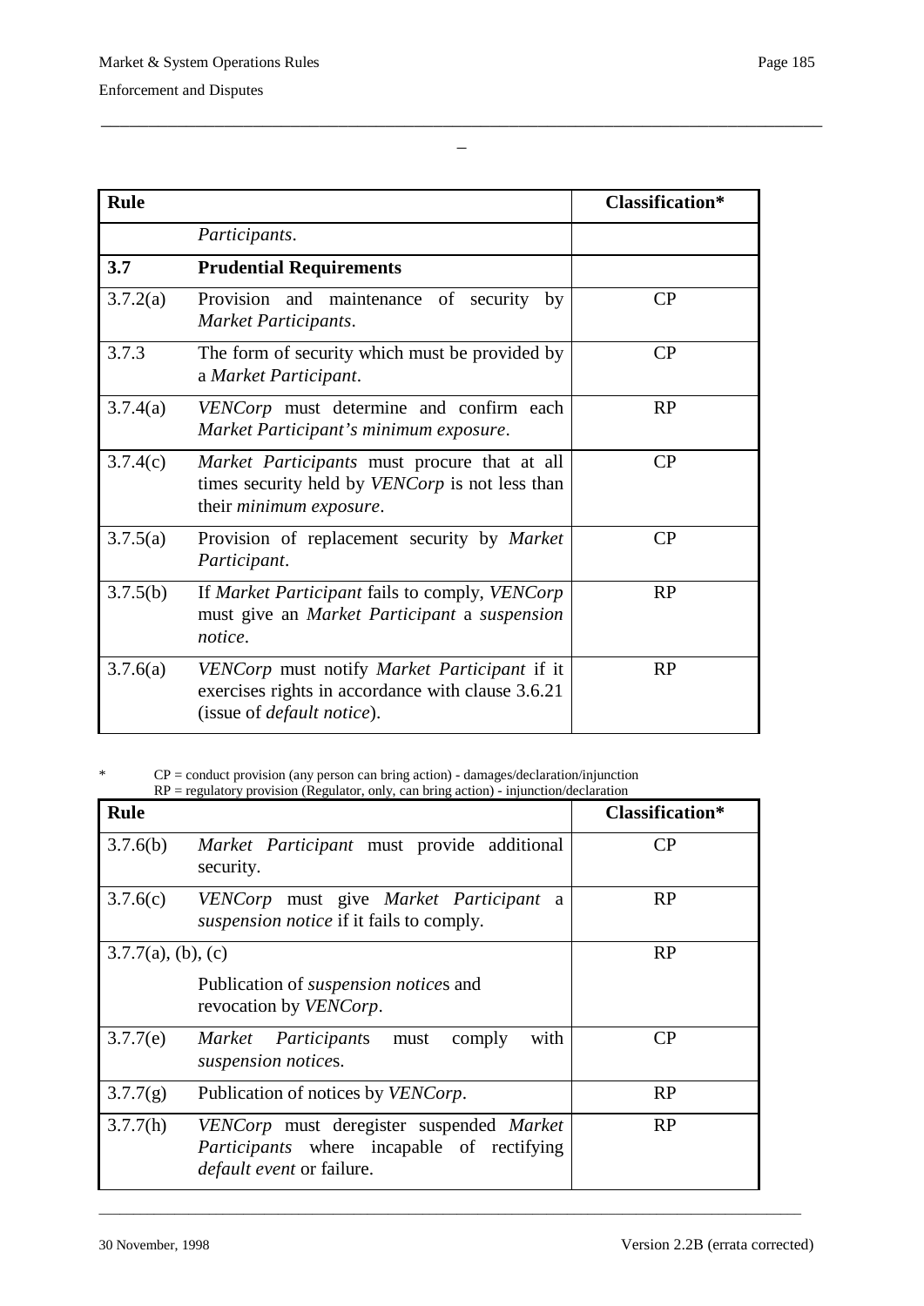| Rule | | Classification* |
|---|---|---|
| | *Participants*. | |
| **3.7** | **Prudential Requirements** | |
| 3.7.2(a) | Provision and maintenance of security by *Market Participants*. | CP |
| 3.7.3 | The form of security which must be provided by a *Market Participant*. | CP |
| 3.7.4(a) | *VENCorp* must determine and confirm each *Market Participant's minimum exposure*. | RP |
| 3.7.4(c) | *Market Participants* must procure that at all times security held by *VENCorp* is not less than their *minimum exposure*. | CP |
| 3.7.5(a) | Provision of replacement security by *Market Participant*. | CP |
| 3.7.5(b) | If *Market Participant* fails to comply, *VENCorp* must give an *Market Participant* a *suspension notice*. | RP |
| 3.7.6(a) | *VENCorp* must notify *Market Participant* if it exercises rights in accordance with clause 3.6.21 (issue of *default notice*). | RP |

\* CP = conduct provision (any person can bring action) - damages/declaration/injunction
RP = regulatory provision (Regulator, only, can bring action) - injunction/declaration

| Rule | | Classification* |
|---|---|---|
| 3.7.6(b) | *Market Participant* must provide additional security. | CP |
| 3.7.6(c) | *VENCorp* must give *Market Participant* a *suspension notice* if it fails to comply. | RP |
| 3.7.7(a), (b), (c) | Publication of *suspension notice*s and revocation by *VENCorp*. | RP |
| 3.7.7(e) | *Market Participant*s must comply with *suspension notice*s. | CP |
| 3.7.7(g) | Publication of notices by *VENCorp*. | RP |
| 3.7.7(h) | *VENCorp* must deregister suspended *Market Participants* where incapable of rectifying *default event* or failure. | RP |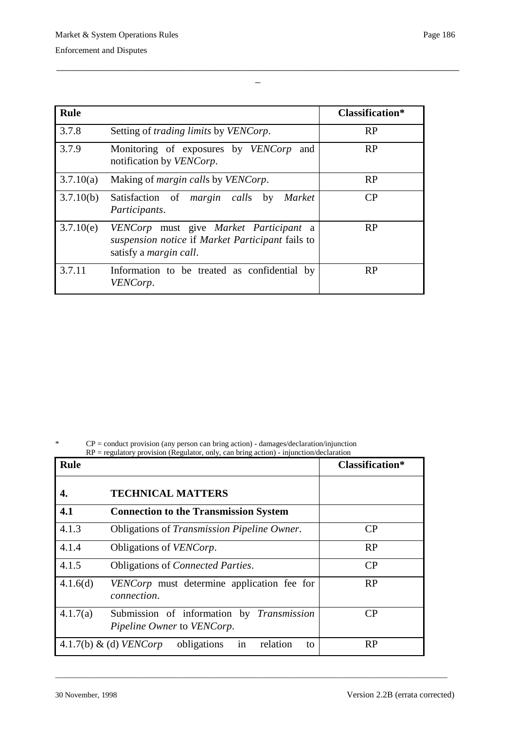| Rule | | Classification* |
|---|---|---|
| 3.7.8 | Setting of *trading limits* by *VENCorp*. | RP |
| 3.7.9 | Monitoring of exposures by *VENCorp* and notification by *VENCorp*. | RP |
| 3.7.10(a) | Making of *margin call*s by *VENCorp*. | RP |
| 3.7.10(b) | Satisfaction of *margin call*s by *Market Participants*. | CP |
| 3.7.10(e) | *VENCorp* must give *Market Participant* a *suspension notice* if *Market Participant* fails to satisfy a *margin call*. | RP |
| 3.7.11 | Information to be treated as confidential by *VENCorp*. | RP |

\* CP = conduct provision (any person can bring action) - damages/declaration/injunction
RP = regulatory provision (Regulator, only, can bring action) - injunction/declaration

| Rule | | Classification* |
|---|---|---|
| **4.** | **TECHNICAL MATTERS** | |
| **4.1** | **Connection to the Transmission System** | |
| 4.1.3 | Obligations of *Transmission Pipeline Owner*. | CP |
| 4.1.4 | Obligations of *VENCorp*. | RP |
| 4.1.5 | Obligations of *Connected Parties*. | CP |
| 4.1.6(d) | *VENCorp* must determine application fee for *connection*. | RP |
| 4.1.7(a) | Submission of information by *Transmission Pipeline Owner* to *VENCorp*. | CP |
| 4.1.7(b) & (d) | *VENCorp* obligations in relation to | RP |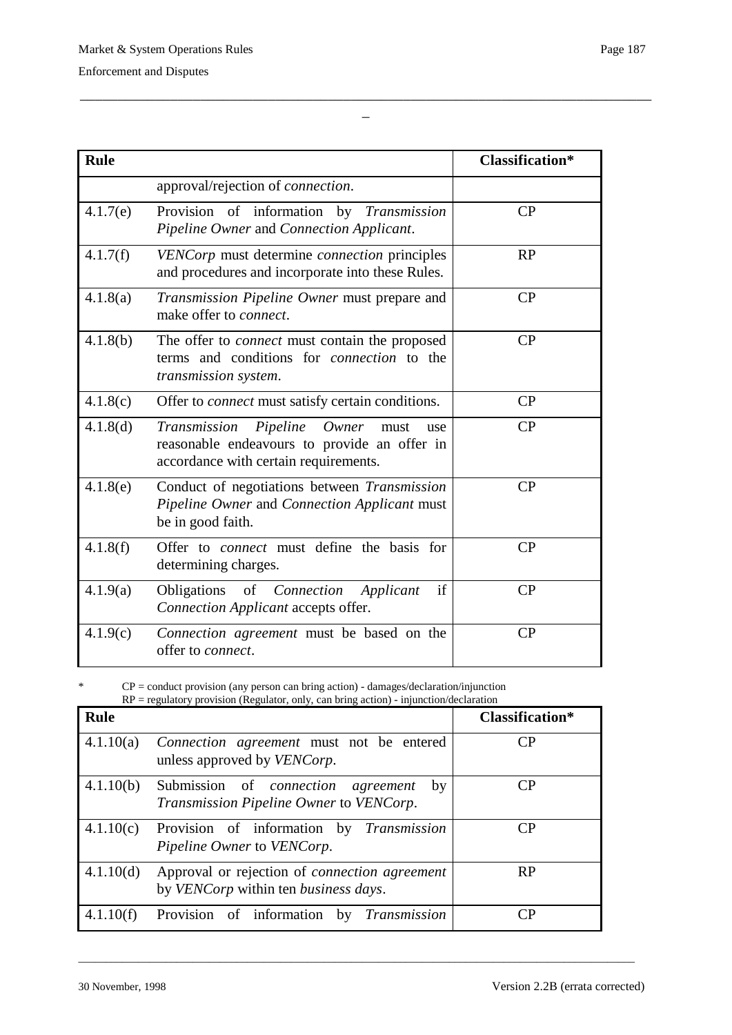| Rule | | Classification* |
|---|---|---|
| | approval/rejection of *connection*. | |
| 4.1.7(e) | Provision of information by *Transmission Pipeline Owner* and *Connection Applicant*. | CP |
| 4.1.7(f) | *VENCorp* must determine *connection* principles and procedures and incorporate into these Rules. | RP |
| 4.1.8(a) | *Transmission Pipeline Owner* must prepare and make offer to *connect*. | CP |
| 4.1.8(b) | The offer to *connect* must contain the proposed terms and conditions for *connection* to the *transmission system*. | CP |
| 4.1.8(c) | Offer to *connect* must satisfy certain conditions. | CP |
| 4.1.8(d) | *Transmission Pipeline Owner* must use reasonable endeavours to provide an offer in accordance with certain requirements. | CP |
| 4.1.8(e) | Conduct of negotiations between *Transmission Pipeline Owner* and *Connection Applicant* must be in good faith. | CP |
| 4.1.8(f) | Offer to *connect* must define the basis for determining charges. | CP |
| 4.1.9(a) | Obligations of *Connection Applicant* if *Connection Applicant* accepts offer. | CP |
| 4.1.9(c) | *Connection agreement* must be based on the offer to *connect*. | CP |

\* CP = conduct provision (any person can bring action) - damages/declaration/injunction
RP = regulatory provision (Regulator, only, can bring action) - injunction/declaration

| Rule | | Classification* |
|---|---|---|
| 4.1.10(a) | *Connection agreement* must not be entered unless approved by *VENCorp*. | CP |
| 4.1.10(b) | Submission of *connection agreement* by *Transmission Pipeline Owner* to *VENCorp*. | CP |
| 4.1.10(c) | Provision of information by *Transmission Pipeline Owner* to *VENCorp*. | CP |
| 4.1.10(d) | Approval or rejection of *connection agreement* by *VENCorp* within ten *business days*. | RP |
| 4.1.10(f) | Provision of information by *Transmission* | CP |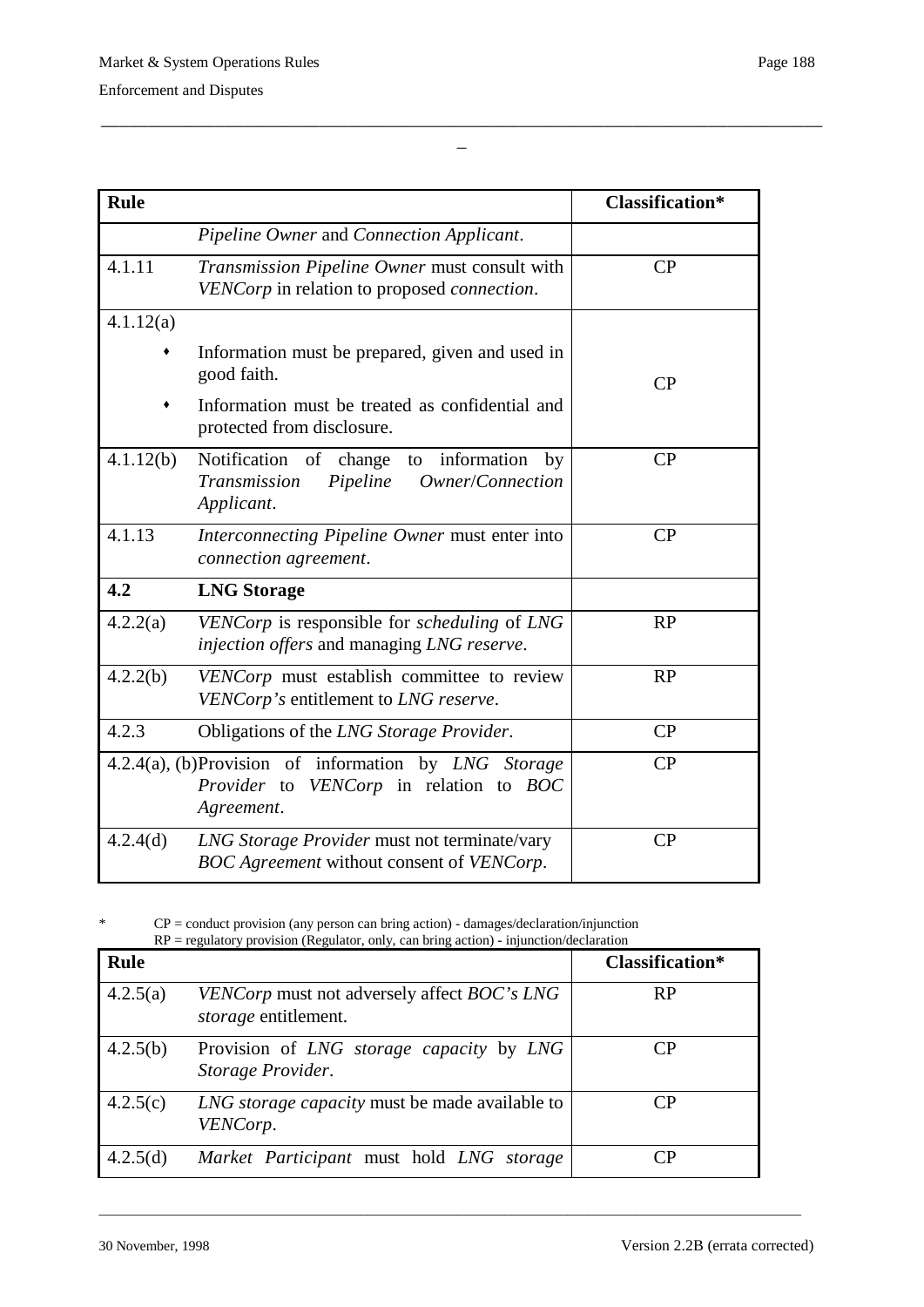| Rule | | Classification* |
|---|---|---|
| | *Pipeline Owner* and *Connection Applicant*. | |
| 4.1.11 | *Transmission Pipeline Owner* must consult with *VENCorp* in relation to proposed *connection*. | CP |
| 4.1.12(a) | • Information must be prepared, given and used in good faith.<br>• Information must be treated as confidential and protected from disclosure. | CP |
| 4.1.12(b) | Notification of change to information by *Transmission Pipeline Owner*/*Connection Applicant*. | CP |
| 4.1.13 | *Interconnecting Pipeline Owner* must enter into *connection agreement*. | CP |
| **4.2** | **LNG Storage** | |
| 4.2.2(a) | *VENCorp* is responsible for *scheduling* of *LNG injection offers* and managing *LNG reserve*. | RP |
| 4.2.2(b) | *VENCorp* must establish committee to review *VENCorp's* entitlement to *LNG reserve*. | RP |
| 4.2.3 | Obligations of the *LNG Storage Provider*. | CP |
| 4.2.4(a), (b) | Provision of information by *LNG Storage Provider* to *VENCorp* in relation to *BOC Agreement*. | CP |
| 4.2.4(d) | *LNG Storage Provider* must not terminate/vary *BOC Agreement* without consent of *VENCorp*. | CP |

\* CP = conduct provision (any person can bring action) - damages/declaration/injunction
RP = regulatory provision (Regulator, only, can bring action) - injunction/declaration

| Rule | | Classification* |
|---|---|---|
| 4.2.5(a) | *VENCorp* must not adversely affect *BOC's LNG storage* entitlement. | RP |
| 4.2.5(b) | Provision of *LNG storage capacity* by *LNG Storage Provider*. | CP |
| 4.2.5(c) | *LNG storage capacity* must be made available to *VENCorp*. | CP |
| 4.2.5(d) | *Market Participant* must hold *LNG storage* | CP |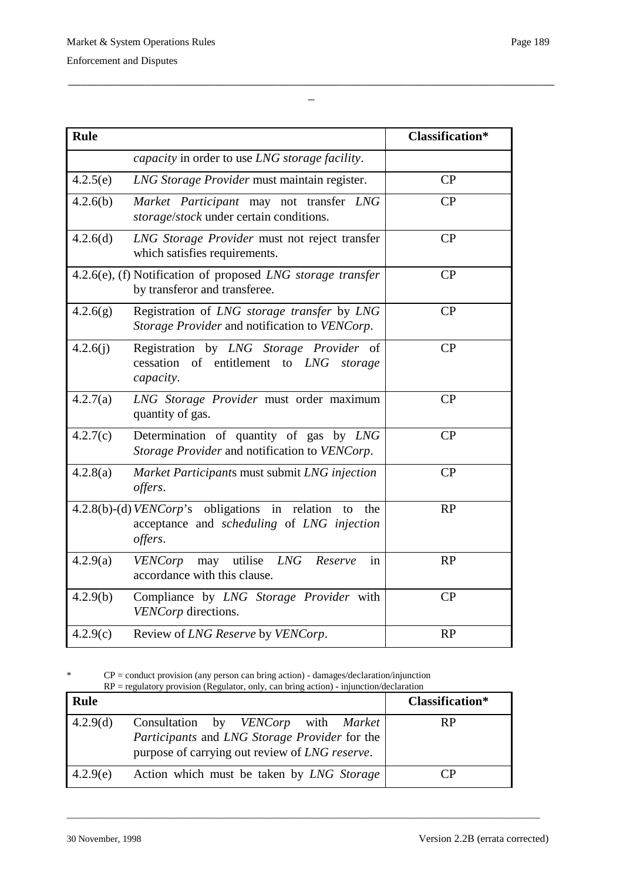| Rule | | Classification* |
|---|---|---|
| | *capacity* in order to use *LNG storage facility*. | |
| 4.2.5(e) | *LNG Storage Provider* must maintain register. | CP |
| 4.2.6(b) | *Market Participant* may not transfer *LNG storage*/*stock* under certain conditions. | CP |
| 4.2.6(d) | *LNG Storage Provider* must not reject transfer which satisfies requirements. | CP |
| 4.2.6(e), (f) | Notification of proposed *LNG storage transfer* by transferor and transferee. | CP |
| 4.2.6(g) | Registration of *LNG storage transfer* by *LNG Storage Provider* and notification to *VENCorp*. | CP |
| 4.2.6(j) | Registration by *LNG Storage Provider* of cessation of entitlement to *LNG storage capacity*. | CP |
| 4.2.7(a) | *LNG Storage Provider* must order maximum quantity of gas. | CP |
| 4.2.7(c) | Determination of quantity of gas by *LNG Storage Provider* and notification to *VENCorp*. | CP |
| 4.2.8(a) | *Market Participants* must submit *LNG injection offers*. | CP |
| 4.2.8(b)-(d) | *VENCorp*'s obligations in relation to the acceptance and *scheduling* of *LNG injection offers*. | RP |
| 4.2.9(a) | *VENCorp* may utilise *LNG Reserve* in accordance with this clause. | RP |
| 4.2.9(b) | Compliance by *LNG Storage Provider* with *VENCorp* directions. | CP |
| 4.2.9(c) | Review of *LNG Reserve* by *VENCorp*. | RP |

\* CP = conduct provision (any person can bring action) - damages/declaration/injunction
RP = regulatory provision (Regulator, only, can bring action) - injunction/declaration

| Rule | | Classification* |
|---|---|---|
| 4.2.9(d) | Consultation by *VENCorp* with *Market Participants* and *LNG Storage Provider* for the purpose of carrying out review of *LNG reserve*. | RP |
| 4.2.9(e) | Action which must be taken by *LNG Storage* | CP |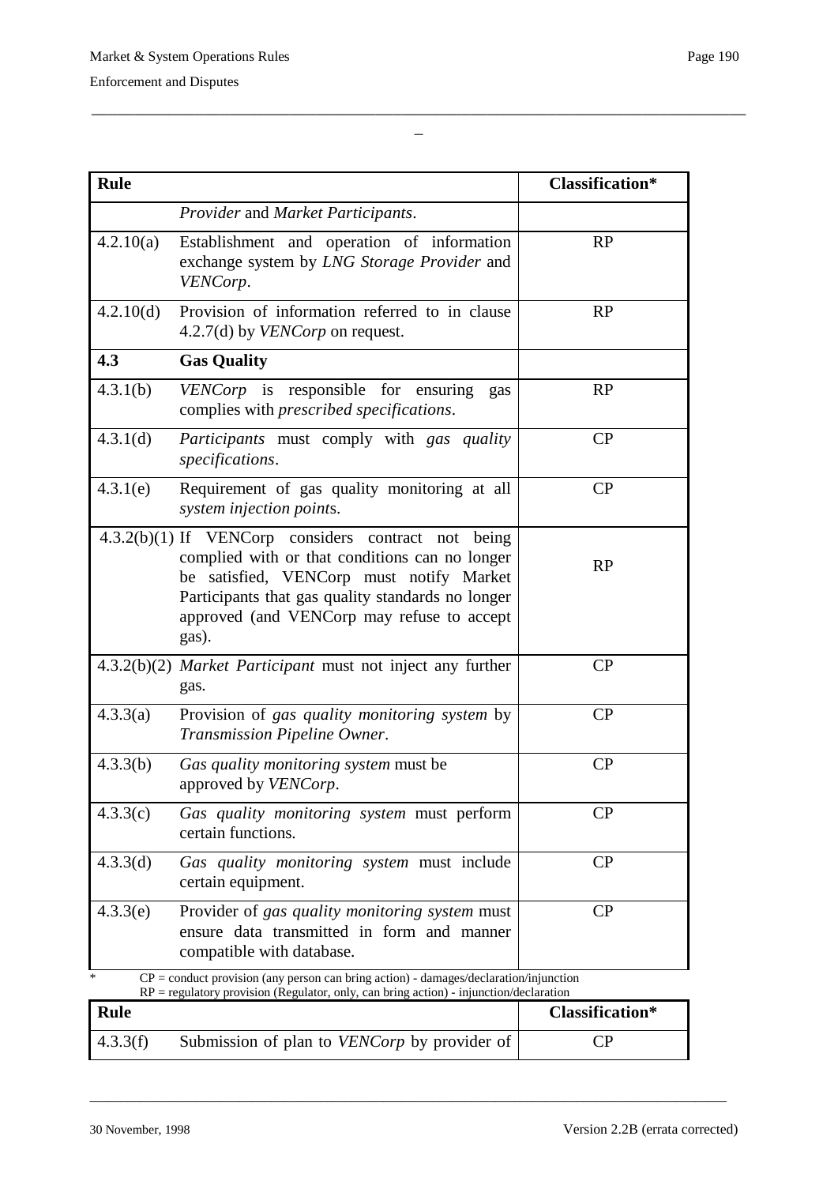| Rule | | Classification* |
|---|---|---|
| | *Provider* and *Market Participants*. | |
| 4.2.10(a) | Establishment and operation of information exchange system by *LNG Storage Provider* and *VENCorp*. | RP |
| 4.2.10(d) | Provision of information referred to in clause 4.2.7(d) by *VENCorp* on request. | RP |
| **4.3** | **Gas Quality** | |
| 4.3.1(b) | *VENCorp* is responsible for ensuring gas complies with *prescribed specifications*. | RP |
| 4.3.1(d) | *Participants* must comply with *gas quality specifications*. | CP |
| 4.3.1(e) | Requirement of gas quality monitoring at all *system injection point*s. | CP |
| 4.3.2(b)(1) | If VENCorp considers contract not being complied with or that conditions can no longer be satisfied, VENCorp must notify Market Participants that gas quality standards no longer approved (and VENCorp may refuse to accept gas). | RP |
| 4.3.2(b)(2) | *Market Participant* must not inject any further gas. | CP |
| 4.3.3(a) | Provision of *gas quality monitoring system* by *Transmission Pipeline Owner*. | CP |
| 4.3.3(b) | *Gas quality monitoring system* must be approved by *VENCorp*. | CP |
| 4.3.3(c) | *Gas quality monitoring system* must perform certain functions. | CP |
| 4.3.3(d) | *Gas quality monitoring system* must include certain equipment. | CP |
| 4.3.3(e) | Provider of *gas quality monitoring system* must ensure data transmitted in form and manner compatible with database. | CP |

\* CP = conduct provision (any person can bring action) - damages/declaration/injunction
RP = regulatory provision (Regulator, only, can bring action) - injunction/declaration

| Rule | | Classification* |
|---|---|---|
| 4.3.3(f) | Submission of plan to *VENCorp* by provider of | CP |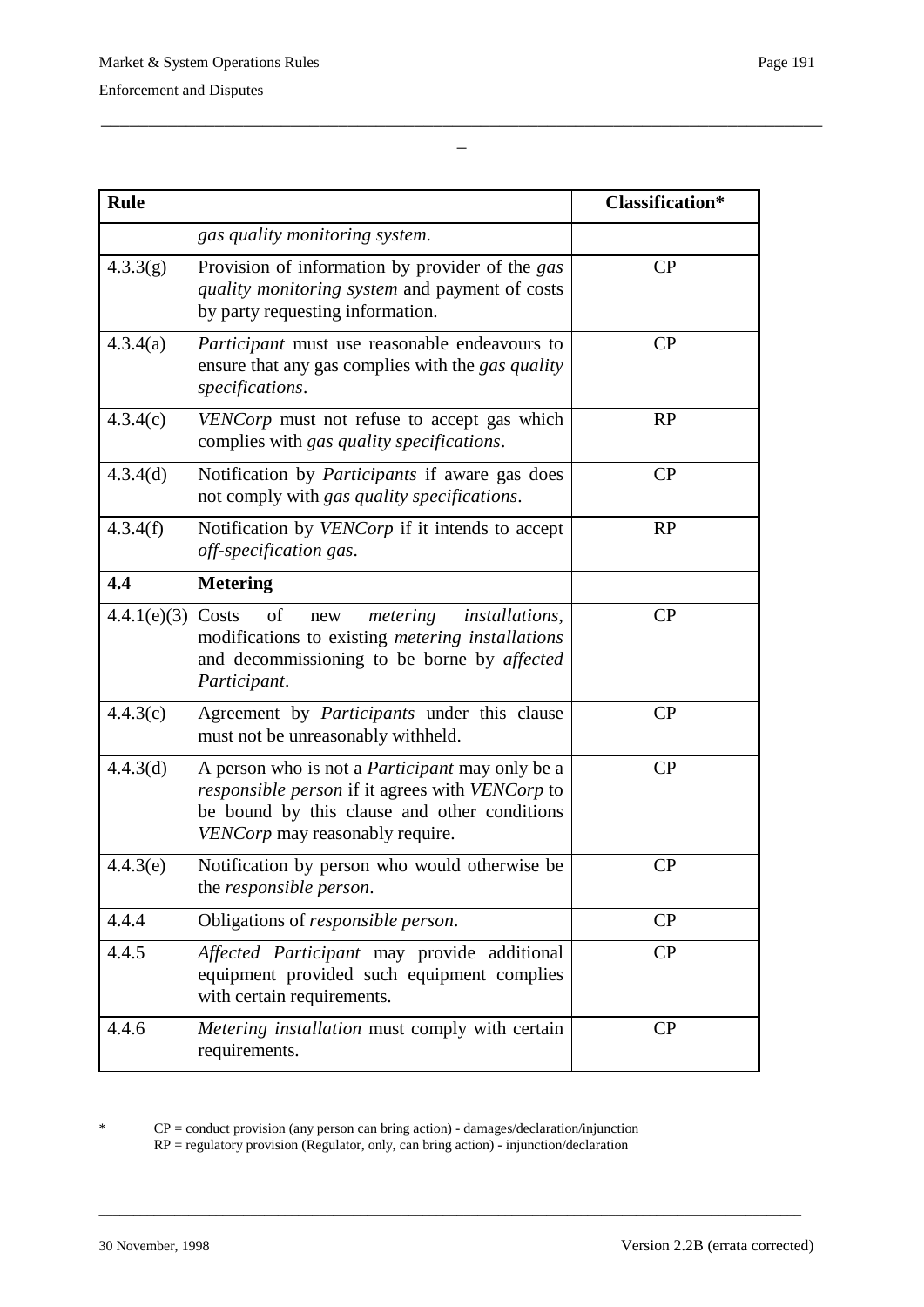| Rule | | Classification* |
|---|---|---|
| | *gas quality monitoring system.* | |
| 4.3.3(g) | Provision of information by provider of the *gas quality monitoring system* and payment of costs by party requesting information. | CP |
| 4.3.4(a) | *Participant* must use reasonable endeavours to ensure that any gas complies with the *gas quality specifications*. | CP |
| 4.3.4(c) | *VENCorp* must not refuse to accept gas which complies with *gas quality specifications*. | RP |
| 4.3.4(d) | Notification by *Participants* if aware gas does not comply with *gas quality specifications*. | CP |
| 4.3.4(f) | Notification by *VENCorp* if it intends to accept *off-specification gas*. | RP |
| **4.4** | **Metering** | |
| 4.4.1(e)(3) | Costs of new *metering installations*, modifications to existing *metering installations* and decommissioning to be borne by *affected Participant*. | CP |
| 4.4.3(c) | Agreement by *Participants* under this clause must not be unreasonably withheld. | CP |
| 4.4.3(d) | A person who is not a *Participant* may only be a *responsible person* if it agrees with *VENCorp* to be bound by this clause and other conditions *VENCorp* may reasonably require. | CP |
| 4.4.3(e) | Notification by person who would otherwise be the *responsible person*. | CP |
| 4.4.4 | Obligations of *responsible person*. | CP |
| 4.4.5 | *Affected Participant* may provide additional equipment provided such equipment complies with certain requirements. | CP |
| 4.4.6 | *Metering installation* must comply with certain requirements. | CP |

\* CP = conduct provision (any person can bring action) - damages/declaration/injunction
RP = regulatory provision (Regulator, only, can bring action) - injunction/declaration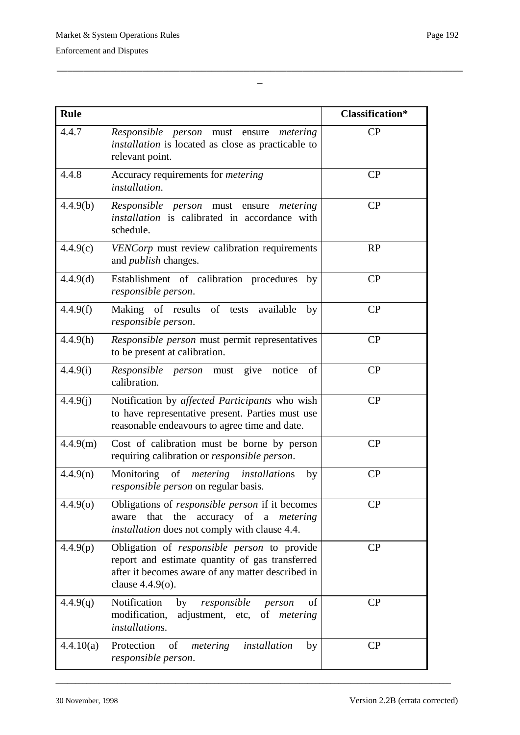| Rule | | Classification* |
|---|---|---|
| 4.4.7 | *Responsible person* must ensure *metering installation* is located as close as practicable to relevant point. | CP |
| 4.4.8 | Accuracy requirements for *metering installation*. | CP |
| 4.4.9(b) | *Responsible person* must ensure *metering installation* is calibrated in accordance with schedule. | CP |
| 4.4.9(c) | *VENCorp* must review calibration requirements and *publish* changes. | RP |
| 4.4.9(d) | Establishment of calibration procedures by *responsible person*. | CP |
| 4.4.9(f) | Making of results of tests available by *responsible person*. | CP |
| 4.4.9(h) | *Responsible person* must permit representatives to be present at calibration. | CP |
| 4.4.9(i) | *Responsible person* must give notice of calibration. | CP |
| 4.4.9(j) | Notification by *affected Participants* who wish to have representative present. Parties must use reasonable endeavours to agree time and date. | CP |
| 4.4.9(m) | Cost of calibration must be borne by person requiring calibration or *responsible person*. | CP |
| 4.4.9(n) | Monitoring of *metering installation*s by *responsible person* on regular basis. | CP |
| 4.4.9(o) | Obligations of *responsible person* if it becomes aware that the accuracy of a *metering installation* does not comply with clause 4.4. | CP |
| 4.4.9(p) | Obligation of *responsible person* to provide report and estimate quantity of gas transferred after it becomes aware of any matter described in clause 4.4.9(o). | CP |
| 4.4.9(q) | Notification by *responsible person* of modification, adjustment, etc, of *metering installation*s. | CP |
| 4.4.10(a) | Protection of *metering installation* by *responsible person*. | CP |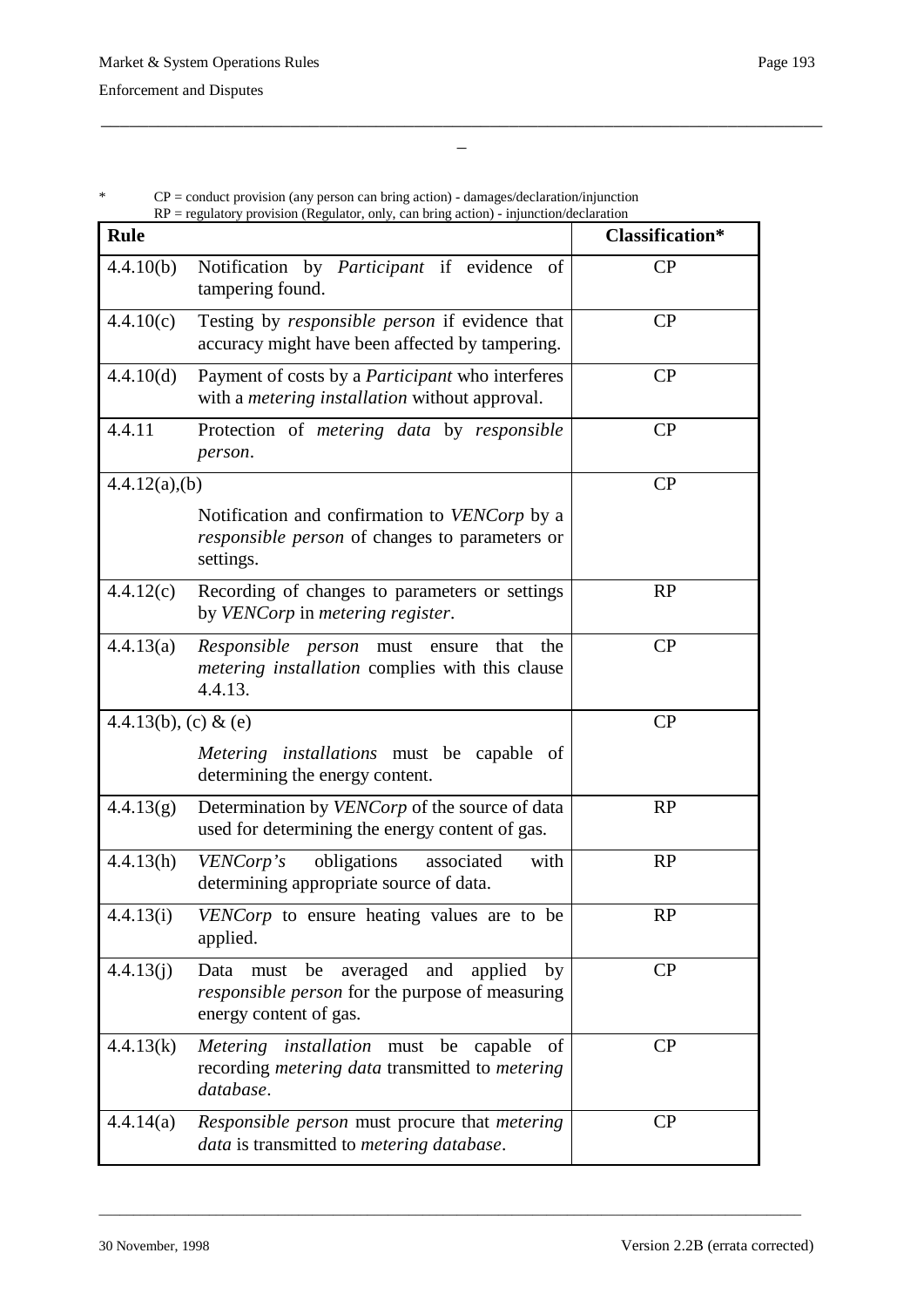\* CP = conduct provision (any person can bring action) - damages/declaration/injunction
RP = regulatory provision (Regulator, only, can bring action) - injunction/declaration

| Rule | | Classification* |
|---|---|---|
| 4.4.10(b) | Notification by *Participant* if evidence of tampering found. | CP |
| 4.4.10(c) | Testing by *responsible person* if evidence that accuracy might have been affected by tampering. | CP |
| 4.4.10(d) | Payment of costs by a *Participant* who interferes with a *metering installation* without approval. | CP |
| 4.4.11 | Protection of *metering data* by *responsible person*. | CP |
| 4.4.12(a),(b) | Notification and confirmation to *VENCorp* by a *responsible person* of changes to parameters or settings. | CP |
| 4.4.12(c) | Recording of changes to parameters or settings by *VENCorp* in *metering register*. | RP |
| 4.4.13(a) | *Responsible person* must ensure that the *metering installation* complies with this clause 4.4.13. | CP |
| 4.4.13(b), (c) & (e) | *Metering installations* must be capable of determining the energy content. | CP |
| 4.4.13(g) | Determination by *VENCorp* of the source of data used for determining the energy content of gas. | RP |
| 4.4.13(h) | *VENCorp's* obligations associated with determining appropriate source of data. | RP |
| 4.4.13(i) | *VENCorp* to ensure heating values are to be applied. | RP |
| 4.4.13(j) | Data must be averaged and applied by *responsible person* for the purpose of measuring energy content of gas. | CP |
| 4.4.13(k) | *Metering installation* must be capable of recording *metering data* transmitted to *metering database*. | CP |
| 4.4.14(a) | *Responsible person* must procure that *metering data* is transmitted to *metering database*. | CP |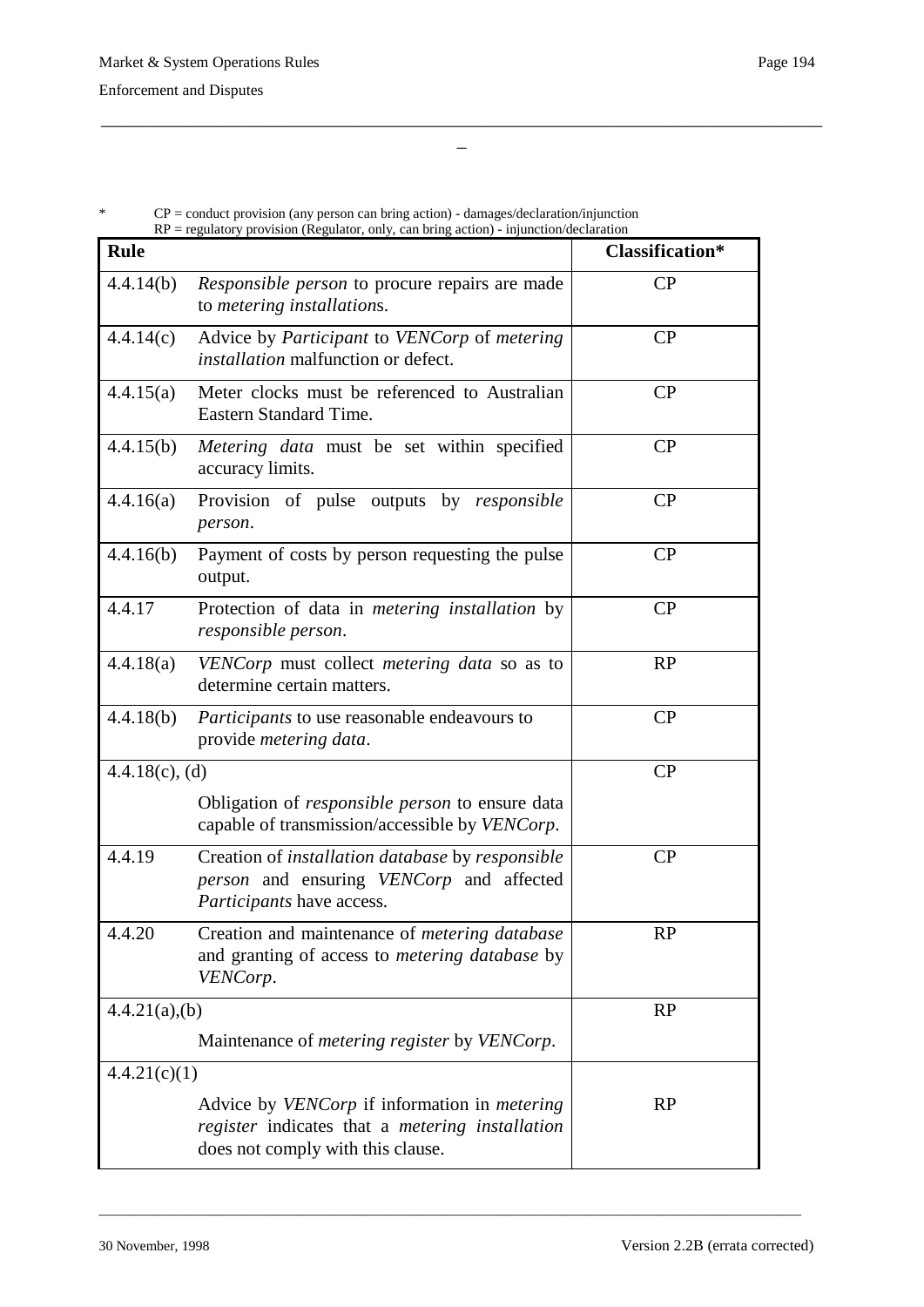\* CP = conduct provision (any person can bring action) - damages/declaration/injunction
RP = regulatory provision (Regulator, only, can bring action) - injunction/declaration

| Rule | | Classification* |
|---|---|---|
| 4.4.14(b) | *Responsible person* to procure repairs are made to *metering installation*s. | CP |
| 4.4.14(c) | Advice by *Participant* to *VENCorp* of *metering installation* malfunction or defect. | CP |
| 4.4.15(a) | Meter clocks must be referenced to Australian Eastern Standard Time. | CP |
| 4.4.15(b) | *Metering data* must be set within specified accuracy limits. | CP |
| 4.4.16(a) | Provision of pulse outputs by *responsible person*. | CP |
| 4.4.16(b) | Payment of costs by person requesting the pulse output. | CP |
| 4.4.17 | Protection of data in *metering installation* by *responsible person*. | CP |
| 4.4.18(a) | *VENCorp* must collect *metering data* so as to determine certain matters. | RP |
| 4.4.18(b) | *Participants* to use reasonable endeavours to provide *metering data*. | CP |
| 4.4.18(c), (d) | Obligation of *responsible person* to ensure data capable of transmission/accessible by *VENCorp*. | CP |
| 4.4.19 | Creation of *installation database* by *responsible person* and ensuring *VENCorp* and affected *Participants* have access. | CP |
| 4.4.20 | Creation and maintenance of *metering database* and granting of access to *metering database* by *VENCorp*. | RP |
| 4.4.21(a),(b) | Maintenance of *metering register* by *VENCorp*. | RP |
| 4.4.21(c)(1) | Advice by *VENCorp* if information in *metering register* indicates that a *metering installation* does not comply with this clause. | RP |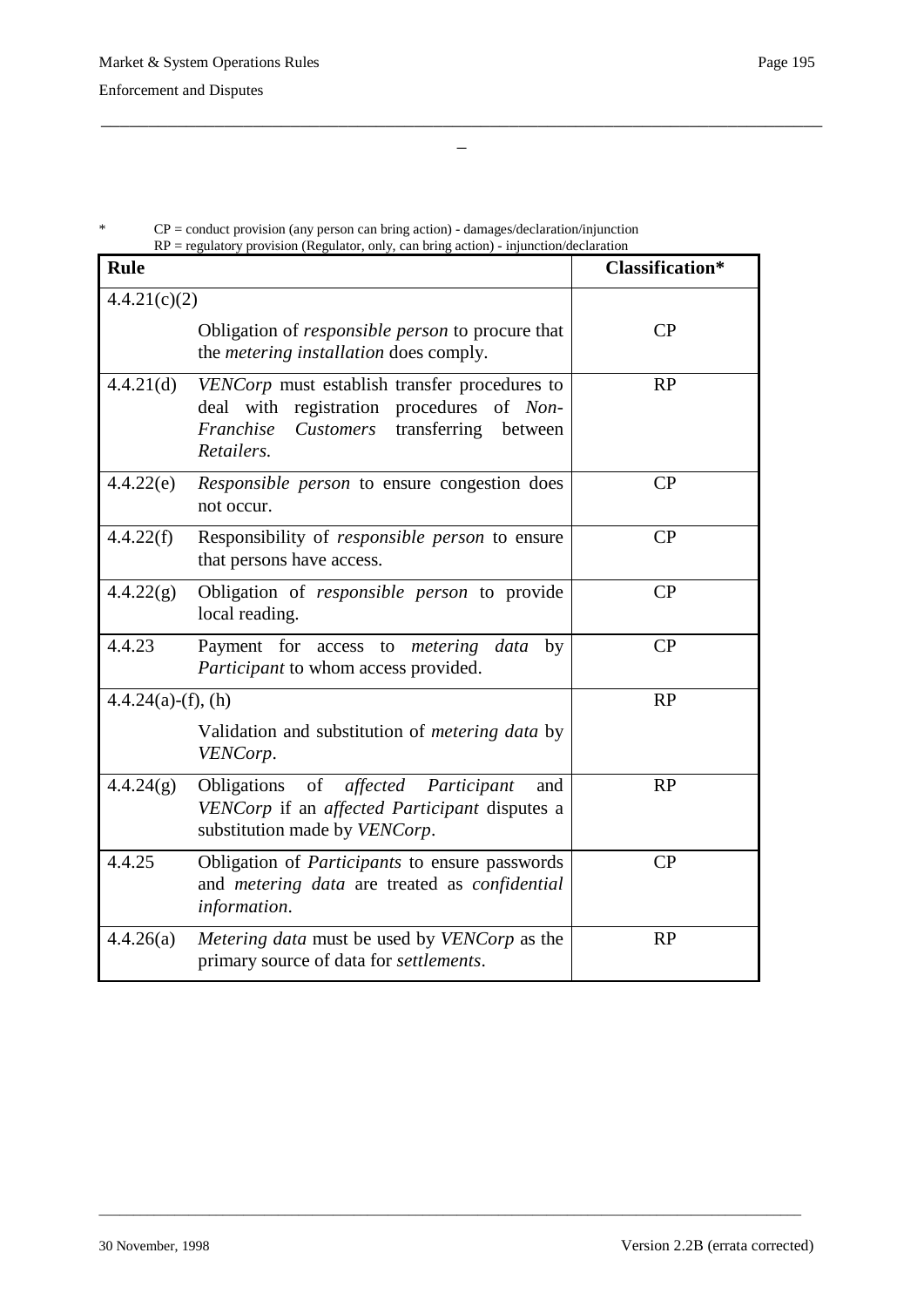\* CP = conduct provision (any person can bring action) - damages/declaration/injunction
RP = regulatory provision (Regulator, only, can bring action) - injunction/declaration

| Rule | | Classification* |
|---|---|---|
| 4.4.21(c)(2) | Obligation of *responsible person* to procure that the *metering installation* does comply. | CP |
| 4.4.21(d) | *VENCorp* must establish transfer procedures to deal with registration procedures of *Non-Franchise Customers* transferring between *Retailers.* | RP |
| 4.4.22(e) | *Responsible person* to ensure congestion does not occur. | CP |
| 4.4.22(f) | Responsibility of *responsible person* to ensure that persons have access. | CP |
| 4.4.22(g) | Obligation of *responsible person* to provide local reading. | CP |
| 4.4.23 | Payment for access to *metering data* by *Participant* to whom access provided. | CP |
| 4.4.24(a)-(f), (h) | Validation and substitution of *metering data* by *VENCorp*. | RP |
| 4.4.24(g) | Obligations of *affected Participant* and *VENCorp* if an *affected Participant* disputes a substitution made by *VENCorp*. | RP |
| 4.4.25 | Obligation of *Participants* to ensure passwords and *metering data* are treated as *confidential information*. | CP |
| 4.4.26(a) | *Metering data* must be used by *VENCorp* as the primary source of data for *settlements*. | RP |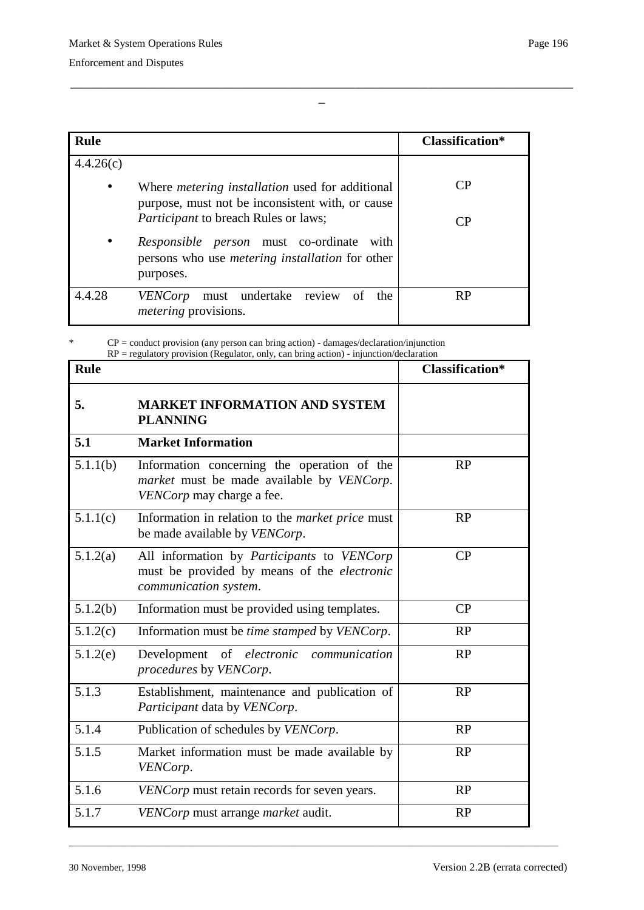| Rule | | Classification* |
|---|---|---|
| 4.4.26(c) | | |
| | • Where *metering installation* used for additional purpose, must not be inconsistent with, or cause *Participant* to breach Rules or laws; | CP |
| | • *Responsible person* must co-ordinate with persons who use *metering installation* for other purposes. | CP |
| 4.4.28 | *VENCorp* must undertake review of the *metering* provisions. | RP |

\* CP = conduct provision (any person can bring action) - damages/declaration/injunction
RP = regulatory provision (Regulator, only, can bring action) - injunction/declaration

| Rule | | Classification* |
|---|---|---|
| **5.** | **MARKET INFORMATION AND SYSTEM PLANNING** | |
| **5.1** | **Market Information** | |
| 5.1.1(b) | Information concerning the operation of the *market* must be made available by *VENCorp*. *VENCorp* may charge a fee. | RP |
| 5.1.1(c) | Information in relation to the *market price* must be made available by *VENCorp*. | RP |
| 5.1.2(a) | All information by *Participants* to *VENCorp* must be provided by means of the *electronic communication system*. | CP |
| 5.1.2(b) | Information must be provided using templates. | CP |
| 5.1.2(c) | Information must be *time stamped* by *VENCorp*. | RP |
| 5.1.2(e) | Development of *electronic communication procedures* by *VENCorp*. | RP |
| 5.1.3 | Establishment, maintenance and publication of *Participant* data by *VENCorp*. | RP |
| 5.1.4 | Publication of schedules by *VENCorp*. | RP |
| 5.1.5 | Market information must be made available by *VENCorp*. | RP |
| 5.1.6 | *VENCorp* must retain records for seven years. | RP |
| 5.1.7 | *VENCorp* must arrange *market* audit. | RP |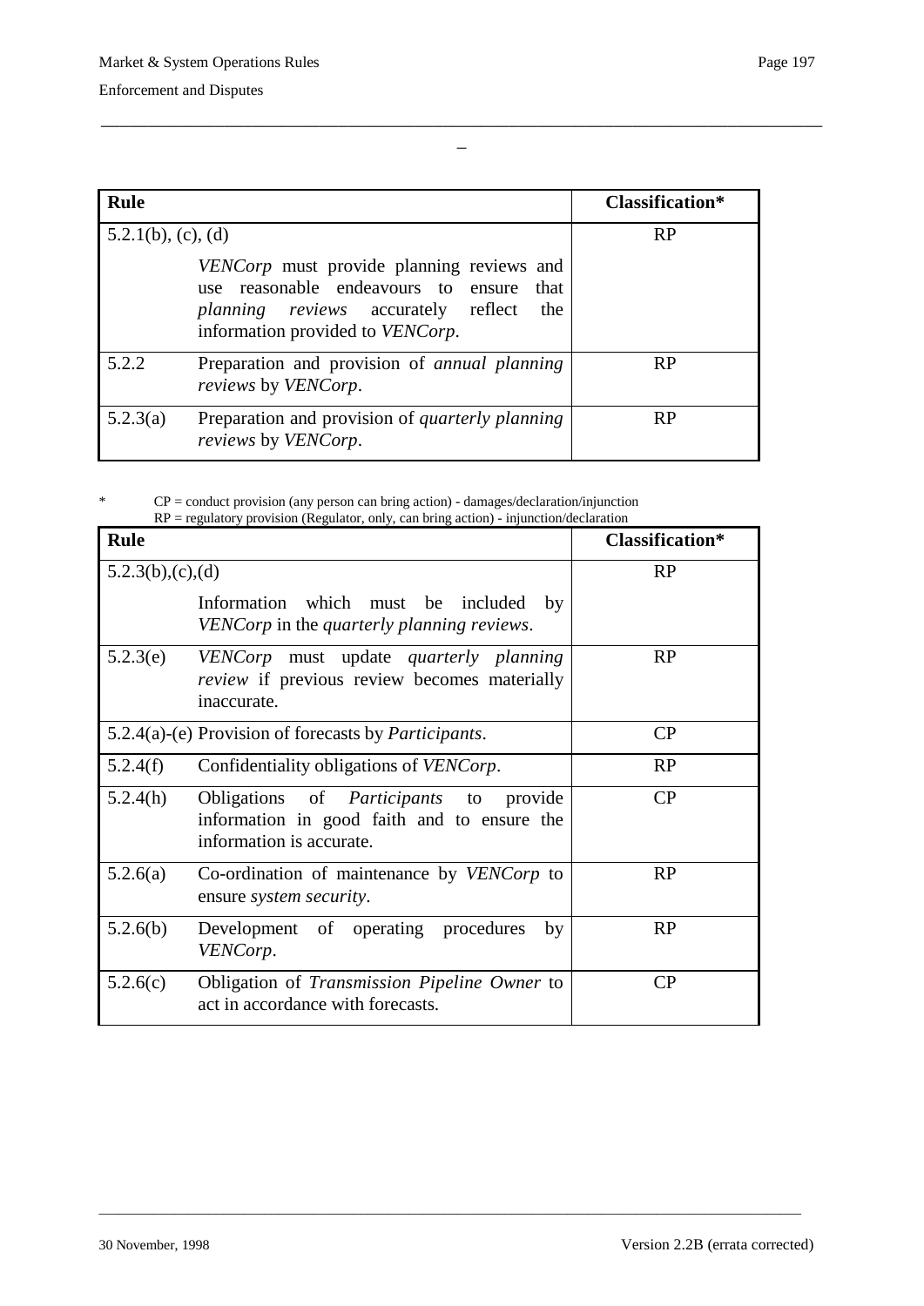| Rule | | Classification* |
|---|---|---|
| 5.2.1(b), (c), (d) | *VENCorp* must provide planning reviews and use reasonable endeavours to ensure that *planning reviews* accurately reflect the information provided to *VENCorp*. | RP |
| 5.2.2 | Preparation and provision of *annual planning reviews* by *VENCorp*. | RP |
| 5.2.3(a) | Preparation and provision of *quarterly planning reviews* by *VENCorp*. | RP |

\* CP = conduct provision (any person can bring action) - damages/declaration/injunction
RP = regulatory provision (Regulator, only, can bring action) - injunction/declaration

| Rule | | Classification* |
|---|---|---|
| 5.2.3(b),(c),(d) | Information which must be included by *VENCorp* in the *quarterly planning reviews*. | RP |
| 5.2.3(e) | *VENCorp* must update *quarterly planning review* if previous review becomes materially inaccurate. | RP |
| 5.2.4(a)-(e) | Provision of forecasts by *Participants*. | CP |
| 5.2.4(f) | Confidentiality obligations of *VENCorp*. | RP |
| 5.2.4(h) | Obligations of *Participants* to provide information in good faith and to ensure the information is accurate. | CP |
| 5.2.6(a) | Co-ordination of maintenance by *VENCorp* to ensure *system security*. | RP |
| 5.2.6(b) | Development of operating procedures by *VENCorp*. | RP |
| 5.2.6(c) | Obligation of *Transmission Pipeline Owner* to act in accordance with forecasts. | CP |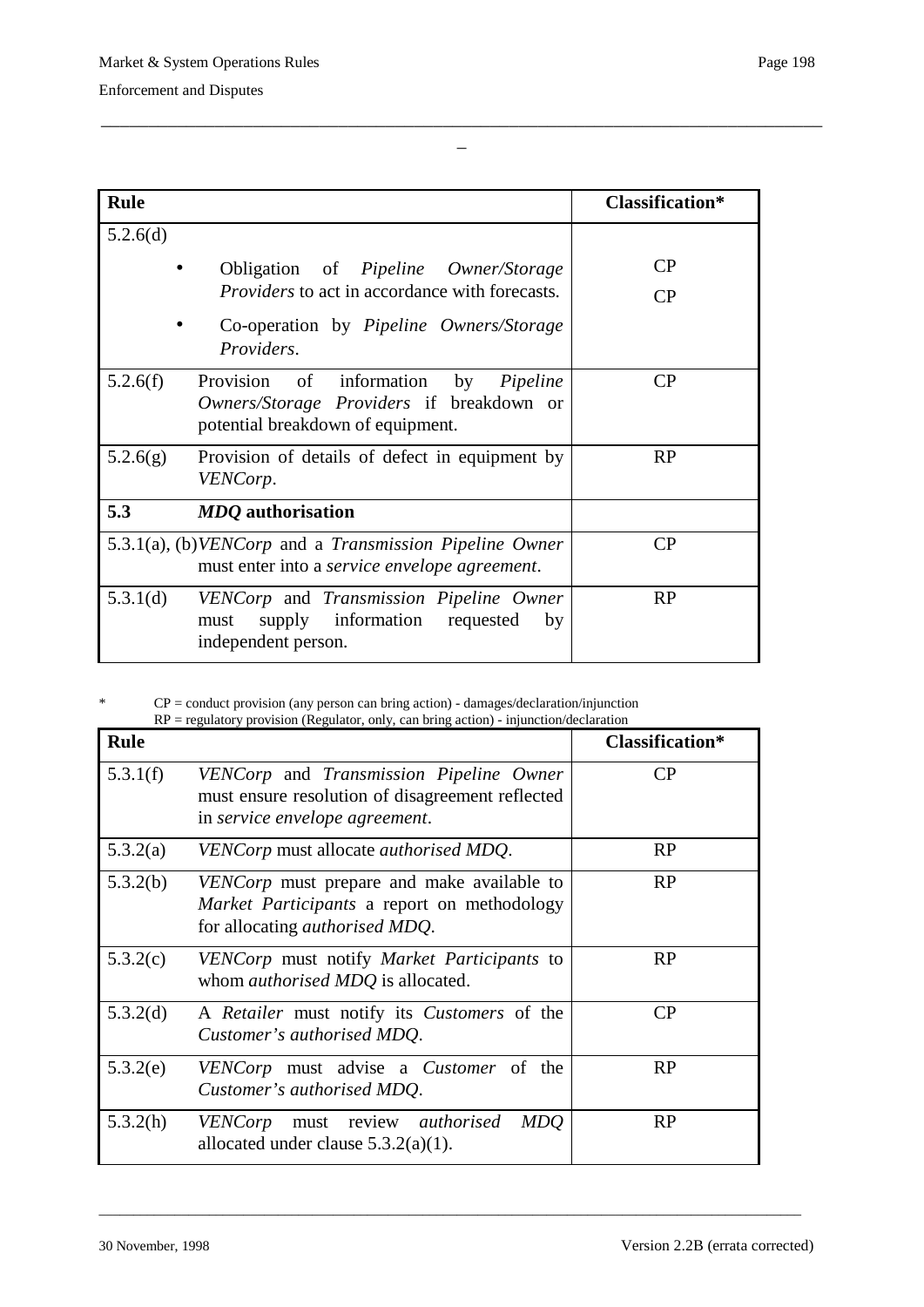| Rule | Classification* |
|---|---|
| 5.2.6(d) | |
| • Obligation of *Pipeline Owner/Storage Providers* to act in accordance with forecasts. | CP |
| • Co-operation by *Pipeline Owners/Storage Providers*. | CP |
| 5.2.6(f) Provision of information by *Pipeline Owners/Storage Providers* if breakdown or potential breakdown of equipment. | CP |
| 5.2.6(g) Provision of details of defect in equipment by *VENCorp*. | RP |
| **5.3** ***MDQ* authorisation** | |
| 5.3.1(a), (b) *VENCorp* and a *Transmission Pipeline Owner* must enter into a *service envelope agreement*. | CP |
| 5.3.1(d) *VENCorp* and *Transmission Pipeline Owner* must supply information requested by independent person. | RP |

\* CP = conduct provision (any person can bring action) - damages/declaration/injunction
RP = regulatory provision (Regulator, only, can bring action) - injunction/declaration

| Rule | Classification* |
|---|---|
| 5.3.1(f) *VENCorp* and *Transmission Pipeline Owner* must ensure resolution of disagreement reflected in *service envelope agreement*. | CP |
| 5.3.2(a) *VENCorp* must allocate *authorised MDQ*. | RP |
| 5.3.2(b) *VENCorp* must prepare and make available to *Market Participants* a report on methodology for allocating *authorised MDQ*. | RP |
| 5.3.2(c) *VENCorp* must notify *Market Participants* to whom *authorised MDQ* is allocated. | RP |
| 5.3.2(d) A *Retailer* must notify its *Customers* of the *Customer's authorised MDQ*. | CP |
| 5.3.2(e) *VENCorp* must advise a *Customer* of the *Customer's authorised MDQ*. | RP |
| 5.3.2(h) *VENCorp* must review *authorised MDQ* allocated under clause 5.3.2(a)(1). | RP |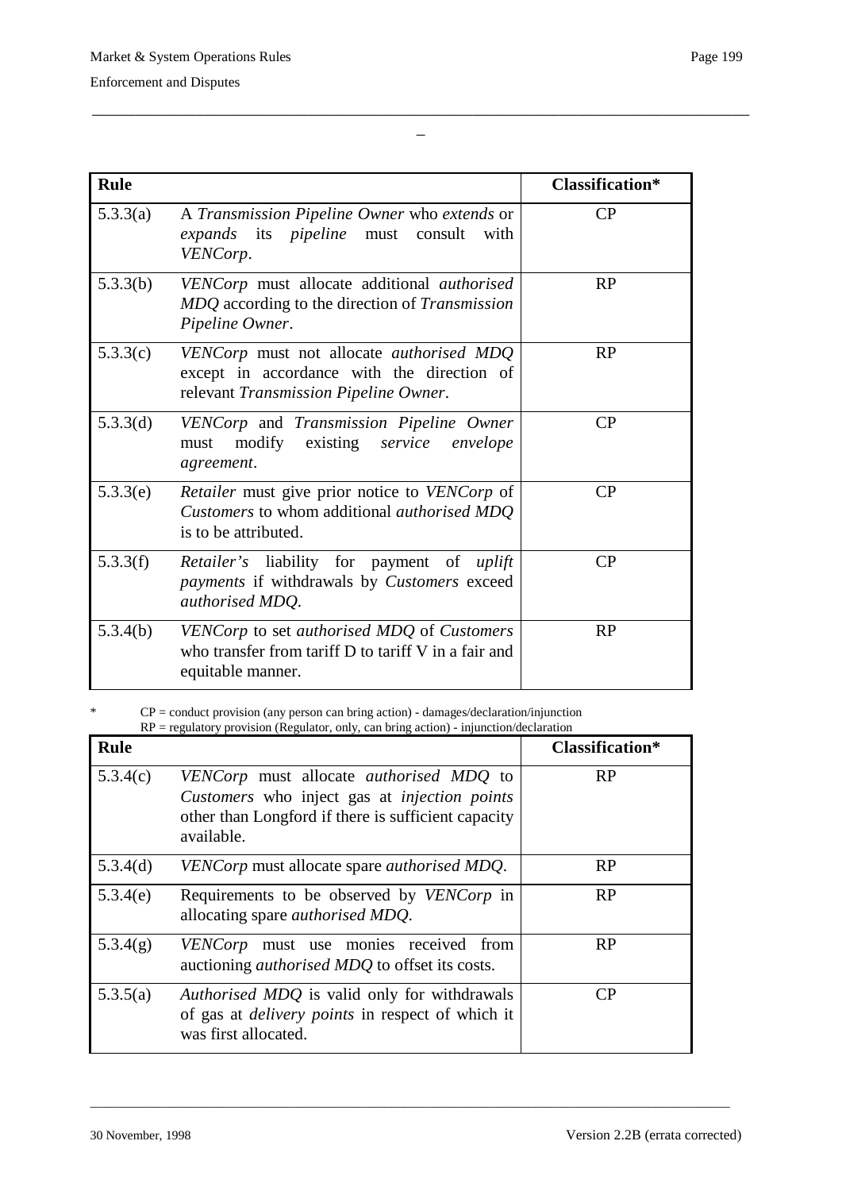| Rule | | Classification* |
|---|---|---|
| 5.3.3(a) | A *Transmission Pipeline Owner* who *extends* or *expands* its *pipeline* must consult with *VENCorp*. | CP |
| 5.3.3(b) | *VENCorp* must allocate additional *authorised MDQ* according to the direction of *Transmission Pipeline Owner*. | RP |
| 5.3.3(c) | *VENCorp* must not allocate *authorised MDQ* except in accordance with the direction of relevant *Transmission Pipeline Owner*. | RP |
| 5.3.3(d) | *VENCorp* and *Transmission Pipeline Owner* must modify existing *service envelope agreement*. | CP |
| 5.3.3(e) | *Retailer* must give prior notice to *VENCorp* of *Customers* to whom additional *authorised MDQ* is to be attributed. | CP |
| 5.3.3(f) | *Retailer's* liability for payment of *uplift payments* if withdrawals by *Customers* exceed *authorised MDQ*. | CP |
| 5.3.4(b) | *VENCorp* to set *authorised MDQ* of *Customers* who transfer from tariff D to tariff V in a fair and equitable manner. | RP |

\* CP = conduct provision (any person can bring action) - damages/declaration/injunction
RP = regulatory provision (Regulator, only, can bring action) - injunction/declaration

| Rule | | Classification* |
|---|---|---|
| 5.3.4(c) | *VENCorp* must allocate *authorised MDQ* to *Customers* who inject gas at *injection points* other than Longford if there is sufficient capacity available. | RP |
| 5.3.4(d) | *VENCorp* must allocate spare *authorised MDQ*. | RP |
| 5.3.4(e) | Requirements to be observed by *VENCorp* in allocating spare *authorised MDQ*. | RP |
| 5.3.4(g) | *VENCorp* must use monies received from auctioning *authorised MDQ* to offset its costs. | RP |
| 5.3.5(a) | *Authorised MDQ* is valid only for withdrawals of gas at *delivery points* in respect of which it was first allocated. | CP |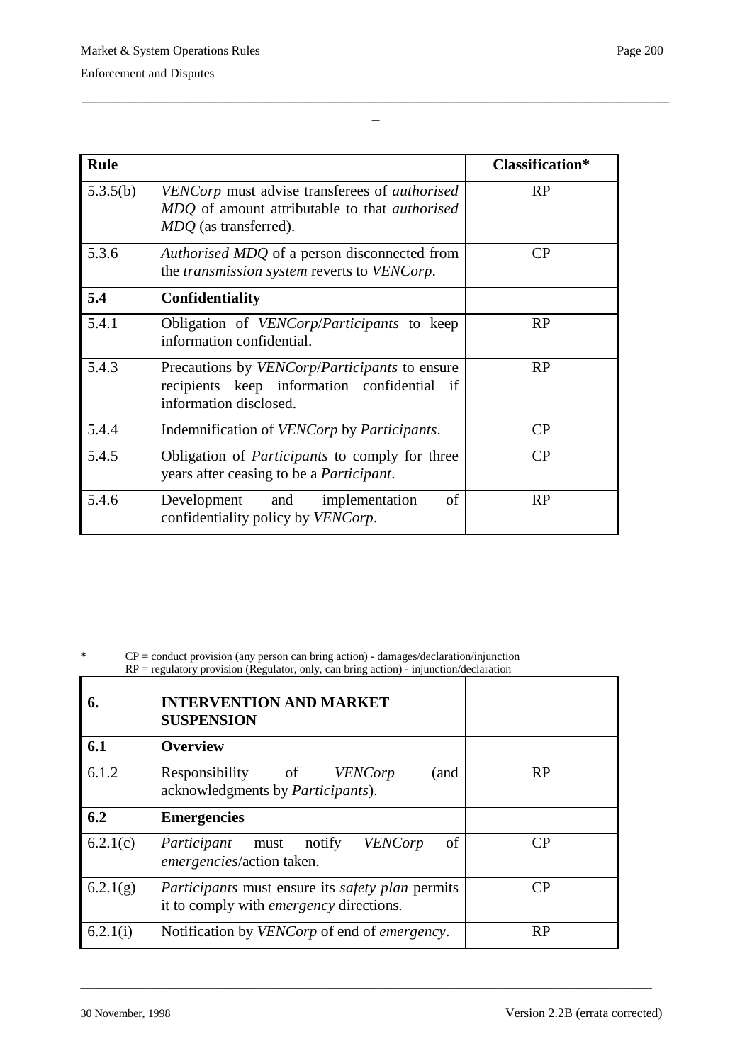| Rule | | Classification* |
|---|---|---|
| 5.3.5(b) | *VENCorp* must advise transferees of *authorised MDQ* of amount attributable to that *authorised MDQ* (as transferred). | RP |
| 5.3.6 | *Authorised MDQ* of a person disconnected from the *transmission system* reverts to *VENCorp*. | CP |
| **5.4** | **Confidentiality** | |
| 5.4.1 | Obligation of *VENCorp*/*Participants* to keep information confidential. | RP |
| 5.4.3 | Precautions by *VENCorp*/*Participants* to ensure recipients keep information confidential if information disclosed. | RP |
| 5.4.4 | Indemnification of *VENCorp* by *Participants*. | CP |
| 5.4.5 | Obligation of *Participants* to comply for three years after ceasing to be a *Participant*. | CP |
| 5.4.6 | Development and implementation of confidentiality policy by *VENCorp*. | RP |

\* CP = conduct provision (any person can bring action) - damages/declaration/injunction
RP = regulatory provision (Regulator, only, can bring action) - injunction/declaration

| | | |
|---|---|---|
| **6.** | **INTERVENTION AND MARKET SUSPENSION** | |
| **6.1** | **Overview** | |
| 6.1.2 | Responsibility of *VENCorp* (and acknowledgments by *Participants*). | RP |
| **6.2** | **Emergencies** | |
| 6.2.1(c) | *Participant* must notify *VENCorp* of *emergencies*/action taken. | CP |
| 6.2.1(g) | *Participants* must ensure its *safety plan* permits it to comply with *emergency* directions. | CP |
| 6.2.1(i) | Notification by *VENCorp* of end of *emergency*. | RP |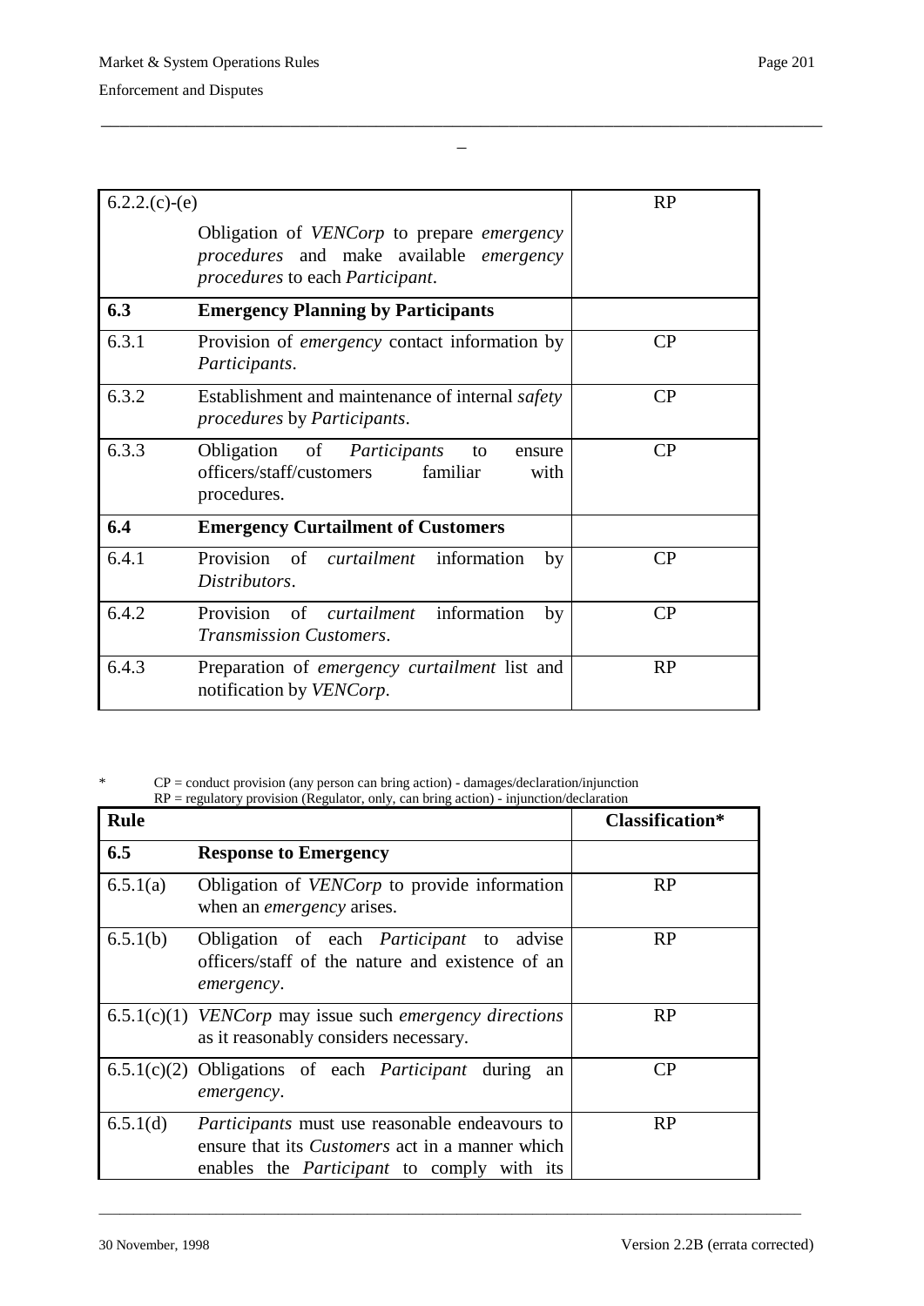| | | |
|---|---|---|
| 6.2.2.(c)-(e) | Obligation of *VENCorp* to prepare *emergency procedures* and make available *emergency procedures* to each *Participant*. | RP |
| **6.3** | **Emergency Planning by Participants** | |
| 6.3.1 | Provision of *emergency* contact information by *Participants*. | CP |
| 6.3.2 | Establishment and maintenance of internal *safety procedures* by *Participants*. | CP |
| 6.3.3 | Obligation of *Participants* to ensure officers/staff/customers familiar with procedures. | CP |
| **6.4** | **Emergency Curtailment of Customers** | |
| 6.4.1 | Provision of *curtailment* information by *Distributors*. | CP |
| 6.4.2 | Provision of *curtailment* information by *Transmission Customers*. | CP |
| 6.4.3 | Preparation of *emergency curtailment* list and notification by *VENCorp*. | RP |

\* CP = conduct provision (any person can bring action) - damages/declaration/injunction
RP = regulatory provision (Regulator, only, can bring action) - injunction/declaration

| **Rule** | | **Classification*** |
|---|---|---|
| **6.5** | **Response to Emergency** | |
| 6.5.1(a) | Obligation of *VENCorp* to provide information when an *emergency* arises. | RP |
| 6.5.1(b) | Obligation of each *Participant* to advise officers/staff of the nature and existence of an *emergency*. | RP |
| 6.5.1(c)(1) | *VENCorp* may issue such *emergency directions* as it reasonably considers necessary. | RP |
| 6.5.1(c)(2) | Obligations of each *Participant* during an *emergency*. | CP |
| 6.5.1(d) | *Participants* must use reasonable endeavours to ensure that its *Customers* act in a manner which enables the *Participant* to comply with its | RP |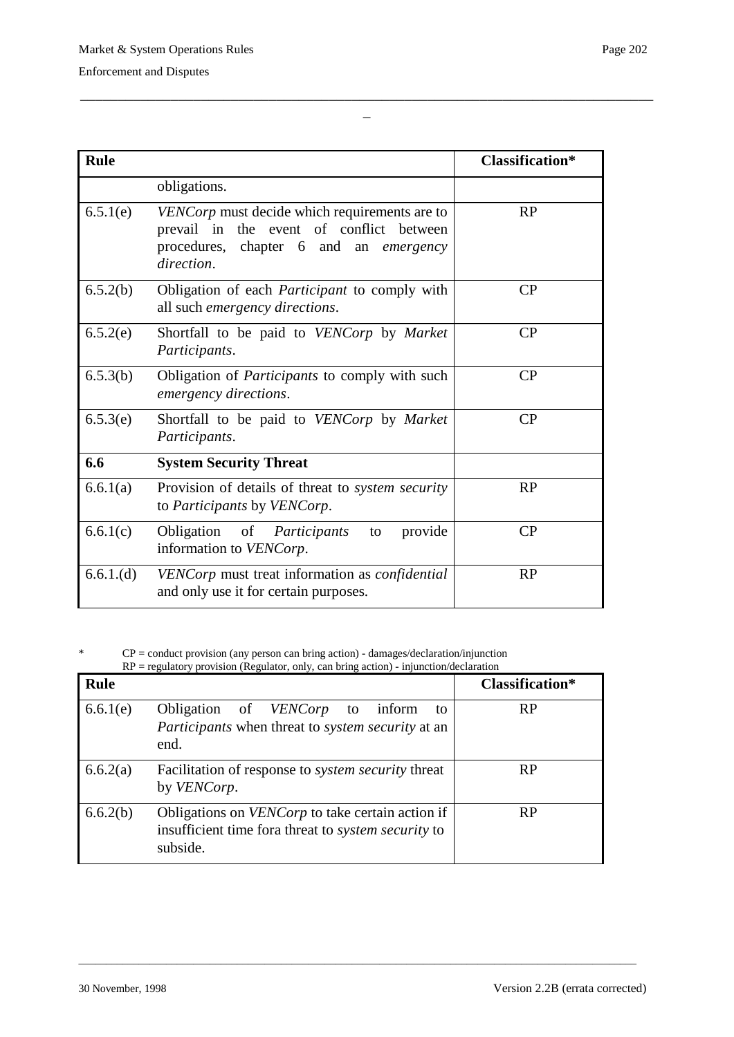| Rule | | Classification* |
|---|---|---|
| | obligations. | |
| 6.5.1(e) | *VENCorp* must decide which requirements are to prevail in the event of conflict between procedures, chapter 6 and an *emergency direction*. | RP |
| 6.5.2(b) | Obligation of each *Participant* to comply with all such *emergency directions*. | CP |
| 6.5.2(e) | Shortfall to be paid to *VENCorp* by *Market Participants*. | CP |
| 6.5.3(b) | Obligation of *Participants* to comply with such *emergency directions*. | CP |
| 6.5.3(e) | Shortfall to be paid to *VENCorp* by *Market Participants*. | CP |
| **6.6** | **System Security Threat** | |
| 6.6.1(a) | Provision of details of threat to *system security* to *Participants* by *VENCorp*. | RP |
| 6.6.1(c) | Obligation of *Participants* to provide information to *VENCorp*. | CP |
| 6.6.1.(d) | *VENCorp* must treat information as *confidential* and only use it for certain purposes. | RP |

\* CP = conduct provision (any person can bring action) - damages/declaration/injunction
RP = regulatory provision (Regulator, only, can bring action) - injunction/declaration

| Rule | | Classification* |
|---|---|---|
| 6.6.1(e) | Obligation of *VENCorp* to inform to *Participants* when threat to *system security* at an end. | RP |
| 6.6.2(a) | Facilitation of response to *system security* threat by *VENCorp*. | RP |
| 6.6.2(b) | Obligations on *VENCorp* to take certain action if insufficient time fora threat to *system security* to subside. | RP |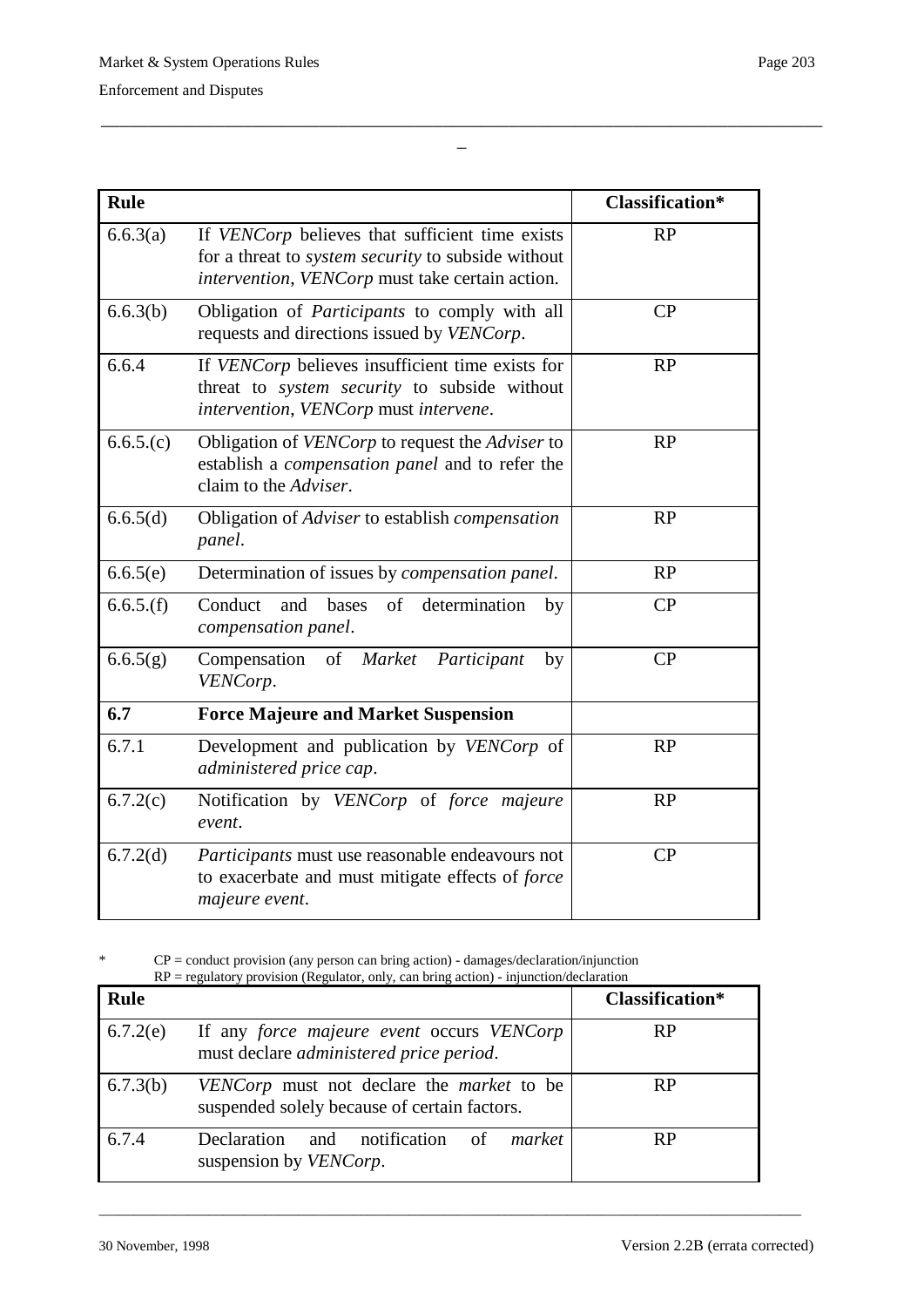| Rule | | Classification* |
|---|---|---|
| 6.6.3(a) | If *VENCorp* believes that sufficient time exists for a threat to *system security* to subside without *intervention*, *VENCorp* must take certain action. | RP |
| 6.6.3(b) | Obligation of *Participants* to comply with all requests and directions issued by *VENCorp*. | CP |
| 6.6.4 | If *VENCorp* believes insufficient time exists for threat to *system security* to subside without *intervention*, *VENCorp* must *intervene*. | RP |
| 6.6.5.(c) | Obligation of *VENCorp* to request the *Adviser* to establish a *compensation panel* and to refer the claim to the *Adviser*. | RP |
| 6.6.5(d) | Obligation of *Adviser* to establish *compensation panel*. | RP |
| 6.6.5(e) | Determination of issues by *compensation panel*. | RP |
| 6.6.5.(f) | Conduct and bases of determination by *compensation panel*. | CP |
| 6.6.5(g) | Compensation of *Market Participant* by *VENCorp*. | CP |
| **6.7** | **Force Majeure and Market Suspension** | |
| 6.7.1 | Development and publication by *VENCorp* of *administered price cap*. | RP |
| 6.7.2(c) | Notification by *VENCorp* of *force majeure event*. | RP |
| 6.7.2(d) | *Participants* must use reasonable endeavours not to exacerbate and must mitigate effects of *force majeure event*. | CP |

\* CP = conduct provision (any person can bring action) - damages/declaration/injunction
RP = regulatory provision (Regulator, only, can bring action) - injunction/declaration

| Rule | | Classification* |
|---|---|---|
| 6.7.2(e) | If any *force majeure event* occurs *VENCorp* must declare *administered price period*. | RP |
| 6.7.3(b) | *VENCorp* must not declare the *market* to be suspended solely because of certain factors. | RP |
| 6.7.4 | Declaration and notification of *market* suspension by *VENCorp*. | RP |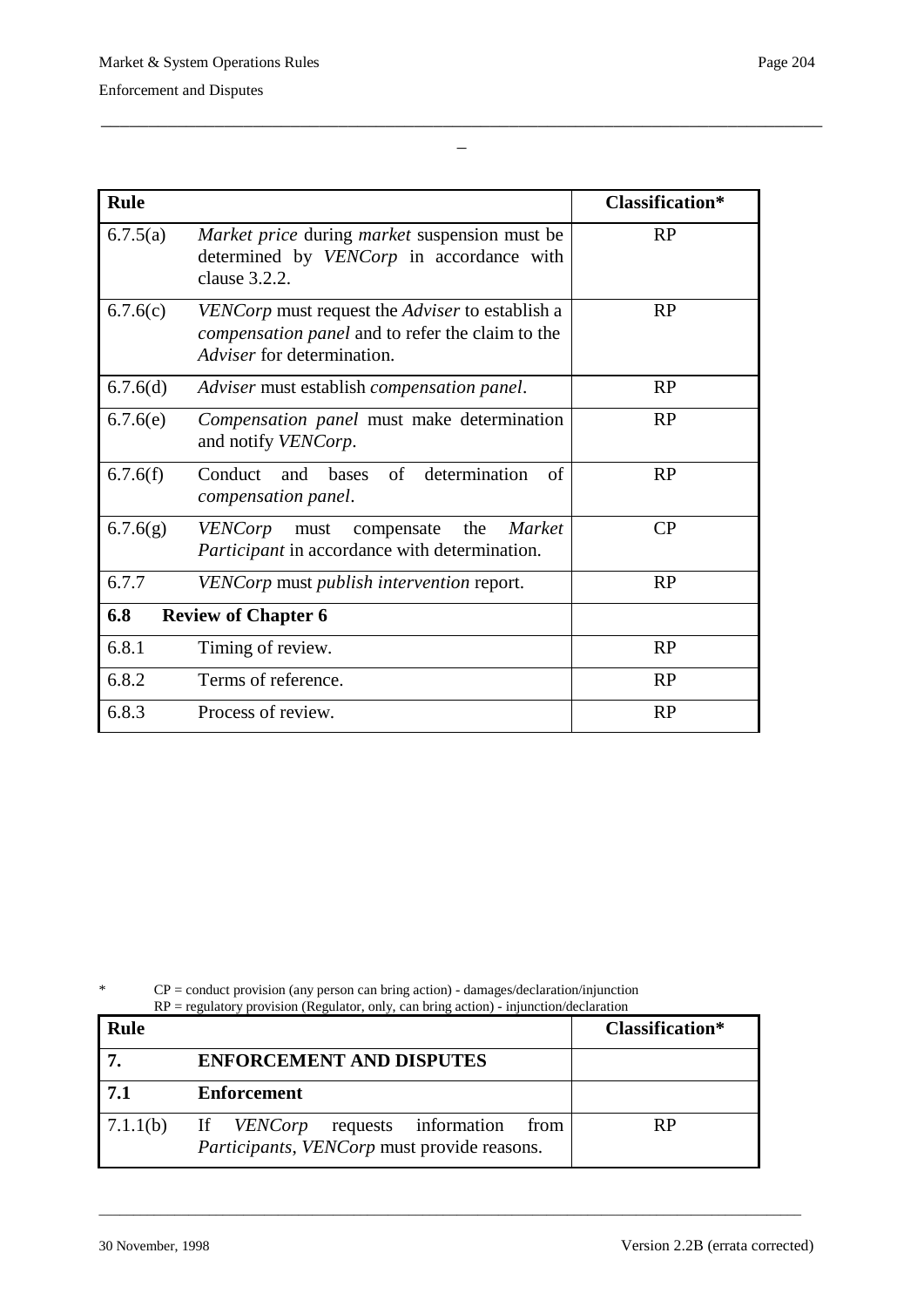| Rule | | Classification* |
|---|---|---|
| 6.7.5(a) | *Market price* during *market* suspension must be determined by *VENCorp* in accordance with clause 3.2.2. | RP |
| 6.7.6(c) | *VENCorp* must request the *Adviser* to establish a *compensation panel* and to refer the claim to the *Adviser* for determination. | RP |
| 6.7.6(d) | *Adviser* must establish *compensation panel*. | RP |
| 6.7.6(e) | *Compensation panel* must make determination and notify *VENCorp*. | RP |
| 6.7.6(f) | Conduct and bases of determination of *compensation panel*. | RP |
| 6.7.6(g) | *VENCorp* must compensate the *Market Participant* in accordance with determination. | CP |
| 6.7.7 | *VENCorp* must *publish intervention* report. | RP |
| **6.8** | **Review of Chapter 6** | |
| 6.8.1 | Timing of review. | RP |
| 6.8.2 | Terms of reference. | RP |
| 6.8.3 | Process of review. | RP |

\* CP = conduct provision (any person can bring action) - damages/declaration/injunction
RP = regulatory provision (Regulator, only, can bring action) - injunction/declaration

| Rule | | Classification* |
|---|---|---|
| **7.** | **ENFORCEMENT AND DISPUTES** | |
| **7.1** | **Enforcement** | |
| 7.1.1(b) | If *VENCorp* requests information from *Participants*, *VENCorp* must provide reasons. | RP |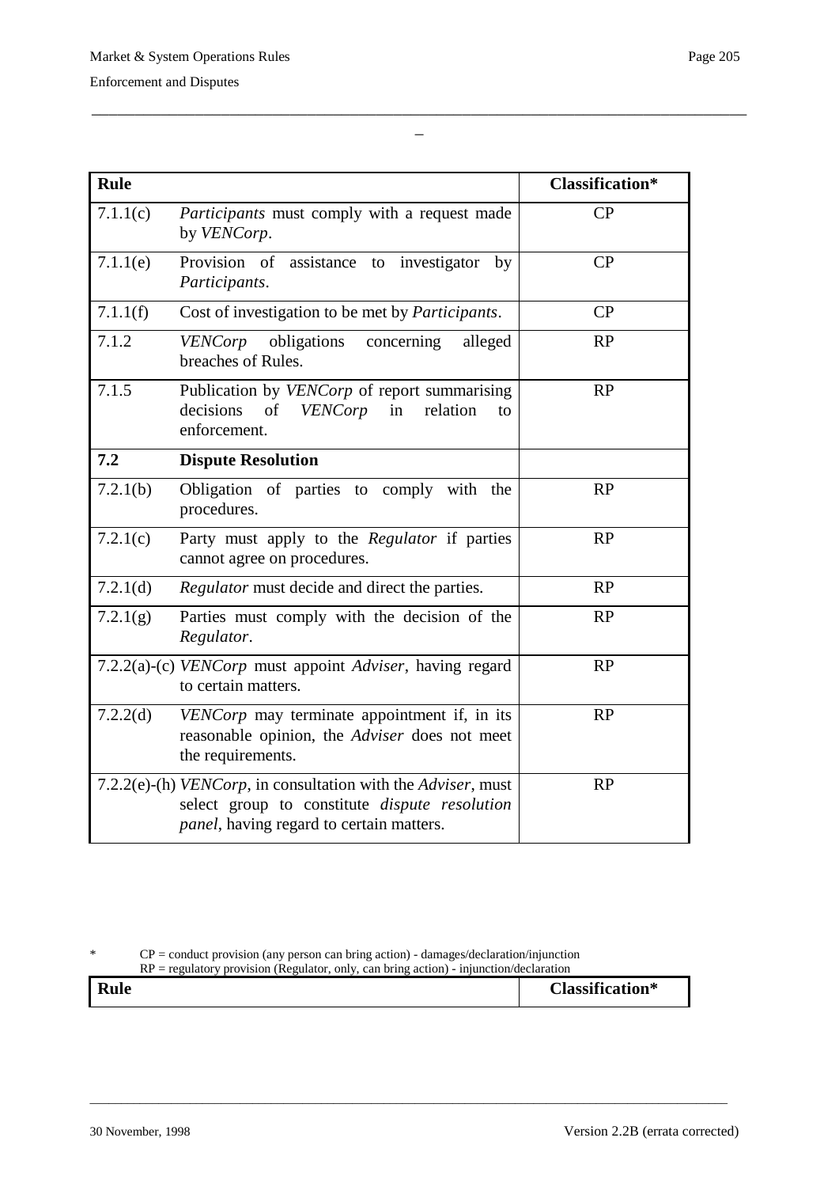| Rule | | Classification* |
|---|---|---|
| 7.1.1(c) | *Participants* must comply with a request made by *VENCorp*. | CP |
| 7.1.1(e) | Provision of assistance to investigator by *Participants*. | CP |
| 7.1.1(f) | Cost of investigation to be met by *Participants*. | CP |
| 7.1.2 | *VENCorp* obligations concerning alleged breaches of Rules. | RP |
| 7.1.5 | Publication by *VENCorp* of report summarising decisions of *VENCorp* in relation to enforcement. | RP |
| **7.2** | **Dispute Resolution** | |
| 7.2.1(b) | Obligation of parties to comply with the procedures. | RP |
| 7.2.1(c) | Party must apply to the *Regulator* if parties cannot agree on procedures. | RP |
| 7.2.1(d) | *Regulator* must decide and direct the parties. | RP |
| 7.2.1(g) | Parties must comply with the decision of the *Regulator*. | RP |
| 7.2.2(a)-(c) | *VENCorp* must appoint *Adviser*, having regard to certain matters. | RP |
| 7.2.2(d) | *VENCorp* may terminate appointment if, in its reasonable opinion, the *Adviser* does not meet the requirements. | RP |
| 7.2.2(e)-(h) | *VENCorp*, in consultation with the *Adviser*, must select group to constitute *dispute resolution panel*, having regard to certain matters. | RP |

\* CP = conduct provision (any person can bring action) - damages/declaration/injunction
RP = regulatory provision (Regulator, only, can bring action) - injunction/declaration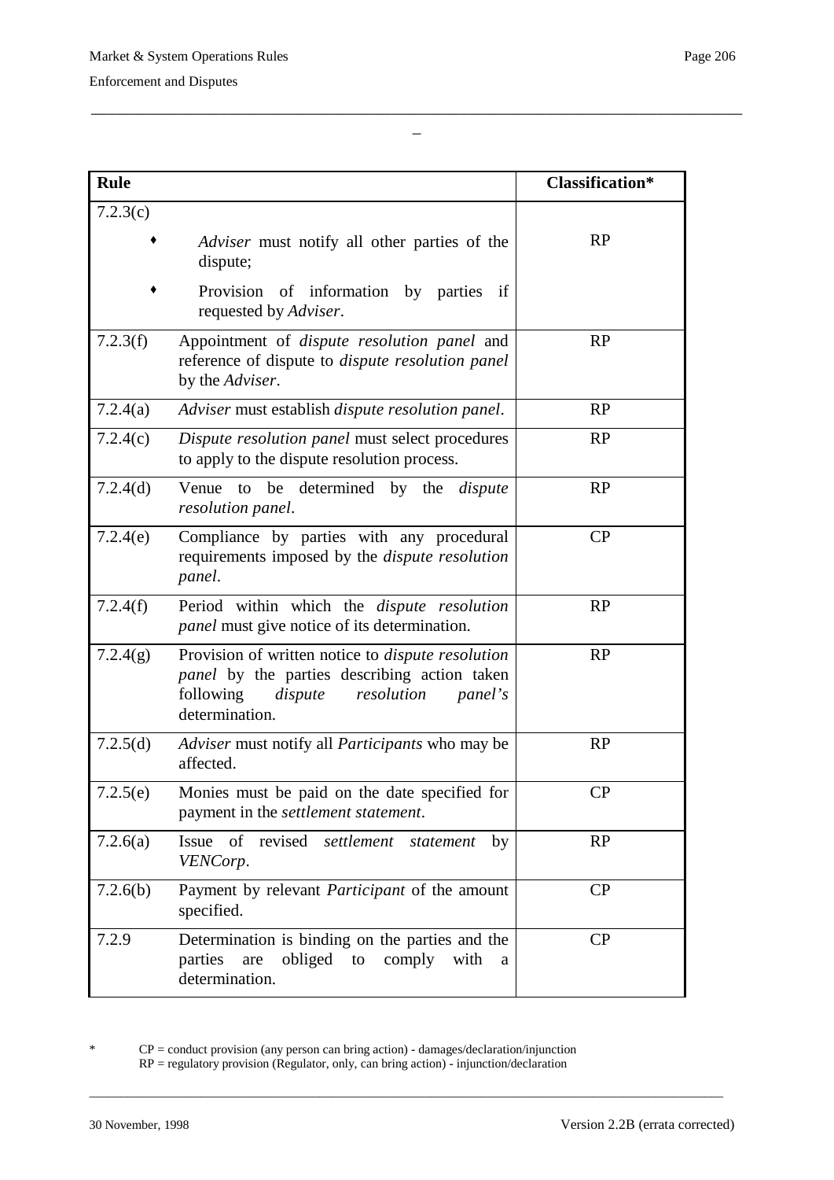| Rule | | Classification* |
|---|---|---|
| 7.2.3(c) | ♦ *Adviser* must notify all other parties of the dispute;<br>♦ Provision of information by parties if requested by *Adviser*. | RP |
| 7.2.3(f) | Appointment of *dispute resolution panel* and reference of dispute to *dispute resolution panel* by the *Adviser*. | RP |
| 7.2.4(a) | *Adviser* must establish *dispute resolution panel*. | RP |
| 7.2.4(c) | *Dispute resolution panel* must select procedures to apply to the dispute resolution process. | RP |
| 7.2.4(d) | Venue to be determined by the *dispute resolution panel*. | RP |
| 7.2.4(e) | Compliance by parties with any procedural requirements imposed by the *dispute resolution panel*. | CP |
| 7.2.4(f) | Period within which the *dispute resolution panel* must give notice of its determination. | RP |
| 7.2.4(g) | Provision of written notice to *dispute resolution panel* by the parties describing action taken following *dispute resolution panel's* determination. | RP |
| 7.2.5(d) | *Adviser* must notify all *Participants* who may be affected. | RP |
| 7.2.5(e) | Monies must be paid on the date specified for payment in the *settlement statement*. | CP |
| 7.2.6(a) | Issue of revised *settlement statement* by *VENCorp*. | RP |
| 7.2.6(b) | Payment by relevant *Participant* of the amount specified. | CP |
| 7.2.9 | Determination is binding on the parties and the parties are obliged to comply with a determination. | CP |

\* CP = conduct provision (any person can bring action) - damages/declaration/injunction
RP = regulatory provision (Regulator, only, can bring action) - injunction/declaration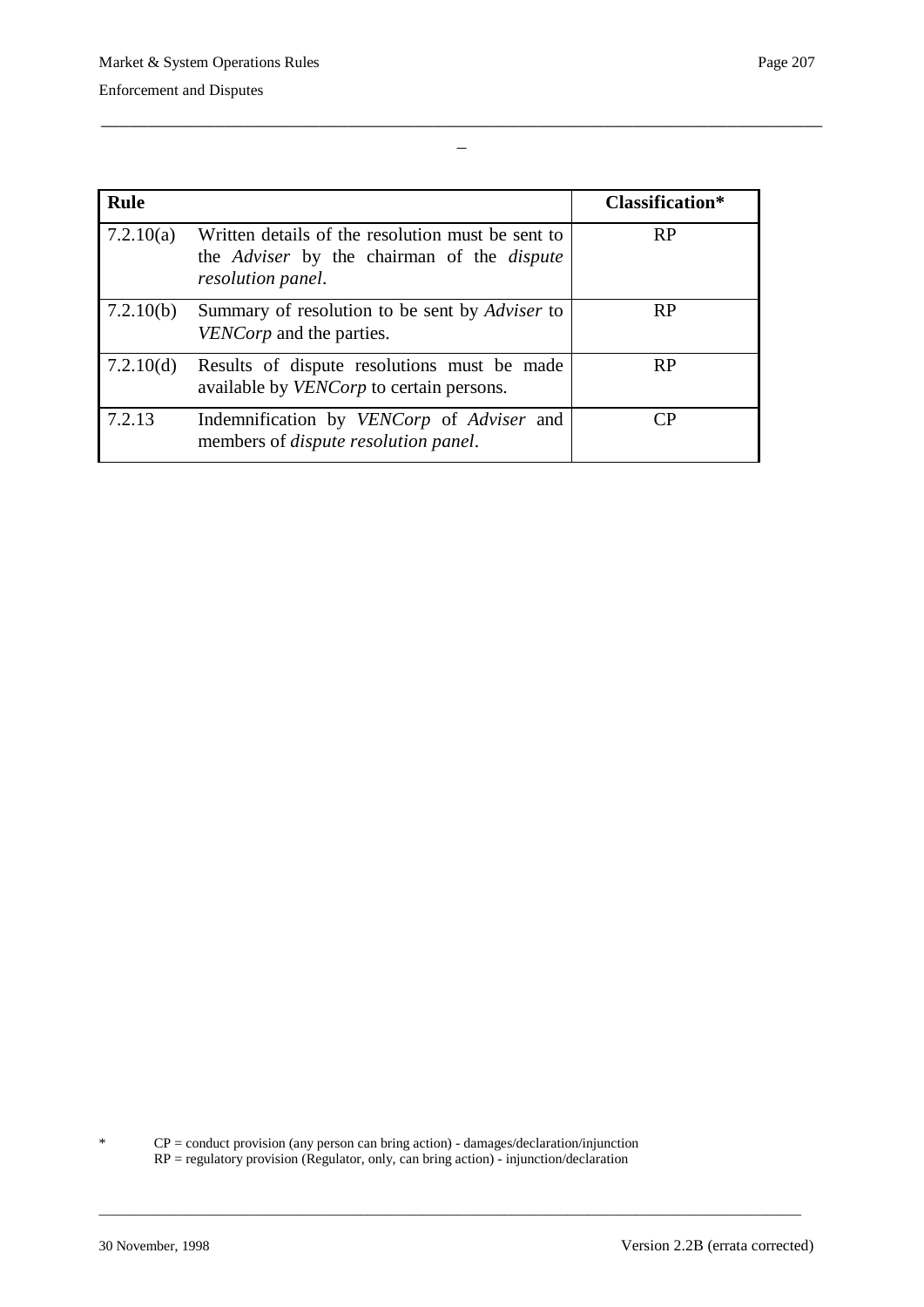| Rule | | Classification* |
|---|---|---|
| 7.2.10(a) | Written details of the resolution must be sent to the *Adviser* by the chairman of the *dispute resolution panel*. | RP |
| 7.2.10(b) | Summary of resolution to be sent by *Adviser* to *VENCorp* and the parties. | RP |
| 7.2.10(d) | Results of dispute resolutions must be made available by *VENCorp* to certain persons. | RP |
| 7.2.13 | Indemnification by *VENCorp* of *Adviser* and members of *dispute resolution panel*. | CP |

\* CP = conduct provision (any person can bring action) - damages/declaration/injunction
RP = regulatory provision (Regulator, only, can bring action) - injunction/declaration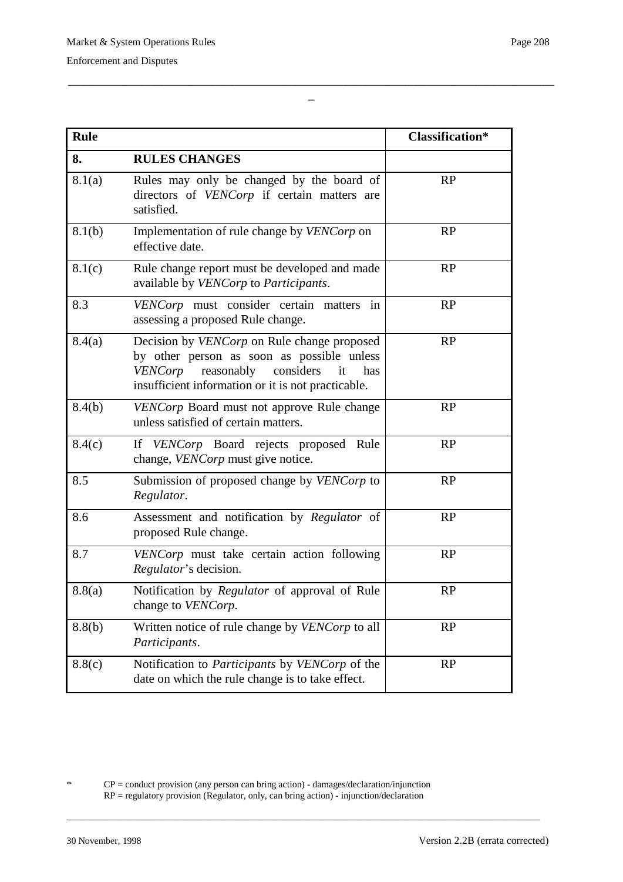| Rule | | Classification* |
|---|---|---|
| **8.** | **RULES CHANGES** | |
| 8.1(a) | Rules may only be changed by the board of directors of *VENCorp* if certain matters are satisfied. | RP |
| 8.1(b) | Implementation of rule change by *VENCorp* on effective date. | RP |
| 8.1(c) | Rule change report must be developed and made available by *VENCorp* to *Participants*. | RP |
| 8.3 | *VENCorp* must consider certain matters in assessing a proposed Rule change. | RP |
| 8.4(a) | Decision by *VENCorp* on Rule change proposed by other person as soon as possible unless *VENCorp* reasonably considers it has insufficient information or it is not practicable. | RP |
| 8.4(b) | *VENCorp* Board must not approve Rule change unless satisfied of certain matters. | RP |
| 8.4(c) | If *VENCorp* Board rejects proposed Rule change, *VENCorp* must give notice. | RP |
| 8.5 | Submission of proposed change by *VENCorp* to *Regulator*. | RP |
| 8.6 | Assessment and notification by *Regulator* of proposed Rule change. | RP |
| 8.7 | *VENCorp* must take certain action following *Regulator*'s decision. | RP |
| 8.8(a) | Notification by *Regulator* of approval of Rule change to *VENCorp*. | RP |
| 8.8(b) | Written notice of rule change by *VENCorp* to all *Participants*. | RP |
| 8.8(c) | Notification to *Participants* by *VENCorp* of the date on which the rule change is to take effect. | RP |

\* CP = conduct provision (any person can bring action) - damages/declaration/injunction
RP = regulatory provision (Regulator, only, can bring action) - injunction/declaration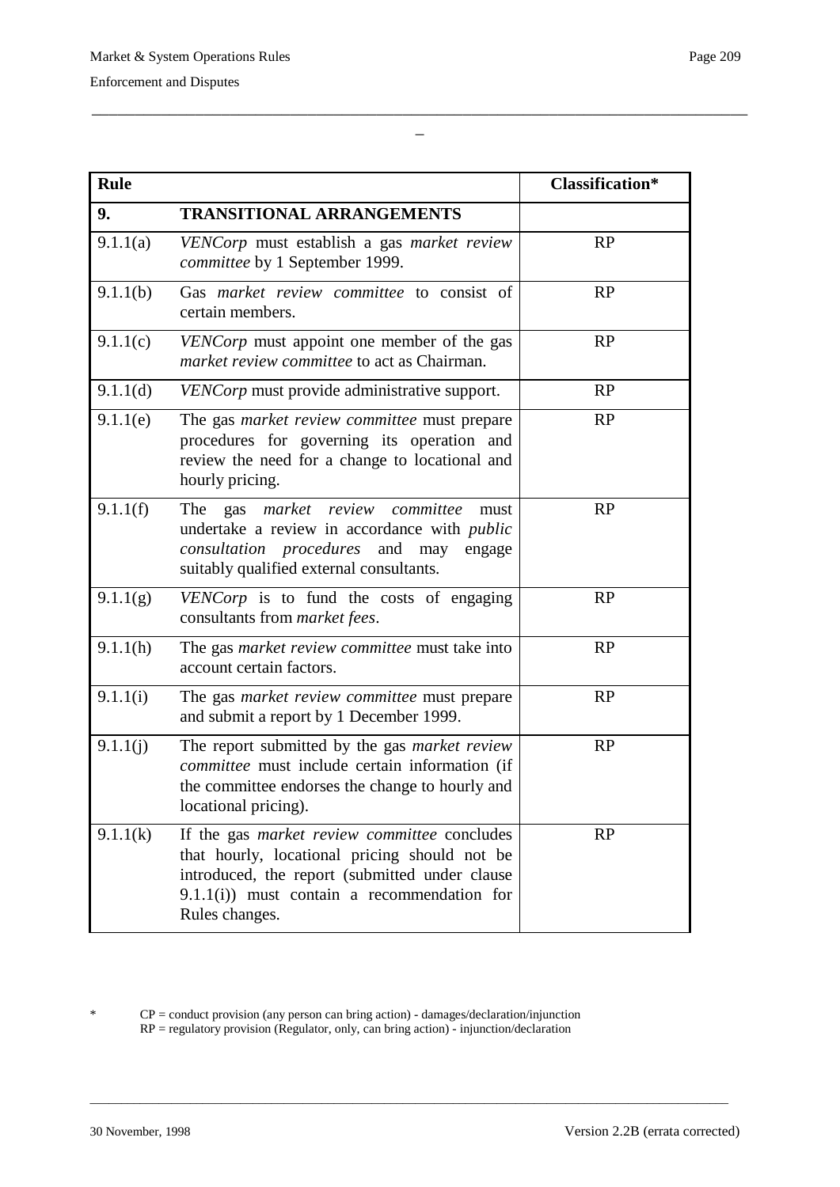| Rule | | Classification* |
|---|---|---|
| **9.** | **TRANSITIONAL ARRANGEMENTS** | |
| 9.1.1(a) | *VENCorp* must establish a gas *market review committee* by 1 September 1999. | RP |
| 9.1.1(b) | Gas *market review committee* to consist of certain members. | RP |
| 9.1.1(c) | *VENCorp* must appoint one member of the gas *market review committee* to act as Chairman. | RP |
| 9.1.1(d) | *VENCorp* must provide administrative support. | RP |
| 9.1.1(e) | The gas *market review committee* must prepare procedures for governing its operation and review the need for a change to locational and hourly pricing. | RP |
| 9.1.1(f) | The gas *market review committee* must undertake a review in accordance with *public consultation procedures* and may engage suitably qualified external consultants. | RP |
| 9.1.1(g) | *VENCorp* is to fund the costs of engaging consultants from *market fees*. | RP |
| 9.1.1(h) | The gas *market review committee* must take into account certain factors. | RP |
| 9.1.1(i) | The gas *market review committee* must prepare and submit a report by 1 December 1999. | RP |
| 9.1.1(j) | The report submitted by the gas *market review committee* must include certain information (if the committee endorses the change to hourly and locational pricing). | RP |
| 9.1.1(k) | If the gas *market review committee* concludes that hourly, locational pricing should not be introduced, the report (submitted under clause 9.1.1(i)) must contain a recommendation for Rules changes. | RP |

\* CP = conduct provision (any person can bring action) - damages/declaration/injunction
RP = regulatory provision (Regulator, only, can bring action) - injunction/declaration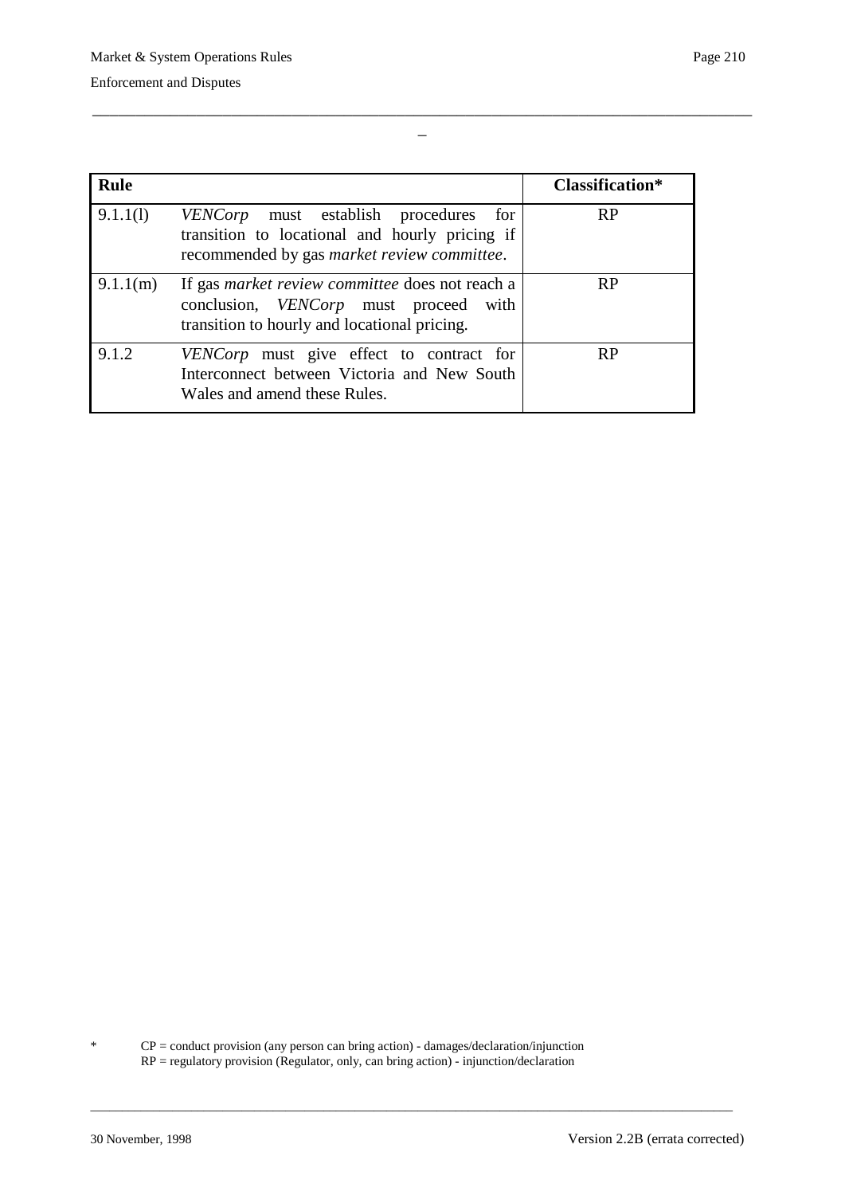| Rule | | Classification* |
|---|---|---|
| 9.1.1(l) | *VENCorp* must establish procedures for transition to locational and hourly pricing if recommended by gas *market review committee*. | RP |
| 9.1.1(m) | If gas *market review committee* does not reach a conclusion, *VENCorp* must proceed with transition to hourly and locational pricing. | RP |
| 9.1.2 | *VENCorp* must give effect to contract for Interconnect between Victoria and New South Wales and amend these Rules. | RP |

\* CP = conduct provision (any person can bring action) - damages/declaration/injunction
RP = regulatory provision (Regulator, only, can bring action) - injunction/declaration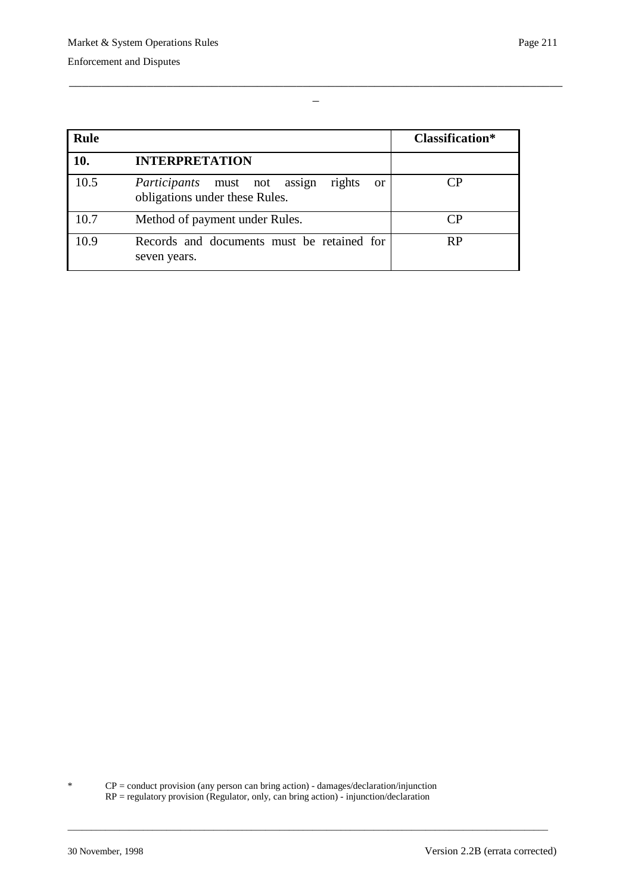| Rule | | Classification* |
|---|---|---|
| **10.** | **INTERPRETATION** | |
| 10.5 | *Participants* must not assign rights or obligations under these Rules. | CP |
| 10.7 | Method of payment under Rules. | CP |
| 10.9 | Records and documents must be retained for seven years. | RP |

\* CP = conduct provision (any person can bring action) - damages/declaration/injunction
RP = regulatory provision (Regulator, only, can bring action) - injunction/declaration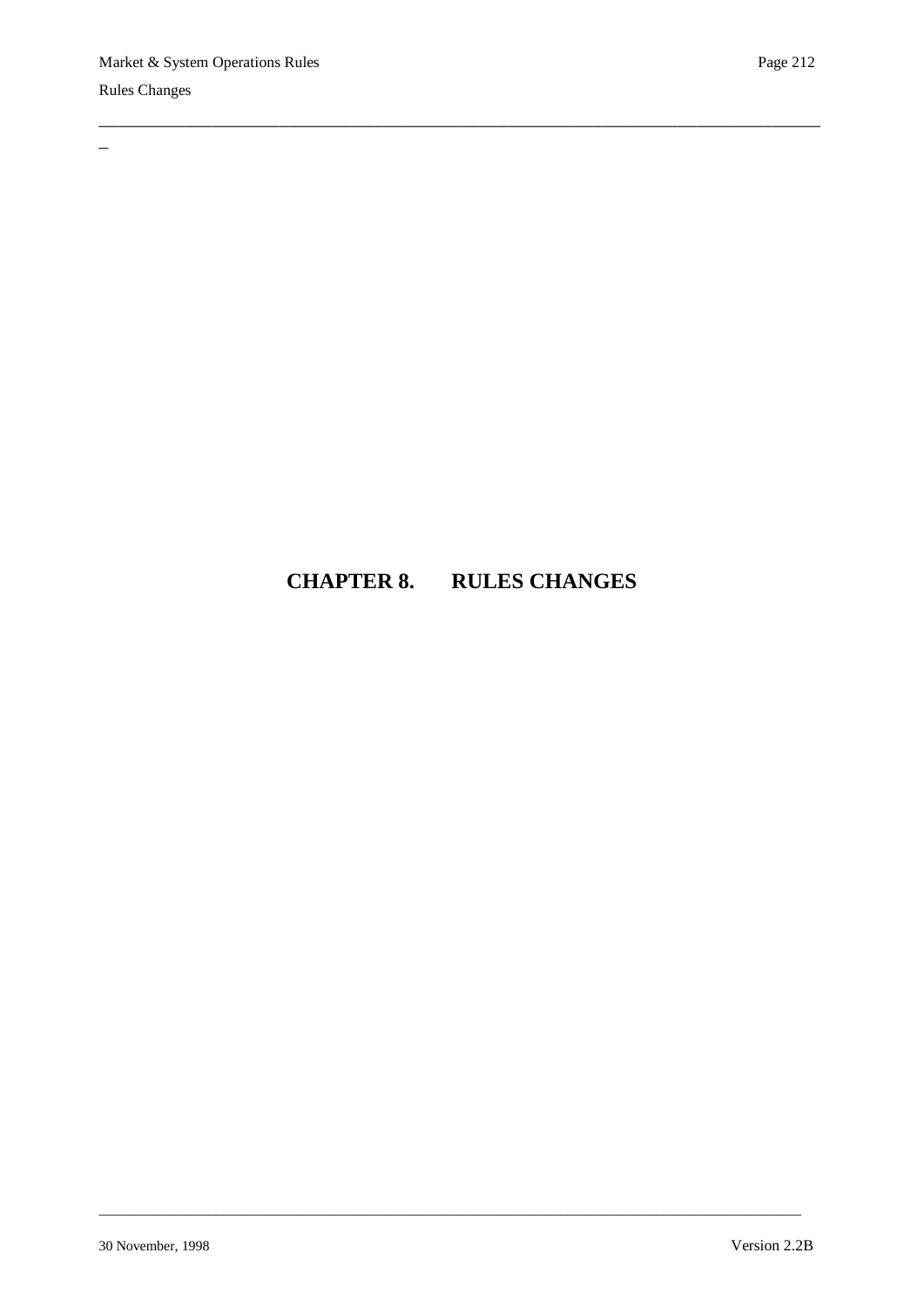# CHAPTER 8. RULES CHANGES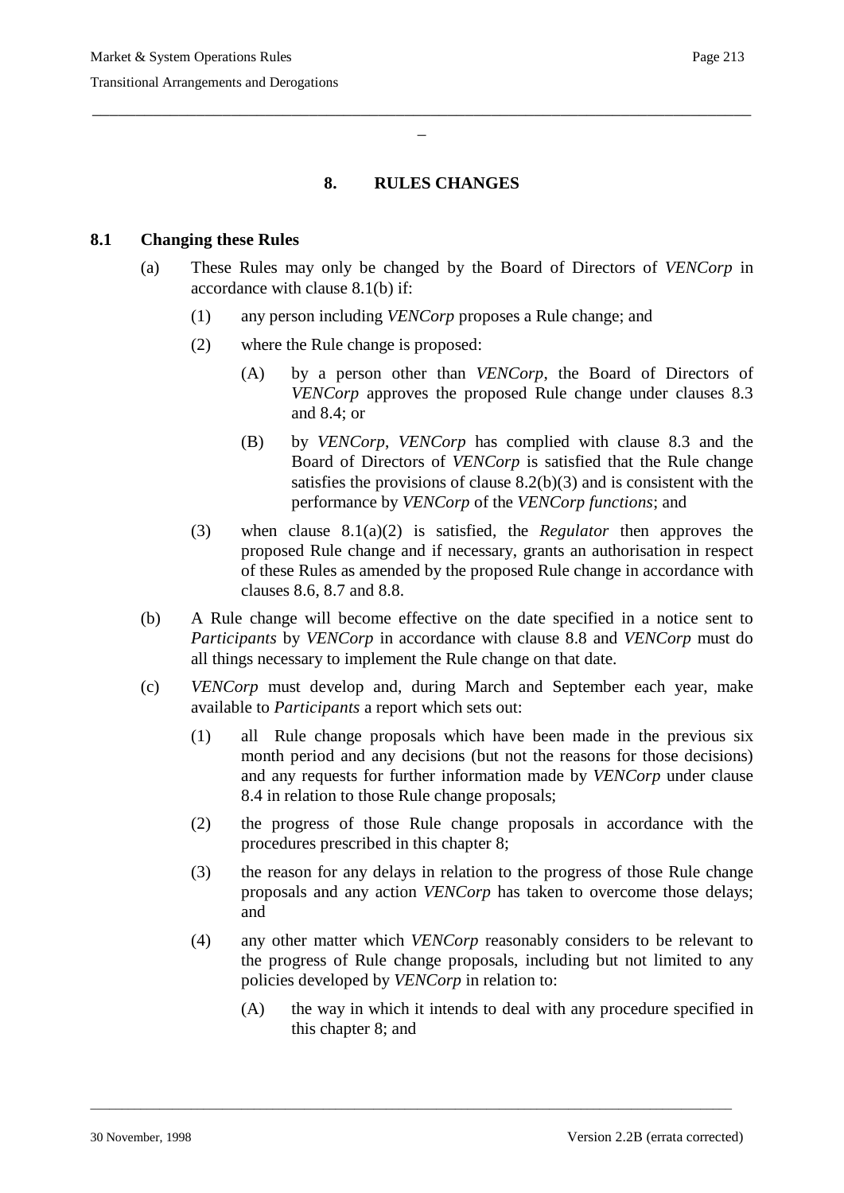# 8. RULES CHANGES

## 8.1 Changing these Rules

(a) These Rules may only be changed by the Board of Directors of *VENCorp* in accordance with clause 8.1(b) if:

(1) any person including *VENCorp* proposes a Rule change; and

(2) where the Rule change is proposed:

(A) by a person other than *VENCorp*, the Board of Directors of *VENCorp* approves the proposed Rule change under clauses 8.3 and 8.4; or

(B) by *VENCorp*, *VENCorp* has complied with clause 8.3 and the Board of Directors of *VENCorp* is satisfied that the Rule change satisfies the provisions of clause 8.2(b)(3) and is consistent with the performance by *VENCorp* of the *VENCorp functions*; and

(3) when clause 8.1(a)(2) is satisfied, the *Regulator* then approves the proposed Rule change and if necessary, grants an authorisation in respect of these Rules as amended by the proposed Rule change in accordance with clauses 8.6, 8.7 and 8.8.

(b) A Rule change will become effective on the date specified in a notice sent to *Participants* by *VENCorp* in accordance with clause 8.8 and *VENCorp* must do all things necessary to implement the Rule change on that date.

(c) *VENCorp* must develop and, during March and September each year, make available to *Participants* a report which sets out:

(1) all Rule change proposals which have been made in the previous six month period and any decisions (but not the reasons for those decisions) and any requests for further information made by *VENCorp* under clause 8.4 in relation to those Rule change proposals;

(2) the progress of those Rule change proposals in accordance with the procedures prescribed in this chapter 8;

(3) the reason for any delays in relation to the progress of those Rule change proposals and any action *VENCorp* has taken to overcome those delays; and

(4) any other matter which *VENCorp* reasonably considers to be relevant to the progress of Rule change proposals, including but not limited to any policies developed by *VENCorp* in relation to:

(A) the way in which it intends to deal with any procedure specified in this chapter 8; and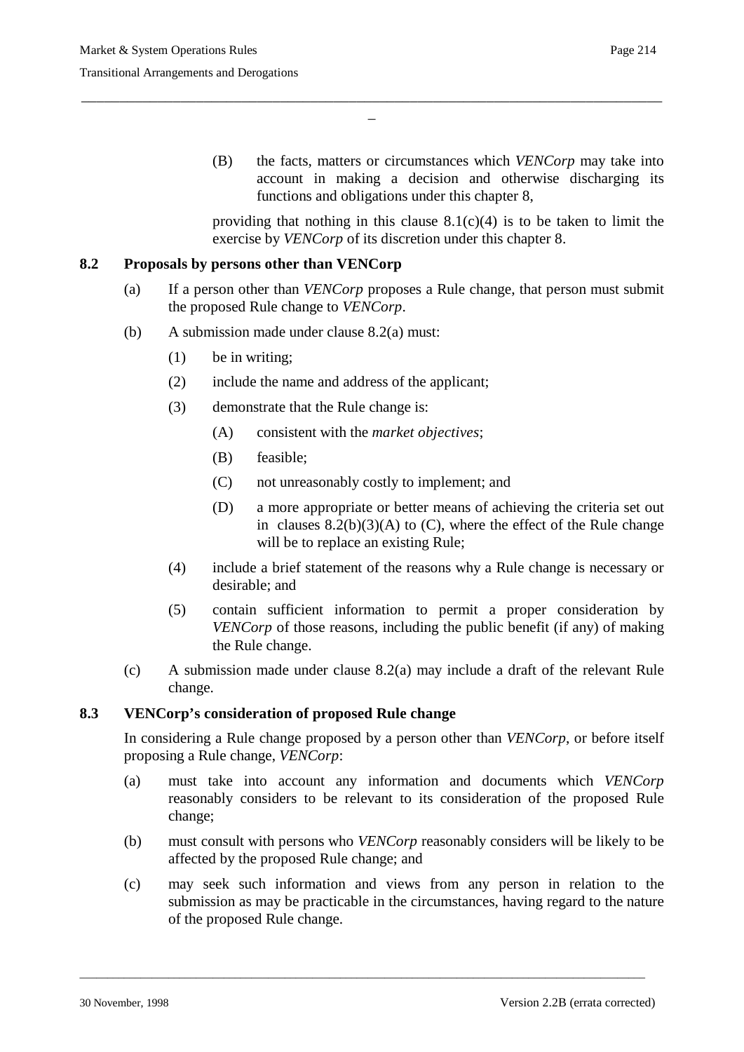(B) the facts, matters or circumstances which *VENCorp* may take into account in making a decision and otherwise discharging its functions and obligations under this chapter 8,

providing that nothing in this clause 8.1(c)(4) is to be taken to limit the exercise by *VENCorp* of its discretion under this chapter 8.

## 8.2 Proposals by persons other than VENCorp

(a) If a person other than *VENCorp* proposes a Rule change, that person must submit the proposed Rule change to *VENCorp*.

(b) A submission made under clause 8.2(a) must:

(1) be in writing;

(2) include the name and address of the applicant;

(3) demonstrate that the Rule change is:

(A) consistent with the *market objectives*;

(B) feasible;

(C) not unreasonably costly to implement; and

(D) a more appropriate or better means of achieving the criteria set out in clauses 8.2(b)(3)(A) to (C), where the effect of the Rule change will be to replace an existing Rule;

(4) include a brief statement of the reasons why a Rule change is necessary or desirable; and

(5) contain sufficient information to permit a proper consideration by *VENCorp* of those reasons, including the public benefit (if any) of making the Rule change.

(c) A submission made under clause 8.2(a) may include a draft of the relevant Rule change.

## 8.3 VENCorp's consideration of proposed Rule change

In considering a Rule change proposed by a person other than *VENCorp*, or before itself proposing a Rule change, *VENCorp*:

(a) must take into account any information and documents which *VENCorp* reasonably considers to be relevant to its consideration of the proposed Rule change;

(b) must consult with persons who *VENCorp* reasonably considers will be likely to be affected by the proposed Rule change; and

(c) may seek such information and views from any person in relation to the submission as may be practicable in the circumstances, having regard to the nature of the proposed Rule change.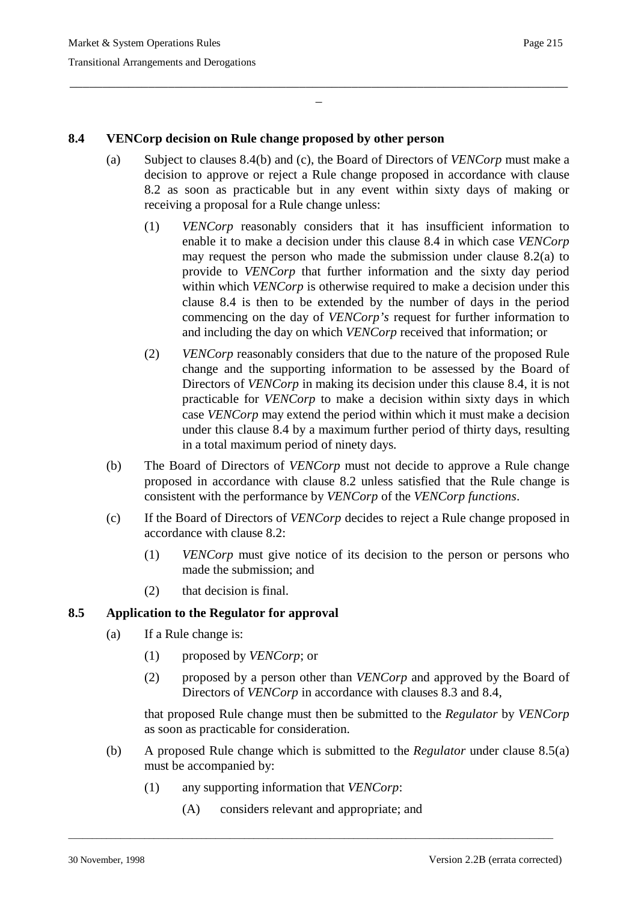## 8.4 VENCorp decision on Rule change proposed by other person

(a) Subject to clauses 8.4(b) and (c), the Board of Directors of *VENCorp* must make a decision to approve or reject a Rule change proposed in accordance with clause 8.2 as soon as practicable but in any event within sixty days of making or receiving a proposal for a Rule change unless:

(1) *VENCorp* reasonably considers that it has insufficient information to enable it to make a decision under this clause 8.4 in which case *VENCorp* may request the person who made the submission under clause 8.2(a) to provide to *VENCorp* that further information and the sixty day period within which *VENCorp* is otherwise required to make a decision under this clause 8.4 is then to be extended by the number of days in the period commencing on the day of *VENCorp's* request for further information to and including the day on which *VENCorp* received that information; or

(2) *VENCorp* reasonably considers that due to the nature of the proposed Rule change and the supporting information to be assessed by the Board of Directors of *VENCorp* in making its decision under this clause 8.4, it is not practicable for *VENCorp* to make a decision within sixty days in which case *VENCorp* may extend the period within which it must make a decision under this clause 8.4 by a maximum further period of thirty days, resulting in a total maximum period of ninety days.

(b) The Board of Directors of *VENCorp* must not decide to approve a Rule change proposed in accordance with clause 8.2 unless satisfied that the Rule change is consistent with the performance by *VENCorp* of the *VENCorp functions*.

(c) If the Board of Directors of *VENCorp* decides to reject a Rule change proposed in accordance with clause 8.2:

(1) *VENCorp* must give notice of its decision to the person or persons who made the submission; and

(2) that decision is final.

## 8.5 Application to the Regulator for approval

(a) If a Rule change is:

(1) proposed by *VENCorp*; or

(2) proposed by a person other than *VENCorp* and approved by the Board of Directors of *VENCorp* in accordance with clauses 8.3 and 8.4,

that proposed Rule change must then be submitted to the *Regulator* by *VENCorp* as soon as practicable for consideration.

(b) A proposed Rule change which is submitted to the *Regulator* under clause 8.5(a) must be accompanied by:

(1) any supporting information that *VENCorp*:

(A) considers relevant and appropriate; and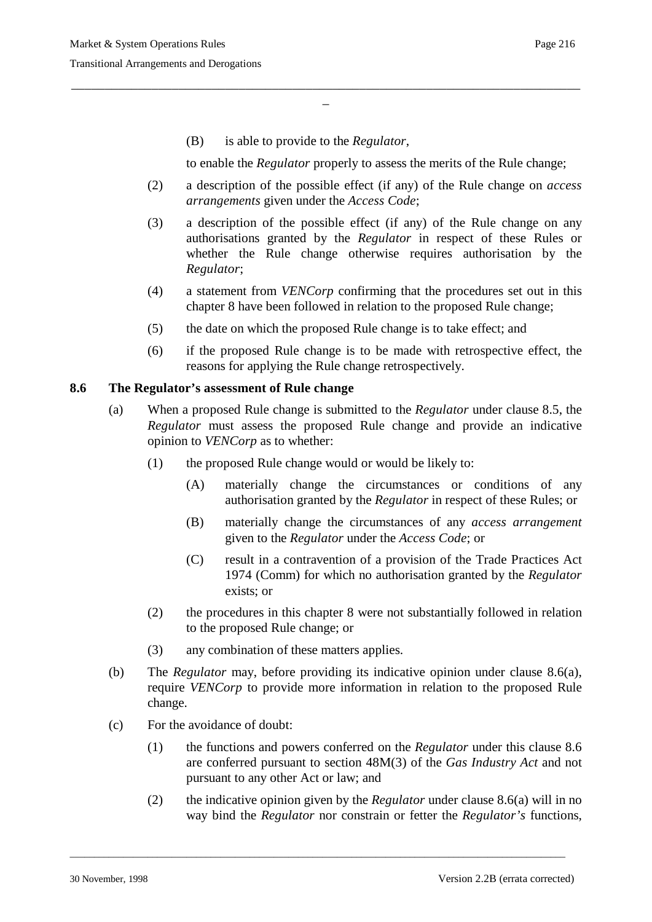(B) is able to provide to the *Regulator*,

to enable the *Regulator* properly to assess the merits of the Rule change;

(2) a description of the possible effect (if any) of the Rule change on *access arrangements* given under the *Access Code*;

(3) a description of the possible effect (if any) of the Rule change on any authorisations granted by the *Regulator* in respect of these Rules or whether the Rule change otherwise requires authorisation by the *Regulator*;

(4) a statement from *VENCorp* confirming that the procedures set out in this chapter 8 have been followed in relation to the proposed Rule change;

(5) the date on which the proposed Rule change is to take effect; and

(6) if the proposed Rule change is to be made with retrospective effect, the reasons for applying the Rule change retrospectively.

## 8.6 The Regulator's assessment of Rule change

(a) When a proposed Rule change is submitted to the *Regulator* under clause 8.5, the *Regulator* must assess the proposed Rule change and provide an indicative opinion to *VENCorp* as to whether:

(1) the proposed Rule change would or would be likely to:

(A) materially change the circumstances or conditions of any authorisation granted by the *Regulator* in respect of these Rules; or

(B) materially change the circumstances of any *access arrangement* given to the *Regulator* under the *Access Code*; or

(C) result in a contravention of a provision of the Trade Practices Act 1974 (Comm) for which no authorisation granted by the *Regulator* exists; or

(2) the procedures in this chapter 8 were not substantially followed in relation to the proposed Rule change; or

(3) any combination of these matters applies.

(b) The *Regulator* may, before providing its indicative opinion under clause 8.6(a), require *VENCorp* to provide more information in relation to the proposed Rule change.

(c) For the avoidance of doubt:

(1) the functions and powers conferred on the *Regulator* under this clause 8.6 are conferred pursuant to section 48M(3) of the *Gas Industry Act* and not pursuant to any other Act or law; and

(2) the indicative opinion given by the *Regulator* under clause 8.6(a) will in no way bind the *Regulator* nor constrain or fetter the *Regulator's* functions,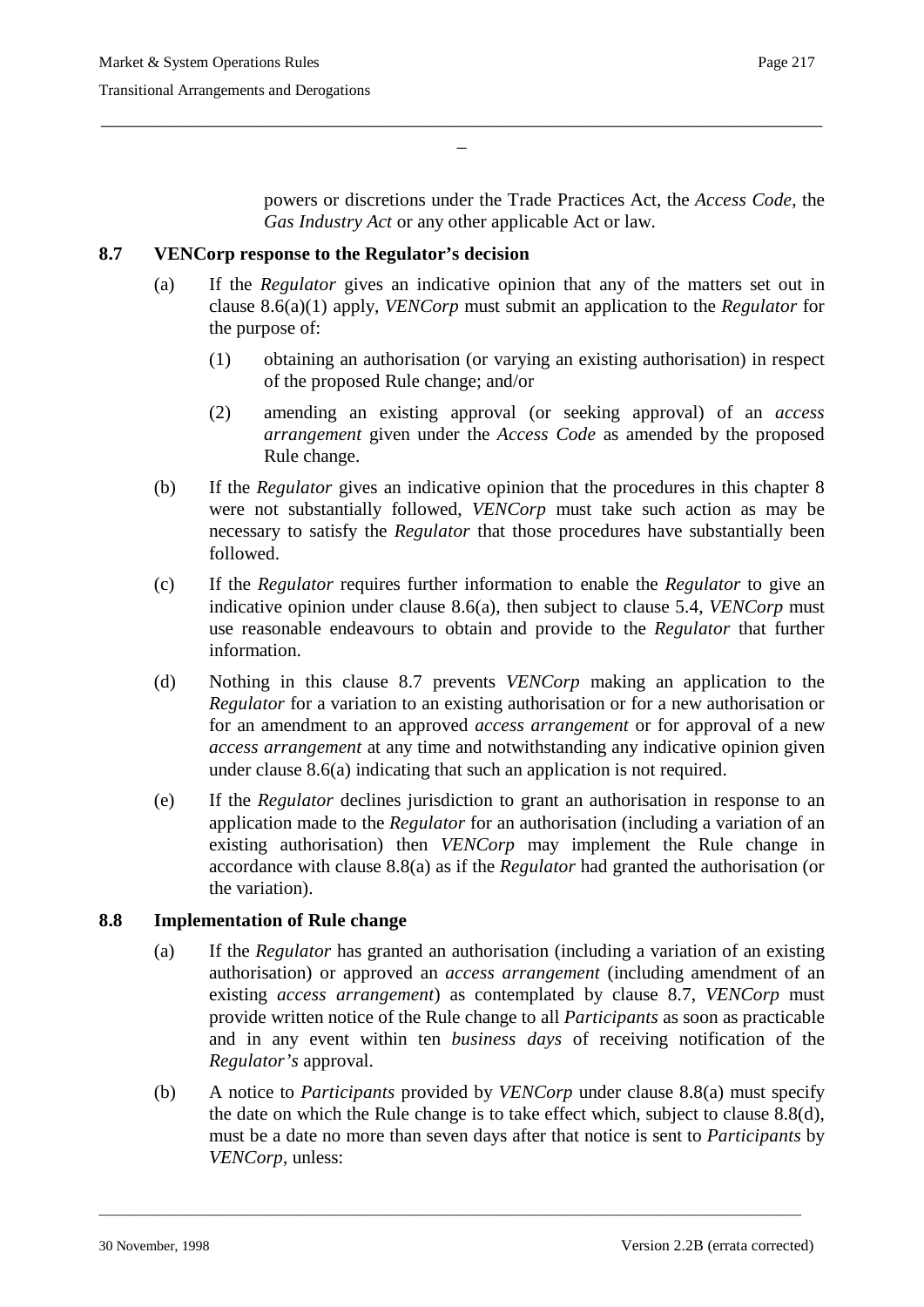powers or discretions under the Trade Practices Act, the *Access Code*, the *Gas Industry Act* or any other applicable Act or law.

### 8.7 VENCorp response to the Regulator's decision

(a) If the *Regulator* gives an indicative opinion that any of the matters set out in clause 8.6(a)(1) apply, *VENCorp* must submit an application to the *Regulator* for the purpose of:

   (1) obtaining an authorisation (or varying an existing authorisation) in respect of the proposed Rule change; and/or

   (2) amending an existing approval (or seeking approval) of an *access arrangement* given under the *Access Code* as amended by the proposed Rule change.

(b) If the *Regulator* gives an indicative opinion that the procedures in this chapter 8 were not substantially followed, *VENCorp* must take such action as may be necessary to satisfy the *Regulator* that those procedures have substantially been followed.

(c) If the *Regulator* requires further information to enable the *Regulator* to give an indicative opinion under clause 8.6(a), then subject to clause 5.4, *VENCorp* must use reasonable endeavours to obtain and provide to the *Regulator* that further information.

(d) Nothing in this clause 8.7 prevents *VENCorp* making an application to the *Regulator* for a variation to an existing authorisation or for a new authorisation or for an amendment to an approved *access arrangement* or for approval of a new *access arrangement* at any time and notwithstanding any indicative opinion given under clause 8.6(a) indicating that such an application is not required.

(e) If the *Regulator* declines jurisdiction to grant an authorisation in response to an application made to the *Regulator* for an authorisation (including a variation of an existing authorisation) then *VENCorp* may implement the Rule change in accordance with clause 8.8(a) as if the *Regulator* had granted the authorisation (or the variation).

### 8.8 Implementation of Rule change

(a) If the *Regulator* has granted an authorisation (including a variation of an existing authorisation) or approved an *access arrangement* (including amendment of an existing *access arrangement*) as contemplated by clause 8.7, *VENCorp* must provide written notice of the Rule change to all *Participants* as soon as practicable and in any event within ten *business days* of receiving notification of the *Regulator's* approval.

(b) A notice to *Participants* provided by *VENCorp* under clause 8.8(a) must specify the date on which the Rule change is to take effect which, subject to clause 8.8(d), must be a date no more than seven days after that notice is sent to *Participants* by *VENCorp*, unless: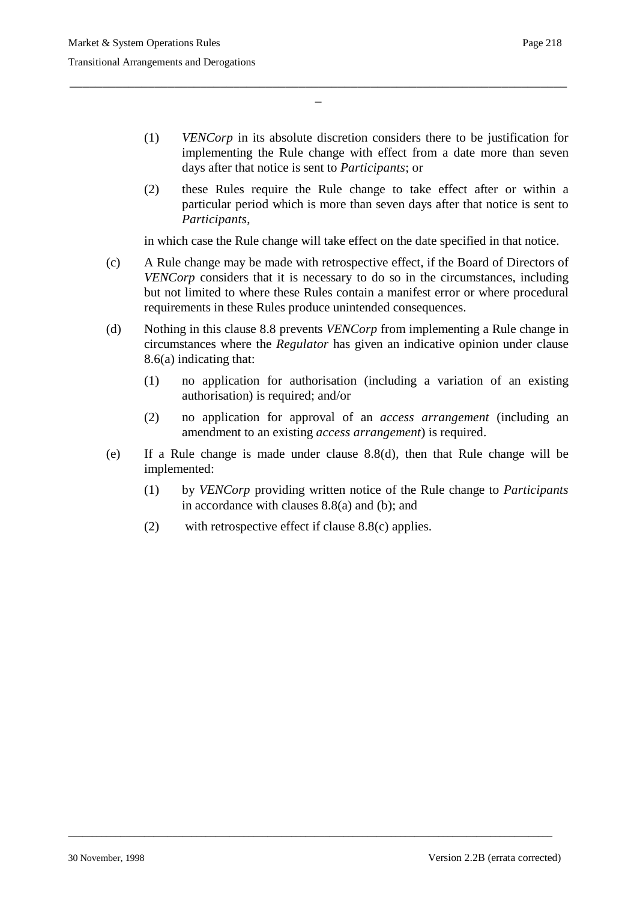(1) *VENCorp* in its absolute discretion considers there to be justification for implementing the Rule change with effect from a date more than seven days after that notice is sent to *Participants*; or

(2) these Rules require the Rule change to take effect after or within a particular period which is more than seven days after that notice is sent to *Participants*,

in which case the Rule change will take effect on the date specified in that notice.

(c) A Rule change may be made with retrospective effect, if the Board of Directors of *VENCorp* considers that it is necessary to do so in the circumstances, including but not limited to where these Rules contain a manifest error or where procedural requirements in these Rules produce unintended consequences.

(d) Nothing in this clause 8.8 prevents *VENCorp* from implementing a Rule change in circumstances where the *Regulator* has given an indicative opinion under clause 8.6(a) indicating that:

(1) no application for authorisation (including a variation of an existing authorisation) is required; and/or

(2) no application for approval of an *access arrangement* (including an amendment to an existing *access arrangement*) is required.

(e) If a Rule change is made under clause 8.8(d), then that Rule change will be implemented:

(1) by *VENCorp* providing written notice of the Rule change to *Participants* in accordance with clauses 8.8(a) and (b); and

(2) with retrospective effect if clause 8.8(c) applies.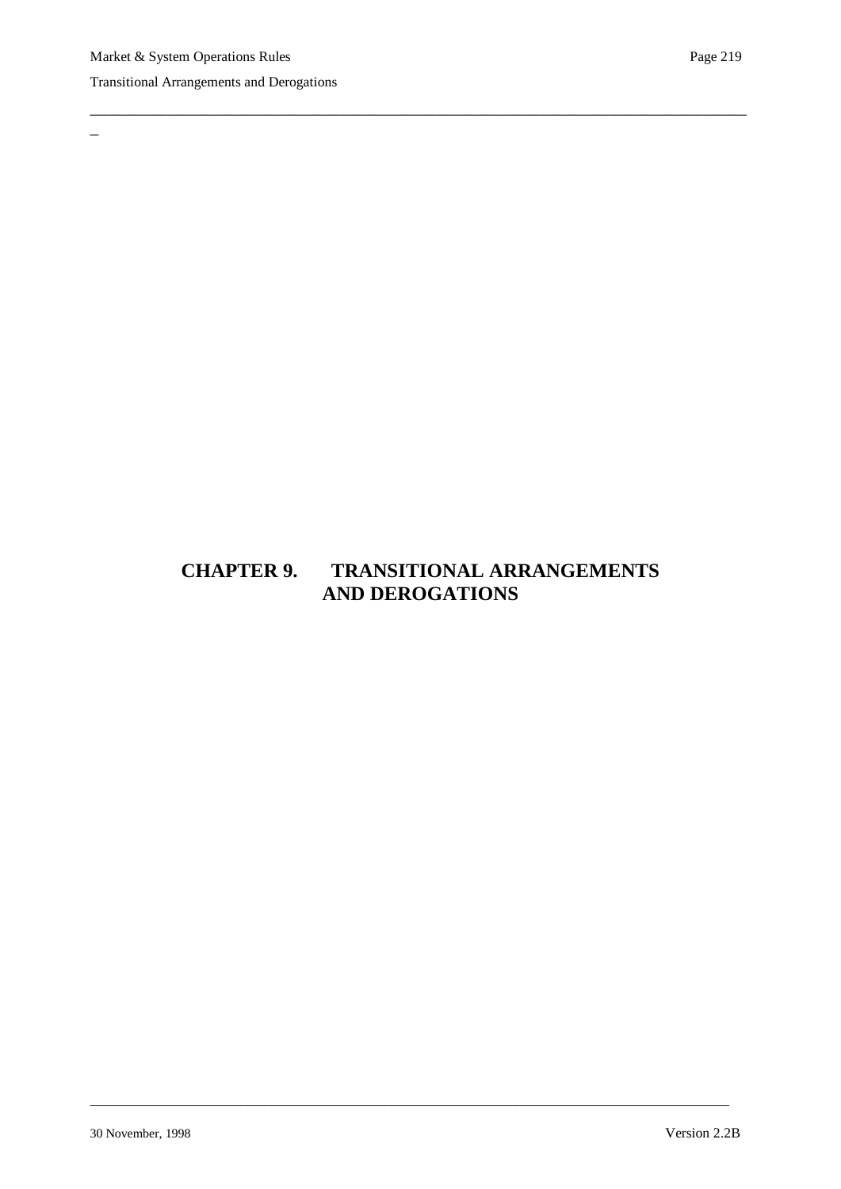# CHAPTER 9. TRANSITIONAL ARRANGEMENTS AND DEROGATIONS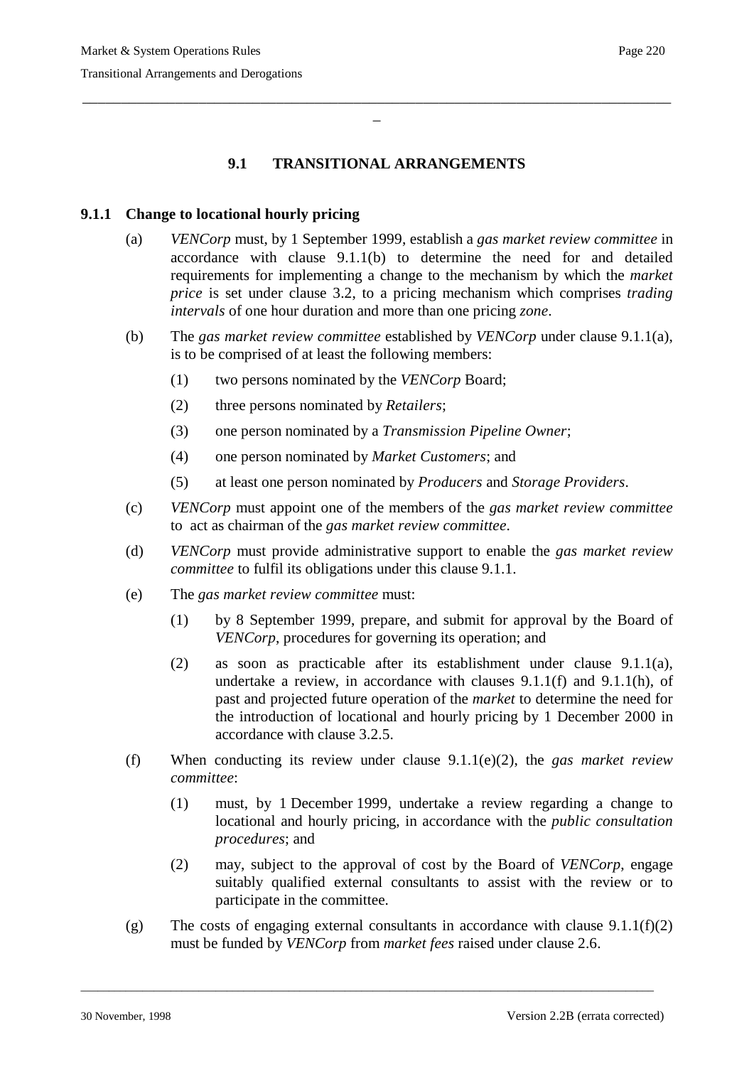## 9.1 TRANSITIONAL ARRANGEMENTS

### 9.1.1 Change to locational hourly pricing

(a) *VENCorp* must, by 1 September 1999, establish a *gas market review committee* in accordance with clause 9.1.1(b) to determine the need for and detailed requirements for implementing a change to the mechanism by which the *market price* is set under clause 3.2, to a pricing mechanism which comprises *trading intervals* of one hour duration and more than one pricing *zone*.

(b) The *gas market review committee* established by *VENCorp* under clause 9.1.1(a), is to be comprised of at least the following members:

(1) two persons nominated by the *VENCorp* Board;

(2) three persons nominated by *Retailers*;

(3) one person nominated by a *Transmission Pipeline Owner*;

(4) one person nominated by *Market Customers*; and

(5) at least one person nominated by *Producers* and *Storage Providers*.

(c) *VENCorp* must appoint one of the members of the *gas market review committee* to act as chairman of the *gas market review committee*.

(d) *VENCorp* must provide administrative support to enable the *gas market review committee* to fulfil its obligations under this clause 9.1.1.

(e) The *gas market review committee* must:

(1) by 8 September 1999, prepare, and submit for approval by the Board of *VENCorp*, procedures for governing its operation; and

(2) as soon as practicable after its establishment under clause 9.1.1(a), undertake a review, in accordance with clauses 9.1.1(f) and 9.1.1(h), of past and projected future operation of the *market* to determine the need for the introduction of locational and hourly pricing by 1 December 2000 in accordance with clause 3.2.5.

(f) When conducting its review under clause 9.1.1(e)(2), the *gas market review committee*:

(1) must, by 1 December 1999, undertake a review regarding a change to locational and hourly pricing, in accordance with the *public consultation procedures*; and

(2) may, subject to the approval of cost by the Board of *VENCorp*, engage suitably qualified external consultants to assist with the review or to participate in the committee.

(g) The costs of engaging external consultants in accordance with clause 9.1.1(f)(2) must be funded by *VENCorp* from *market fees* raised under clause 2.6.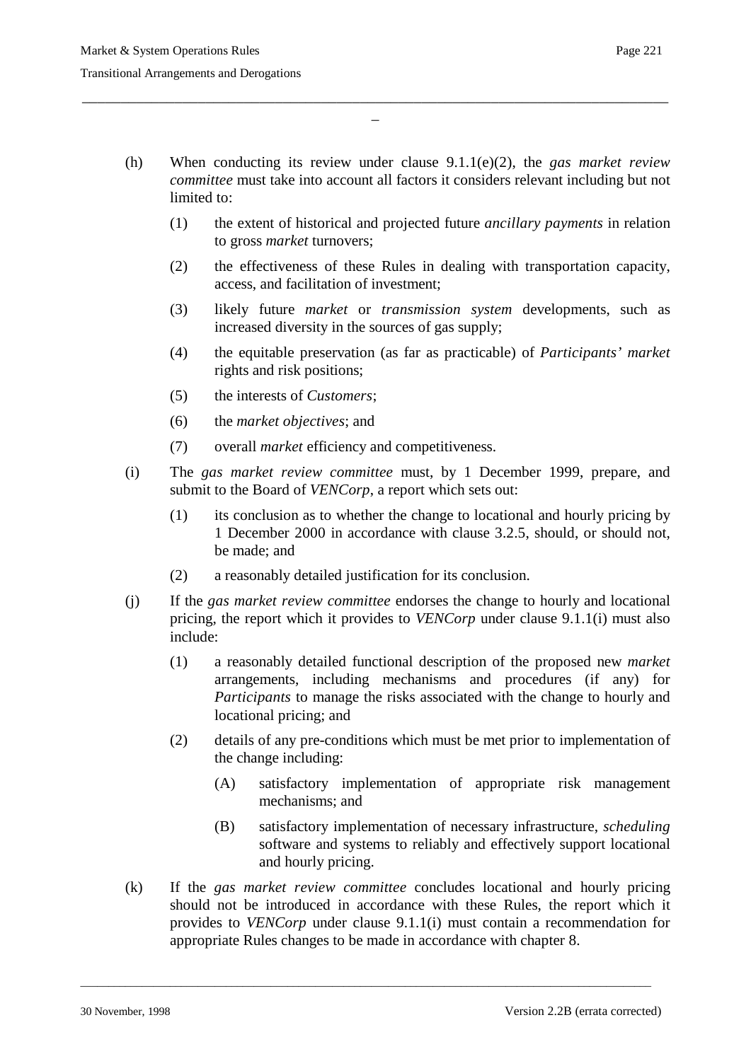(h) When conducting its review under clause 9.1.1(e)(2), the *gas market review committee* must take into account all factors it considers relevant including but not limited to:

   (1) the extent of historical and projected future *ancillary payments* in relation to gross *market* turnovers;

   (2) the effectiveness of these Rules in dealing with transportation capacity, access, and facilitation of investment;

   (3) likely future *market* or *transmission system* developments, such as increased diversity in the sources of gas supply;

   (4) the equitable preservation (as far as practicable) of *Participants' market* rights and risk positions;

   (5) the interests of *Customers*;

   (6) the *market objectives*; and

   (7) overall *market* efficiency and competitiveness.

(i) The *gas market review committee* must, by 1 December 1999, prepare, and submit to the Board of *VENCorp*, a report which sets out:

   (1) its conclusion as to whether the change to locational and hourly pricing by 1 December 2000 in accordance with clause 3.2.5, should, or should not, be made; and

   (2) a reasonably detailed justification for its conclusion.

(j) If the *gas market review committee* endorses the change to hourly and locational pricing, the report which it provides to *VENCorp* under clause 9.1.1(i) must also include:

   (1) a reasonably detailed functional description of the proposed new *market* arrangements, including mechanisms and procedures (if any) for *Participants* to manage the risks associated with the change to hourly and locational pricing; and

   (2) details of any pre-conditions which must be met prior to implementation of the change including:

      (A) satisfactory implementation of appropriate risk management mechanisms; and

      (B) satisfactory implementation of necessary infrastructure, *scheduling* software and systems to reliably and effectively support locational and hourly pricing.

(k) If the *gas market review committee* concludes locational and hourly pricing should not be introduced in accordance with these Rules, the report which it provides to *VENCorp* under clause 9.1.1(i) must contain a recommendation for appropriate Rules changes to be made in accordance with chapter 8.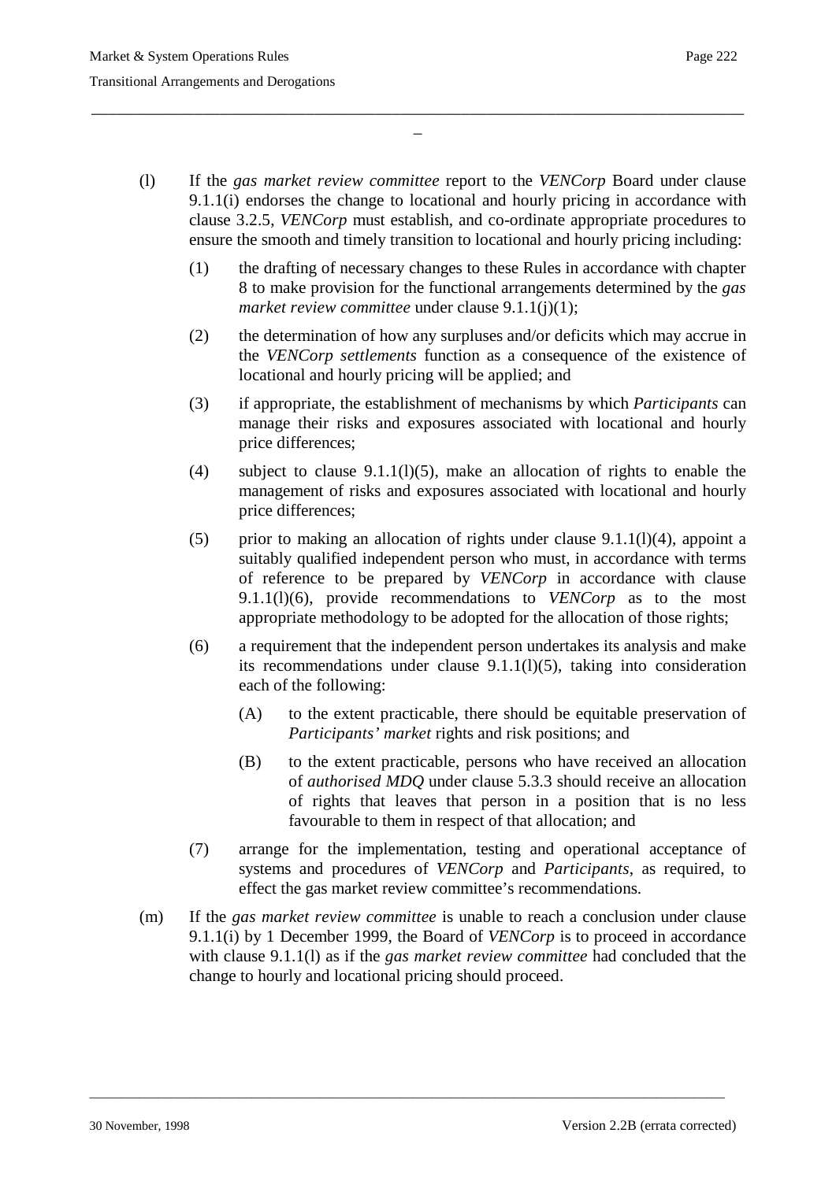(l) If the *gas market review committee* report to the *VENCorp* Board under clause 9.1.1(i) endorses the change to locational and hourly pricing in accordance with clause 3.2.5, *VENCorp* must establish, and co-ordinate appropriate procedures to ensure the smooth and timely transition to locational and hourly pricing including:

(1) the drafting of necessary changes to these Rules in accordance with chapter 8 to make provision for the functional arrangements determined by the *gas market review committee* under clause 9.1.1(j)(1);

(2) the determination of how any surpluses and/or deficits which may accrue in the *VENCorp settlements* function as a consequence of the existence of locational and hourly pricing will be applied; and

(3) if appropriate, the establishment of mechanisms by which *Participants* can manage their risks and exposures associated with locational and hourly price differences;

(4) subject to clause 9.1.1(l)(5), make an allocation of rights to enable the management of risks and exposures associated with locational and hourly price differences;

(5) prior to making an allocation of rights under clause 9.1.1(l)(4), appoint a suitably qualified independent person who must, in accordance with terms of reference to be prepared by *VENCorp* in accordance with clause 9.1.1(l)(6), provide recommendations to *VENCorp* as to the most appropriate methodology to be adopted for the allocation of those rights;

(6) a requirement that the independent person undertakes its analysis and make its recommendations under clause 9.1.1(l)(5), taking into consideration each of the following:

(A) to the extent practicable, there should be equitable preservation of *Participants' market* rights and risk positions; and

(B) to the extent practicable, persons who have received an allocation of *authorised MDQ* under clause 5.3.3 should receive an allocation of rights that leaves that person in a position that is no less favourable to them in respect of that allocation; and

(7) arrange for the implementation, testing and operational acceptance of systems and procedures of *VENCorp* and *Participants*, as required, to effect the gas market review committee's recommendations.

(m) If the *gas market review committee* is unable to reach a conclusion under clause 9.1.1(i) by 1 December 1999, the Board of *VENCorp* is to proceed in accordance with clause 9.1.1(l) as if the *gas market review committee* had concluded that the change to hourly and locational pricing should proceed.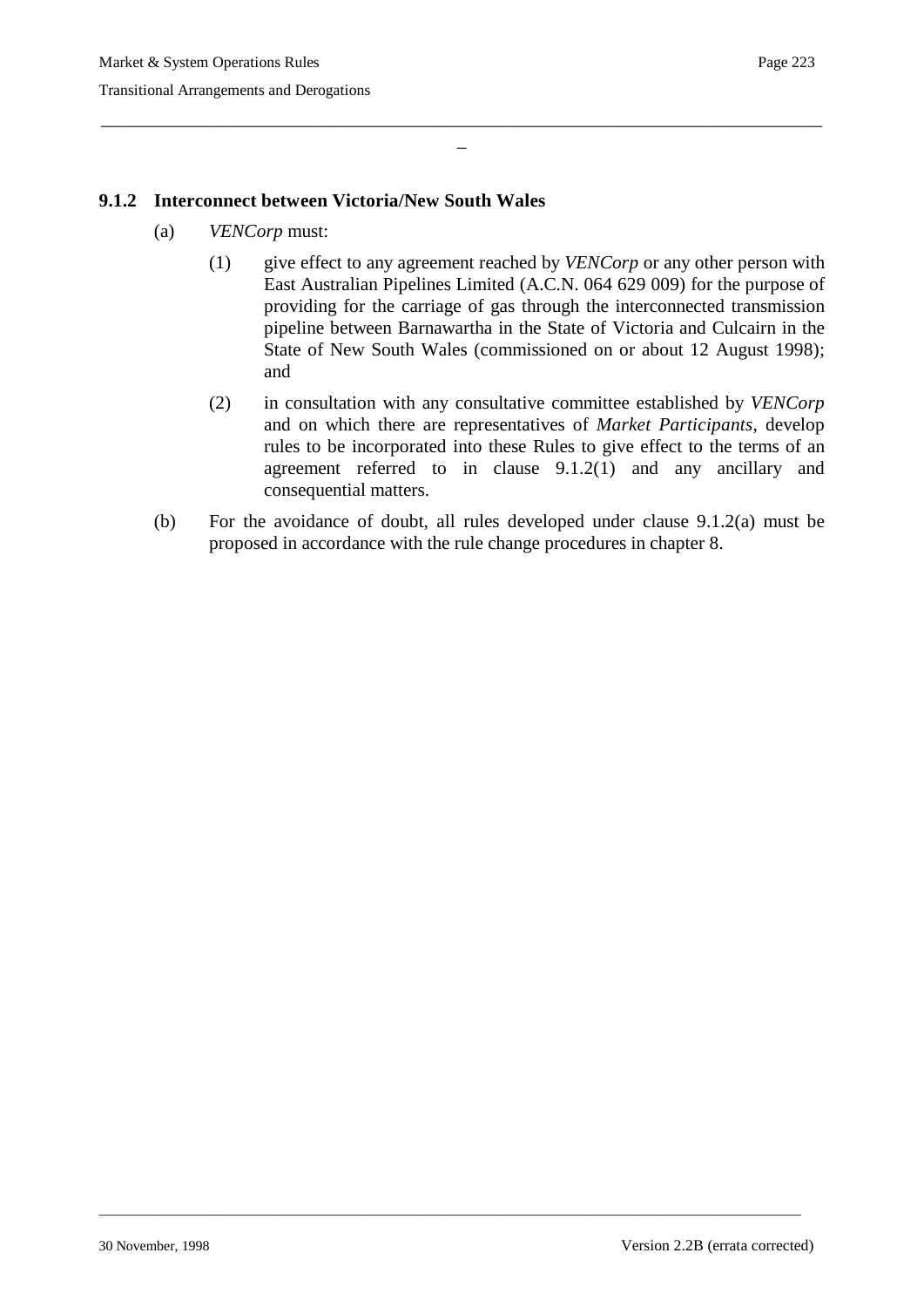### 9.1.2 Interconnect between Victoria/New South Wales

(a) *VENCorp* must:

(1) give effect to any agreement reached by *VENCorp* or any other person with East Australian Pipelines Limited (A.C.N. 064 629 009) for the purpose of providing for the carriage of gas through the interconnected transmission pipeline between Barnawartha in the State of Victoria and Culcairn in the State of New South Wales (commissioned on or about 12 August 1998); and

(2) in consultation with any consultative committee established by *VENCorp* and on which there are representatives of *Market Participants*, develop rules to be incorporated into these Rules to give effect to the terms of an agreement referred to in clause 9.1.2(1) and any ancillary and consequential matters.

(b) For the avoidance of doubt, all rules developed under clause 9.1.2(a) must be proposed in accordance with the rule change procedures in chapter 8.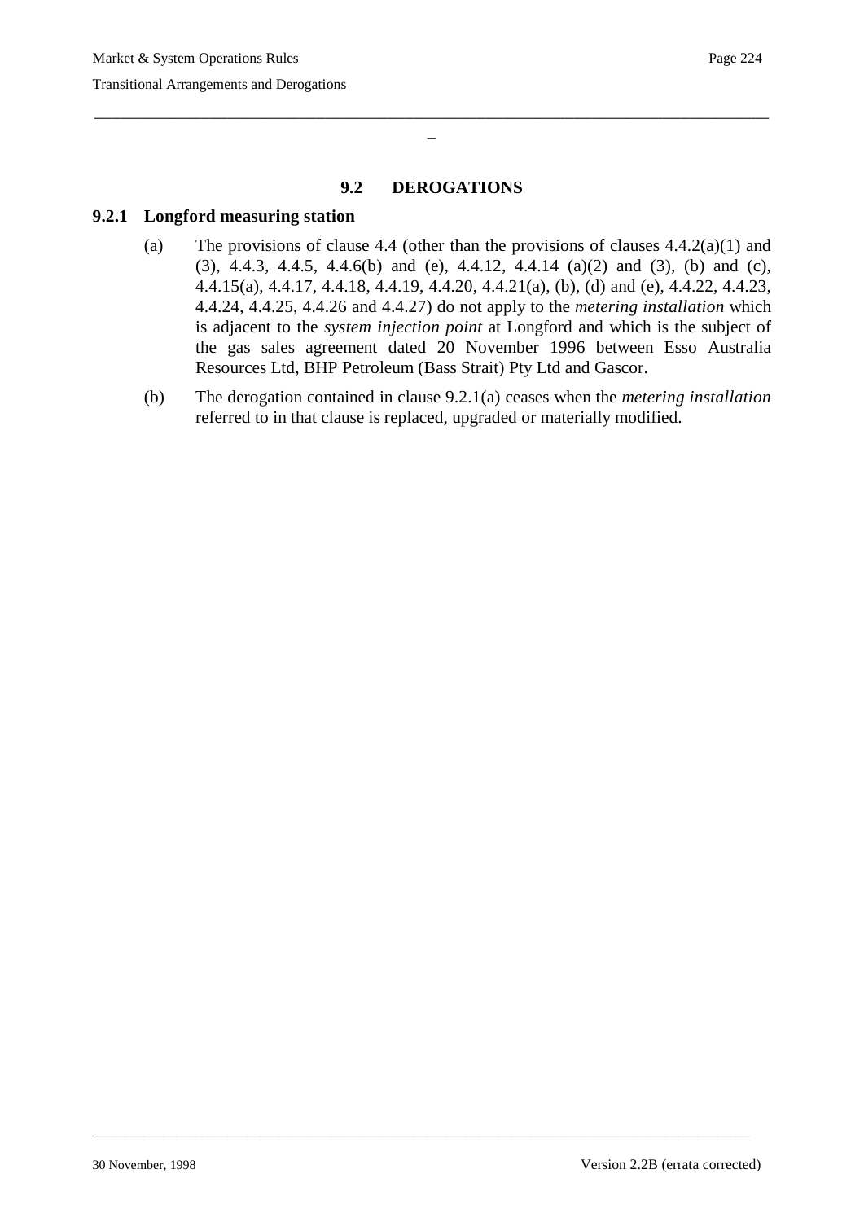## 9.2 DEROGATIONS

### 9.2.1 Longford measuring station

(a) The provisions of clause 4.4 (other than the provisions of clauses 4.4.2(a)(1) and (3), 4.4.3, 4.4.5, 4.4.6(b) and (e), 4.4.12, 4.4.14 (a)(2) and (3), (b) and (c), 4.4.15(a), 4.4.17, 4.4.18, 4.4.19, 4.4.20, 4.4.21(a), (b), (d) and (e), 4.4.22, 4.4.23, 4.4.24, 4.4.25, 4.4.26 and 4.4.27) do not apply to the *metering installation* which is adjacent to the *system injection point* at Longford and which is the subject of the gas sales agreement dated 20 November 1996 between Esso Australia Resources Ltd, BHP Petroleum (Bass Strait) Pty Ltd and Gascor.

(b) The derogation contained in clause 9.2.1(a) ceases when the *metering installation* referred to in that clause is replaced, upgraded or materially modified.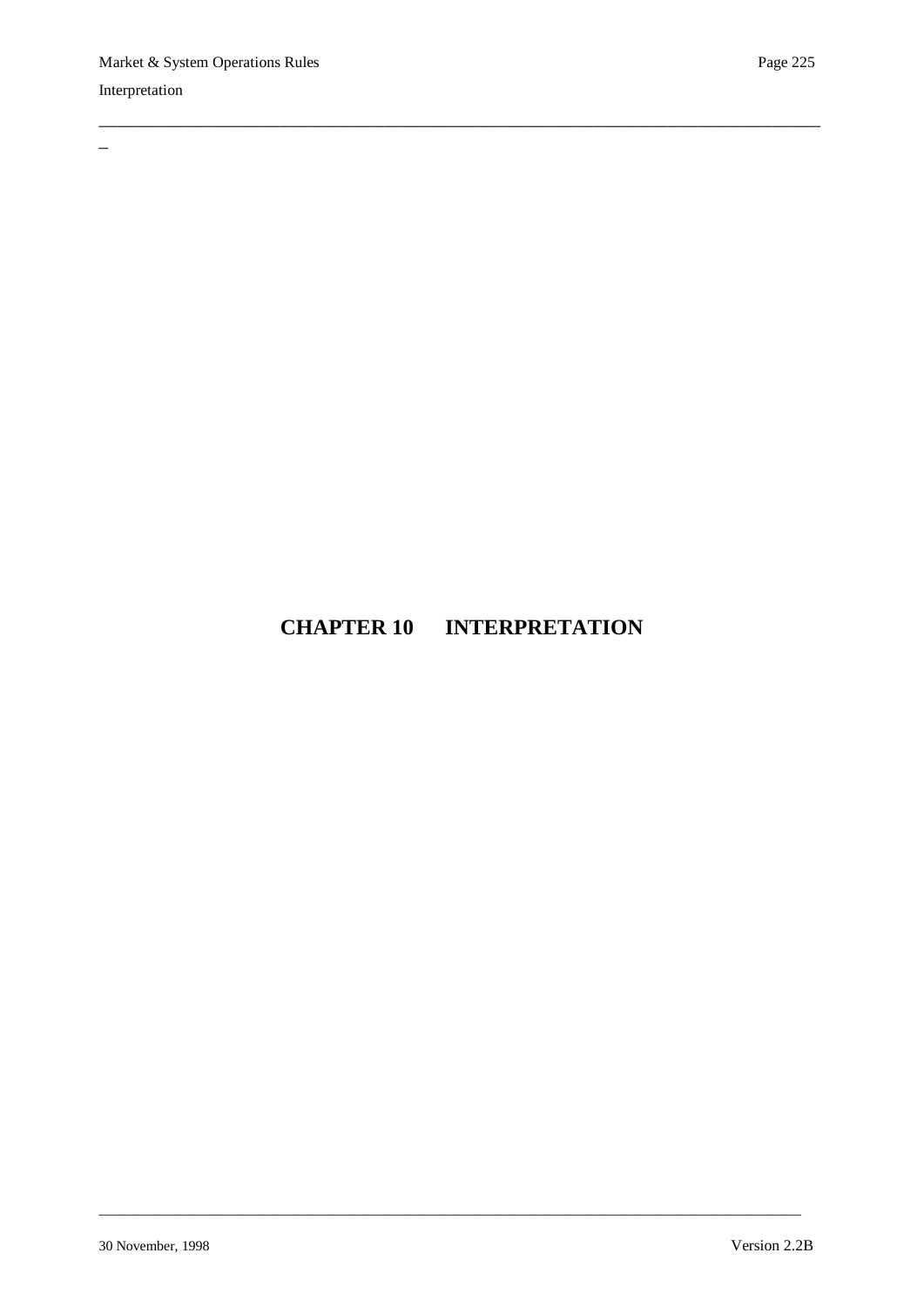# CHAPTER 10 INTERPRETATION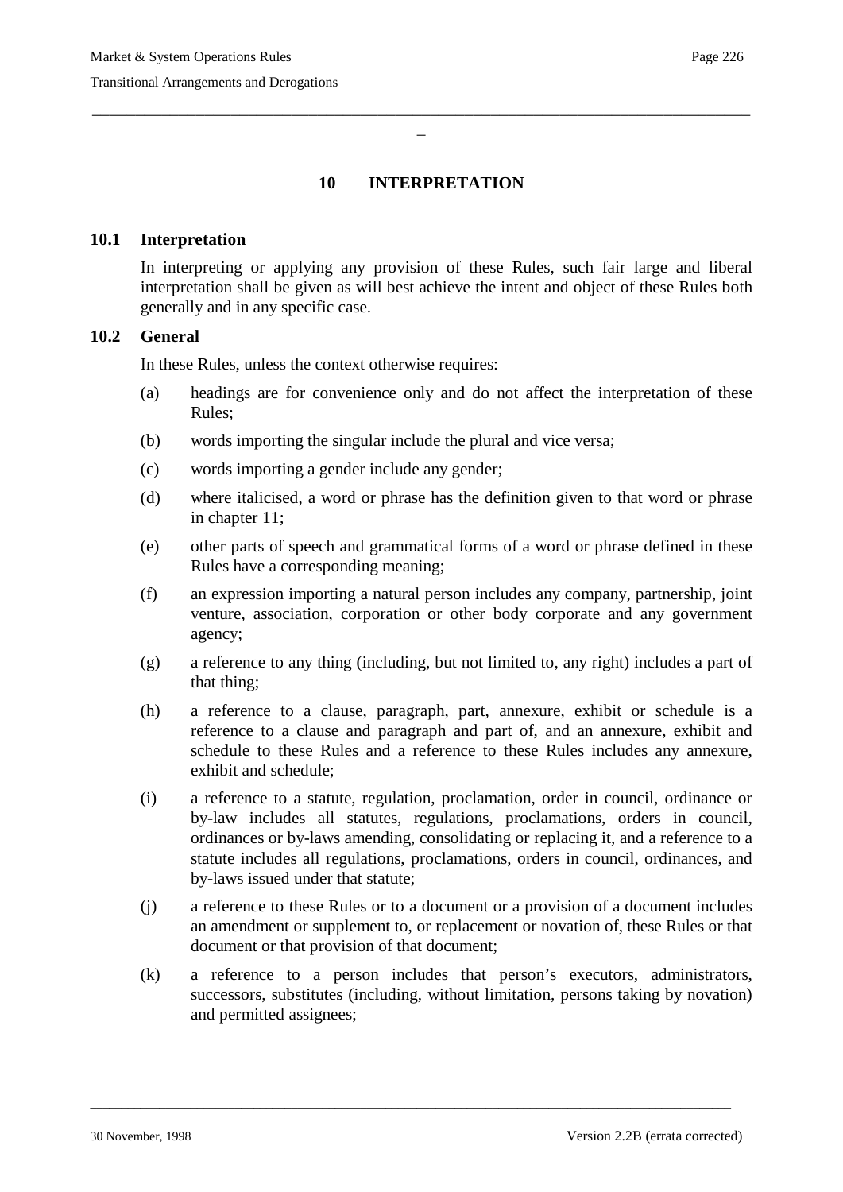# 10 INTERPRETATION

## 10.1 Interpretation

In interpreting or applying any provision of these Rules, such fair large and liberal interpretation shall be given as will best achieve the intent and object of these Rules both generally and in any specific case.

## 10.2 General

In these Rules, unless the context otherwise requires:

(a) headings are for convenience only and do not affect the interpretation of these Rules;

(b) words importing the singular include the plural and vice versa;

(c) words importing a gender include any gender;

(d) where italicised, a word or phrase has the definition given to that word or phrase in chapter 11;

(e) other parts of speech and grammatical forms of a word or phrase defined in these Rules have a corresponding meaning;

(f) an expression importing a natural person includes any company, partnership, joint venture, association, corporation or other body corporate and any government agency;

(g) a reference to any thing (including, but not limited to, any right) includes a part of that thing;

(h) a reference to a clause, paragraph, part, annexure, exhibit or schedule is a reference to a clause and paragraph and part of, and an annexure, exhibit and schedule to these Rules and a reference to these Rules includes any annexure, exhibit and schedule;

(i) a reference to a statute, regulation, proclamation, order in council, ordinance or by-law includes all statutes, regulations, proclamations, orders in council, ordinances or by-laws amending, consolidating or replacing it, and a reference to a statute includes all regulations, proclamations, orders in council, ordinances, and by-laws issued under that statute;

(j) a reference to these Rules or to a document or a provision of a document includes an amendment or supplement to, or replacement or novation of, these Rules or that document or that provision of that document;

(k) a reference to a person includes that person's executors, administrators, successors, substitutes (including, without limitation, persons taking by novation) and permitted assignees;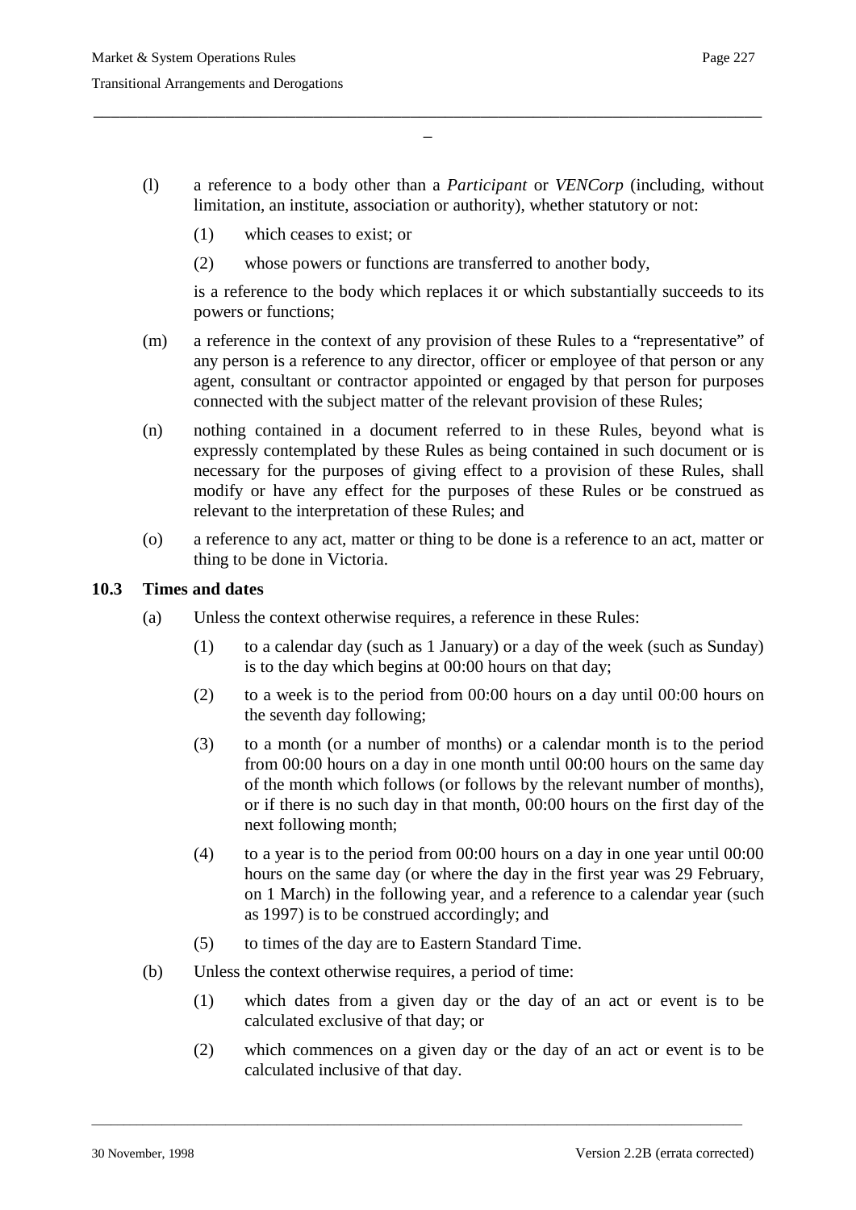(l) a reference to a body other than a *Participant* or *VENCorp* (including, without limitation, an institute, association or authority), whether statutory or not:

  (1) which ceases to exist; or

  (2) whose powers or functions are transferred to another body,

  is a reference to the body which replaces it or which substantially succeeds to its powers or functions;

(m) a reference in the context of any provision of these Rules to a "representative" of any person is a reference to any director, officer or employee of that person or any agent, consultant or contractor appointed or engaged by that person for purposes connected with the subject matter of the relevant provision of these Rules;

(n) nothing contained in a document referred to in these Rules, beyond what is expressly contemplated by these Rules as being contained in such document or is necessary for the purposes of giving effect to a provision of these Rules, shall modify or have any effect for the purposes of these Rules or be construed as relevant to the interpretation of these Rules; and

(o) a reference to any act, matter or thing to be done is a reference to an act, matter or thing to be done in Victoria.

### 10.3 Times and dates

(a) Unless the context otherwise requires, a reference in these Rules:

  (1) to a calendar day (such as 1 January) or a day of the week (such as Sunday) is to the day which begins at 00:00 hours on that day;

  (2) to a week is to the period from 00:00 hours on a day until 00:00 hours on the seventh day following;

  (3) to a month (or a number of months) or a calendar month is to the period from 00:00 hours on a day in one month until 00:00 hours on the same day of the month which follows (or follows by the relevant number of months), or if there is no such day in that month, 00:00 hours on the first day of the next following month;

  (4) to a year is to the period from 00:00 hours on a day in one year until 00:00 hours on the same day (or where the day in the first year was 29 February, on 1 March) in the following year, and a reference to a calendar year (such as 1997) is to be construed accordingly; and

  (5) to times of the day are to Eastern Standard Time.

(b) Unless the context otherwise requires, a period of time:

  (1) which dates from a given day or the day of an act or event is to be calculated exclusive of that day; or

  (2) which commences on a given day or the day of an act or event is to be calculated inclusive of that day.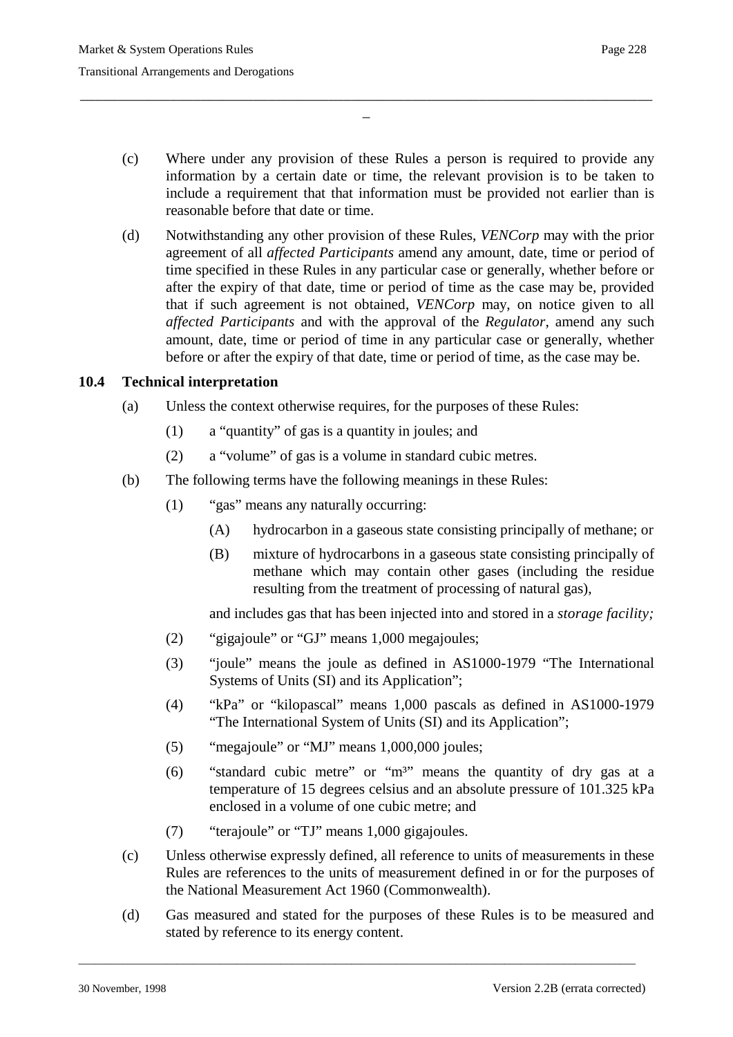(c) Where under any provision of these Rules a person is required to provide any information by a certain date or time, the relevant provision is to be taken to include a requirement that that information must be provided not earlier than is reasonable before that date or time.

(d) Notwithstanding any other provision of these Rules, *VENCorp* may with the prior agreement of all *affected Participants* amend any amount, date, time or period of time specified in these Rules in any particular case or generally, whether before or after the expiry of that date, time or period of time as the case may be, provided that if such agreement is not obtained, *VENCorp* may, on notice given to all *affected Participants* and with the approval of the *Regulator*, amend any such amount, date, time or period of time in any particular case or generally, whether before or after the expiry of that date, time or period of time, as the case may be.

### 10.4 Technical interpretation

(a) Unless the context otherwise requires, for the purposes of these Rules:

(1) a "quantity" of gas is a quantity in joules; and

(2) a "volume" of gas is a volume in standard cubic metres.

(b) The following terms have the following meanings in these Rules:

(1) "gas" means any naturally occurring:

(A) hydrocarbon in a gaseous state consisting principally of methane; or

(B) mixture of hydrocarbons in a gaseous state consisting principally of methane which may contain other gases (including the residue resulting from the treatment of processing of natural gas),

and includes gas that has been injected into and stored in a *storage facility;*

(2) "gigajoule" or "GJ" means 1,000 megajoules;

(3) "joule" means the joule as defined in AS1000-1979 "The International Systems of Units (SI) and its Application";

(4) "kPa" or "kilopascal" means 1,000 pascals as defined in AS1000-1979 "The International System of Units (SI) and its Application";

(5) "megajoule" or "MJ" means 1,000,000 joules;

(6) "standard cubic metre" or "$m^3$" means the quantity of dry gas at a temperature of 15 degrees celsius and an absolute pressure of 101.325 kPa enclosed in a volume of one cubic metre; and

(7) "terajoule" or "TJ" means 1,000 gigajoules.

(c) Unless otherwise expressly defined, all reference to units of measurements in these Rules are references to the units of measurement defined in or for the purposes of the National Measurement Act 1960 (Commonwealth).

(d) Gas measured and stated for the purposes of these Rules is to be measured and stated by reference to its energy content.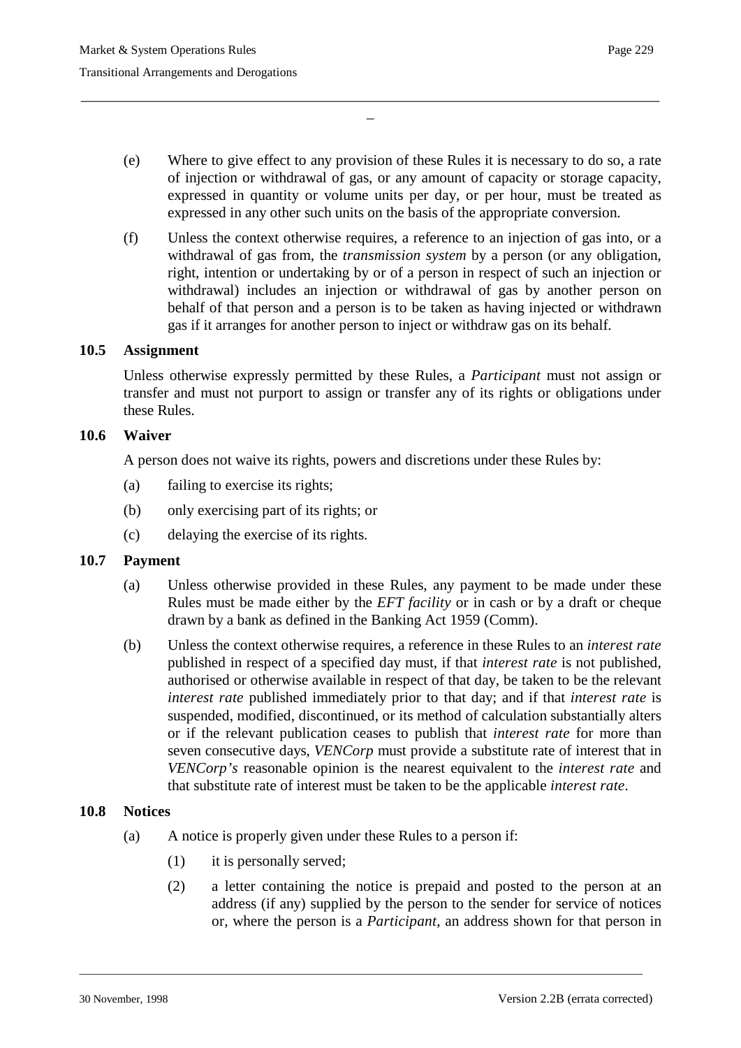(e) Where to give effect to any provision of these Rules it is necessary to do so, a rate of injection or withdrawal of gas, or any amount of capacity or storage capacity, expressed in quantity or volume units per day, or per hour, must be treated as expressed in any other such units on the basis of the appropriate conversion.

(f) Unless the context otherwise requires, a reference to an injection of gas into, or a withdrawal of gas from, the *transmission system* by a person (or any obligation, right, intention or undertaking by or of a person in respect of such an injection or withdrawal) includes an injection or withdrawal of gas by another person on behalf of that person and a person is to be taken as having injected or withdrawn gas if it arranges for another person to inject or withdraw gas on its behalf.

### 10.5 Assignment

Unless otherwise expressly permitted by these Rules, a *Participant* must not assign or transfer and must not purport to assign or transfer any of its rights or obligations under these Rules.

### 10.6 Waiver

A person does not waive its rights, powers and discretions under these Rules by:

(a) failing to exercise its rights;

(b) only exercising part of its rights; or

(c) delaying the exercise of its rights.

### 10.7 Payment

(a) Unless otherwise provided in these Rules, any payment to be made under these Rules must be made either by the *EFT facility* or in cash or by a draft or cheque drawn by a bank as defined in the Banking Act 1959 (Comm).

(b) Unless the context otherwise requires, a reference in these Rules to an *interest rate* published in respect of a specified day must, if that *interest rate* is not published, authorised or otherwise available in respect of that day, be taken to be the relevant *interest rate* published immediately prior to that day; and if that *interest rate* is suspended, modified, discontinued, or its method of calculation substantially alters or if the relevant publication ceases to publish that *interest rate* for more than seven consecutive days, *VENCorp* must provide a substitute rate of interest that in *VENCorp's* reasonable opinion is the nearest equivalent to the *interest rate* and that substitute rate of interest must be taken to be the applicable *interest rate*.

### 10.8 Notices

(a) A notice is properly given under these Rules to a person if:

(1) it is personally served;

(2) a letter containing the notice is prepaid and posted to the person at an address (if any) supplied by the person to the sender for service of notices or, where the person is a *Participant*, an address shown for that person in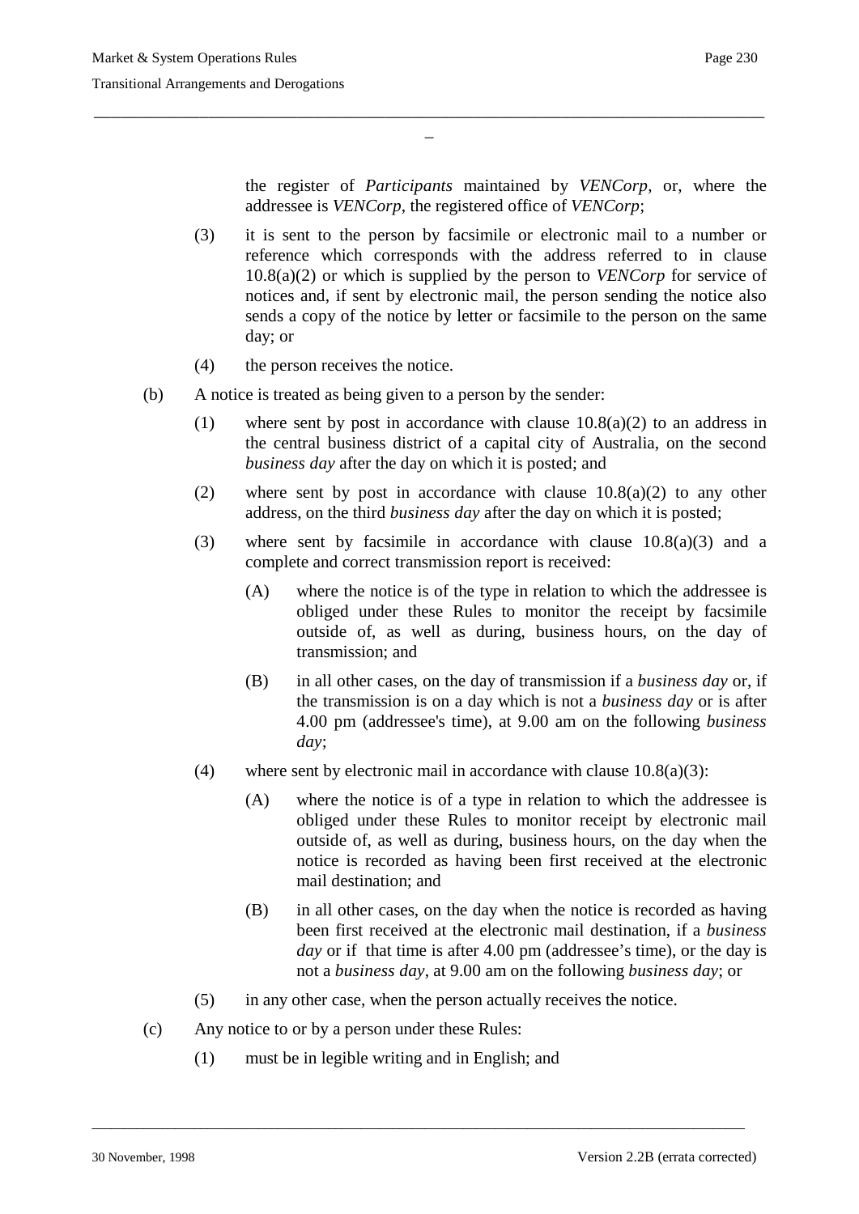the register of *Participants* maintained by *VENCorp*, or, where the addressee is *VENCorp*, the registered office of *VENCorp*;

(3) it is sent to the person by facsimile or electronic mail to a number or reference which corresponds with the address referred to in clause 10.8(a)(2) or which is supplied by the person to *VENCorp* for service of notices and, if sent by electronic mail, the person sending the notice also sends a copy of the notice by letter or facsimile to the person on the same day; or

(4) the person receives the notice.

(b) A notice is treated as being given to a person by the sender:

(1) where sent by post in accordance with clause 10.8(a)(2) to an address in the central business district of a capital city of Australia, on the second *business day* after the day on which it is posted; and

(2) where sent by post in accordance with clause 10.8(a)(2) to any other address, on the third *business day* after the day on which it is posted;

(3) where sent by facsimile in accordance with clause 10.8(a)(3) and a complete and correct transmission report is received:

(A) where the notice is of the type in relation to which the addressee is obliged under these Rules to monitor the receipt by facsimile outside of, as well as during, business hours, on the day of transmission; and

(B) in all other cases, on the day of transmission if a *business day* or, if the transmission is on a day which is not a *business day* or is after 4.00 pm (addressee's time), at 9.00 am on the following *business day*;

(4) where sent by electronic mail in accordance with clause 10.8(a)(3):

(A) where the notice is of a type in relation to which the addressee is obliged under these Rules to monitor receipt by electronic mail outside of, as well as during, business hours, on the day when the notice is recorded as having been first received at the electronic mail destination; and

(B) in all other cases, on the day when the notice is recorded as having been first received at the electronic mail destination, if a *business day* or if that time is after 4.00 pm (addressee's time), or the day is not a *business day*, at 9.00 am on the following *business day*; or

(5) in any other case, when the person actually receives the notice.

(c) Any notice to or by a person under these Rules:

(1) must be in legible writing and in English; and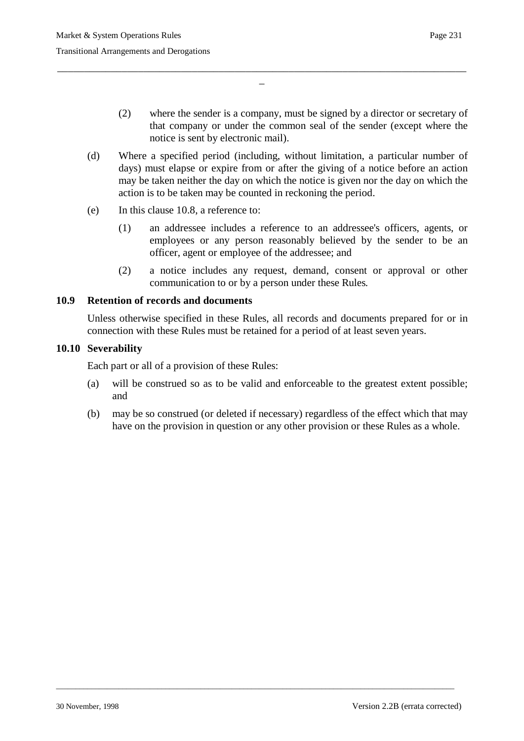(2) where the sender is a company, must be signed by a director or secretary of that company or under the common seal of the sender (except where the notice is sent by electronic mail).

(d) Where a specified period (including, without limitation, a particular number of days) must elapse or expire from or after the giving of a notice before an action may be taken neither the day on which the notice is given nor the day on which the action is to be taken may be counted in reckoning the period.

(e) In this clause 10.8, a reference to:

(1) an addressee includes a reference to an addressee's officers, agents, or employees or any person reasonably believed by the sender to be an officer, agent or employee of the addressee; and

(2) a notice includes any request, demand, consent or approval or other communication to or by a person under these Rules.

### 10.9 Retention of records and documents

Unless otherwise specified in these Rules, all records and documents prepared for or in connection with these Rules must be retained for a period of at least seven years.

### 10.10 Severability

Each part or all of a provision of these Rules:

(a) will be construed so as to be valid and enforceable to the greatest extent possible; and

(b) may be so construed (or deleted if necessary) regardless of the effect which that may have on the provision in question or any other provision or these Rules as a whole.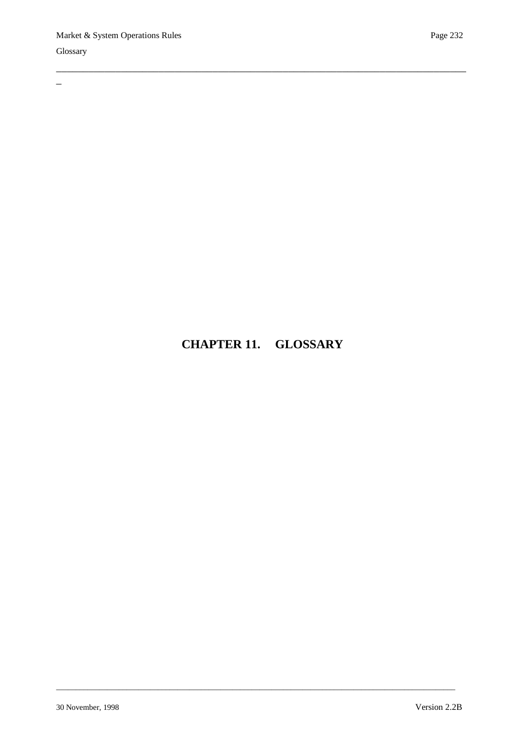# CHAPTER 11. GLOSSARY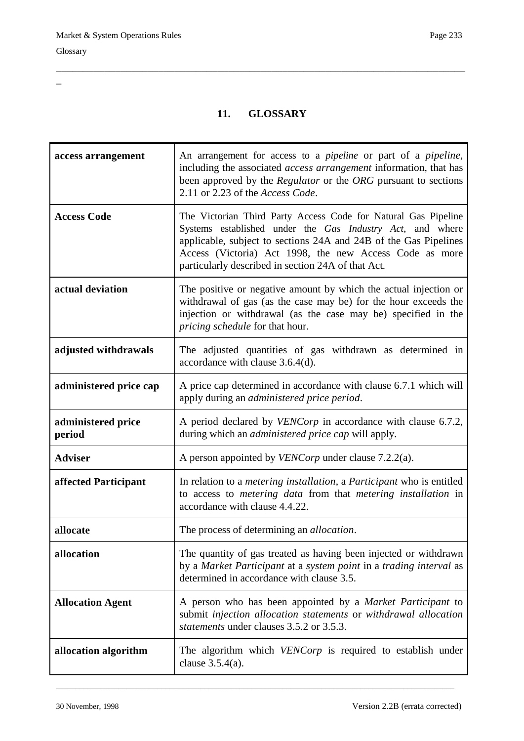# 11. GLOSSARY

| | |
|---|---|
| **access arrangement** | An arrangement for access to a *pipeline* or part of a *pipeline*, including the associated *access arrangement* information, that has been approved by the *Regulator* or the *ORG* pursuant to sections 2.11 or 2.23 of the *Access Code*. |
| **Access Code** | The Victorian Third Party Access Code for Natural Gas Pipeline Systems established under the *Gas Industry Act*, and where applicable, subject to sections 24A and 24B of the Gas Pipelines Access (Victoria) Act 1998, the new Access Code as more particularly described in section 24A of that Act. |
| **actual deviation** | The positive or negative amount by which the actual injection or withdrawal of gas (as the case may be) for the hour exceeds the injection or withdrawal (as the case may be) specified in the *pricing schedule* for that hour. |
| **adjusted withdrawals** | The adjusted quantities of gas withdrawn as determined in accordance with clause 3.6.4(d). |
| **administered price cap** | A price cap determined in accordance with clause 6.7.1 which will apply during an *administered price period*. |
| **administered price period** | A period declared by *VENCorp* in accordance with clause 6.7.2, during which an *administered price cap* will apply. |
| **Adviser** | A person appointed by *VENCorp* under clause 7.2.2(a). |
| **affected Participant** | In relation to a *metering installation*, a *Participant* who is entitled to access to *metering data* from that *metering installation* in accordance with clause 4.4.22. |
| **allocate** | The process of determining an *allocation*. |
| **allocation** | The quantity of gas treated as having been injected or withdrawn by a *Market Participant* at a *system point* in a *trading interval* as determined in accordance with clause 3.5. |
| **Allocation Agent** | A person who has been appointed by a *Market Participant* to submit *injection allocation statements* or *withdrawal allocation statements* under clauses 3.5.2 or 3.5.3. |
| **allocation algorithm** | The algorithm which *VENCorp* is required to establish under clause 3.5.4(a). |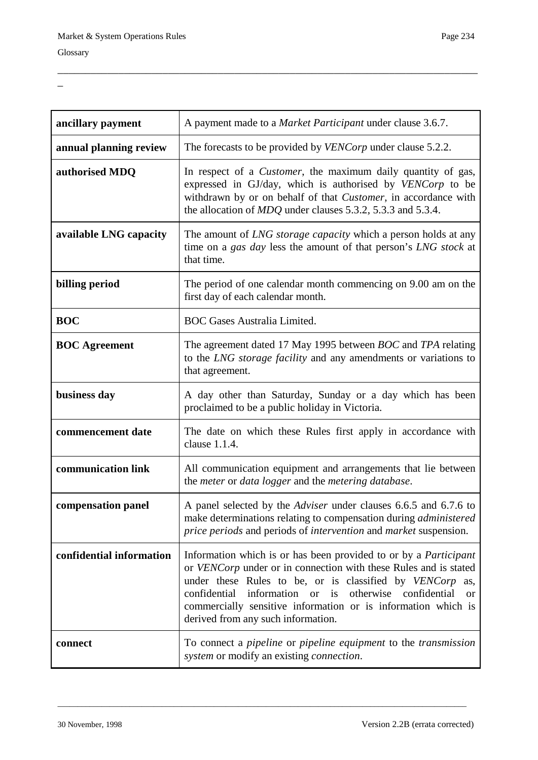| | |
|---|---|
| **ancillary payment** | A payment made to a *Market Participant* under clause 3.6.7. |
| **annual planning review** | The forecasts to be provided by *VENCorp* under clause 5.2.2. |
| **authorised MDQ** | In respect of a *Customer*, the maximum daily quantity of gas, expressed in GJ/day, which is authorised by *VENCorp* to be withdrawn by or on behalf of that *Customer*, in accordance with the allocation of *MDQ* under clauses 5.3.2, 5.3.3 and 5.3.4. |
| **available LNG capacity** | The amount of *LNG storage capacity* which a person holds at any time on a *gas day* less the amount of that person's *LNG stock* at that time. |
| **billing period** | The period of one calendar month commencing on 9.00 am on the first day of each calendar month. |
| **BOC** | BOC Gases Australia Limited. |
| **BOC Agreement** | The agreement dated 17 May 1995 between *BOC* and *TPA* relating to the *LNG storage facility* and any amendments or variations to that agreement. |
| **business day** | A day other than Saturday, Sunday or a day which has been proclaimed to be a public holiday in Victoria. |
| **commencement date** | The date on which these Rules first apply in accordance with clause 1.1.4. |
| **communication link** | All communication equipment and arrangements that lie between the *meter* or *data logger* and the *metering database*. |
| **compensation panel** | A panel selected by the *Adviser* under clauses 6.6.5 and 6.7.6 to make determinations relating to compensation during *administered price periods* and periods of *intervention* and *market* suspension. |
| **confidential information** | Information which is or has been provided to or by a *Participant* or *VENCorp* under or in connection with these Rules and is stated under these Rules to be, or is classified by *VENCorp* as, confidential information or is otherwise confidential or commercially sensitive information or is information which is derived from any such information. |
| **connect** | To connect a *pipeline* or *pipeline equipment* to the *transmission system* or modify an existing *connection*. |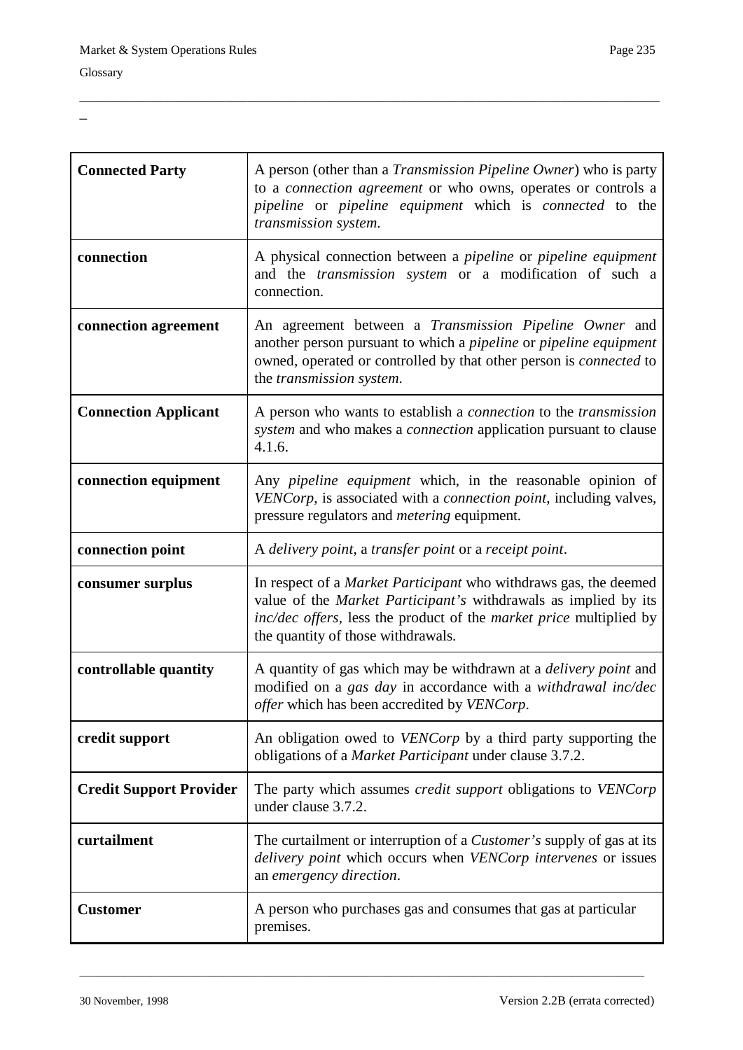| | |
|---|---|
| **Connected Party** | A person (other than a *Transmission Pipeline Owner*) who is party to a *connection agreement* or who owns, operates or controls a *pipeline* or *pipeline equipment* which is *connected* to the *transmission system*. |
| **connection** | A physical connection between a *pipeline* or *pipeline equipment* and the *transmission system* or a modification of such a connection. |
| **connection agreement** | An agreement between a *Transmission Pipeline Owner* and another person pursuant to which a *pipeline* or *pipeline equipment* owned, operated or controlled by that other person is *connected* to the *transmission system*. |
| **Connection Applicant** | A person who wants to establish a *connection* to the *transmission system* and who makes a *connection* application pursuant to clause 4.1.6. |
| **connection equipment** | Any *pipeline equipment* which, in the reasonable opinion of *VENCorp*, is associated with a *connection point*, including valves, pressure regulators and *metering* equipment. |
| **connection point** | A *delivery point*, a *transfer point* or a *receipt point*. |
| **consumer surplus** | In respect of a *Market Participant* who withdraws gas, the deemed value of the *Market Participant's* withdrawals as implied by its *inc/dec offers*, less the product of the *market price* multiplied by the quantity of those withdrawals. |
| **controllable quantity** | A quantity of gas which may be withdrawn at a *delivery point* and modified on a *gas day* in accordance with a *withdrawal inc/dec offer* which has been accredited by *VENCorp*. |
| **credit support** | An obligation owed to *VENCorp* by a third party supporting the obligations of a *Market Participant* under clause 3.7.2. |
| **Credit Support Provider** | The party which assumes *credit support* obligations to *VENCorp* under clause 3.7.2. |
| **curtailment** | The curtailment or interruption of a *Customer's* supply of gas at its *delivery point* which occurs when *VENCorp intervenes* or issues an *emergency direction*. |
| **Customer** | A person who purchases gas and consumes that gas at particular premises. |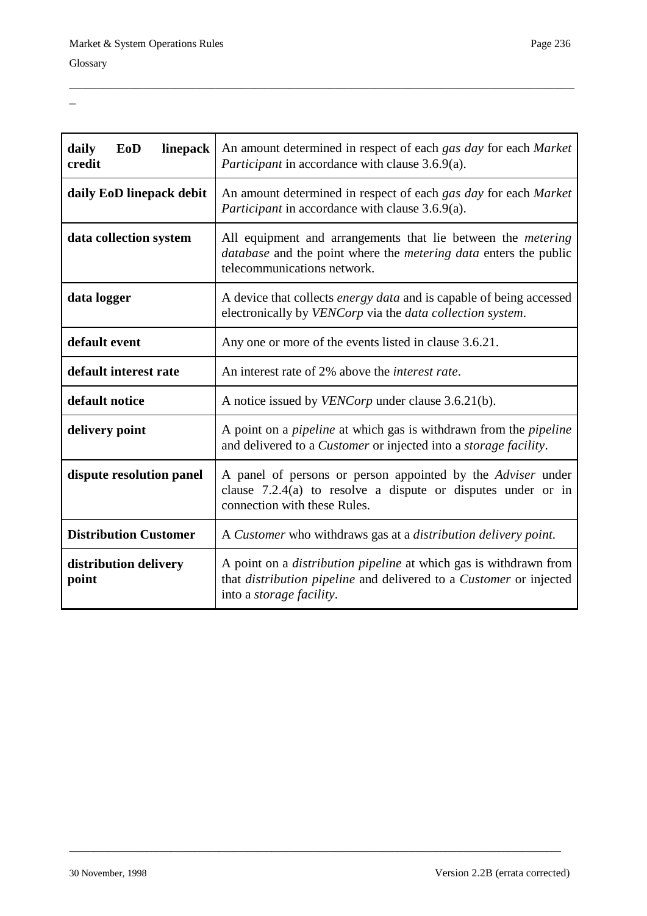| | |
|---|---|
| **daily EoD linepack credit** | An amount determined in respect of each *gas day* for each *Market Participant* in accordance with clause 3.6.9(a). |
| **daily EoD linepack debit** | An amount determined in respect of each *gas day* for each *Market Participant* in accordance with clause 3.6.9(a). |
| **data collection system** | All equipment and arrangements that lie between the *metering database* and the point where the *metering data* enters the public telecommunications network. |
| **data logger** | A device that collects *energy data* and is capable of being accessed electronically by *VENCorp* via the *data collection system*. |
| **default event** | Any one or more of the events listed in clause 3.6.21. |
| **default interest rate** | An interest rate of 2% above the *interest rate*. |
| **default notice** | A notice issued by *VENCorp* under clause 3.6.21(b). |
| **delivery point** | A point on a *pipeline* at which gas is withdrawn from the *pipeline* and delivered to a *Customer* or injected into a *storage facility*. |
| **dispute resolution panel** | A panel of persons or person appointed by the *Adviser* under clause 7.2.4(a) to resolve a dispute or disputes under or in connection with these Rules. |
| **Distribution Customer** | A *Customer* who withdraws gas at a *distribution delivery point.* |
| **distribution delivery point** | A point on a *distribution pipeline* at which gas is withdrawn from that *distribution pipeline* and delivered to a *Customer* or injected into a *storage facility*. |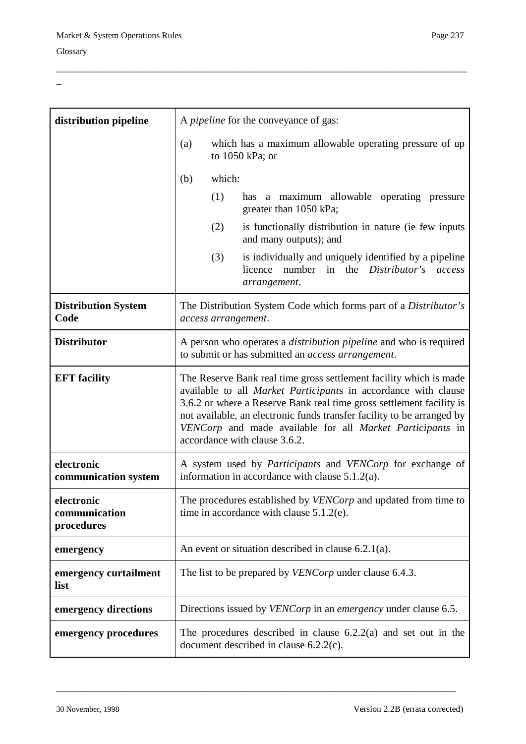| | |
|---|---|
| **distribution pipeline** | A *pipeline* for the conveyance of gas:<br>(a) which has a maximum allowable operating pressure of up to 1050 kPa; or<br>(b) which:<br>(1) has a maximum allowable operating pressure greater than 1050 kPa;<br>(2) is functionally distribution in nature (ie few inputs and many outputs); and<br>(3) is individually and uniquely identified by a pipeline licence number in the *Distributor's access arrangement*. |
| **Distribution System Code** | The Distribution System Code which forms part of a *Distributor's access arrangement*. |
| **Distributor** | A person who operates a *distribution pipeline* and who is required to submit or has submitted an *access arrangement*. |
| **EFT facility** | The Reserve Bank real time gross settlement facility which is made available to all *Market Participant*s in accordance with clause 3.6.2 or where a Reserve Bank real time gross settlement facility is not available, an electronic funds transfer facility to be arranged by *VENCorp* and made available for all *Market Participants* in accordance with clause 3.6.2. |
| **electronic communication system** | A system used by *Participants* and *VENCorp* for exchange of information in accordance with clause 5.1.2(a). |
| **electronic communication procedures** | The procedures established by *VENCorp* and updated from time to time in accordance with clause 5.1.2(e). |
| **emergency** | An event or situation described in clause 6.2.1(a). |
| **emergency curtailment list** | The list to be prepared by *VENCorp* under clause 6.4.3. |
| **emergency directions** | Directions issued by *VENCorp* in an *emergency* under clause 6.5. |
| **emergency procedures** | The procedures described in clause 6.2.2(a) and set out in the document described in clause 6.2.2(c). |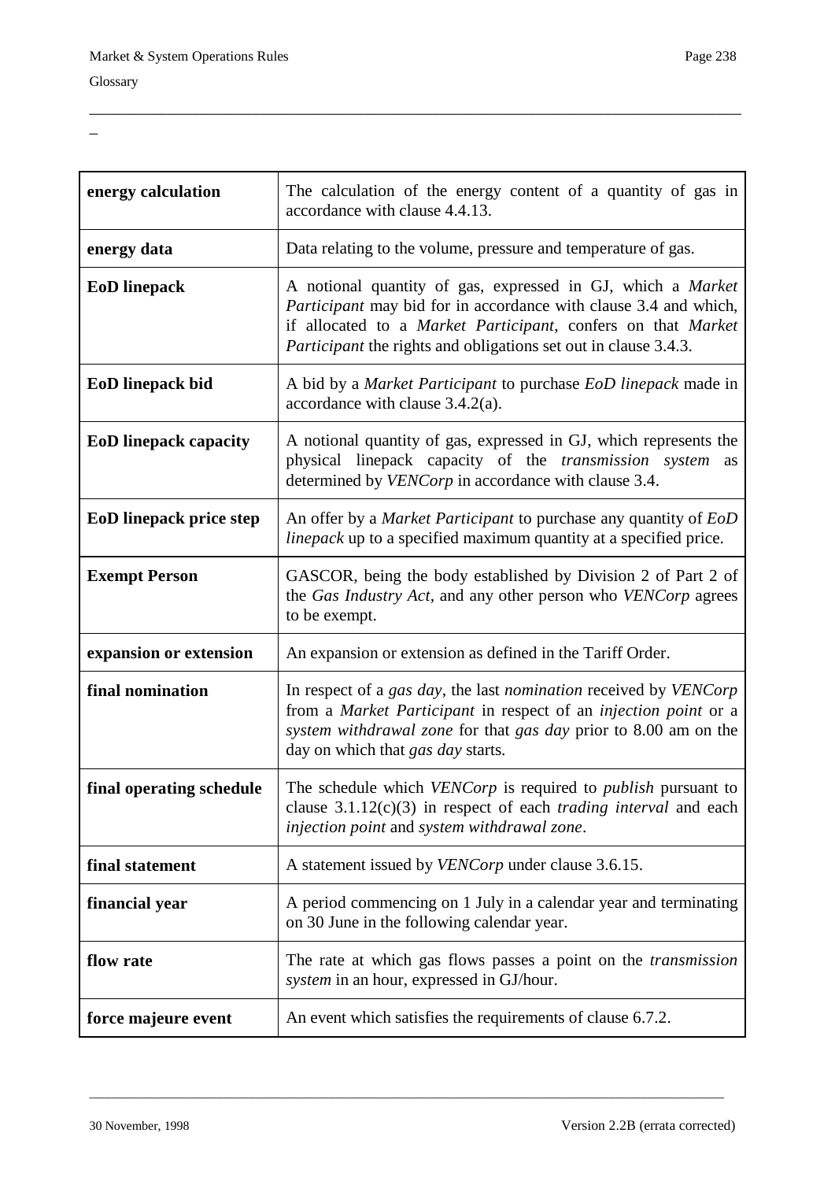| | |
|---|---|
| **energy calculation** | The calculation of the energy content of a quantity of gas in accordance with clause 4.4.13. |
| **energy data** | Data relating to the volume, pressure and temperature of gas. |
| **EoD linepack** | A notional quantity of gas, expressed in GJ, which a *Market Participant* may bid for in accordance with clause 3.4 and which, if allocated to a *Market Participant*, confers on that *Market Participant* the rights and obligations set out in clause 3.4.3. |
| **EoD linepack bid** | A bid by a *Market Participant* to purchase *EoD linepack* made in accordance with clause 3.4.2(a). |
| **EoD linepack capacity** | A notional quantity of gas, expressed in GJ, which represents the physical linepack capacity of the *transmission system* as determined by *VENCorp* in accordance with clause 3.4. |
| **EoD linepack price step** | An offer by a *Market Participant* to purchase any quantity of *EoD linepack* up to a specified maximum quantity at a specified price. |
| **Exempt Person** | GASCOR, being the body established by Division 2 of Part 2 of the *Gas Industry Act*, and any other person who *VENCorp* agrees to be exempt. |
| **expansion or extension** | An expansion or extension as defined in the Tariff Order. |
| **final nomination** | In respect of a *gas day*, the last *nomination* received by *VENCorp* from a *Market Participant* in respect of an *injection point* or a *system withdrawal zone* for that *gas day* prior to 8.00 am on the day on which that *gas day* starts. |
| **final operating schedule** | The schedule which *VENCorp* is required to *publish* pursuant to clause 3.1.12(c)(3) in respect of each *trading interval* and each *injection point* and *system withdrawal zone*. |
| **final statement** | A statement issued by *VENCorp* under clause 3.6.15. |
| **financial year** | A period commencing on 1 July in a calendar year and terminating on 30 June in the following calendar year. |
| **flow rate** | The rate at which gas flows passes a point on the *transmission system* in an hour, expressed in GJ/hour. |
| **force majeure event** | An event which satisfies the requirements of clause 6.7.2. |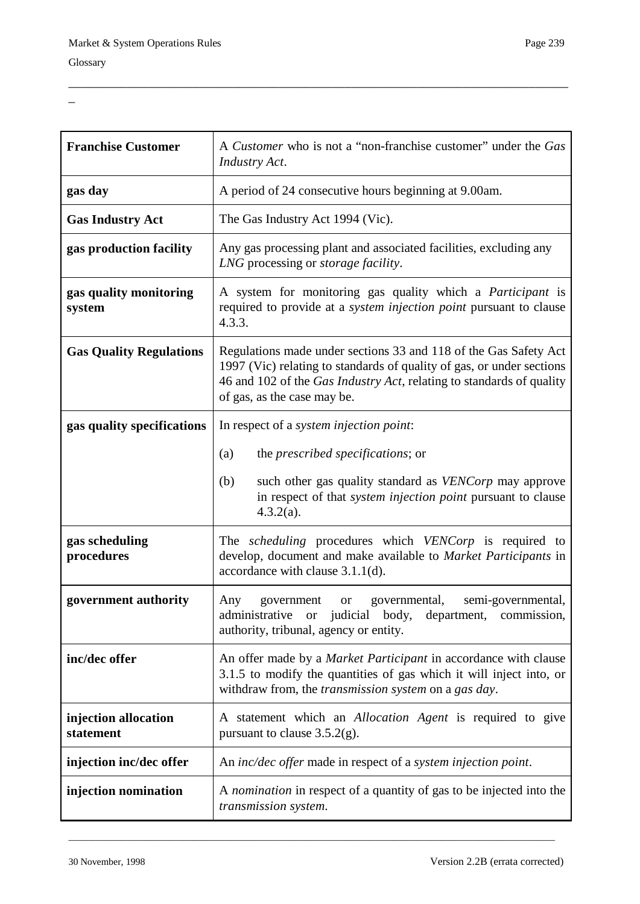| | |
|---|---|
| **Franchise Customer** | A *Customer* who is not a "non-franchise customer" under the *Gas Industry Act*. |
| **gas day** | A period of 24 consecutive hours beginning at 9.00am. |
| **Gas Industry Act** | The Gas Industry Act 1994 (Vic). |
| **gas production facility** | Any gas processing plant and associated facilities, excluding any *LNG* processing or *storage facility*. |
| **gas quality monitoring system** | A system for monitoring gas quality which a *Participant* is required to provide at a *system injection point* pursuant to clause 4.3.3. |
| **Gas Quality Regulations** | Regulations made under sections 33 and 118 of the Gas Safety Act 1997 (Vic) relating to standards of quality of gas, or under sections 46 and 102 of the *Gas Industry Act*, relating to standards of quality of gas, as the case may be. |
| **gas quality specifications** | In respect of a *system injection point*:<br>(a) the *prescribed specifications*; or<br>(b) such other gas quality standard as *VENCorp* may approve in respect of that *system injection point* pursuant to clause 4.3.2(a). |
| **gas scheduling procedures** | The *scheduling* procedures which *VENCorp* is required to develop, document and make available to *Market Participants* in accordance with clause 3.1.1(d). |
| **government authority** | Any government or governmental, semi-governmental, administrative or judicial body, department, commission, authority, tribunal, agency or entity. |
| **inc/dec offer** | An offer made by a *Market Participant* in accordance with clause 3.1.5 to modify the quantities of gas which it will inject into, or withdraw from, the *transmission system* on a *gas day*. |
| **injection allocation statement** | A statement which an *Allocation Agent* is required to give pursuant to clause 3.5.2(g). |
| **injection inc/dec offer** | An *inc/dec offer* made in respect of a *system injection point*. |
| **injection nomination** | A *nomination* in respect of a quantity of gas to be injected into the *transmission system*. |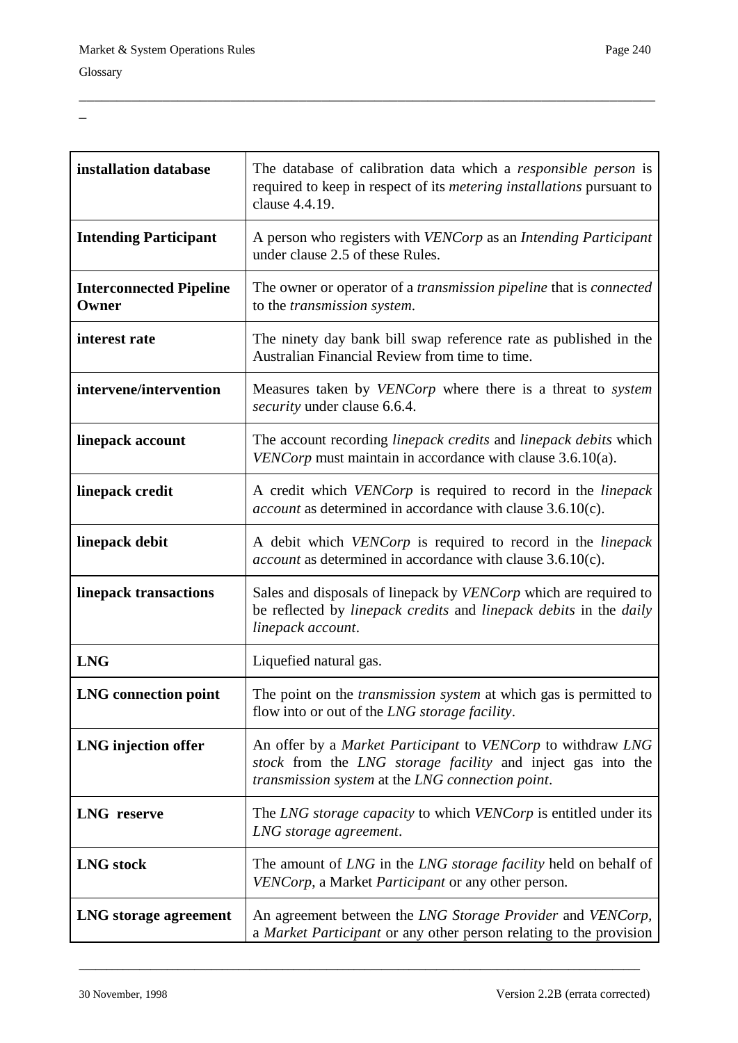| | |
|---|---|
| **installation database** | The database of calibration data which a *responsible person* is required to keep in respect of its *metering installations* pursuant to clause 4.4.19. |
| **Intending Participant** | A person who registers with *VENCorp* as an *Intending Participant* under clause 2.5 of these Rules. |
| **Interconnected Pipeline Owner** | The owner or operator of a *transmission pipeline* that is *connected* to the *transmission system.* |
| **interest rate** | The ninety day bank bill swap reference rate as published in the Australian Financial Review from time to time. |
| **intervene/intervention** | Measures taken by *VENCorp* where there is a threat to *system security* under clause 6.6.4. |
| **linepack account** | The account recording *linepack credits* and *linepack debits* which *VENCorp* must maintain in accordance with clause 3.6.10(a). |
| **linepack credit** | A credit which *VENCorp* is required to record in the *linepack account* as determined in accordance with clause 3.6.10(c). |
| **linepack debit** | A debit which *VENCorp* is required to record in the *linepack account* as determined in accordance with clause 3.6.10(c). |
| **linepack transactions** | Sales and disposals of linepack by *VENCorp* which are required to be reflected by *linepack credits* and *linepack debits* in the *daily linepack account*. |
| **LNG** | Liquefied natural gas. |
| **LNG connection point** | The point on the *transmission system* at which gas is permitted to flow into or out of the *LNG storage facility*. |
| **LNG injection offer** | An offer by a *Market Participant* to *VENCorp* to withdraw *LNG stock* from the *LNG storage facility* and inject gas into the *transmission system* at the *LNG connection point*. |
| **LNG reserve** | The *LNG storage capacity* to which *VENCorp* is entitled under its *LNG storage agreement*. |
| **LNG stock** | The amount of *LNG* in the *LNG storage facility* held on behalf of *VENCorp*, a Market *Participant* or any other person. |
| **LNG storage agreement** | An agreement between the *LNG Storage Provider* and *VENCorp*, a *Market Participant* or any other person relating to the provision |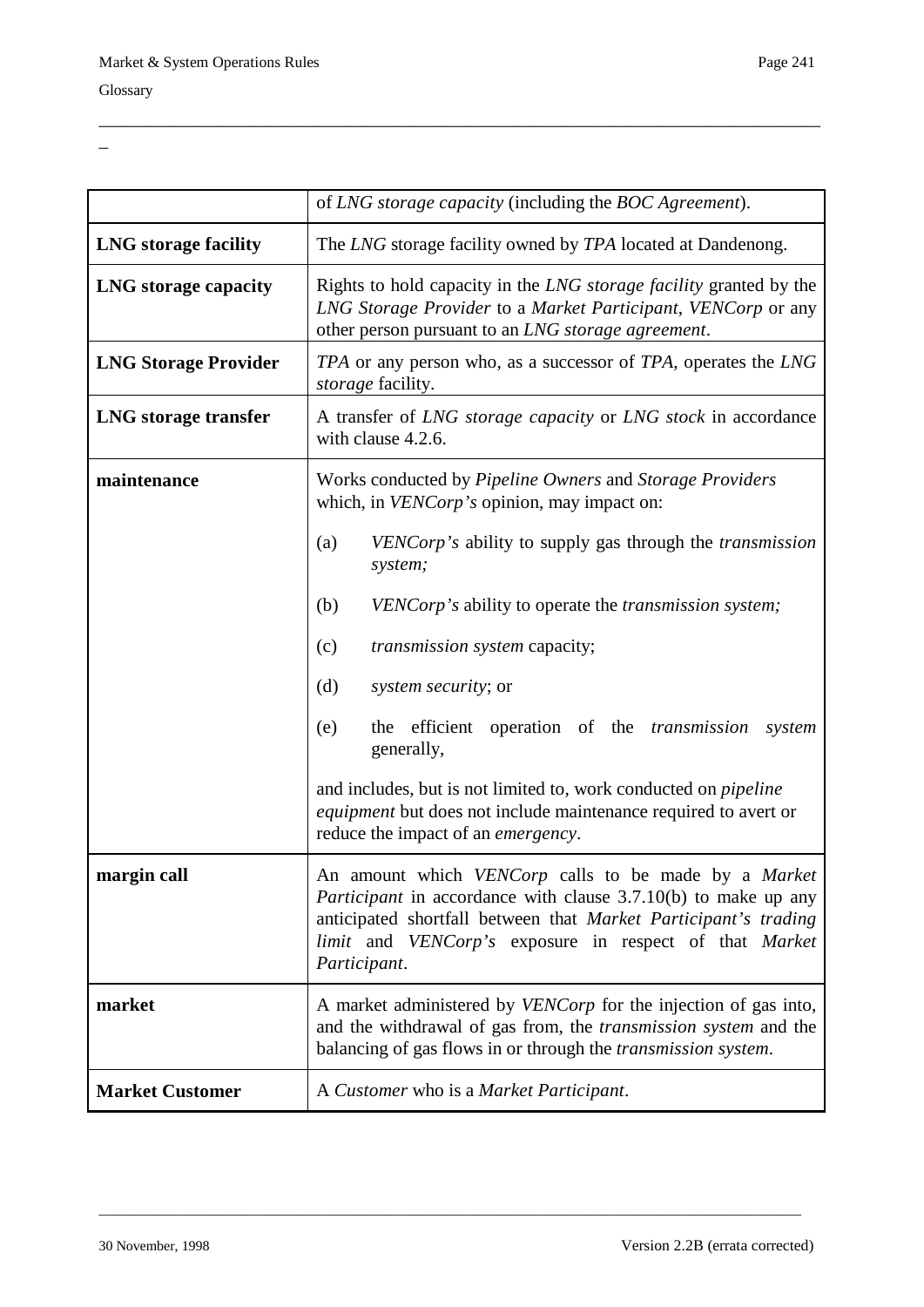| | |
|---|---|
| | of *LNG storage capacity* (including the *BOC Agreement*). |
| **LNG storage facility** | The *LNG* storage facility owned by *TPA* located at Dandenong. |
| **LNG storage capacity** | Rights to hold capacity in the *LNG storage facility* granted by the *LNG Storage Provider* to a *Market Participant*, *VENCorp* or any other person pursuant to an *LNG storage agreement*. |
| **LNG Storage Provider** | *TPA* or any person who, as a successor of *TPA*, operates the *LNG storage* facility. |
| **LNG storage transfer** | A transfer of *LNG storage capacity* or *LNG stock* in accordance with clause 4.2.6. |
| **maintenance** | Works conducted by *Pipeline Owners* and *Storage Providers* which, in *VENCorp's* opinion, may impact on: (a) *VENCorp's* ability to supply gas through the *transmission system;* (b) *VENCorp's* ability to operate the *transmission system;* (c) *transmission system* capacity; (d) *system security*; or (e) the efficient operation of the *transmission system* generally, and includes, but is not limited to, work conducted on *pipeline equipment* but does not include maintenance required to avert or reduce the impact of an *emergency*. |
| **margin call** | An amount which *VENCorp* calls to be made by a *Market Participant* in accordance with clause 3.7.10(b) to make up any anticipated shortfall between that *Market Participant's trading limit* and *VENCorp's* exposure in respect of that *Market Participant*. |
| **market** | A market administered by *VENCorp* for the injection of gas into, and the withdrawal of gas from, the *transmission system* and the balancing of gas flows in or through the *transmission system*. |
| **Market Customer** | A *Customer* who is a *Market Participant*. |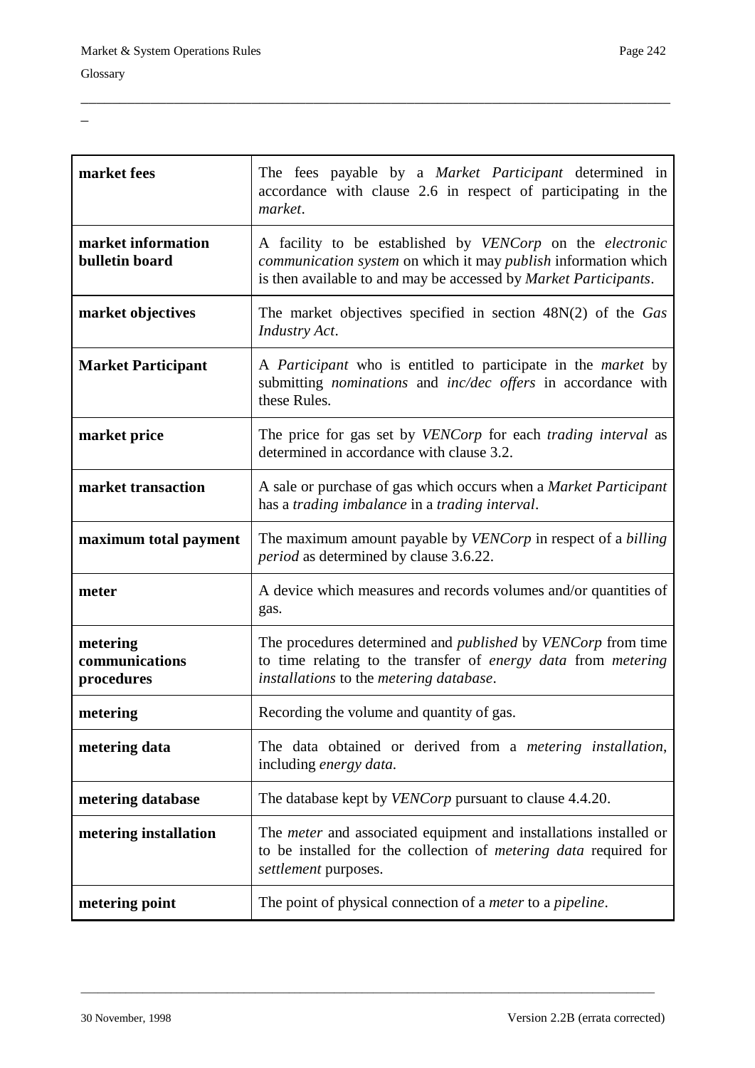| | |
|---|---|
| **market fees** | The fees payable by a *Market Participant* determined in accordance with clause 2.6 in respect of participating in the *market*. |
| **market information bulletin board** | A facility to be established by *VENCorp* on the *electronic communication system* on which it may *publish* information which is then available to and may be accessed by *Market Participants*. |
| **market objectives** | The market objectives specified in section 48N(2) of the *Gas Industry Act*. |
| **Market Participant** | A *Participant* who is entitled to participate in the *market* by submitting *nominations* and *inc/dec offers* in accordance with these Rules. |
| **market price** | The price for gas set by *VENCorp* for each *trading interval* as determined in accordance with clause 3.2. |
| **market transaction** | A sale or purchase of gas which occurs when a *Market Participant* has a *trading imbalance* in a *trading interval*. |
| **maximum total payment** | The maximum amount payable by *VENCorp* in respect of a *billing period* as determined by clause 3.6.22. |
| **meter** | A device which measures and records volumes and/or quantities of gas. |
| **metering communications procedures** | The procedures determined and *published* by *VENCorp* from time to time relating to the transfer of *energy data* from *metering installations* to the *metering database*. |
| **metering** | Recording the volume and quantity of gas. |
| **metering data** | The data obtained or derived from a *metering installation*, including *energy data.* |
| **metering database** | The database kept by *VENCorp* pursuant to clause 4.4.20. |
| **metering installation** | The *meter* and associated equipment and installations installed or to be installed for the collection of *metering data* required for *settlement* purposes. |
| **metering point** | The point of physical connection of a *meter* to a *pipeline*. |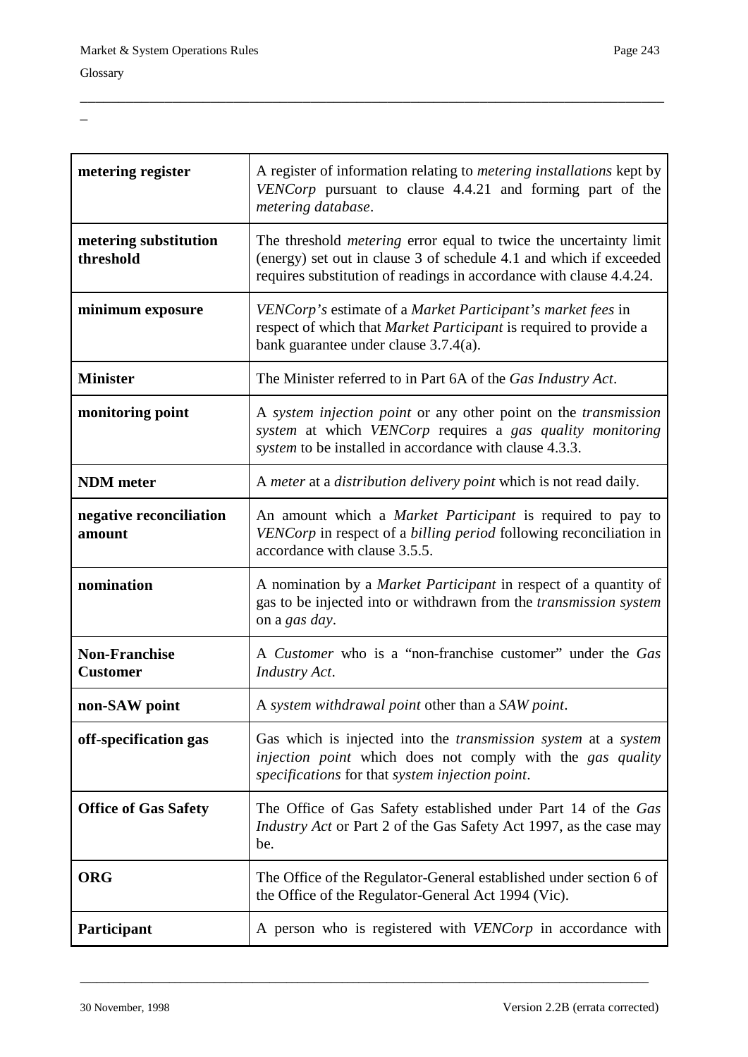| | |
|---|---|
| **metering register** | A register of information relating to *metering installations* kept by *VENCorp* pursuant to clause 4.4.21 and forming part of the *metering database*. |
| **metering substitution threshold** | The threshold *metering* error equal to twice the uncertainty limit (energy) set out in clause 3 of schedule 4.1 and which if exceeded requires substitution of readings in accordance with clause 4.4.24. |
| **minimum exposure** | *VENCorp's* estimate of a *Market Participant's market fees* in respect of which that *Market Participant* is required to provide a bank guarantee under clause 3.7.4(a). |
| **Minister** | The Minister referred to in Part 6A of the *Gas Industry Act*. |
| **monitoring point** | A *system injection point* or any other point on the *transmission system* at which *VENCorp* requires a *gas quality monitoring system* to be installed in accordance with clause 4.3.3. |
| **NDM meter** | A *meter* at a *distribution delivery point* which is not read daily. |
| **negative reconciliation amount** | An amount which a *Market Participant* is required to pay to *VENCorp* in respect of a *billing period* following reconciliation in accordance with clause 3.5.5. |
| **nomination** | A nomination by a *Market Participant* in respect of a quantity of gas to be injected into or withdrawn from the *transmission system* on a *gas day*. |
| **Non-Franchise Customer** | A *Customer* who is a "non-franchise customer" under the *Gas Industry Act*. |
| **non-SAW point** | A *system withdrawal point* other than a *SAW point*. |
| **off-specification gas** | Gas which is injected into the *transmission system* at a *system injection point* which does not comply with the *gas quality specifications* for that *system injection point*. |
| **Office of Gas Safety** | The Office of Gas Safety established under Part 14 of the *Gas Industry Act* or Part 2 of the Gas Safety Act 1997, as the case may be. |
| **ORG** | The Office of the Regulator-General established under section 6 of the Office of the Regulator-General Act 1994 (Vic). |
| **Participant** | A person who is registered with *VENCorp* in accordance with |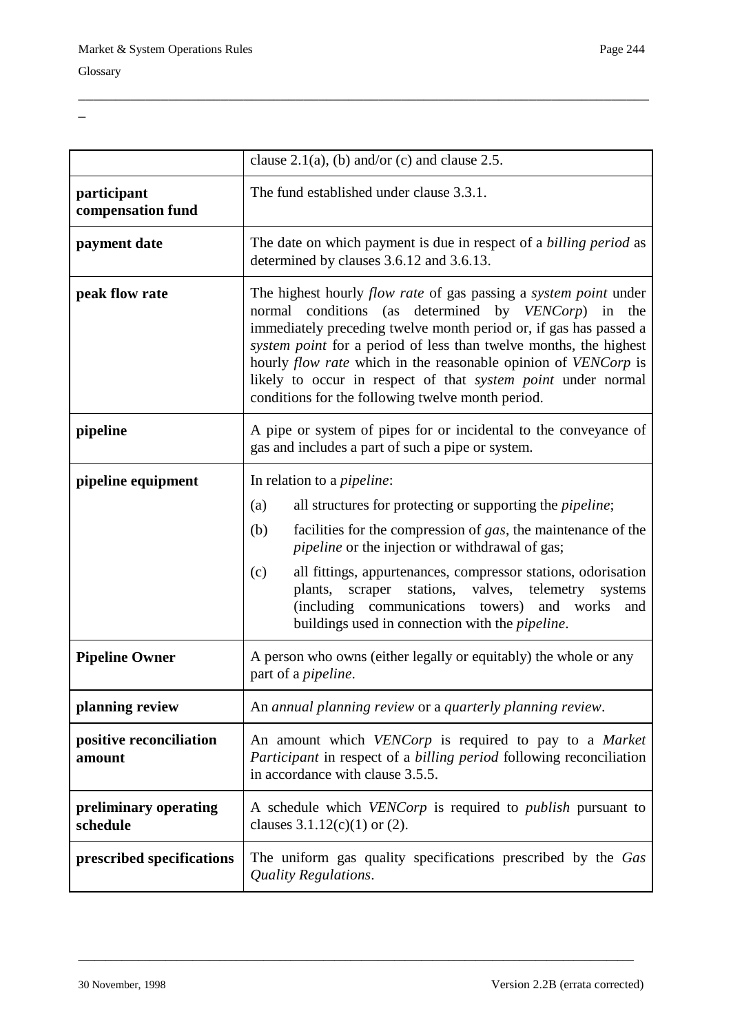| | |
|---|---|
| | clause 2.1(a), (b) and/or (c) and clause 2.5. |
| **participant compensation fund** | The fund established under clause 3.3.1. |
| **payment date** | The date on which payment is due in respect of a *billing period* as determined by clauses 3.6.12 and 3.6.13. |
| **peak flow rate** | The highest hourly *flow rate* of gas passing a *system point* under normal conditions (as determined by *VENCorp*) in the immediately preceding twelve month period or, if gas has passed a *system point* for a period of less than twelve months, the highest hourly *flow rate* which in the reasonable opinion of *VENCorp* is likely to occur in respect of that *system point* under normal conditions for the following twelve month period. |
| **pipeline** | A pipe or system of pipes for or incidental to the conveyance of gas and includes a part of such a pipe or system. |
| **pipeline equipment** | In relation to a *pipeline*: (a) all structures for protecting or supporting the *pipeline*; (b) facilities for the compression of *gas*, the maintenance of the *pipeline* or the injection or withdrawal of gas; (c) all fittings, appurtenances, compressor stations, odorisation plants, scraper stations, valves, telemetry systems (including communications towers) and works and buildings used in connection with the *pipeline*. |
| **Pipeline Owner** | A person who owns (either legally or equitably) the whole or any part of a *pipeline*. |
| **planning review** | An *annual planning review* or a *quarterly planning review*. |
| **positive reconciliation amount** | An amount which *VENCorp* is required to pay to a *Market Participant* in respect of a *billing period* following reconciliation in accordance with clause 3.5.5. |
| **preliminary operating schedule** | A schedule which *VENCorp* is required to *publish* pursuant to clauses 3.1.12(c)(1) or (2). |
| **prescribed specifications** | The uniform gas quality specifications prescribed by the *Gas Quality Regulations*. |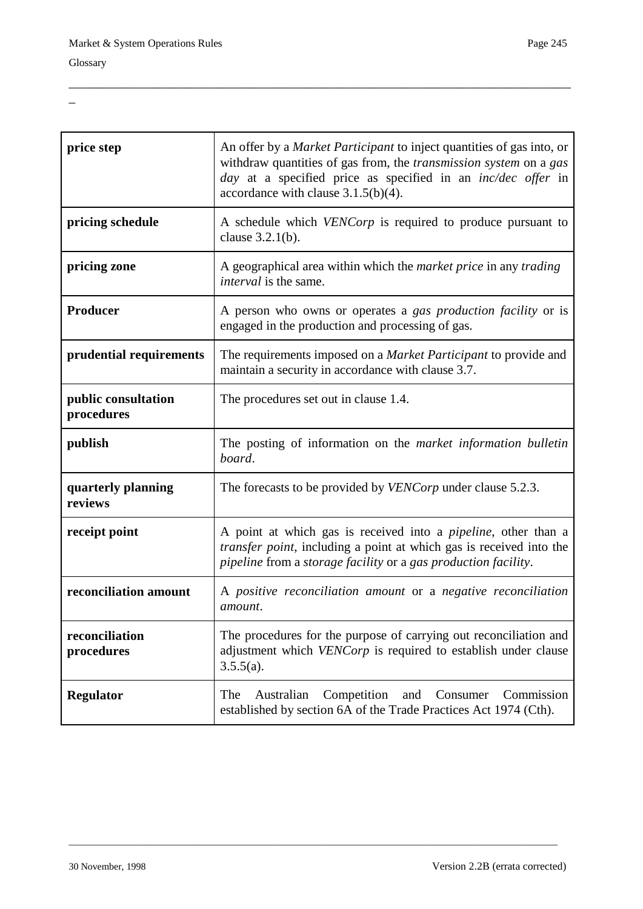| | |
|---|---|
| **price step** | An offer by a *Market Participant* to inject quantities of gas into, or withdraw quantities of gas from, the *transmission system* on a *gas day* at a specified price as specified in an *inc/dec offer* in accordance with clause 3.1.5(b)(4). |
| **pricing schedule** | A schedule which *VENCorp* is required to produce pursuant to clause 3.2.1(b). |
| **pricing zone** | A geographical area within which the *market price* in any *trading interval* is the same. |
| **Producer** | A person who owns or operates a *gas production facility* or is engaged in the production and processing of gas. |
| **prudential requirements** | The requirements imposed on a *Market Participant* to provide and maintain a security in accordance with clause 3.7. |
| **public consultation procedures** | The procedures set out in clause 1.4. |
| **publish** | The posting of information on the *market information bulletin board*. |
| **quarterly planning reviews** | The forecasts to be provided by *VENCorp* under clause 5.2.3. |
| **receipt point** | A point at which gas is received into a *pipeline*, other than a *transfer point*, including a point at which gas is received into the *pipeline* from a *storage facility* or a *gas production facility*. |
| **reconciliation amount** | A *positive reconciliation amount* or a *negative reconciliation amount*. |
| **reconciliation procedures** | The procedures for the purpose of carrying out reconciliation and adjustment which *VENCorp* is required to establish under clause 3.5.5(a). |
| **Regulator** | The Australian Competition and Consumer Commission established by section 6A of the Trade Practices Act 1974 (Cth). |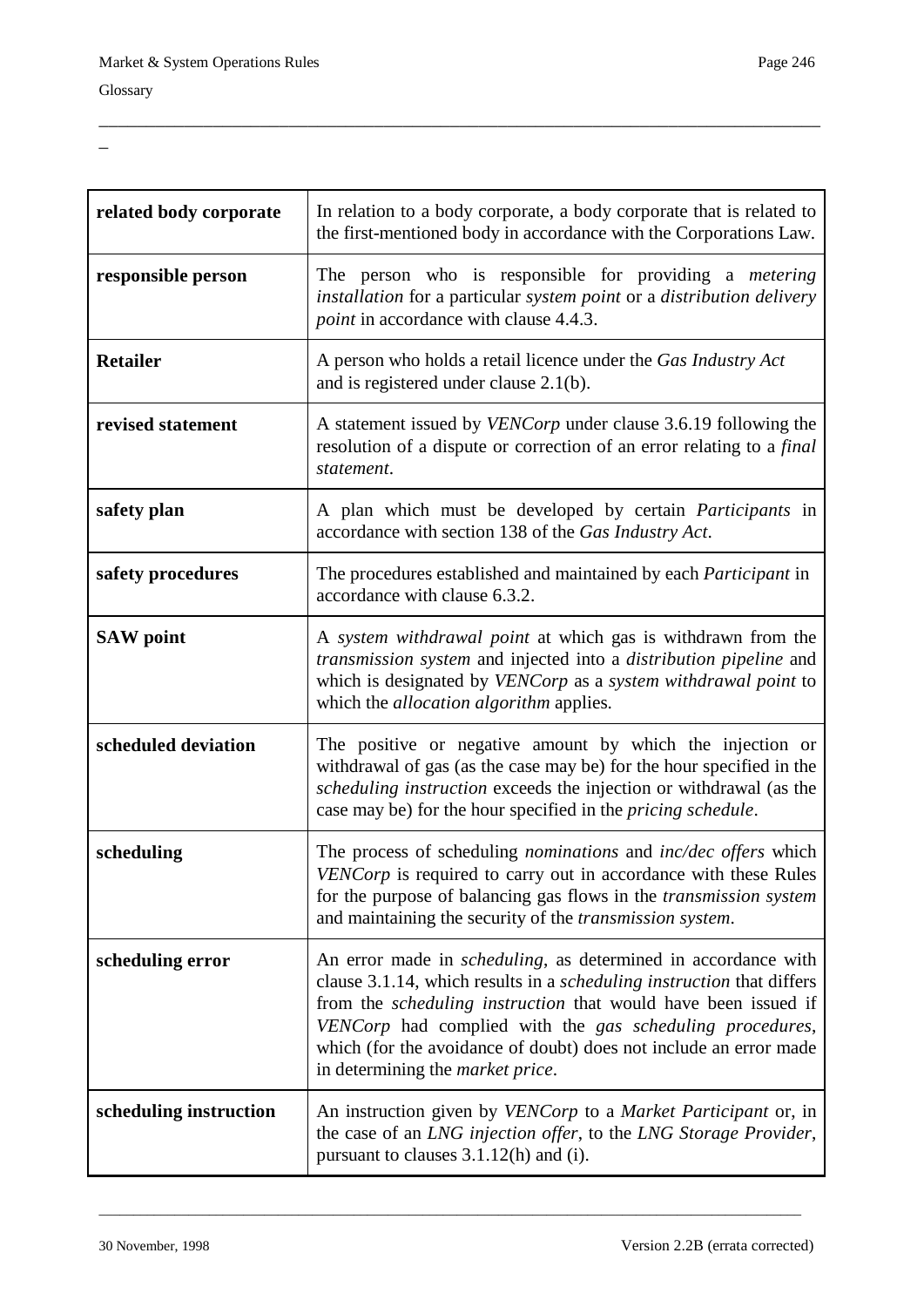| | |
|---|---|
| **related body corporate** | In relation to a body corporate, a body corporate that is related to the first-mentioned body in accordance with the Corporations Law. |
| **responsible person** | The person who is responsible for providing a *metering installation* for a particular *system point* or a *distribution delivery point* in accordance with clause 4.4.3. |
| **Retailer** | A person who holds a retail licence under the *Gas Industry Act* and is registered under clause 2.1(b). |
| **revised statement** | A statement issued by *VENCorp* under clause 3.6.19 following the resolution of a dispute or correction of an error relating to a *final statement*. |
| **safety plan** | A plan which must be developed by certain *Participants* in accordance with section 138 of the *Gas Industry Act*. |
| **safety procedures** | The procedures established and maintained by each *Participant* in accordance with clause 6.3.2. |
| **SAW point** | A *system withdrawal point* at which gas is withdrawn from the *transmission system* and injected into a *distribution pipeline* and which is designated by *VENCorp* as a *system withdrawal point* to which the *allocation algorithm* applies. |
| **scheduled deviation** | The positive or negative amount by which the injection or withdrawal of gas (as the case may be) for the hour specified in the *scheduling instruction* exceeds the injection or withdrawal (as the case may be) for the hour specified in the *pricing schedule*. |
| **scheduling** | The process of scheduling *nominations* and *inc/dec offers* which *VENCorp* is required to carry out in accordance with these Rules for the purpose of balancing gas flows in the *transmission system* and maintaining the security of the *transmission system*. |
| **scheduling error** | An error made in *scheduling*, as determined in accordance with clause 3.1.14, which results in a *scheduling instruction* that differs from the *scheduling instruction* that would have been issued if *VENCorp* had complied with the *gas scheduling procedures*, which (for the avoidance of doubt) does not include an error made in determining the *market price*. |
| **scheduling instruction** | An instruction given by *VENCorp* to a *Market Participant* or, in the case of an *LNG injection offer*, to the *LNG Storage Provider*, pursuant to clauses 3.1.12(h) and (i). |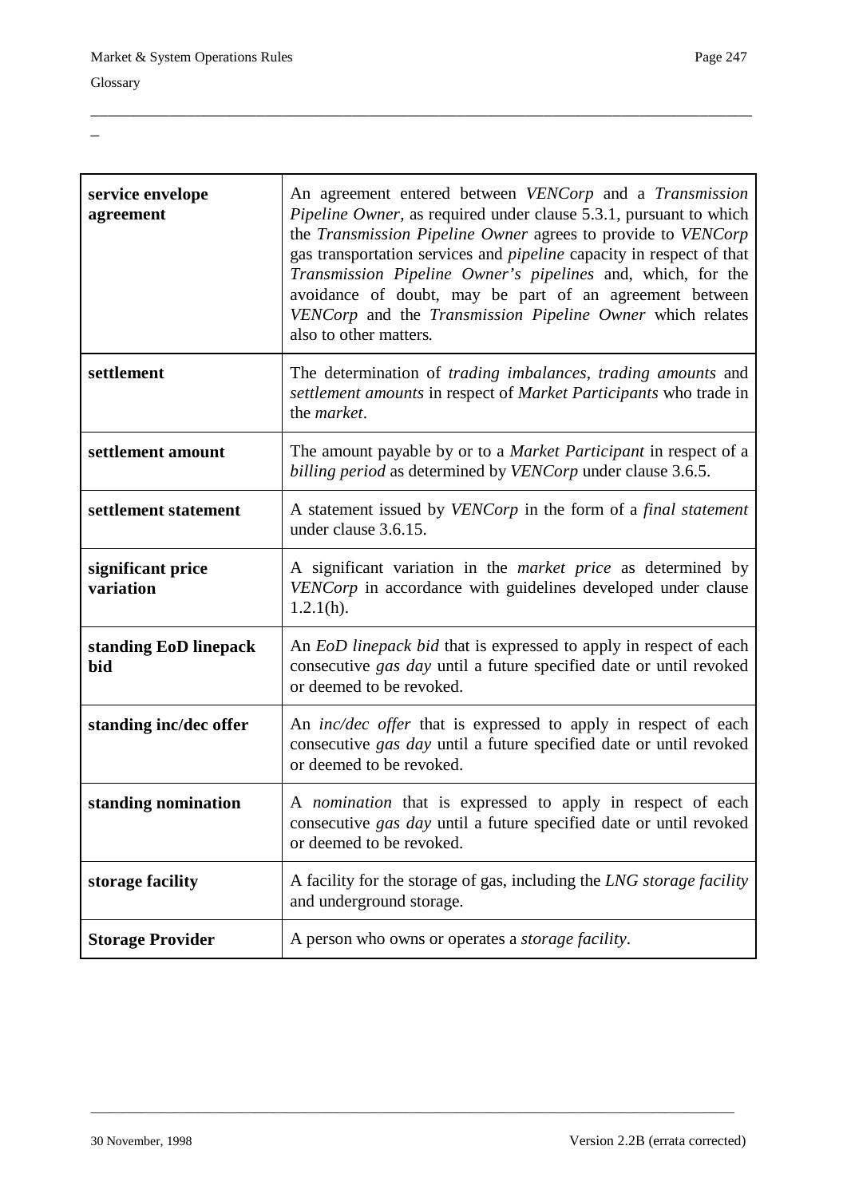| | |
|---|---|
| **service envelope agreement** | An agreement entered between *VENCorp* and a *Transmission Pipeline Owner*, as required under clause 5.3.1, pursuant to which the *Transmission Pipeline Owner* agrees to provide to *VENCorp* gas transportation services and *pipeline* capacity in respect of that *Transmission Pipeline Owner's pipelines* and, which, for the avoidance of doubt, may be part of an agreement between *VENCorp* and the *Transmission Pipeline Owner* which relates also to other matters. |
| **settlement** | The determination of *trading imbalances*, *trading amounts* and *settlement amounts* in respect of *Market Participants* who trade in the *market*. |
| **settlement amount** | The amount payable by or to a *Market Participant* in respect of a *billing period* as determined by *VENCorp* under clause 3.6.5. |
| **settlement statement** | A statement issued by *VENCorp* in the form of a *final statement* under clause 3.6.15. |
| **significant price variation** | A significant variation in the *market price* as determined by *VENCorp* in accordance with guidelines developed under clause 1.2.1(h). |
| **standing EoD linepack bid** | An *EoD linepack bid* that is expressed to apply in respect of each consecutive *gas day* until a future specified date or until revoked or deemed to be revoked. |
| **standing inc/dec offer** | An *inc/dec offer* that is expressed to apply in respect of each consecutive *gas day* until a future specified date or until revoked or deemed to be revoked. |
| **standing nomination** | A *nomination* that is expressed to apply in respect of each consecutive *gas day* until a future specified date or until revoked or deemed to be revoked. |
| **storage facility** | A facility for the storage of gas, including the *LNG storage facility* and underground storage. |
| **Storage Provider** | A person who owns or operates a *storage facility*. |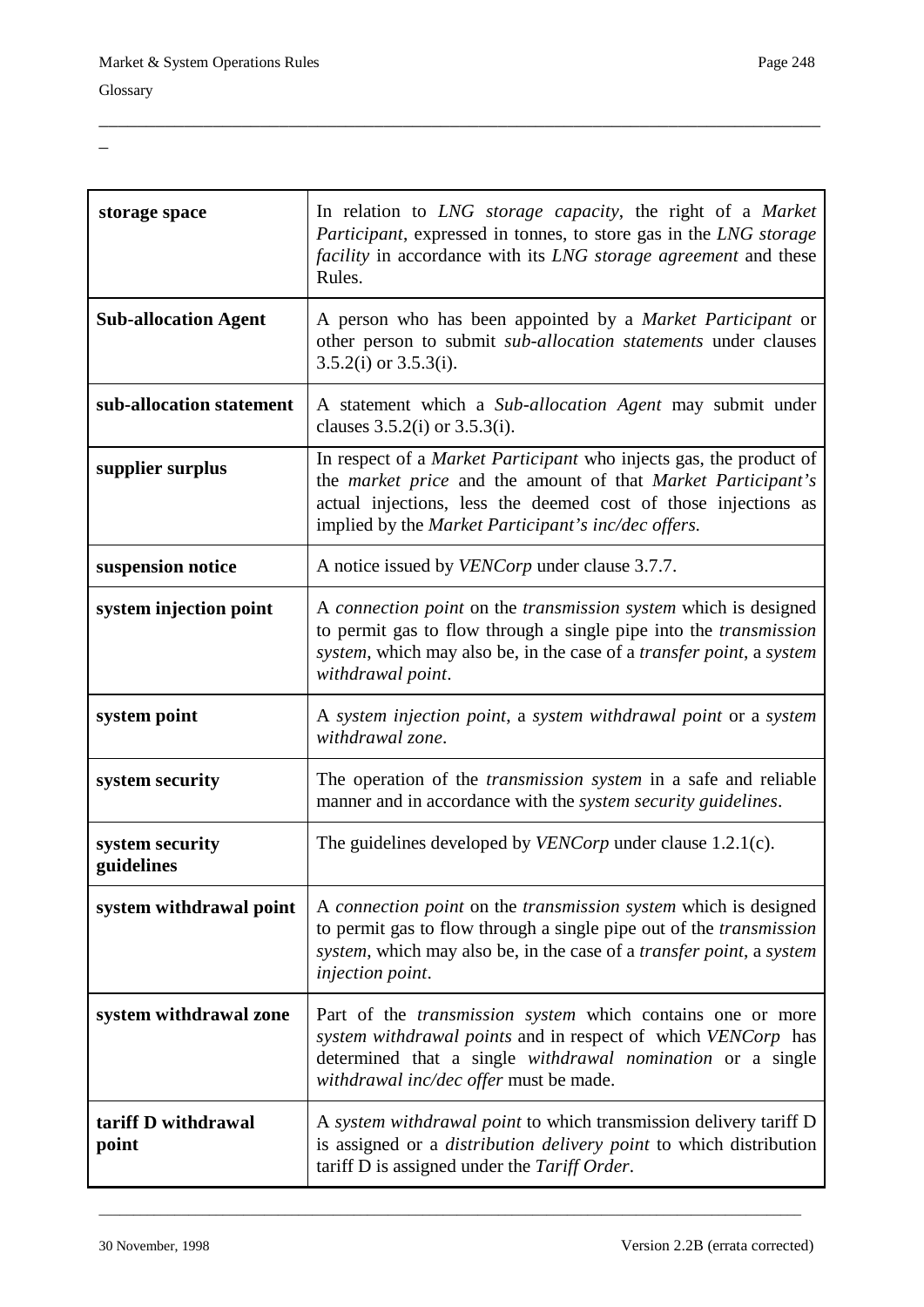| | |
|---|---|
| **storage space** | In relation to *LNG storage capacity*, the right of a *Market Participant*, expressed in tonnes, to store gas in the *LNG storage facility* in accordance with its *LNG storage agreement* and these Rules. |
| **Sub-allocation Agent** | A person who has been appointed by a *Market Participant* or other person to submit *sub-allocation statements* under clauses 3.5.2(i) or 3.5.3(i). |
| **sub-allocation statement** | A statement which a *Sub-allocation Agent* may submit under clauses 3.5.2(i) or 3.5.3(i). |
| **supplier surplus** | In respect of a *Market Participant* who injects gas, the product of the *market price* and the amount of that *Market Participant's* actual injections, less the deemed cost of those injections as implied by the *Market Participant's inc/dec offers.* |
| **suspension notice** | A notice issued by *VENCorp* under clause 3.7.7. |
| **system injection point** | A *connection point* on the *transmission system* which is designed to permit gas to flow through a single pipe into the *transmission system*, which may also be, in the case of a *transfer point*, a *system withdrawal point*. |
| **system point** | A *system injection point*, a *system withdrawal point* or a *system withdrawal zone*. |
| **system security** | The operation of the *transmission system* in a safe and reliable manner and in accordance with the *system security guidelines*. |
| **system security guidelines** | The guidelines developed by *VENCorp* under clause 1.2.1(c). |
| **system withdrawal point** | A *connection point* on the *transmission system* which is designed to permit gas to flow through a single pipe out of the *transmission system*, which may also be, in the case of a *transfer point*, a *system injection point*. |
| **system withdrawal zone** | Part of the *transmission system* which contains one or more *system withdrawal points* and in respect of which *VENCorp* has determined that a single *withdrawal nomination* or a single *withdrawal inc/dec offer* must be made. |
| **tariff D withdrawal point** | A *system withdrawal point* to which transmission delivery tariff D is assigned or a *distribution delivery point* to which distribution tariff D is assigned under the *Tariff Order*. |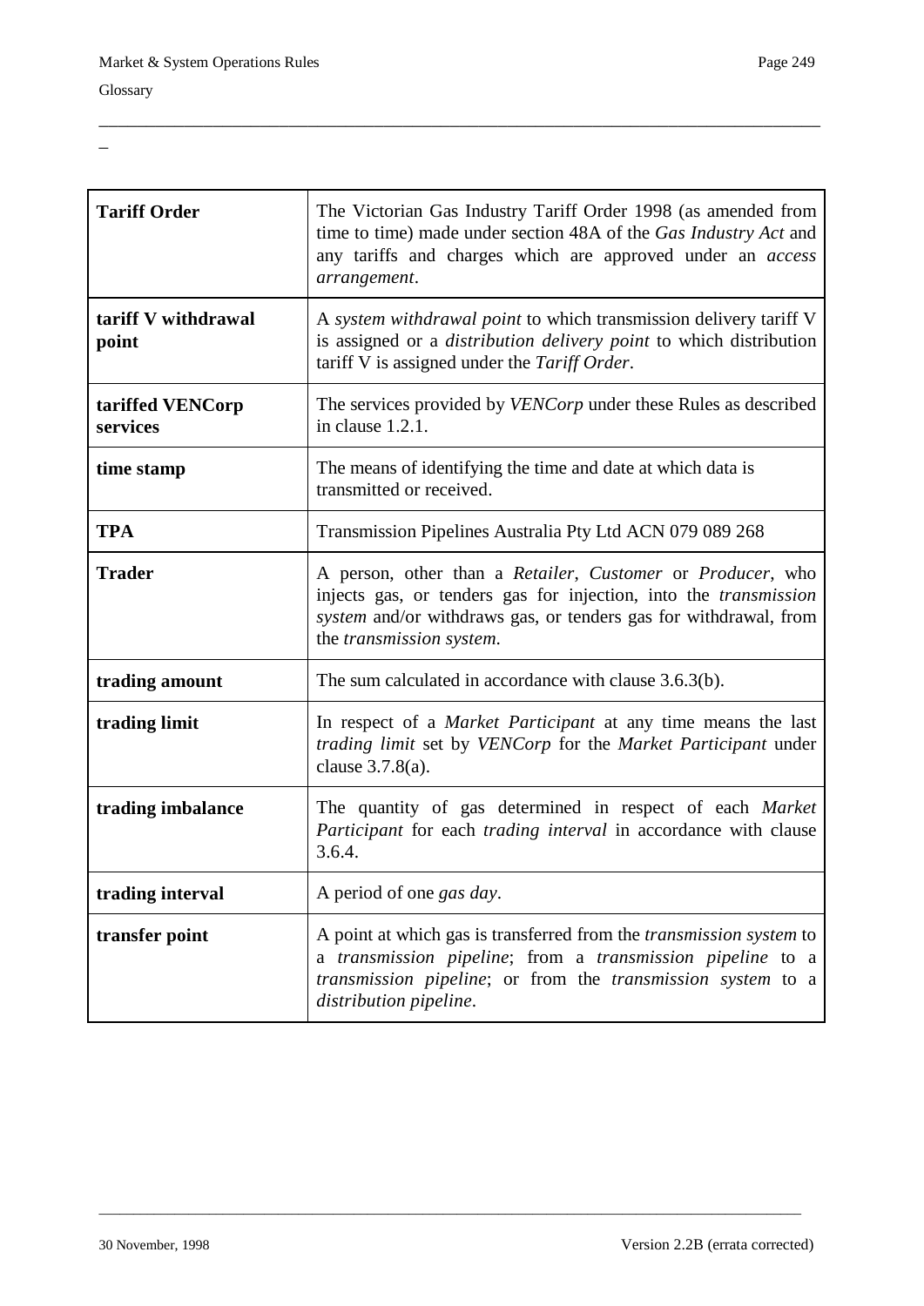| | |
|---|---|
| **Tariff Order** | The Victorian Gas Industry Tariff Order 1998 (as amended from time to time) made under section 48A of the *Gas Industry Act* and any tariffs and charges which are approved under an *access arrangement*. |
| **tariff V withdrawal point** | A *system withdrawal point* to which transmission delivery tariff V is assigned or a *distribution delivery point* to which distribution tariff V is assigned under the *Tariff Order*. |
| **tariffed VENCorp services** | The services provided by *VENCorp* under these Rules as described in clause 1.2.1. |
| **time stamp** | The means of identifying the time and date at which data is transmitted or received. |
| **TPA** | Transmission Pipelines Australia Pty Ltd ACN 079 089 268 |
| **Trader** | A person, other than a *Retailer*, *Customer* or *Producer*, who injects gas, or tenders gas for injection, into the *transmission system* and/or withdraws gas, or tenders gas for withdrawal, from the *transmission system*. |
| **trading amount** | The sum calculated in accordance with clause 3.6.3(b). |
| **trading limit** | In respect of a *Market Participant* at any time means the last *trading limit* set by *VENCorp* for the *Market Participant* under clause 3.7.8(a). |
| **trading imbalance** | The quantity of gas determined in respect of each *Market Participant* for each *trading interval* in accordance with clause 3.6.4. |
| **trading interval** | A period of one *gas day*. |
| **transfer point** | A point at which gas is transferred from the *transmission system* to a *transmission pipeline*; from a *transmission pipeline* to a *transmission pipeline*; or from the *transmission system* to a *distribution pipeline*. |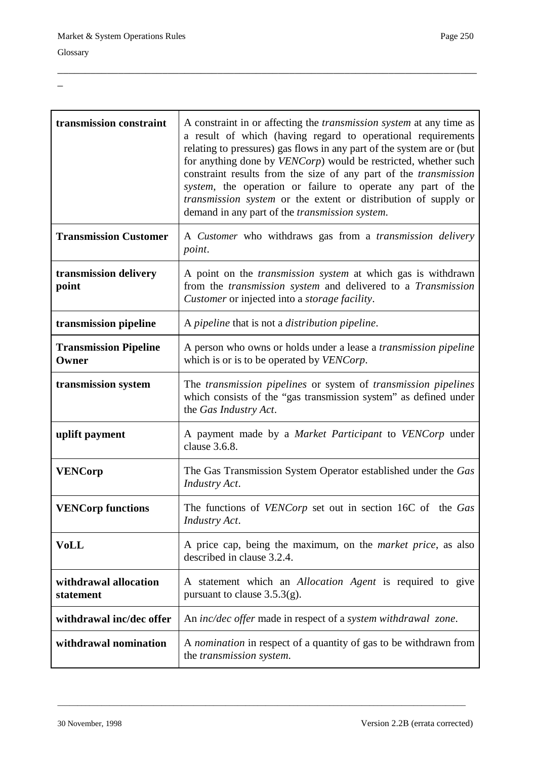| | |
|---|---|
| **transmission constraint** | A constraint in or affecting the *transmission system* at any time as a result of which (having regard to operational requirements relating to pressures) gas flows in any part of the system are or (but for anything done by *VENCorp*) would be restricted, whether such constraint results from the size of any part of the *transmission system*, the operation or failure to operate any part of the *transmission system* or the extent or distribution of supply or demand in any part of the *transmission system*. |
| **Transmission Customer** | A *Customer* who withdraws gas from a *transmission delivery point*. |
| **transmission delivery point** | A point on the *transmission system* at which gas is withdrawn from the *transmission system* and delivered to a *Transmission Customer* or injected into a *storage facility*. |
| **transmission pipeline** | A *pipeline* that is not a *distribution pipeline*. |
| **Transmission Pipeline Owner** | A person who owns or holds under a lease a *transmission pipeline* which is or is to be operated by *VENCorp*. |
| **transmission system** | The *transmission pipelines* or system of *transmission pipelines* which consists of the "gas transmission system" as defined under the *Gas Industry Act*. |
| **uplift payment** | A payment made by a *Market Participant* to *VENCorp* under clause 3.6.8. |
| **VENCorp** | The Gas Transmission System Operator established under the *Gas Industry Act*. |
| **VENCorp functions** | The functions of *VENCorp* set out in section 16C of the *Gas Industry Act*. |
| **VoLL** | A price cap, being the maximum, on the *market price*, as also described in clause 3.2.4. |
| **withdrawal allocation statement** | A statement which an *Allocation Agent* is required to give pursuant to clause 3.5.3(g). |
| **withdrawal inc/dec offer** | An *inc/dec offer* made in respect of a *system withdrawal zone*. |
| **withdrawal nomination** | A *nomination* in respect of a quantity of gas to be withdrawn from the *transmission system*. |